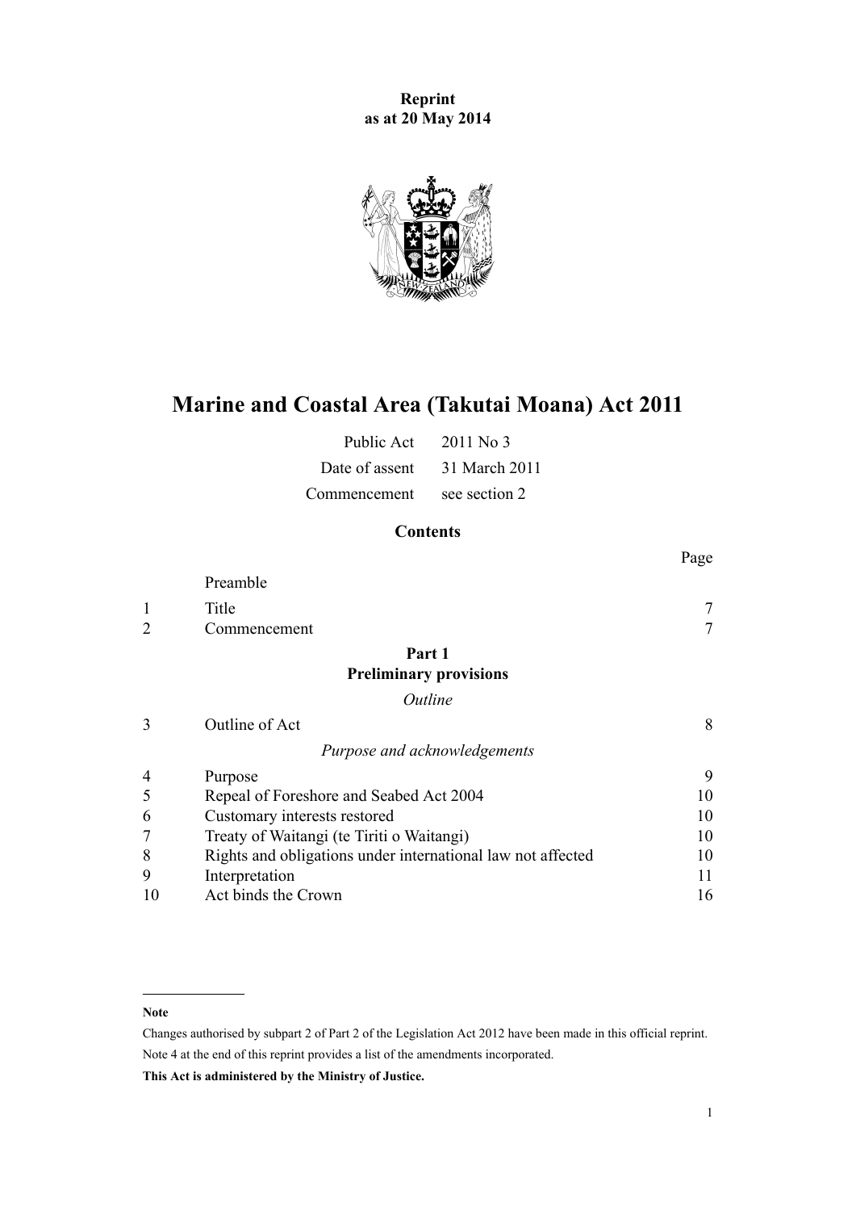**Reprint as at 20 May 2014**

# Marine and Coastal Area (Takutai Moana) Act 2011

| | |
|---|---|
| Public Act | 2011 No 3 |
| Date of assent | 31 March 2011 |
| Commencement | see section 2 |

## Contents

| | | Page |
|---|---|---|
| | Preamble | |
| 1 | Title | 7 |
| 2 | Commencement | 7 |
| | **Part 1** **Preliminary provisions** | |
| | *Outline* | |
| 3 | Outline of Act | 8 |
| | *Purpose and acknowledgements* | |
| 4 | Purpose | 9 |
| 5 | Repeal of Foreshore and Seabed Act 2004 | 10 |
| 6 | Customary interests restored | 10 |
| 7 | Treaty of Waitangi (te Tiriti o Waitangi) | 10 |
| 8 | Rights and obligations under international law not affected | 10 |
| 9 | Interpretation | 11 |
| 10 | Act binds the Crown | 16 |

---

**Note**

Changes authorised by subpart 2 of Part 2 of the Legislation Act 2012 have been made in this official reprint.

Note 4 at the end of this reprint provides a list of the amendments incorporated.

**This Act is administered by the Ministry of Justice.**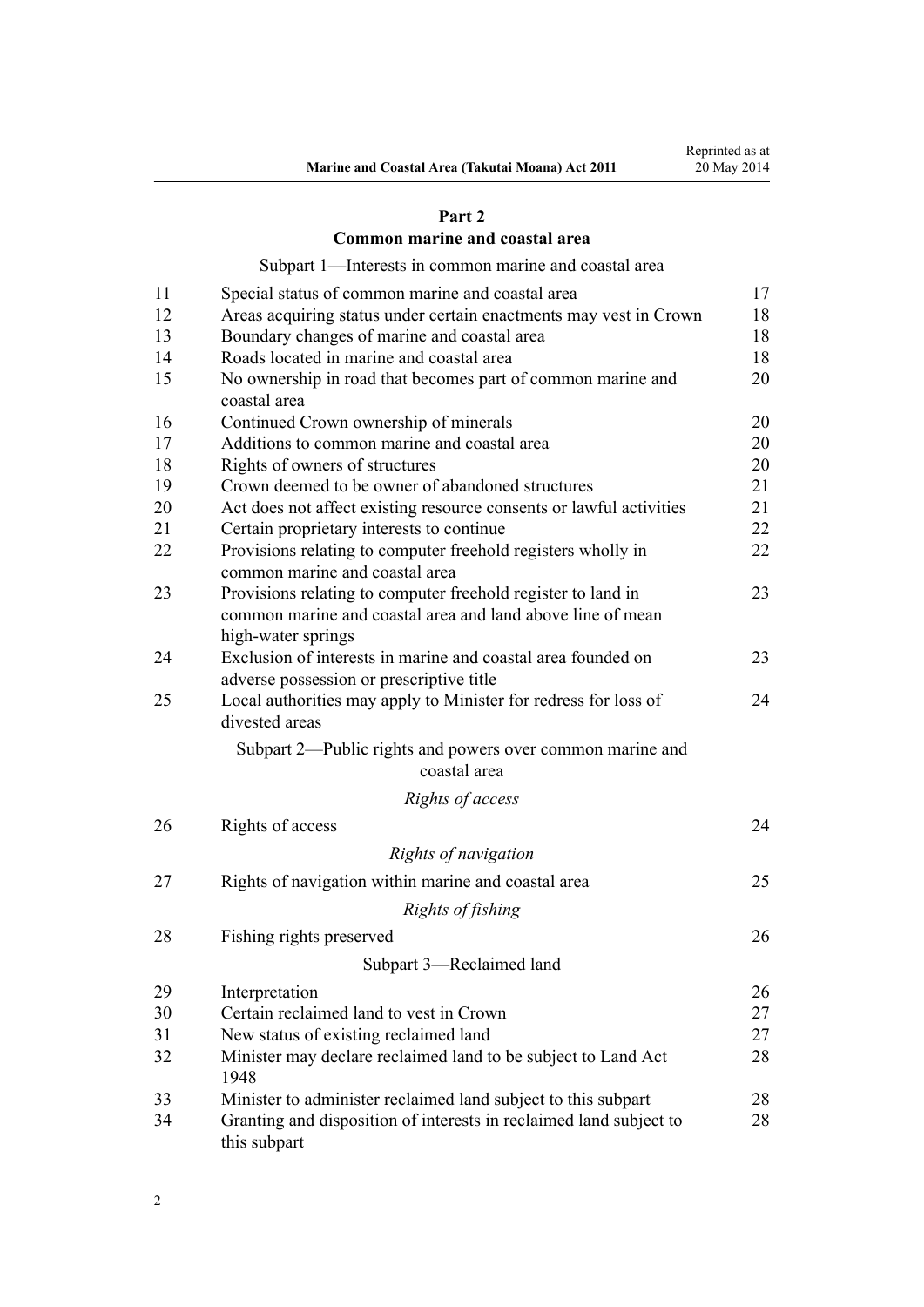## Part 2
## Common marine and coastal area

Subpart 1—Interests in common marine and coastal area

| | | |
|---|---|---|
| 11 | Special status of common marine and coastal area | 17 |
| 12 | Areas acquiring status under certain enactments may vest in Crown | 18 |
| 13 | Boundary changes of marine and coastal area | 18 |
| 14 | Roads located in marine and coastal area | 18 |
| 15 | No ownership in road that becomes part of common marine and coastal area | 20 |
| 16 | Continued Crown ownership of minerals | 20 |
| 17 | Additions to common marine and coastal area | 20 |
| 18 | Rights of owners of structures | 20 |
| 19 | Crown deemed to be owner of abandoned structures | 21 |
| 20 | Act does not affect existing resource consents or lawful activities | 21 |
| 21 | Certain proprietary interests to continue | 22 |
| 22 | Provisions relating to computer freehold registers wholly in common marine and coastal area | 22 |
| 23 | Provisions relating to computer freehold register to land in common marine and coastal area and land above line of mean high-water springs | 23 |
| 24 | Exclusion of interests in marine and coastal area founded on adverse possession or prescriptive title | 23 |
| 25 | Local authorities may apply to Minister for redress for loss of divested areas | 24 |

Subpart 2—Public rights and powers over common marine and coastal area

*Rights of access*

| | | |
|---|---|---|
| 26 | Rights of access | 24 |

*Rights of navigation*

| | | |
|---|---|---|
| 27 | Rights of navigation within marine and coastal area | 25 |

*Rights of fishing*

| | | |
|---|---|---|
| 28 | Fishing rights preserved | 26 |

Subpart 3—Reclaimed land

| | | |
|---|---|---|
| 29 | Interpretation | 26 |
| 30 | Certain reclaimed land to vest in Crown | 27 |
| 31 | New status of existing reclaimed land | 27 |
| 32 | Minister may declare reclaimed land to be subject to Land Act 1948 | 28 |
| 33 | Minister to administer reclaimed land subject to this subpart | 28 |
| 34 | Granting and disposition of interests in reclaimed land subject to this subpart | 28 |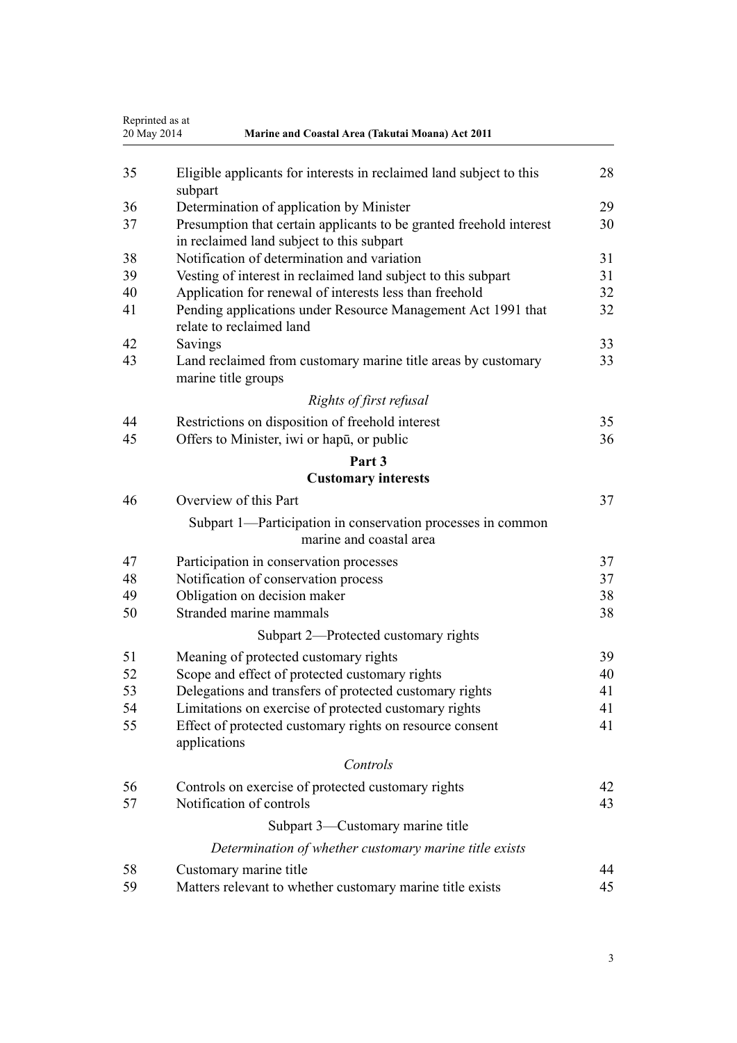| | | |
|---|---|---|
| 35 | Eligible applicants for interests in reclaimed land subject to this subpart | 28 |
| 36 | Determination of application by Minister | 29 |
| 37 | Presumption that certain applicants to be granted freehold interest in reclaimed land subject to this subpart | 30 |
| 38 | Notification of determination and variation | 31 |
| 39 | Vesting of interest in reclaimed land subject to this subpart | 31 |
| 40 | Application for renewal of interests less than freehold | 32 |
| 41 | Pending applications under Resource Management Act 1991 that relate to reclaimed land | 32 |
| 42 | Savings | 33 |
| 43 | Land reclaimed from customary marine title areas by customary marine title groups | 33 |

*Rights of first refusal*

| | | |
|---|---|---|
| 44 | Restrictions on disposition of freehold interest | 35 |
| 45 | Offers to Minister, iwi or hapū, or public | 36 |

## Part 3
## Customary interests

| | | |
|---|---|---|
| 46 | Overview of this Part | 37 |

Subpart 1—Participation in conservation processes in common marine and coastal area

| | | |
|---|---|---|
| 47 | Participation in conservation processes | 37 |
| 48 | Notification of conservation process | 37 |
| 49 | Obligation on decision maker | 38 |
| 50 | Stranded marine mammals | 38 |

Subpart 2—Protected customary rights

| | | |
|---|---|---|
| 51 | Meaning of protected customary rights | 39 |
| 52 | Scope and effect of protected customary rights | 40 |
| 53 | Delegations and transfers of protected customary rights | 41 |
| 54 | Limitations on exercise of protected customary rights | 41 |
| 55 | Effect of protected customary rights on resource consent applications | 41 |

*Controls*

| | | |
|---|---|---|
| 56 | Controls on exercise of protected customary rights | 42 |
| 57 | Notification of controls | 43 |

Subpart 3—Customary marine title

*Determination of whether customary marine title exists*

| | | |
|---|---|---|
| 58 | Customary marine title | 44 |
| 59 | Matters relevant to whether customary marine title exists | 45 |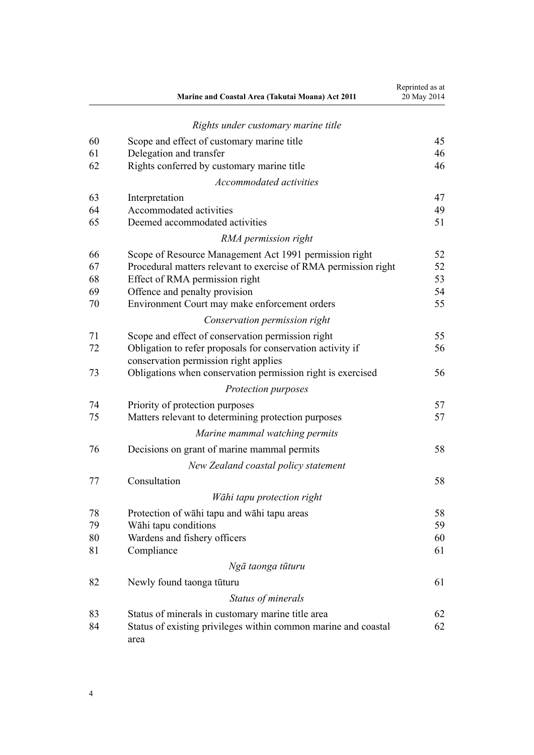*Rights under customary marine title*

| | | |
|---|---|---|
| 60 | Scope and effect of customary marine title | 45 |
| 61 | Delegation and transfer | 46 |
| 62 | Rights conferred by customary marine title | 46 |

*Accommodated activities*

| | | |
|---|---|---|
| 63 | Interpretation | 47 |
| 64 | Accommodated activities | 49 |
| 65 | Deemed accommodated activities | 51 |

*RMA permission right*

| | | |
|---|---|---|
| 66 | Scope of Resource Management Act 1991 permission right | 52 |
| 67 | Procedural matters relevant to exercise of RMA permission right | 52 |
| 68 | Effect of RMA permission right | 53 |
| 69 | Offence and penalty provision | 54 |
| 70 | Environment Court may make enforcement orders | 55 |

*Conservation permission right*

| | | |
|---|---|---|
| 71 | Scope and effect of conservation permission right | 55 |
| 72 | Obligation to refer proposals for conservation activity if conservation permission right applies | 56 |
| 73 | Obligations when conservation permission right is exercised | 56 |

*Protection purposes*

| | | |
|---|---|---|
| 74 | Priority of protection purposes | 57 |
| 75 | Matters relevant to determining protection purposes | 57 |

*Marine mammal watching permits*

| | | |
|---|---|---|
| 76 | Decisions on grant of marine mammal permits | 58 |

*New Zealand coastal policy statement*

| | | |
|---|---|---|
| 77 | Consultation | 58 |

*Wāhi tapu protection right*

| | | |
|---|---|---|
| 78 | Protection of wāhi tapu and wāhi tapu areas | 58 |
| 79 | Wāhi tapu conditions | 59 |
| 80 | Wardens and fishery officers | 60 |
| 81 | Compliance | 61 |

*Ngā taonga tūturu*

| | | |
|---|---|---|
| 82 | Newly found taonga tūturu | 61 |

*Status of minerals*

| | | |
|---|---|---|
| 83 | Status of minerals in customary marine title area | 62 |
| 84 | Status of existing privileges within common marine and coastal area | 62 |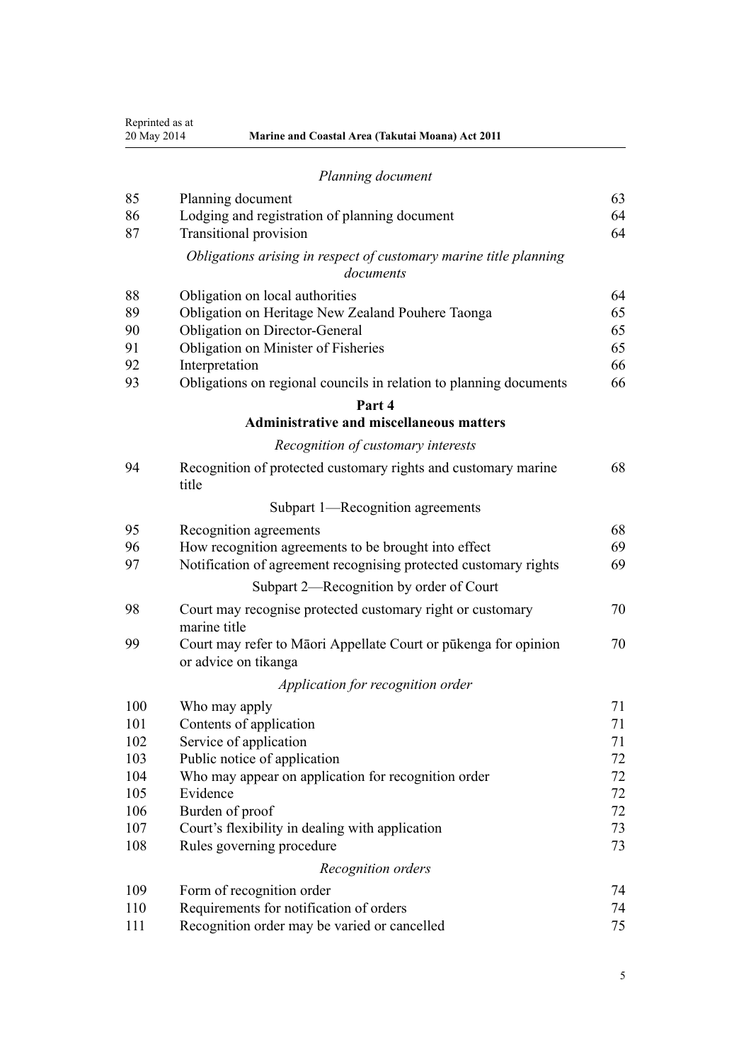*Planning document*

| | | |
|---|---|---|
| 85 | Planning document | 63 |
| 86 | Lodging and registration of planning document | 64 |
| 87 | Transitional provision | 64 |

*Obligations arising in respect of customary marine title planning documents*

| | | |
|---|---|---|
| 88 | Obligation on local authorities | 64 |
| 89 | Obligation on Heritage New Zealand Pouhere Taonga | 65 |
| 90 | Obligation on Director-General | 65 |
| 91 | Obligation on Minister of Fisheries | 65 |
| 92 | Interpretation | 66 |
| 93 | Obligations on regional councils in relation to planning documents | 66 |

## Part 4
## Administrative and miscellaneous matters

*Recognition of customary interests*

| | | |
|---|---|---|
| 94 | Recognition of protected customary rights and customary marine title | 68 |

Subpart 1—Recognition agreements

| | | |
|---|---|---|
| 95 | Recognition agreements | 68 |
| 96 | How recognition agreements to be brought into effect | 69 |
| 97 | Notification of agreement recognising protected customary rights | 69 |

Subpart 2—Recognition by order of Court

| | | |
|---|---|---|
| 98 | Court may recognise protected customary right or customary marine title | 70 |
| 99 | Court may refer to Māori Appellate Court or pūkenga for opinion or advice on tikanga | 70 |

*Application for recognition order*

| | | |
|---|---|---|
| 100 | Who may apply | 71 |
| 101 | Contents of application | 71 |
| 102 | Service of application | 71 |
| 103 | Public notice of application | 72 |
| 104 | Who may appear on application for recognition order | 72 |
| 105 | Evidence | 72 |
| 106 | Burden of proof | 72 |
| 107 | Court's flexibility in dealing with application | 73 |
| 108 | Rules governing procedure | 73 |

*Recognition orders*

| | | |
|---|---|---|
| 109 | Form of recognition order | 74 |
| 110 | Requirements for notification of orders | 74 |
| 111 | Recognition order may be varied or cancelled | 75 |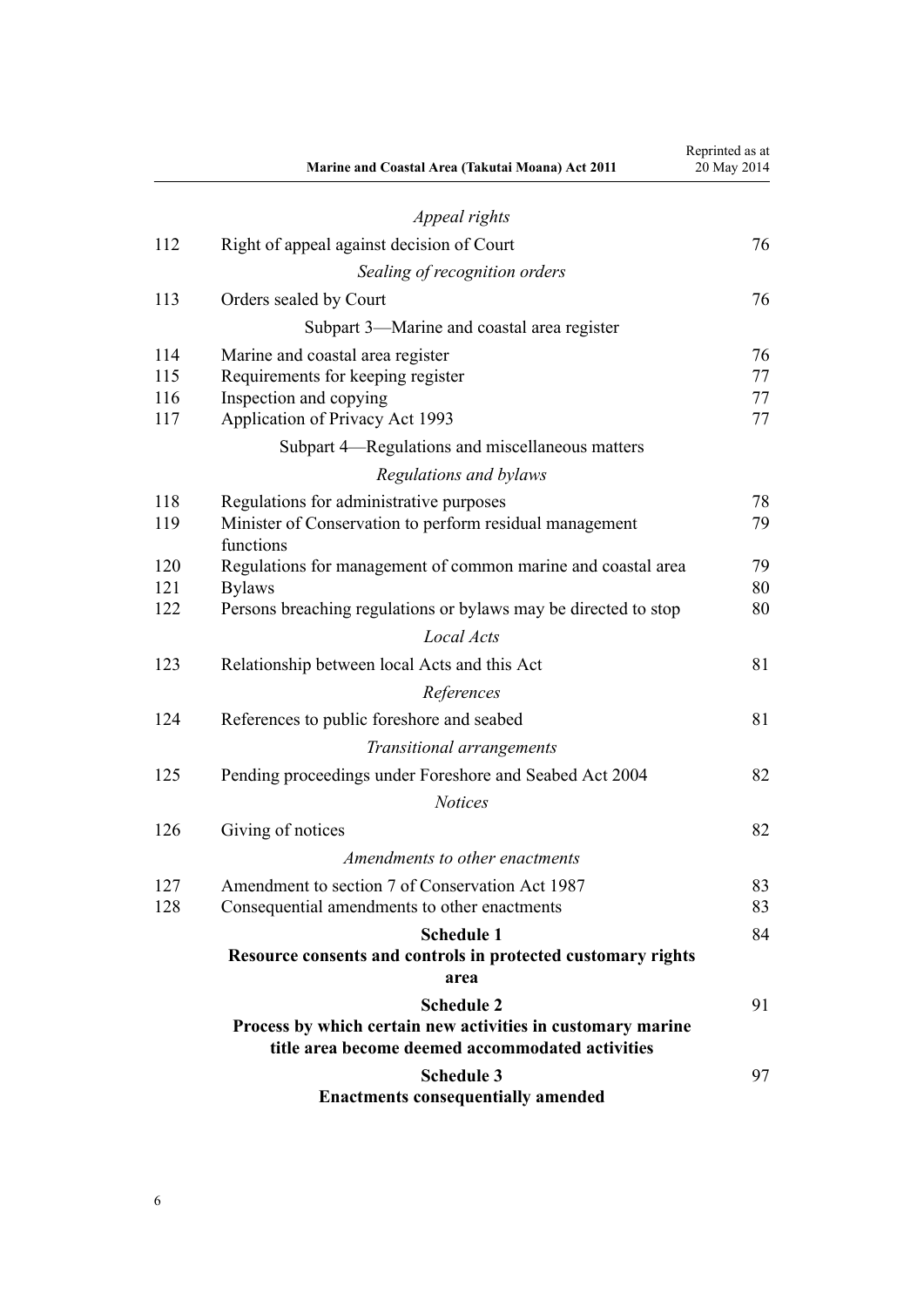*Appeal rights*

| | | |
|---|---|---|
| 112 | Right of appeal against decision of Court | 76 |

*Sealing of recognition orders*

| | | |
|---|---|---|
| 113 | Orders sealed by Court | 76 |

Subpart 3—Marine and coastal area register

| | | |
|---|---|---|
| 114 | Marine and coastal area register | 76 |
| 115 | Requirements for keeping register | 77 |
| 116 | Inspection and copying | 77 |
| 117 | Application of Privacy Act 1993 | 77 |

Subpart 4—Regulations and miscellaneous matters

*Regulations and bylaws*

| | | |
|---|---|---|
| 118 | Regulations for administrative purposes | 78 |
| 119 | Minister of Conservation to perform residual management functions | 79 |
| 120 | Regulations for management of common marine and coastal area | 79 |
| 121 | Bylaws | 80 |
| 122 | Persons breaching regulations or bylaws may be directed to stop | 80 |

*Local Acts*

| | | |
|---|---|---|
| 123 | Relationship between local Acts and this Act | 81 |

*References*

| | | |
|---|---|---|
| 124 | References to public foreshore and seabed | 81 |

*Transitional arrangements*

| | | |
|---|---|---|
| 125 | Pending proceedings under Foreshore and Seabed Act 2004 | 82 |

*Notices*

| | | |
|---|---|---|
| 126 | Giving of notices | 82 |

*Amendments to other enactments*

| | | |
|---|---|---|
| 127 | Amendment to section 7 of Conservation Act 1987 | 83 |
| 128 | Consequential amendments to other enactments | 83 |

**Schedule 1**
**Resource consents and controls in protected customary rights area** — 84

**Schedule 2**
**Process by which certain new activities in customary marine title area become deemed accommodated activities** — 91

**Schedule 3**
**Enactments consequentially amended** — 97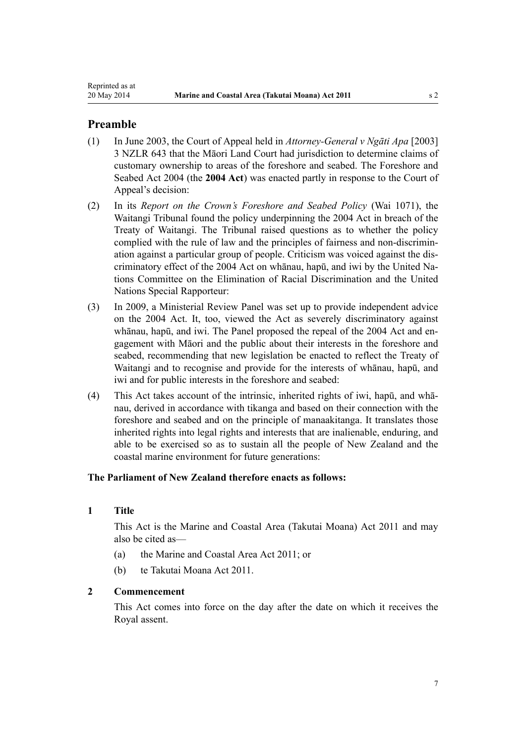## Preamble

(1) In June 2003, the Court of Appeal held in *Attorney-General v Ngāti Apa* [2003] 3 NZLR 643 that the Māori Land Court had jurisdiction to determine claims of customary ownership to areas of the foreshore and seabed. The Foreshore and Seabed Act 2004 (the **2004 Act**) was enacted partly in response to the Court of Appeal's decision:

(2) In its *Report on the Crown's Foreshore and Seabed Policy* (Wai 1071), the Waitangi Tribunal found the policy underpinning the 2004 Act in breach of the Treaty of Waitangi. The Tribunal raised questions as to whether the policy complied with the rule of law and the principles of fairness and non-discrimination against a particular group of people. Criticism was voiced against the discriminatory effect of the 2004 Act on whānau, hapū, and iwi by the United Nations Committee on the Elimination of Racial Discrimination and the United Nations Special Rapporteur:

(3) In 2009, a Ministerial Review Panel was set up to provide independent advice on the 2004 Act. It, too, viewed the Act as severely discriminatory against whānau, hapū, and iwi. The Panel proposed the repeal of the 2004 Act and engagement with Māori and the public about their interests in the foreshore and seabed, recommending that new legislation be enacted to reflect the Treaty of Waitangi and to recognise and provide for the interests of whānau, hapū, and iwi and for public interests in the foreshore and seabed:

(4) This Act takes account of the intrinsic, inherited rights of iwi, hapū, and whānau, derived in accordance with tikanga and based on their connection with the foreshore and seabed and on the principle of manaakitanga. It translates those inherited rights into legal rights and interests that are inalienable, enduring, and able to be exercised so as to sustain all the people of New Zealand and the coastal marine environment for future generations:

**The Parliament of New Zealand therefore enacts as follows:**

### 1 Title

This Act is the Marine and Coastal Area (Takutai Moana) Act 2011 and may also be cited as—

(a) the Marine and Coastal Area Act 2011; or

(b) te Takutai Moana Act 2011.

### 2 Commencement

This Act comes into force on the day after the date on which it receives the Royal assent.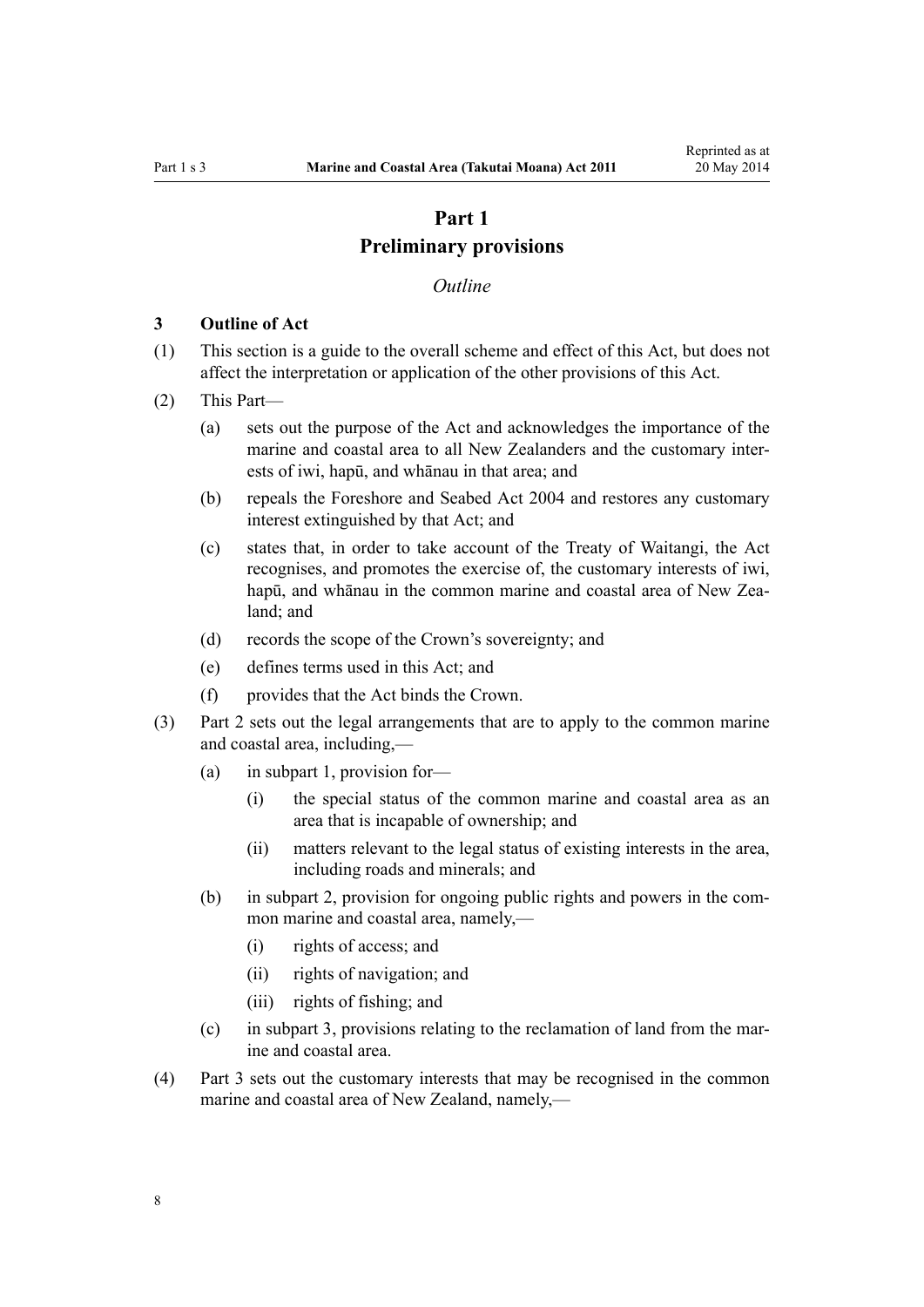# Part 1
# Preliminary provisions

*Outline*

### 3 Outline of Act

(1) This section is a guide to the overall scheme and effect of this Act, but does not affect the interpretation or application of the other provisions of this Act.

(2) This Part—

  (a) sets out the purpose of the Act and acknowledges the importance of the marine and coastal area to all New Zealanders and the customary interests of iwi, hapū, and whānau in that area; and

  (b) repeals the Foreshore and Seabed Act 2004 and restores any customary interest extinguished by that Act; and

  (c) states that, in order to take account of the Treaty of Waitangi, the Act recognises, and promotes the exercise of, the customary interests of iwi, hapū, and whānau in the common marine and coastal area of New Zealand; and

  (d) records the scope of the Crown's sovereignty; and

  (e) defines terms used in this Act; and

  (f) provides that the Act binds the Crown.

(3) Part 2 sets out the legal arrangements that are to apply to the common marine and coastal area, including,—

  (a) in subpart 1, provision for—

    (i) the special status of the common marine and coastal area as an area that is incapable of ownership; and

    (ii) matters relevant to the legal status of existing interests in the area, including roads and minerals; and

  (b) in subpart 2, provision for ongoing public rights and powers in the common marine and coastal area, namely,—

    (i) rights of access; and

    (ii) rights of navigation; and

    (iii) rights of fishing; and

  (c) in subpart 3, provisions relating to the reclamation of land from the marine and coastal area.

(4) Part 3 sets out the customary interests that may be recognised in the common marine and coastal area of New Zealand, namely,—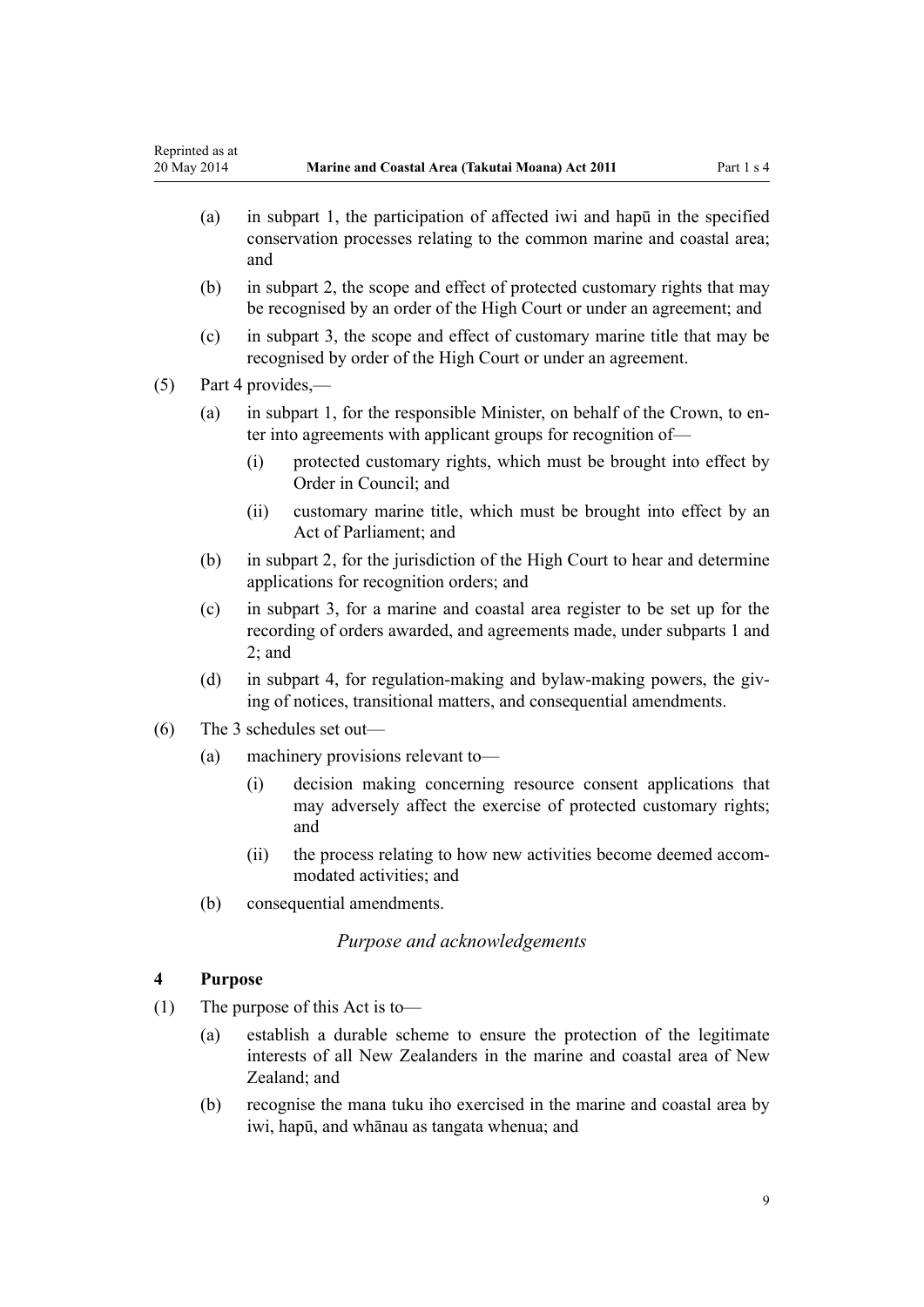(a) in subpart 1, the participation of affected iwi and hapū in the specified conservation processes relating to the common marine and coastal area; and

(b) in subpart 2, the scope and effect of protected customary rights that may be recognised by an order of the High Court or under an agreement; and

(c) in subpart 3, the scope and effect of customary marine title that may be recognised by order of the High Court or under an agreement.

(5) Part 4 provides,—

(a) in subpart 1, for the responsible Minister, on behalf of the Crown, to enter into agreements with applicant groups for recognition of—

(i) protected customary rights, which must be brought into effect by Order in Council; and

(ii) customary marine title, which must be brought into effect by an Act of Parliament; and

(b) in subpart 2, for the jurisdiction of the High Court to hear and determine applications for recognition orders; and

(c) in subpart 3, for a marine and coastal area register to be set up for the recording of orders awarded, and agreements made, under subparts 1 and 2; and

(d) in subpart 4, for regulation-making and bylaw-making powers, the giving of notices, transitional matters, and consequential amendments.

(6) The 3 schedules set out—

(a) machinery provisions relevant to—

(i) decision making concerning resource consent applications that may adversely affect the exercise of protected customary rights; and

(ii) the process relating to how new activities become deemed accommodated activities; and

(b) consequential amendments.

*Purpose and acknowledgements*

**4 Purpose**

(1) The purpose of this Act is to—

(a) establish a durable scheme to ensure the protection of the legitimate interests of all New Zealanders in the marine and coastal area of New Zealand; and

(b) recognise the mana tuku iho exercised in the marine and coastal area by iwi, hapū, and whānau as tangata whenua; and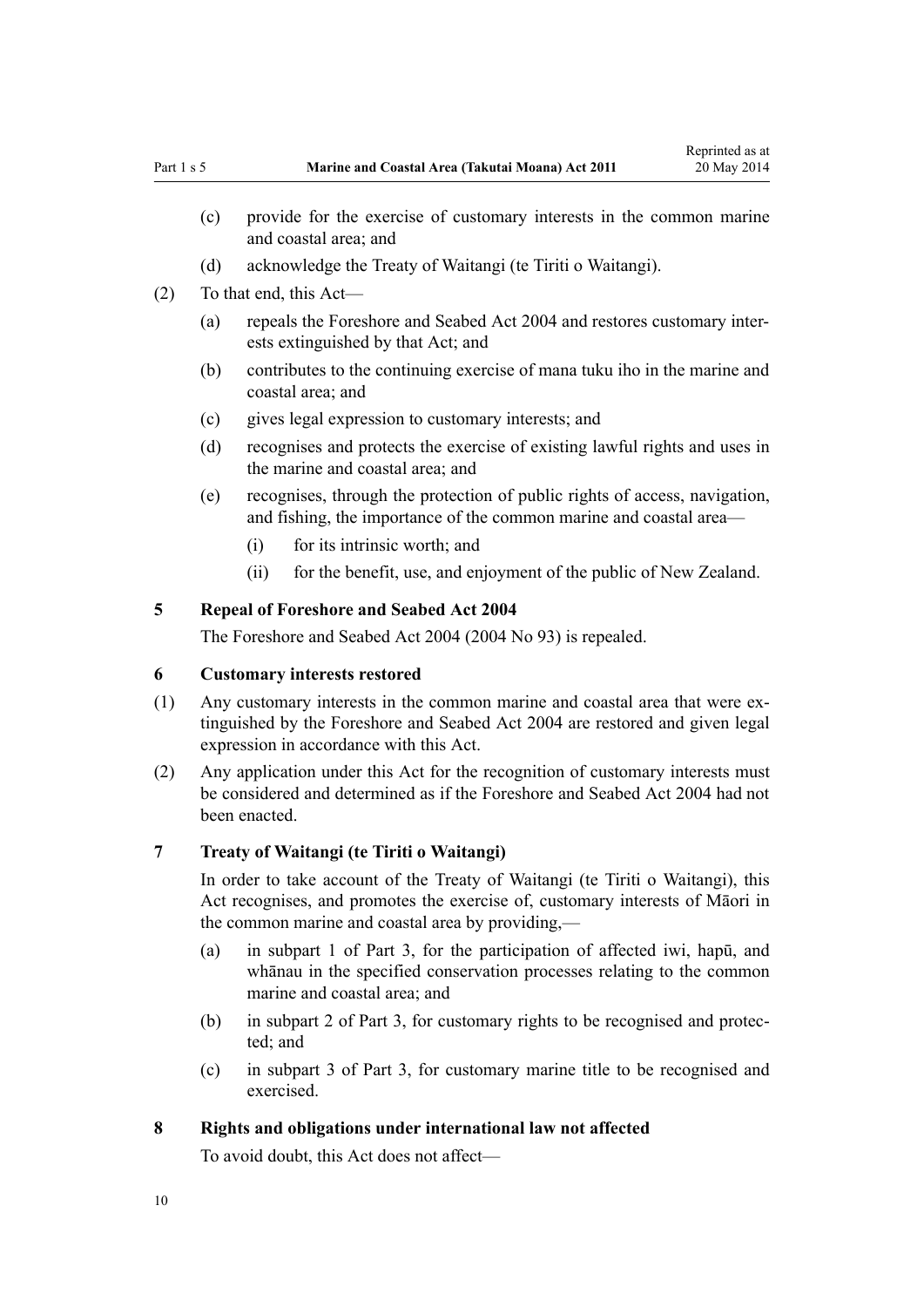(c) provide for the exercise of customary interests in the common marine and coastal area; and

(d) acknowledge the Treaty of Waitangi (te Tiriti o Waitangi).

(2) To that end, this Act—

(a) repeals the Foreshore and Seabed Act 2004 and restores customary interests extinguished by that Act; and

(b) contributes to the continuing exercise of mana tuku iho in the marine and coastal area; and

(c) gives legal expression to customary interests; and

(d) recognises and protects the exercise of existing lawful rights and uses in the marine and coastal area; and

(e) recognises, through the protection of public rights of access, navigation, and fishing, the importance of the common marine and coastal area—

(i) for its intrinsic worth; and

(ii) for the benefit, use, and enjoyment of the public of New Zealand.

### 5 Repeal of Foreshore and Seabed Act 2004

The Foreshore and Seabed Act 2004 (2004 No 93) is repealed.

### 6 Customary interests restored

(1) Any customary interests in the common marine and coastal area that were extinguished by the Foreshore and Seabed Act 2004 are restored and given legal expression in accordance with this Act.

(2) Any application under this Act for the recognition of customary interests must be considered and determined as if the Foreshore and Seabed Act 2004 had not been enacted.

### 7 Treaty of Waitangi (te Tiriti o Waitangi)

In order to take account of the Treaty of Waitangi (te Tiriti o Waitangi), this Act recognises, and promotes the exercise of, customary interests of Māori in the common marine and coastal area by providing,—

(a) in subpart 1 of Part 3, for the participation of affected iwi, hapū, and whānau in the specified conservation processes relating to the common marine and coastal area; and

(b) in subpart 2 of Part 3, for customary rights to be recognised and protected; and

(c) in subpart 3 of Part 3, for customary marine title to be recognised and exercised.

### 8 Rights and obligations under international law not affected

To avoid doubt, this Act does not affect—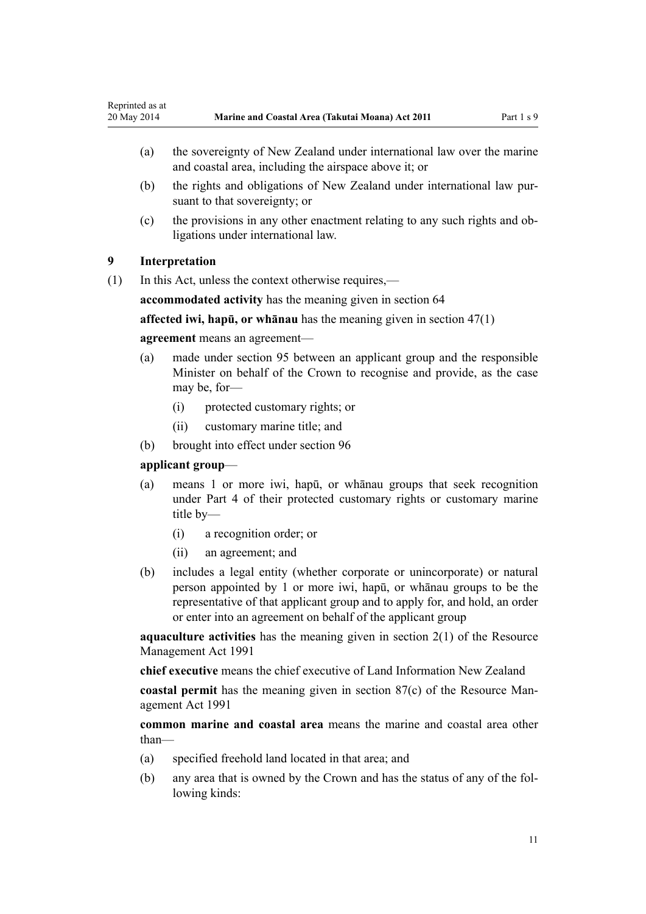(a) the sovereignty of New Zealand under international law over the marine and coastal area, including the airspace above it; or

(b) the rights and obligations of New Zealand under international law pursuant to that sovereignty; or

(c) the provisions in any other enactment relating to any such rights and obligations under international law.

### 9 Interpretation

(1) In this Act, unless the context otherwise requires,—

**accommodated activity** has the meaning given in section 64

**affected iwi, hapū, or whānau** has the meaning given in section 47(1)

**agreement** means an agreement—

(a) made under section 95 between an applicant group and the responsible Minister on behalf of the Crown to recognise and provide, as the case may be, for—

  (i) protected customary rights; or

  (ii) customary marine title; and

(b) brought into effect under section 96

**applicant group**—

(a) means 1 or more iwi, hapū, or whānau groups that seek recognition under Part 4 of their protected customary rights or customary marine title by—

  (i) a recognition order; or

  (ii) an agreement; and

(b) includes a legal entity (whether corporate or unincorporate) or natural person appointed by 1 or more iwi, hapū, or whānau groups to be the representative of that applicant group and to apply for, and hold, an order or enter into an agreement on behalf of the applicant group

**aquaculture activities** has the meaning given in section 2(1) of the Resource Management Act 1991

**chief executive** means the chief executive of Land Information New Zealand

**coastal permit** has the meaning given in section 87(c) of the Resource Management Act 1991

**common marine and coastal area** means the marine and coastal area other than—

(a) specified freehold land located in that area; and

(b) any area that is owned by the Crown and has the status of any of the following kinds: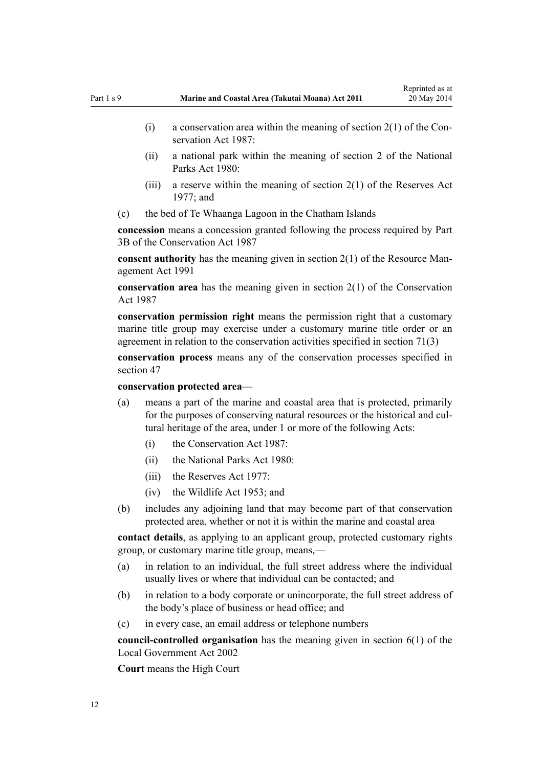- (i) a conservation area within the meaning of section 2(1) of the Conservation Act 1987:
- (ii) a national park within the meaning of section 2 of the National Parks Act 1980:
- (iii) a reserve within the meaning of section 2(1) of the Reserves Act 1977; and

(c) the bed of Te Whaanga Lagoon in the Chatham Islands

**concession** means a concession granted following the process required by Part 3B of the Conservation Act 1987

**consent authority** has the meaning given in section 2(1) of the Resource Management Act 1991

**conservation area** has the meaning given in section 2(1) of the Conservation Act 1987

**conservation permission right** means the permission right that a customary marine title group may exercise under a customary marine title order or an agreement in relation to the conservation activities specified in section 71(3)

**conservation process** means any of the conservation processes specified in section 47

**conservation protected area**—

(a) means a part of the marine and coastal area that is protected, primarily for the purposes of conserving natural resources or the historical and cultural heritage of the area, under 1 or more of the following Acts:

- (i) the Conservation Act 1987:
- (ii) the National Parks Act 1980:
- (iii) the Reserves Act 1977:
- (iv) the Wildlife Act 1953; and

(b) includes any adjoining land that may become part of that conservation protected area, whether or not it is within the marine and coastal area

**contact details**, as applying to an applicant group, protected customary rights group, or customary marine title group, means,—

(a) in relation to an individual, the full street address where the individual usually lives or where that individual can be contacted; and

(b) in relation to a body corporate or unincorporate, the full street address of the body's place of business or head office; and

(c) in every case, an email address or telephone numbers

**council-controlled organisation** has the meaning given in section 6(1) of the Local Government Act 2002

**Court** means the High Court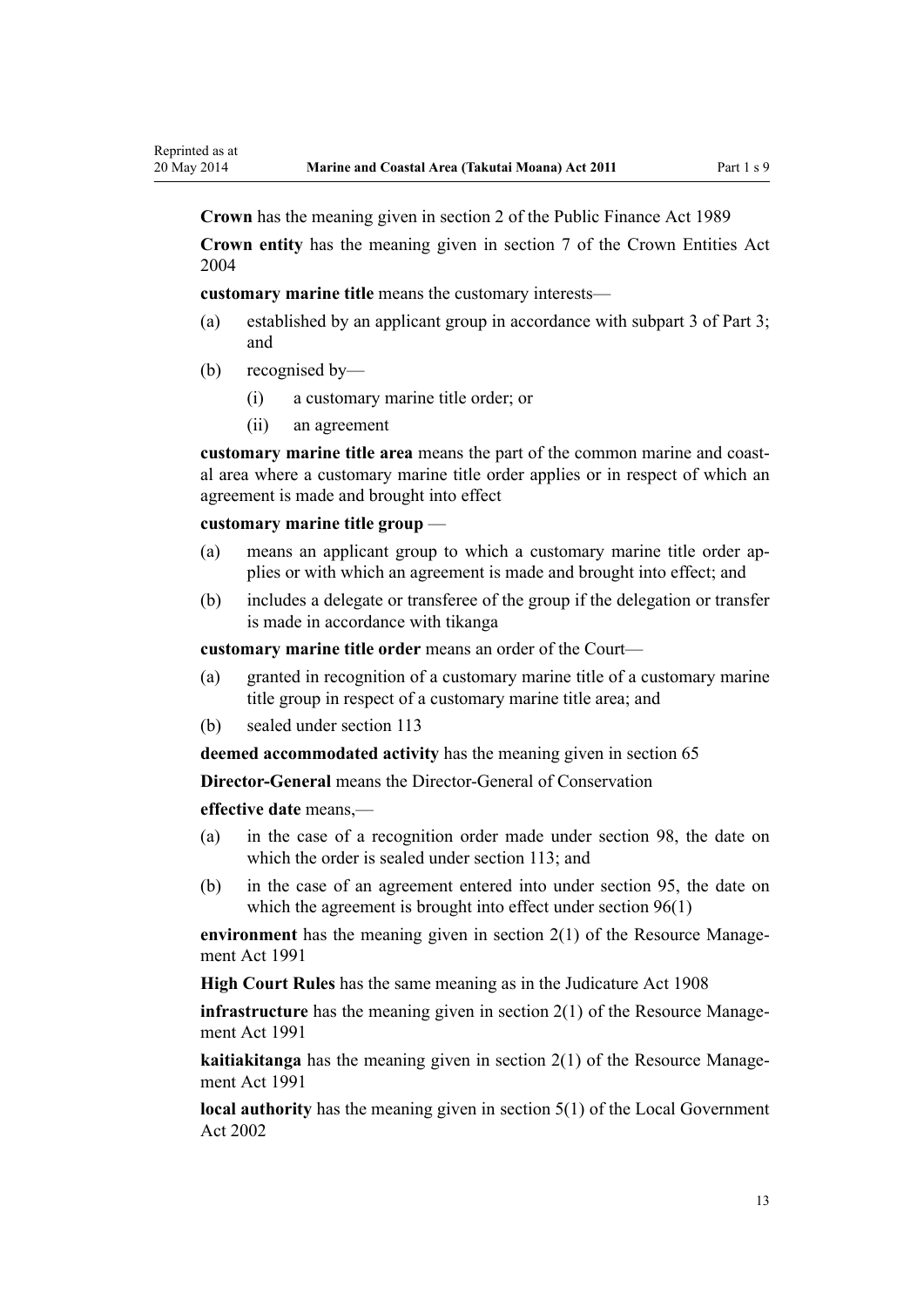**Crown** has the meaning given in section 2 of the Public Finance Act 1989

**Crown entity** has the meaning given in section 7 of the Crown Entities Act 2004

**customary marine title** means the customary interests—

(a) established by an applicant group in accordance with subpart 3 of Part 3; and

(b) recognised by—

  (i) a customary marine title order; or

  (ii) an agreement

**customary marine title area** means the part of the common marine and coastal area where a customary marine title order applies or in respect of which an agreement is made and brought into effect

**customary marine title group** —

(a) means an applicant group to which a customary marine title order applies or with which an agreement is made and brought into effect; and

(b) includes a delegate or transferee of the group if the delegation or transfer is made in accordance with tikanga

**customary marine title order** means an order of the Court—

(a) granted in recognition of a customary marine title of a customary marine title group in respect of a customary marine title area; and

(b) sealed under section 113

**deemed accommodated activity** has the meaning given in section 65

**Director-General** means the Director-General of Conservation

**effective date** means,—

(a) in the case of a recognition order made under section 98, the date on which the order is sealed under section 113; and

(b) in the case of an agreement entered into under section 95, the date on which the agreement is brought into effect under section 96(1)

**environment** has the meaning given in section 2(1) of the Resource Management Act 1991

**High Court Rules** has the same meaning as in the Judicature Act 1908

**infrastructure** has the meaning given in section 2(1) of the Resource Management Act 1991

**kaitiakitanga** has the meaning given in section 2(1) of the Resource Management Act 1991

**local authority** has the meaning given in section 5(1) of the Local Government Act 2002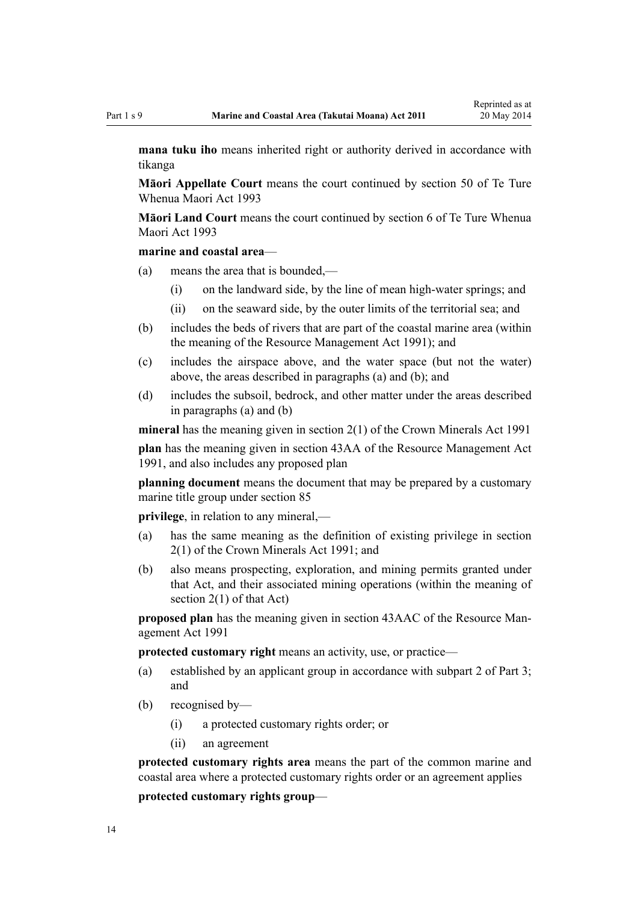**mana tuku iho** means inherited right or authority derived in accordance with tikanga

**Māori Appellate Court** means the court continued by section 50 of Te Ture Whenua Maori Act 1993

**Māori Land Court** means the court continued by section 6 of Te Ture Whenua Maori Act 1993

**marine and coastal area**—

(a) means the area that is bounded,—

  (i) on the landward side, by the line of mean high-water springs; and

  (ii) on the seaward side, by the outer limits of the territorial sea; and

(b) includes the beds of rivers that are part of the coastal marine area (within the meaning of the Resource Management Act 1991); and

(c) includes the airspace above, and the water space (but not the water) above, the areas described in paragraphs (a) and (b); and

(d) includes the subsoil, bedrock, and other matter under the areas described in paragraphs (a) and (b)

**mineral** has the meaning given in section 2(1) of the Crown Minerals Act 1991

**plan** has the meaning given in section 43AA of the Resource Management Act 1991, and also includes any proposed plan

**planning document** means the document that may be prepared by a customary marine title group under section 85

**privilege**, in relation to any mineral,—

(a) has the same meaning as the definition of existing privilege in section 2(1) of the Crown Minerals Act 1991; and

(b) also means prospecting, exploration, and mining permits granted under that Act, and their associated mining operations (within the meaning of section 2(1) of that Act)

**proposed plan** has the meaning given in section 43AAC of the Resource Management Act 1991

**protected customary right** means an activity, use, or practice—

(a) established by an applicant group in accordance with subpart 2 of Part 3; and

(b) recognised by—

  (i) a protected customary rights order; or

  (ii) an agreement

**protected customary rights area** means the part of the common marine and coastal area where a protected customary rights order or an agreement applies

**protected customary rights group**—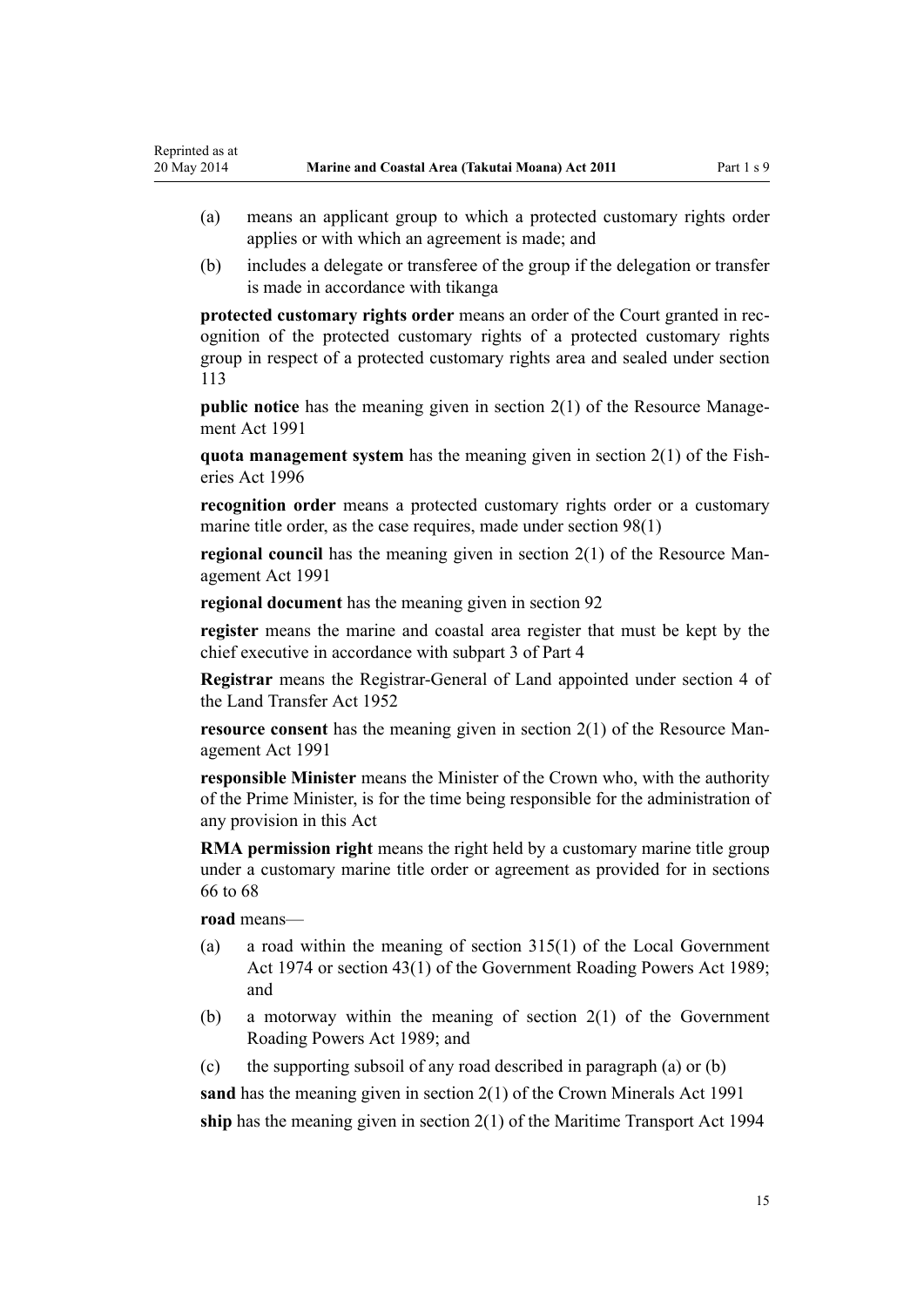(a) means an applicant group to which a protected customary rights order applies or with which an agreement is made; and

(b) includes a delegate or transferee of the group if the delegation or transfer is made in accordance with tikanga

**protected customary rights order** means an order of the Court granted in recognition of the protected customary rights of a protected customary rights group in respect of a protected customary rights area and sealed under section 113

**public notice** has the meaning given in section 2(1) of the Resource Management Act 1991

**quota management system** has the meaning given in section 2(1) of the Fisheries Act 1996

**recognition order** means a protected customary rights order or a customary marine title order, as the case requires, made under section 98(1)

**regional council** has the meaning given in section 2(1) of the Resource Management Act 1991

**regional document** has the meaning given in section 92

**register** means the marine and coastal area register that must be kept by the chief executive in accordance with subpart 3 of Part 4

**Registrar** means the Registrar-General of Land appointed under section 4 of the Land Transfer Act 1952

**resource consent** has the meaning given in section 2(1) of the Resource Management Act 1991

**responsible Minister** means the Minister of the Crown who, with the authority of the Prime Minister, is for the time being responsible for the administration of any provision in this Act

**RMA permission right** means the right held by a customary marine title group under a customary marine title order or agreement as provided for in sections 66 to 68

**road** means—

(a) a road within the meaning of section 315(1) of the Local Government Act 1974 or section 43(1) of the Government Roading Powers Act 1989; and

(b) a motorway within the meaning of section 2(1) of the Government Roading Powers Act 1989; and

(c) the supporting subsoil of any road described in paragraph (a) or (b)

**sand** has the meaning given in section 2(1) of the Crown Minerals Act 1991

**ship** has the meaning given in section 2(1) of the Maritime Transport Act 1994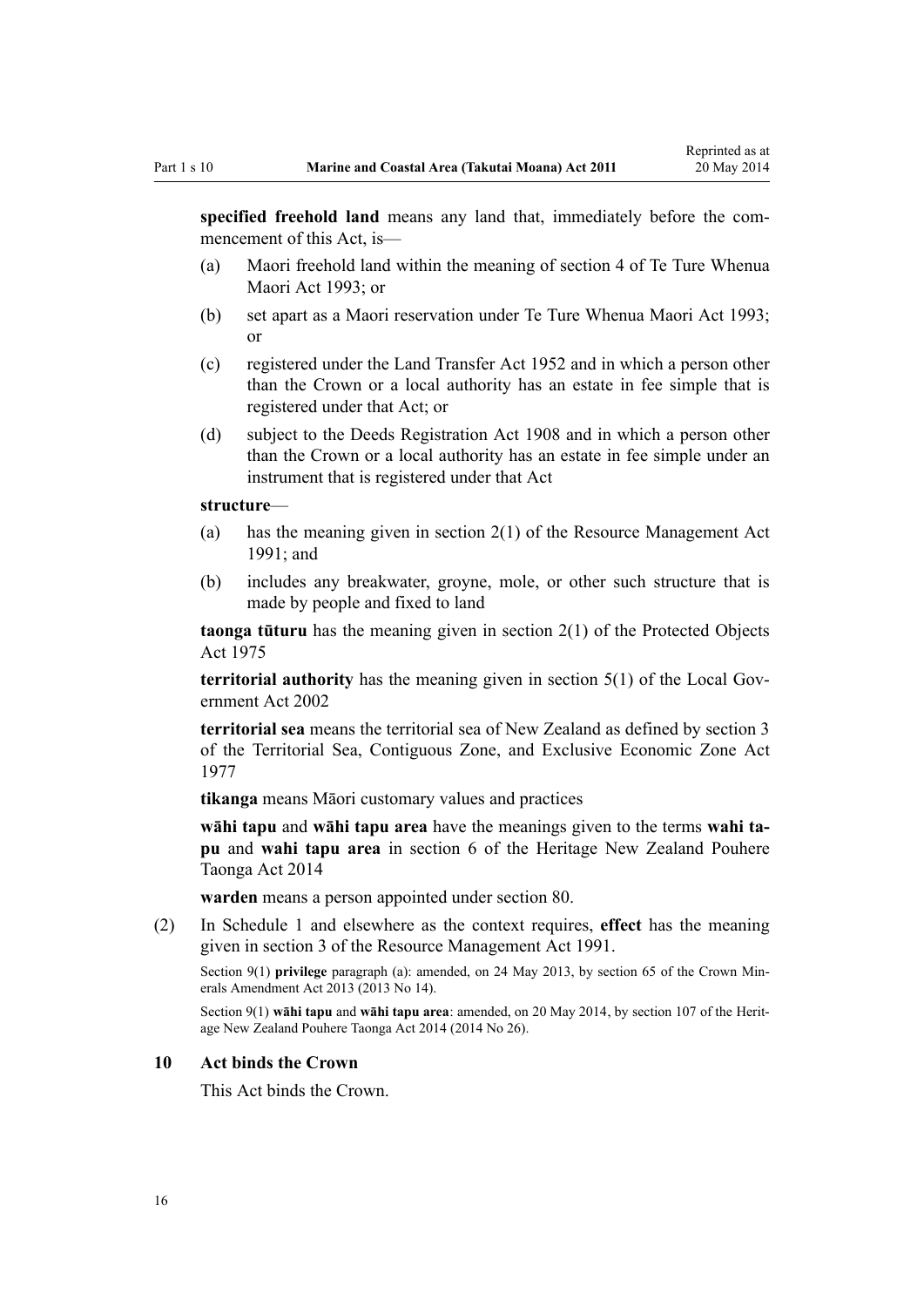**specified freehold land** means any land that, immediately before the commencement of this Act, is—

(a) Maori freehold land within the meaning of section 4 of Te Ture Whenua Maori Act 1993; or

(b) set apart as a Maori reservation under Te Ture Whenua Maori Act 1993; or

(c) registered under the Land Transfer Act 1952 and in which a person other than the Crown or a local authority has an estate in fee simple that is registered under that Act; or

(d) subject to the Deeds Registration Act 1908 and in which a person other than the Crown or a local authority has an estate in fee simple under an instrument that is registered under that Act

**structure**—

(a) has the meaning given in section 2(1) of the Resource Management Act 1991; and

(b) includes any breakwater, groyne, mole, or other such structure that is made by people and fixed to land

**taonga tūturu** has the meaning given in section 2(1) of the Protected Objects Act 1975

**territorial authority** has the meaning given in section 5(1) of the Local Government Act 2002

**territorial sea** means the territorial sea of New Zealand as defined by section 3 of the Territorial Sea, Contiguous Zone, and Exclusive Economic Zone Act 1977

**tikanga** means Māori customary values and practices

**wāhi tapu** and **wāhi tapu area** have the meanings given to the terms **wahi tapu** and **wahi tapu area** in section 6 of the Heritage New Zealand Pouhere Taonga Act 2014

**warden** means a person appointed under section 80.

(2) In Schedule 1 and elsewhere as the context requires, **effect** has the meaning given in section 3 of the Resource Management Act 1991.

Section 9(1) **privilege** paragraph (a): amended, on 24 May 2013, by section 65 of the Crown Minerals Amendment Act 2013 (2013 No 14).

Section 9(1) **wāhi tapu** and **wāhi tapu area**: amended, on 20 May 2014, by section 107 of the Heritage New Zealand Pouhere Taonga Act 2014 (2014 No 26).

### 10 Act binds the Crown

This Act binds the Crown.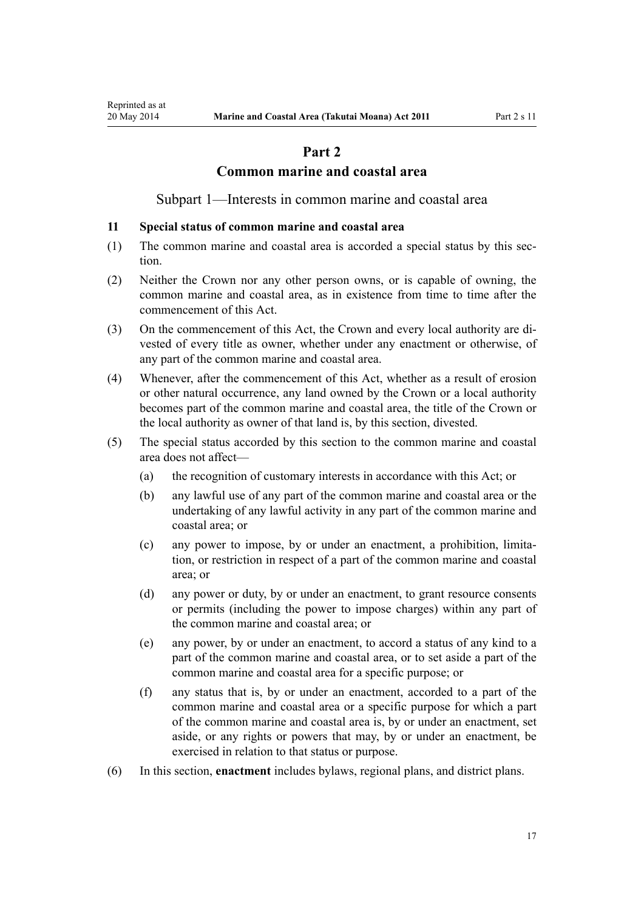# Part 2
# Common marine and coastal area

## Subpart 1—Interests in common marine and coastal area

### 11 Special status of common marine and coastal area

(1) The common marine and coastal area is accorded a special status by this section.

(2) Neither the Crown nor any other person owns, or is capable of owning, the common marine and coastal area, as in existence from time to time after the commencement of this Act.

(3) On the commencement of this Act, the Crown and every local authority are divested of every title as owner, whether under any enactment or otherwise, of any part of the common marine and coastal area.

(4) Whenever, after the commencement of this Act, whether as a result of erosion or other natural occurrence, any land owned by the Crown or a local authority becomes part of the common marine and coastal area, the title of the Crown or the local authority as owner of that land is, by this section, divested.

(5) The special status accorded by this section to the common marine and coastal area does not affect—

- (a) the recognition of customary interests in accordance with this Act; or
- (b) any lawful use of any part of the common marine and coastal area or the undertaking of any lawful activity in any part of the common marine and coastal area; or
- (c) any power to impose, by or under an enactment, a prohibition, limitation, or restriction in respect of a part of the common marine and coastal area; or
- (d) any power or duty, by or under an enactment, to grant resource consents or permits (including the power to impose charges) within any part of the common marine and coastal area; or
- (e) any power, by or under an enactment, to accord a status of any kind to a part of the common marine and coastal area, or to set aside a part of the common marine and coastal area for a specific purpose; or
- (f) any status that is, by or under an enactment, accorded to a part of the common marine and coastal area or a specific purpose for which a part of the common marine and coastal area is, by or under an enactment, set aside, or any rights or powers that may, by or under an enactment, be exercised in relation to that status or purpose.

(6) In this section, **enactment** includes bylaws, regional plans, and district plans.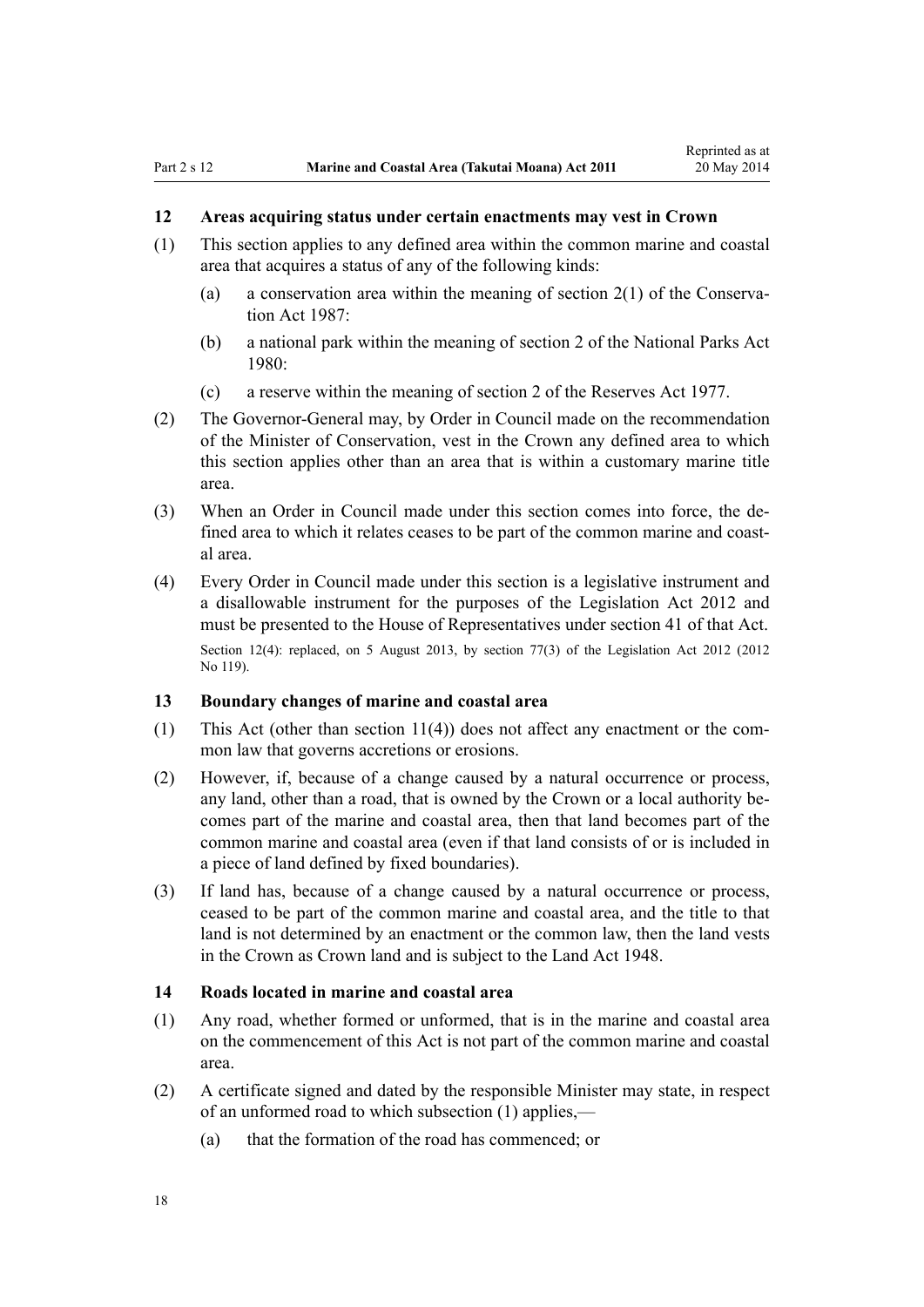## 12 Areas acquiring status under certain enactments may vest in Crown

(1) This section applies to any defined area within the common marine and coastal area that acquires a status of any of the following kinds:

  (a) a conservation area within the meaning of section 2(1) of the Conservation Act 1987:

  (b) a national park within the meaning of section 2 of the National Parks Act 1980:

  (c) a reserve within the meaning of section 2 of the Reserves Act 1977.

(2) The Governor-General may, by Order in Council made on the recommendation of the Minister of Conservation, vest in the Crown any defined area to which this section applies other than an area that is within a customary marine title area.

(3) When an Order in Council made under this section comes into force, the defined area to which it relates ceases to be part of the common marine and coastal area.

(4) Every Order in Council made under this section is a legislative instrument and a disallowable instrument for the purposes of the Legislation Act 2012 and must be presented to the House of Representatives under section 41 of that Act.

Section 12(4): replaced, on 5 August 2013, by section 77(3) of the Legislation Act 2012 (2012 No 119).

## 13 Boundary changes of marine and coastal area

(1) This Act (other than section 11(4)) does not affect any enactment or the common law that governs accretions or erosions.

(2) However, if, because of a change caused by a natural occurrence or process, any land, other than a road, that is owned by the Crown or a local authority becomes part of the marine and coastal area, then that land becomes part of the common marine and coastal area (even if that land consists of or is included in a piece of land defined by fixed boundaries).

(3) If land has, because of a change caused by a natural occurrence or process, ceased to be part of the common marine and coastal area, and the title to that land is not determined by an enactment or the common law, then the land vests in the Crown as Crown land and is subject to the Land Act 1948.

## 14 Roads located in marine and coastal area

(1) Any road, whether formed or unformed, that is in the marine and coastal area on the commencement of this Act is not part of the common marine and coastal area.

(2) A certificate signed and dated by the responsible Minister may state, in respect of an unformed road to which subsection (1) applies,—

  (a) that the formation of the road has commenced; or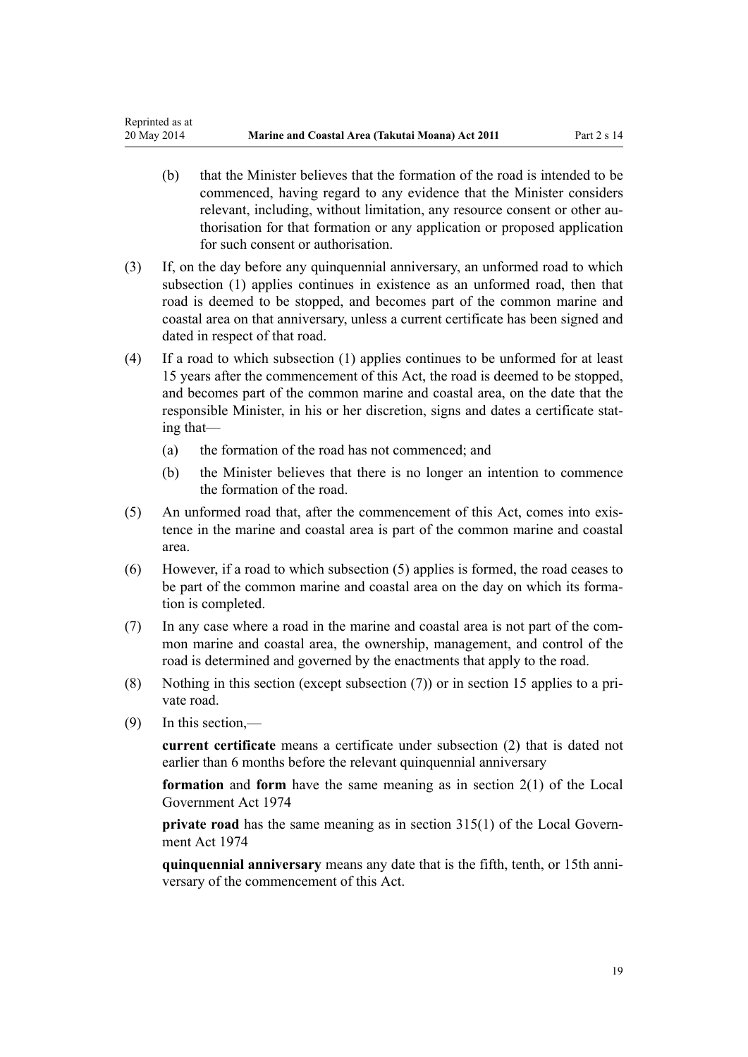(b) that the Minister believes that the formation of the road is intended to be commenced, having regard to any evidence that the Minister considers relevant, including, without limitation, any resource consent or other authorisation for that formation or any application or proposed application for such consent or authorisation.

(3) If, on the day before any quinquennial anniversary, an unformed road to which subsection (1) applies continues in existence as an unformed road, then that road is deemed to be stopped, and becomes part of the common marine and coastal area on that anniversary, unless a current certificate has been signed and dated in respect of that road.

(4) If a road to which subsection (1) applies continues to be unformed for at least 15 years after the commencement of this Act, the road is deemed to be stopped, and becomes part of the common marine and coastal area, on the date that the responsible Minister, in his or her discretion, signs and dates a certificate stating that—

(a) the formation of the road has not commenced; and

(b) the Minister believes that there is no longer an intention to commence the formation of the road.

(5) An unformed road that, after the commencement of this Act, comes into existence in the marine and coastal area is part of the common marine and coastal area.

(6) However, if a road to which subsection (5) applies is formed, the road ceases to be part of the common marine and coastal area on the day on which its formation is completed.

(7) In any case where a road in the marine and coastal area is not part of the common marine and coastal area, the ownership, management, and control of the road is determined and governed by the enactments that apply to the road.

(8) Nothing in this section (except subsection (7)) or in section 15 applies to a private road.

(9) In this section,—

**current certificate** means a certificate under subsection (2) that is dated not earlier than 6 months before the relevant quinquennial anniversary

**formation** and **form** have the same meaning as in section 2(1) of the Local Government Act 1974

**private road** has the same meaning as in section 315(1) of the Local Government Act 1974

**quinquennial anniversary** means any date that is the fifth, tenth, or 15th anniversary of the commencement of this Act.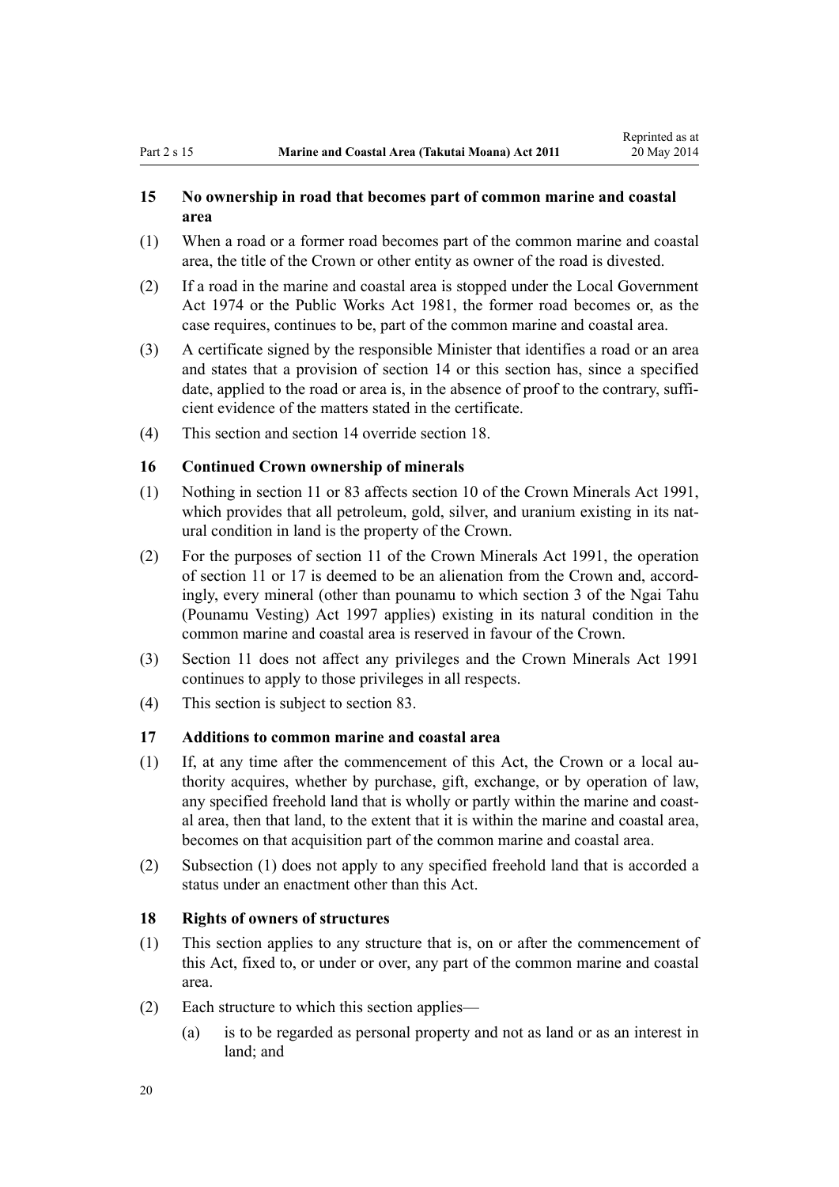### 15 No ownership in road that becomes part of common marine and coastal area

(1) When a road or a former road becomes part of the common marine and coastal area, the title of the Crown or other entity as owner of the road is divested.

(2) If a road in the marine and coastal area is stopped under the Local Government Act 1974 or the Public Works Act 1981, the former road becomes or, as the case requires, continues to be, part of the common marine and coastal area.

(3) A certificate signed by the responsible Minister that identifies a road or an area and states that a provision of section 14 or this section has, since a specified date, applied to the road or area is, in the absence of proof to the contrary, sufficient evidence of the matters stated in the certificate.

(4) This section and section 14 override section 18.

### 16 Continued Crown ownership of minerals

(1) Nothing in section 11 or 83 affects section 10 of the Crown Minerals Act 1991, which provides that all petroleum, gold, silver, and uranium existing in its natural condition in land is the property of the Crown.

(2) For the purposes of section 11 of the Crown Minerals Act 1991, the operation of section 11 or 17 is deemed to be an alienation from the Crown and, accordingly, every mineral (other than pounamu to which section 3 of the Ngai Tahu (Pounamu Vesting) Act 1997 applies) existing in its natural condition in the common marine and coastal area is reserved in favour of the Crown.

(3) Section 11 does not affect any privileges and the Crown Minerals Act 1991 continues to apply to those privileges in all respects.

(4) This section is subject to section 83.

### 17 Additions to common marine and coastal area

(1) If, at any time after the commencement of this Act, the Crown or a local authority acquires, whether by purchase, gift, exchange, or by operation of law, any specified freehold land that is wholly or partly within the marine and coastal area, then that land, to the extent that it is within the marine and coastal area, becomes on that acquisition part of the common marine and coastal area.

(2) Subsection (1) does not apply to any specified freehold land that is accorded a status under an enactment other than this Act.

### 18 Rights of owners of structures

(1) This section applies to any structure that is, on or after the commencement of this Act, fixed to, or under or over, any part of the common marine and coastal area.

(2) Each structure to which this section applies—

   (a) is to be regarded as personal property and not as land or as an interest in land; and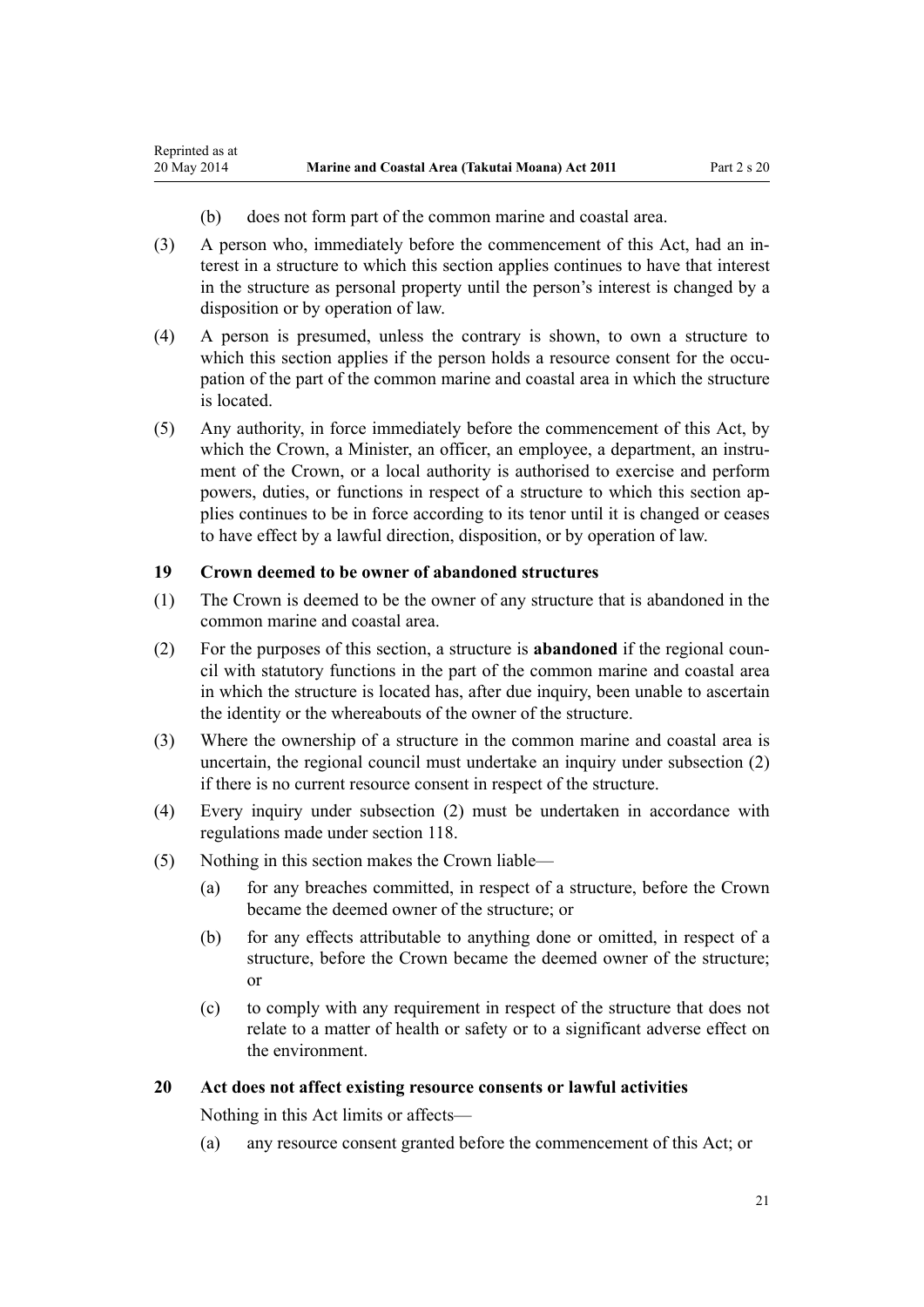(b) does not form part of the common marine and coastal area.

(3) A person who, immediately before the commencement of this Act, had an interest in a structure to which this section applies continues to have that interest in the structure as personal property until the person's interest is changed by a disposition or by operation of law.

(4) A person is presumed, unless the contrary is shown, to own a structure to which this section applies if the person holds a resource consent for the occupation of the part of the common marine and coastal area in which the structure is located.

(5) Any authority, in force immediately before the commencement of this Act, by which the Crown, a Minister, an officer, an employee, a department, an instrument of the Crown, or a local authority is authorised to exercise and perform powers, duties, or functions in respect of a structure to which this section applies continues to be in force according to its tenor until it is changed or ceases to have effect by a lawful direction, disposition, or by operation of law.

### 19 Crown deemed to be owner of abandoned structures

(1) The Crown is deemed to be the owner of any structure that is abandoned in the common marine and coastal area.

(2) For the purposes of this section, a structure is **abandoned** if the regional council with statutory functions in the part of the common marine and coastal area in which the structure is located has, after due inquiry, been unable to ascertain the identity or the whereabouts of the owner of the structure.

(3) Where the ownership of a structure in the common marine and coastal area is uncertain, the regional council must undertake an inquiry under subsection (2) if there is no current resource consent in respect of the structure.

(4) Every inquiry under subsection (2) must be undertaken in accordance with regulations made under section 118.

(5) Nothing in this section makes the Crown liable—

(a) for any breaches committed, in respect of a structure, before the Crown became the deemed owner of the structure; or

(b) for any effects attributable to anything done or omitted, in respect of a structure, before the Crown became the deemed owner of the structure; or

(c) to comply with any requirement in respect of the structure that does not relate to a matter of health or safety or to a significant adverse effect on the environment.

### 20 Act does not affect existing resource consents or lawful activities

Nothing in this Act limits or affects—

(a) any resource consent granted before the commencement of this Act; or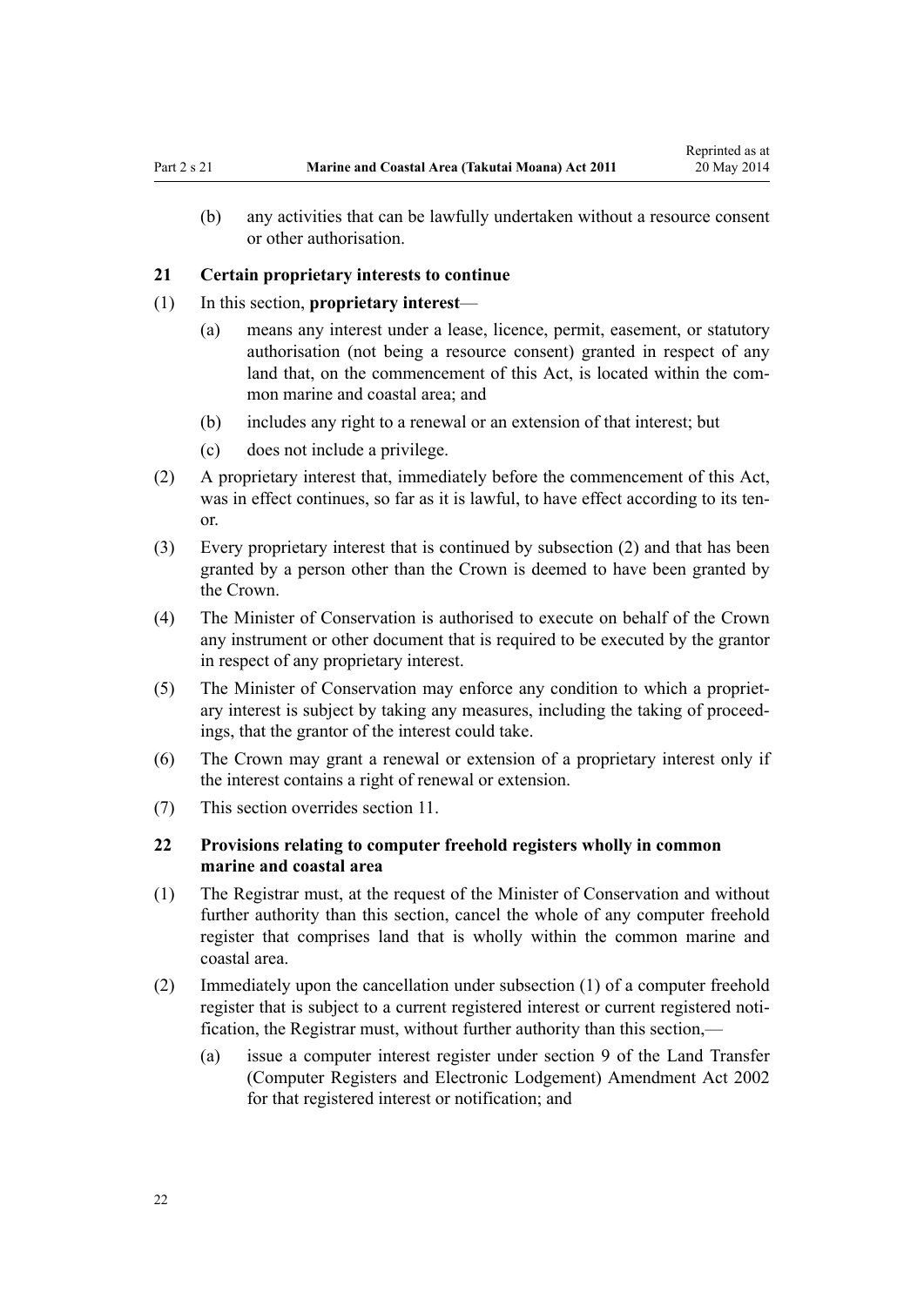(b) any activities that can be lawfully undertaken without a resource consent or other authorisation.

### 21 Certain proprietary interests to continue

(1) In this section, **proprietary interest**—

(a) means any interest under a lease, licence, permit, easement, or statutory authorisation (not being a resource consent) granted in respect of any land that, on the commencement of this Act, is located within the common marine and coastal area; and

(b) includes any right to a renewal or an extension of that interest; but

(c) does not include a privilege.

(2) A proprietary interest that, immediately before the commencement of this Act, was in effect continues, so far as it is lawful, to have effect according to its tenor.

(3) Every proprietary interest that is continued by subsection (2) and that has been granted by a person other than the Crown is deemed to have been granted by the Crown.

(4) The Minister of Conservation is authorised to execute on behalf of the Crown any instrument or other document that is required to be executed by the grantor in respect of any proprietary interest.

(5) The Minister of Conservation may enforce any condition to which a proprietary interest is subject by taking any measures, including the taking of proceedings, that the grantor of the interest could take.

(6) The Crown may grant a renewal or extension of a proprietary interest only if the interest contains a right of renewal or extension.

(7) This section overrides section 11.

### 22 Provisions relating to computer freehold registers wholly in common marine and coastal area

(1) The Registrar must, at the request of the Minister of Conservation and without further authority than this section, cancel the whole of any computer freehold register that comprises land that is wholly within the common marine and coastal area.

(2) Immediately upon the cancellation under subsection (1) of a computer freehold register that is subject to a current registered interest or current registered notification, the Registrar must, without further authority than this section,—

(a) issue a computer interest register under section 9 of the Land Transfer (Computer Registers and Electronic Lodgement) Amendment Act 2002 for that registered interest or notification; and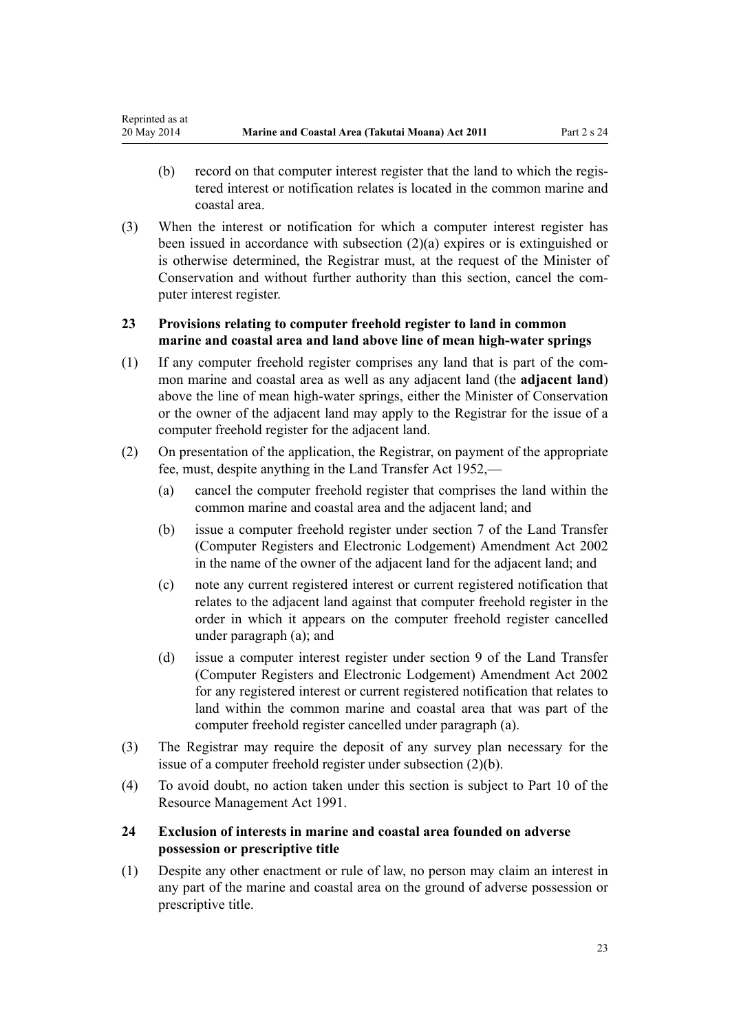(b) record on that computer interest register that the land to which the registered interest or notification relates is located in the common marine and coastal area.

(3) When the interest or notification for which a computer interest register has been issued in accordance with subsection (2)(a) expires or is extinguished or is otherwise determined, the Registrar must, at the request of the Minister of Conservation and without further authority than this section, cancel the computer interest register.

### 23 Provisions relating to computer freehold register to land in common marine and coastal area and land above line of mean high-water springs

(1) If any computer freehold register comprises any land that is part of the common marine and coastal area as well as any adjacent land (the **adjacent land**) above the line of mean high-water springs, either the Minister of Conservation or the owner of the adjacent land may apply to the Registrar for the issue of a computer freehold register for the adjacent land.

(2) On presentation of the application, the Registrar, on payment of the appropriate fee, must, despite anything in the Land Transfer Act 1952,—

(a) cancel the computer freehold register that comprises the land within the common marine and coastal area and the adjacent land; and

(b) issue a computer freehold register under section 7 of the Land Transfer (Computer Registers and Electronic Lodgement) Amendment Act 2002 in the name of the owner of the adjacent land for the adjacent land; and

(c) note any current registered interest or current registered notification that relates to the adjacent land against that computer freehold register in the order in which it appears on the computer freehold register cancelled under paragraph (a); and

(d) issue a computer interest register under section 9 of the Land Transfer (Computer Registers and Electronic Lodgement) Amendment Act 2002 for any registered interest or current registered notification that relates to land within the common marine and coastal area that was part of the computer freehold register cancelled under paragraph (a).

(3) The Registrar may require the deposit of any survey plan necessary for the issue of a computer freehold register under subsection (2)(b).

(4) To avoid doubt, no action taken under this section is subject to Part 10 of the Resource Management Act 1991.

### 24 Exclusion of interests in marine and coastal area founded on adverse possession or prescriptive title

(1) Despite any other enactment or rule of law, no person may claim an interest in any part of the marine and coastal area on the ground of adverse possession or prescriptive title.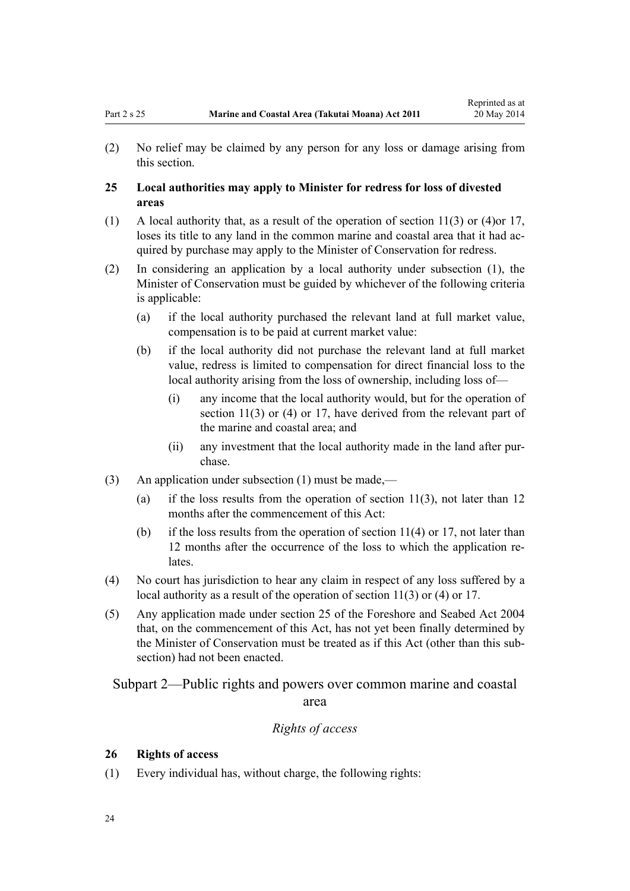(2) No relief may be claimed by any person for any loss or damage arising from this section.

### 25 Local authorities may apply to Minister for redress for loss of divested areas

(1) A local authority that, as a result of the operation of section 11(3) or (4)or 17, loses its title to any land in the common marine and coastal area that it had acquired by purchase may apply to the Minister of Conservation for redress.

(2) In considering an application by a local authority under subsection (1), the Minister of Conservation must be guided by whichever of the following criteria is applicable:

- (a) if the local authority purchased the relevant land at full market value, compensation is to be paid at current market value:
- (b) if the local authority did not purchase the relevant land at full market value, redress is limited to compensation for direct financial loss to the local authority arising from the loss of ownership, including loss of—
  - (i) any income that the local authority would, but for the operation of section 11(3) or (4) or 17, have derived from the relevant part of the marine and coastal area; and
  - (ii) any investment that the local authority made in the land after purchase.

(3) An application under subsection (1) must be made,—

- (a) if the loss results from the operation of section 11(3), not later than 12 months after the commencement of this Act:
- (b) if the loss results from the operation of section 11(4) or 17, not later than 12 months after the occurrence of the loss to which the application relates.

(4) No court has jurisdiction to hear any claim in respect of any loss suffered by a local authority as a result of the operation of section 11(3) or (4) or 17.

(5) Any application made under section 25 of the Foreshore and Seabed Act 2004 that, on the commencement of this Act, has not yet been finally determined by the Minister of Conservation must be treated as if this Act (other than this subsection) had not been enacted.

## Subpart 2—Public rights and powers over common marine and coastal area

*Rights of access*

### 26 Rights of access

(1) Every individual has, without charge, the following rights: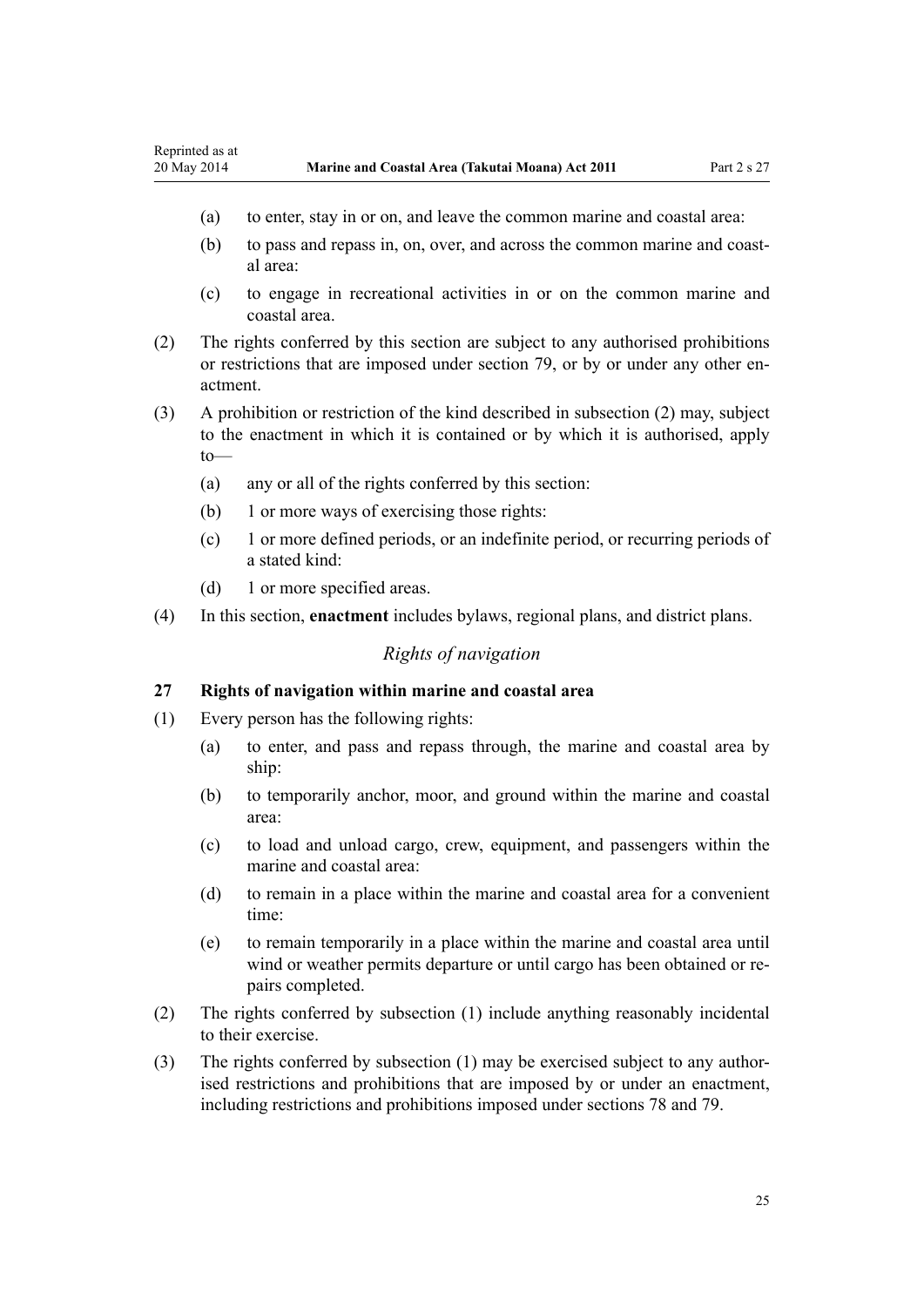(a) to enter, stay in or on, and leave the common marine and coastal area:

(b) to pass and repass in, on, over, and across the common marine and coastal area:

(c) to engage in recreational activities in or on the common marine and coastal area.

(2) The rights conferred by this section are subject to any authorised prohibitions or restrictions that are imposed under section 79, or by or under any other enactment.

(3) A prohibition or restriction of the kind described in subsection (2) may, subject to the enactment in which it is contained or by which it is authorised, apply to—

(a) any or all of the rights conferred by this section:

(b) 1 or more ways of exercising those rights:

(c) 1 or more defined periods, or an indefinite period, or recurring periods of a stated kind:

(d) 1 or more specified areas.

(4) In this section, **enactment** includes bylaws, regional plans, and district plans.

### *Rights of navigation*

#### 27 Rights of navigation within marine and coastal area

(1) Every person has the following rights:

(a) to enter, and pass and repass through, the marine and coastal area by ship:

(b) to temporarily anchor, moor, and ground within the marine and coastal area:

(c) to load and unload cargo, crew, equipment, and passengers within the marine and coastal area:

(d) to remain in a place within the marine and coastal area for a convenient time:

(e) to remain temporarily in a place within the marine and coastal area until wind or weather permits departure or until cargo has been obtained or repairs completed.

(2) The rights conferred by subsection (1) include anything reasonably incidental to their exercise.

(3) The rights conferred by subsection (1) may be exercised subject to any authorised restrictions and prohibitions that are imposed by or under an enactment, including restrictions and prohibitions imposed under sections 78 and 79.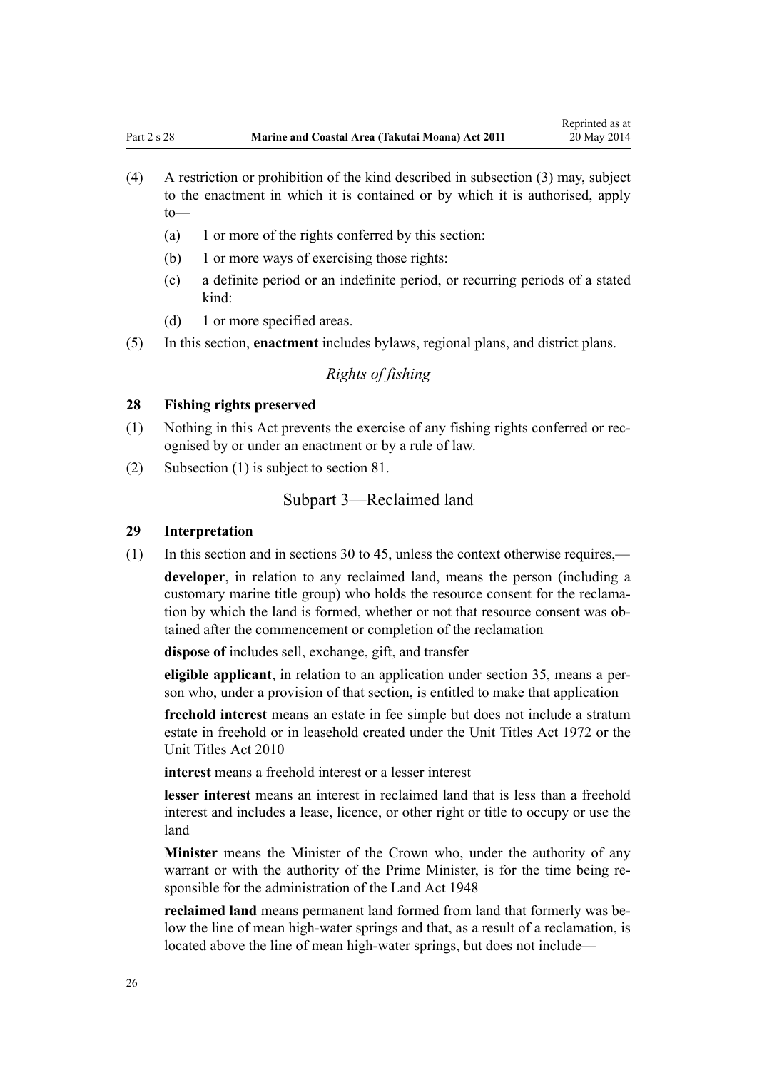(4) A restriction or prohibition of the kind described in subsection (3) may, subject to the enactment in which it is contained or by which it is authorised, apply to—

(a) 1 or more of the rights conferred by this section:

(b) 1 or more ways of exercising those rights:

(c) a definite period or an indefinite period, or recurring periods of a stated kind:

(d) 1 or more specified areas.

(5) In this section, **enactment** includes bylaws, regional plans, and district plans.

*Rights of fishing*

**28 Fishing rights preserved**

(1) Nothing in this Act prevents the exercise of any fishing rights conferred or recognised by or under an enactment or by a rule of law.

(2) Subsection (1) is subject to section 81.

## Subpart 3—Reclaimed land

**29 Interpretation**

(1) In this section and in sections 30 to 45, unless the context otherwise requires,—

**developer**, in relation to any reclaimed land, means the person (including a customary marine title group) who holds the resource consent for the reclamation by which the land is formed, whether or not that resource consent was obtained after the commencement or completion of the reclamation

**dispose of** includes sell, exchange, gift, and transfer

**eligible applicant**, in relation to an application under section 35, means a person who, under a provision of that section, is entitled to make that application

**freehold interest** means an estate in fee simple but does not include a stratum estate in freehold or in leasehold created under the Unit Titles Act 1972 or the Unit Titles Act 2010

**interest** means a freehold interest or a lesser interest

**lesser interest** means an interest in reclaimed land that is less than a freehold interest and includes a lease, licence, or other right or title to occupy or use the land

**Minister** means the Minister of the Crown who, under the authority of any warrant or with the authority of the Prime Minister, is for the time being responsible for the administration of the Land Act 1948

**reclaimed land** means permanent land formed from land that formerly was below the line of mean high-water springs and that, as a result of a reclamation, is located above the line of mean high-water springs, but does not include—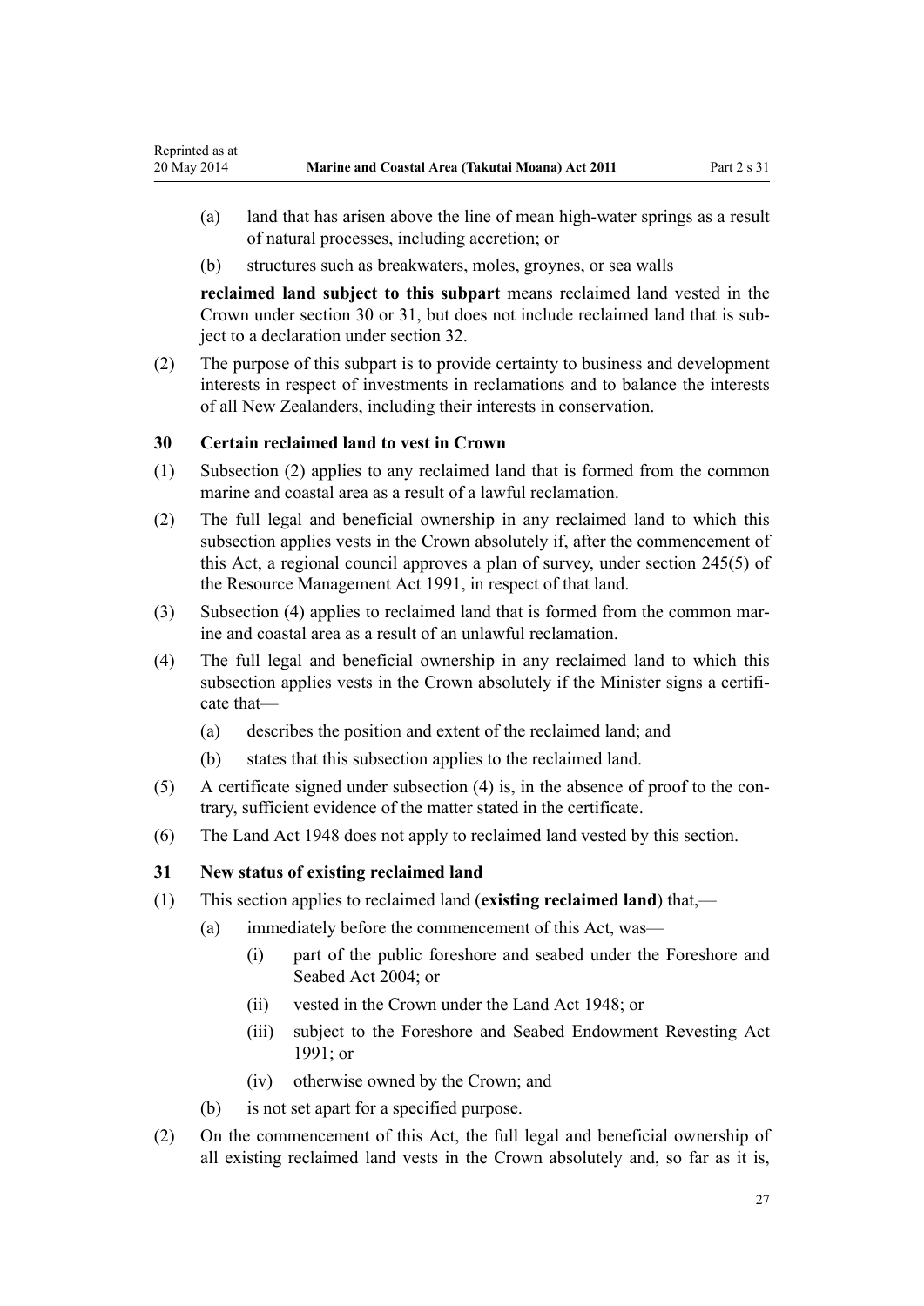(a) land that has arisen above the line of mean high-water springs as a result of natural processes, including accretion; or

(b) structures such as breakwaters, moles, groynes, or sea walls

**reclaimed land subject to this subpart** means reclaimed land vested in the Crown under section 30 or 31, but does not include reclaimed land that is subject to a declaration under section 32.

(2) The purpose of this subpart is to provide certainty to business and development interests in respect of investments in reclamations and to balance the interests of all New Zealanders, including their interests in conservation.

### 30 Certain reclaimed land to vest in Crown

(1) Subsection (2) applies to any reclaimed land that is formed from the common marine and coastal area as a result of a lawful reclamation.

(2) The full legal and beneficial ownership in any reclaimed land to which this subsection applies vests in the Crown absolutely if, after the commencement of this Act, a regional council approves a plan of survey, under section 245(5) of the Resource Management Act 1991, in respect of that land.

(3) Subsection (4) applies to reclaimed land that is formed from the common marine and coastal area as a result of an unlawful reclamation.

(4) The full legal and beneficial ownership in any reclaimed land to which this subsection applies vests in the Crown absolutely if the Minister signs a certificate that—

(a) describes the position and extent of the reclaimed land; and

(b) states that this subsection applies to the reclaimed land.

(5) A certificate signed under subsection (4) is, in the absence of proof to the contrary, sufficient evidence of the matter stated in the certificate.

(6) The Land Act 1948 does not apply to reclaimed land vested by this section.

### 31 New status of existing reclaimed land

(1) This section applies to reclaimed land (**existing reclaimed land**) that,—

(a) immediately before the commencement of this Act, was—

(i) part of the public foreshore and seabed under the Foreshore and Seabed Act 2004; or

(ii) vested in the Crown under the Land Act 1948; or

(iii) subject to the Foreshore and Seabed Endowment Revesting Act 1991; or

(iv) otherwise owned by the Crown; and

(b) is not set apart for a specified purpose.

(2) On the commencement of this Act, the full legal and beneficial ownership of all existing reclaimed land vests in the Crown absolutely and, so far as it is,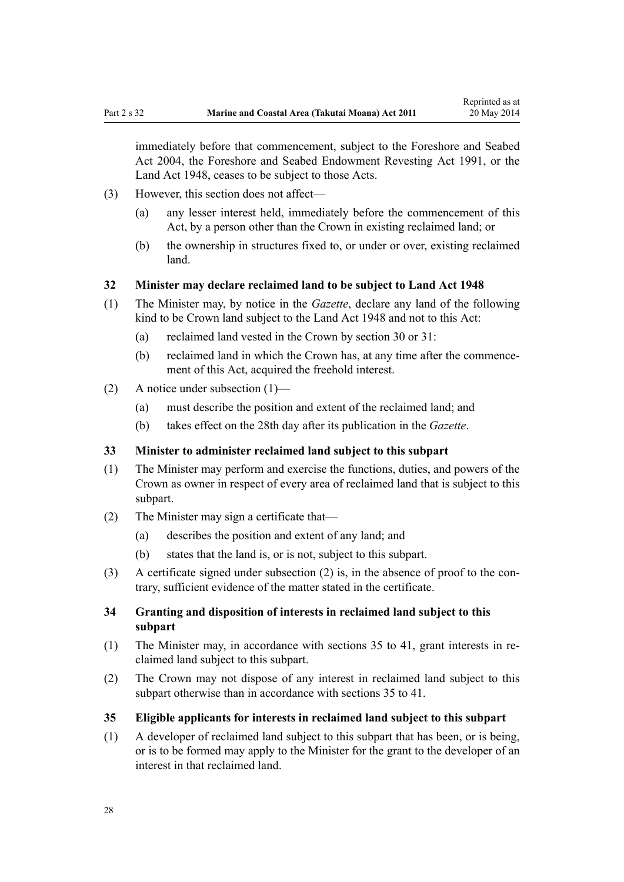immediately before that commencement, subject to the Foreshore and Seabed Act 2004, the Foreshore and Seabed Endowment Revesting Act 1991, or the Land Act 1948, ceases to be subject to those Acts.

(3) However, this section does not affect—

(a) any lesser interest held, immediately before the commencement of this Act, by a person other than the Crown in existing reclaimed land; or

(b) the ownership in structures fixed to, or under or over, existing reclaimed land.

### 32 Minister may declare reclaimed land to be subject to Land Act 1948

(1) The Minister may, by notice in the *Gazette*, declare any land of the following kind to be Crown land subject to the Land Act 1948 and not to this Act:

(a) reclaimed land vested in the Crown by section 30 or 31:

(b) reclaimed land in which the Crown has, at any time after the commencement of this Act, acquired the freehold interest.

(2) A notice under subsection (1)—

(a) must describe the position and extent of the reclaimed land; and

(b) takes effect on the 28th day after its publication in the *Gazette*.

### 33 Minister to administer reclaimed land subject to this subpart

(1) The Minister may perform and exercise the functions, duties, and powers of the Crown as owner in respect of every area of reclaimed land that is subject to this subpart.

(2) The Minister may sign a certificate that—

(a) describes the position and extent of any land; and

(b) states that the land is, or is not, subject to this subpart.

(3) A certificate signed under subsection (2) is, in the absence of proof to the contrary, sufficient evidence of the matter stated in the certificate.

### 34 Granting and disposition of interests in reclaimed land subject to this subpart

(1) The Minister may, in accordance with sections 35 to 41, grant interests in reclaimed land subject to this subpart.

(2) The Crown may not dispose of any interest in reclaimed land subject to this subpart otherwise than in accordance with sections 35 to 41.

### 35 Eligible applicants for interests in reclaimed land subject to this subpart

(1) A developer of reclaimed land subject to this subpart that has been, or is being, or is to be formed may apply to the Minister for the grant to the developer of an interest in that reclaimed land.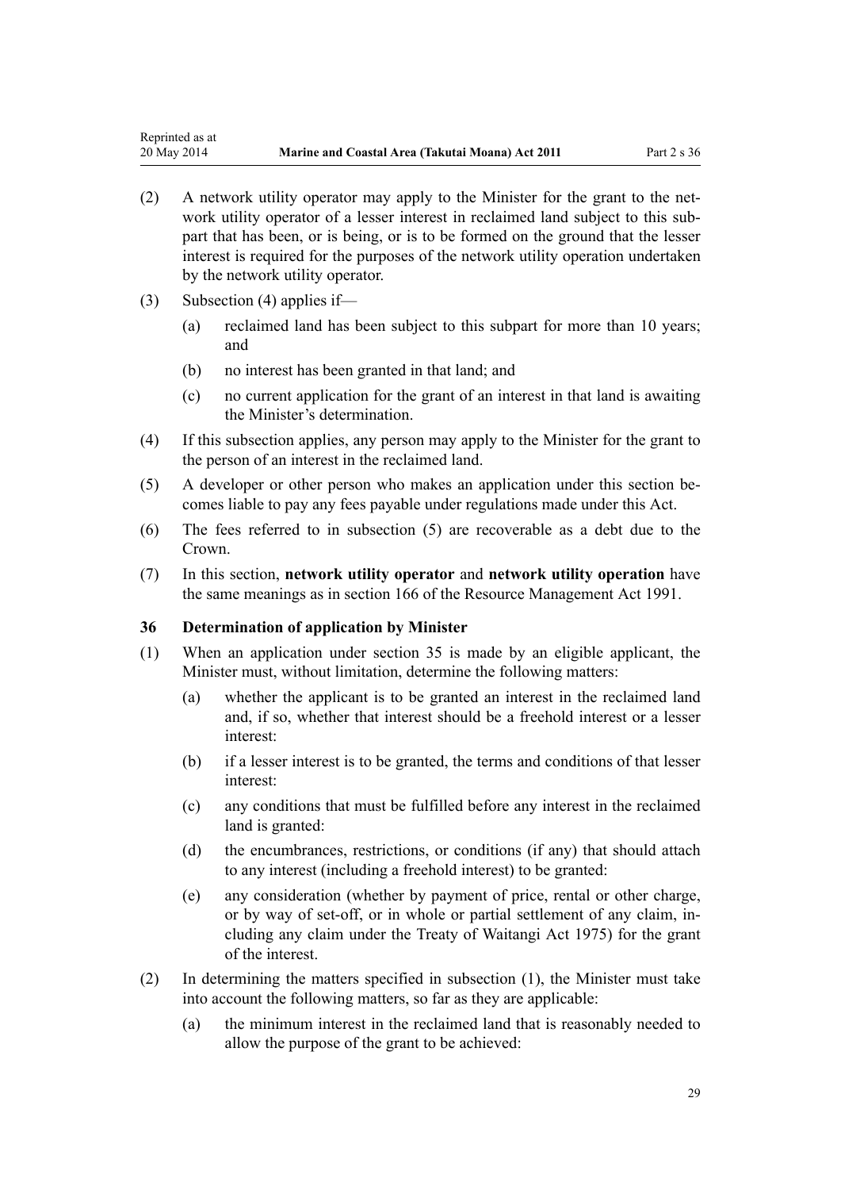(2) A network utility operator may apply to the Minister for the grant to the network utility operator of a lesser interest in reclaimed land subject to this subpart that has been, or is being, or is to be formed on the ground that the lesser interest is required for the purposes of the network utility operation undertaken by the network utility operator.

(3) Subsection (4) applies if—

(a) reclaimed land has been subject to this subpart for more than 10 years; and

(b) no interest has been granted in that land; and

(c) no current application for the grant of an interest in that land is awaiting the Minister's determination.

(4) If this subsection applies, any person may apply to the Minister for the grant to the person of an interest in the reclaimed land.

(5) A developer or other person who makes an application under this section becomes liable to pay any fees payable under regulations made under this Act.

(6) The fees referred to in subsection (5) are recoverable as a debt due to the Crown.

(7) In this section, **network utility operator** and **network utility operation** have the same meanings as in section 166 of the Resource Management Act 1991.

### 36 Determination of application by Minister

(1) When an application under section 35 is made by an eligible applicant, the Minister must, without limitation, determine the following matters:

(a) whether the applicant is to be granted an interest in the reclaimed land and, if so, whether that interest should be a freehold interest or a lesser interest:

(b) if a lesser interest is to be granted, the terms and conditions of that lesser interest:

(c) any conditions that must be fulfilled before any interest in the reclaimed land is granted:

(d) the encumbrances, restrictions, or conditions (if any) that should attach to any interest (including a freehold interest) to be granted:

(e) any consideration (whether by payment of price, rental or other charge, or by way of set-off, or in whole or partial settlement of any claim, including any claim under the Treaty of Waitangi Act 1975) for the grant of the interest.

(2) In determining the matters specified in subsection (1), the Minister must take into account the following matters, so far as they are applicable:

(a) the minimum interest in the reclaimed land that is reasonably needed to allow the purpose of the grant to be achieved: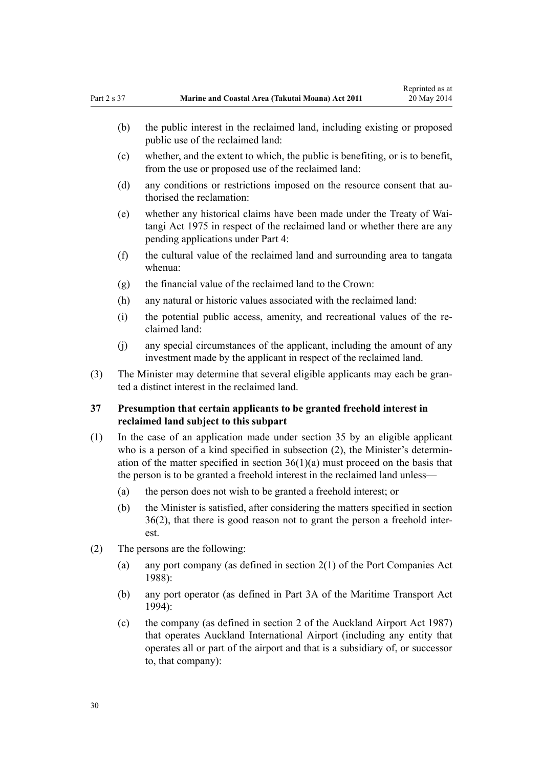(b) the public interest in the reclaimed land, including existing or proposed public use of the reclaimed land:

(c) whether, and the extent to which, the public is benefiting, or is to benefit, from the use or proposed use of the reclaimed land:

(d) any conditions or restrictions imposed on the resource consent that authorised the reclamation:

(e) whether any historical claims have been made under the Treaty of Waitangi Act 1975 in respect of the reclaimed land or whether there are any pending applications under Part 4:

(f) the cultural value of the reclaimed land and surrounding area to tangata whenua:

(g) the financial value of the reclaimed land to the Crown:

(h) any natural or historic values associated with the reclaimed land:

(i) the potential public access, amenity, and recreational values of the reclaimed land:

(j) any special circumstances of the applicant, including the amount of any investment made by the applicant in respect of the reclaimed land.

(3) The Minister may determine that several eligible applicants may each be granted a distinct interest in the reclaimed land.

### 37 Presumption that certain applicants to be granted freehold interest in reclaimed land subject to this subpart

(1) In the case of an application made under section 35 by an eligible applicant who is a person of a kind specified in subsection (2), the Minister's determination of the matter specified in section 36(1)(a) must proceed on the basis that the person is to be granted a freehold interest in the reclaimed land unless—

(a) the person does not wish to be granted a freehold interest; or

(b) the Minister is satisfied, after considering the matters specified in section 36(2), that there is good reason not to grant the person a freehold interest.

(2) The persons are the following:

(a) any port company (as defined in section 2(1) of the Port Companies Act 1988):

(b) any port operator (as defined in Part 3A of the Maritime Transport Act 1994):

(c) the company (as defined in section 2 of the Auckland Airport Act 1987) that operates Auckland International Airport (including any entity that operates all or part of the airport and that is a subsidiary of, or successor to, that company):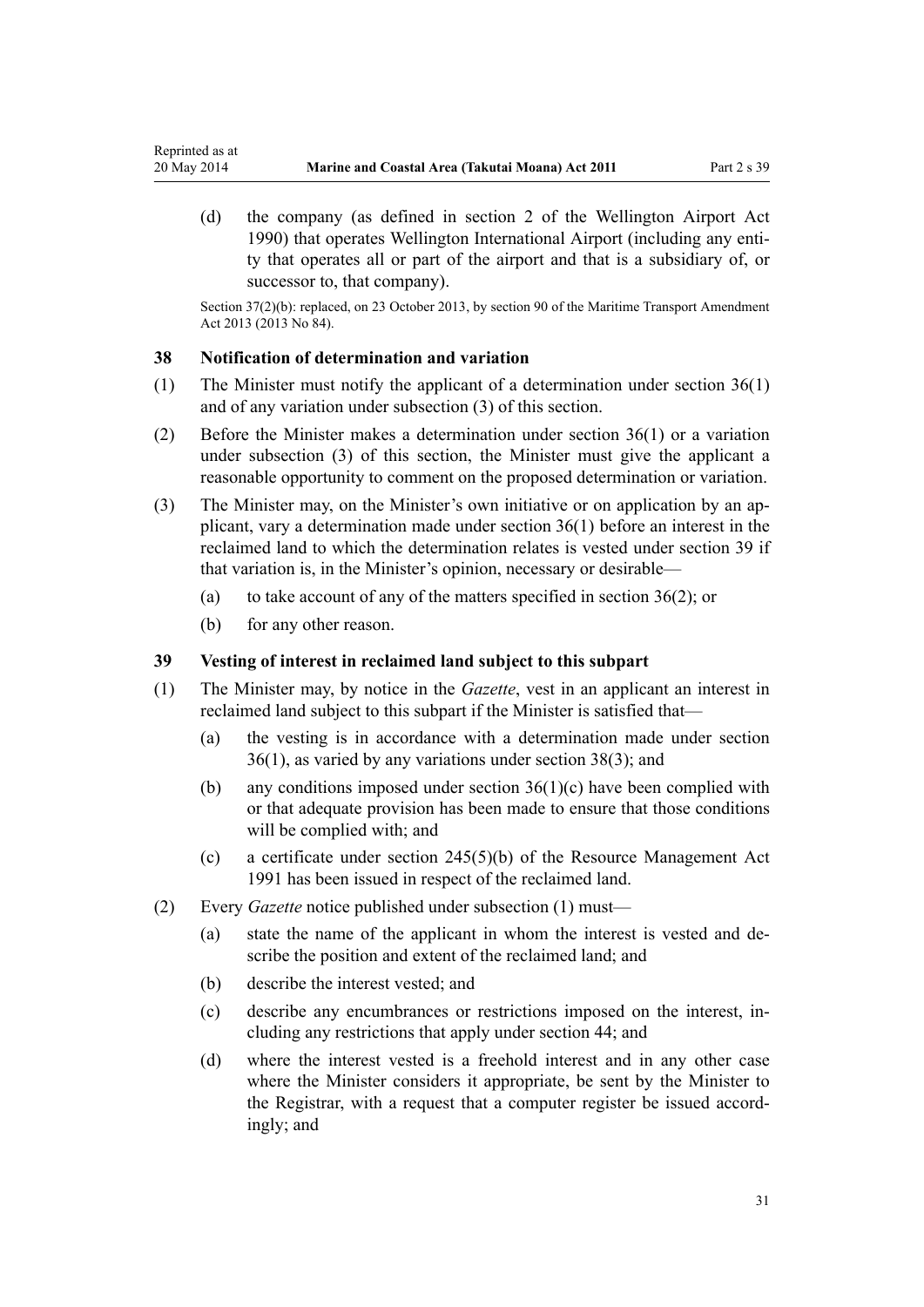(d) the company (as defined in section 2 of the Wellington Airport Act 1990) that operates Wellington International Airport (including any entity that operates all or part of the airport and that is a subsidiary of, or successor to, that company).

Section 37(2)(b): replaced, on 23 October 2013, by section 90 of the Maritime Transport Amendment Act 2013 (2013 No 84).

### 38 Notification of determination and variation

(1) The Minister must notify the applicant of a determination under section 36(1) and of any variation under subsection (3) of this section.

(2) Before the Minister makes a determination under section 36(1) or a variation under subsection (3) of this section, the Minister must give the applicant a reasonable opportunity to comment on the proposed determination or variation.

(3) The Minister may, on the Minister's own initiative or on application by an applicant, vary a determination made under section 36(1) before an interest in the reclaimed land to which the determination relates is vested under section 39 if that variation is, in the Minister's opinion, necessary or desirable—

(a) to take account of any of the matters specified in section 36(2); or

(b) for any other reason.

### 39 Vesting of interest in reclaimed land subject to this subpart

(1) The Minister may, by notice in the *Gazette*, vest in an applicant an interest in reclaimed land subject to this subpart if the Minister is satisfied that—

(a) the vesting is in accordance with a determination made under section 36(1), as varied by any variations under section 38(3); and

(b) any conditions imposed under section 36(1)(c) have been complied with or that adequate provision has been made to ensure that those conditions will be complied with; and

(c) a certificate under section 245(5)(b) of the Resource Management Act 1991 has been issued in respect of the reclaimed land.

(2) Every *Gazette* notice published under subsection (1) must—

(a) state the name of the applicant in whom the interest is vested and describe the position and extent of the reclaimed land; and

(b) describe the interest vested; and

(c) describe any encumbrances or restrictions imposed on the interest, including any restrictions that apply under section 44; and

(d) where the interest vested is a freehold interest and in any other case where the Minister considers it appropriate, be sent by the Minister to the Registrar, with a request that a computer register be issued accordingly; and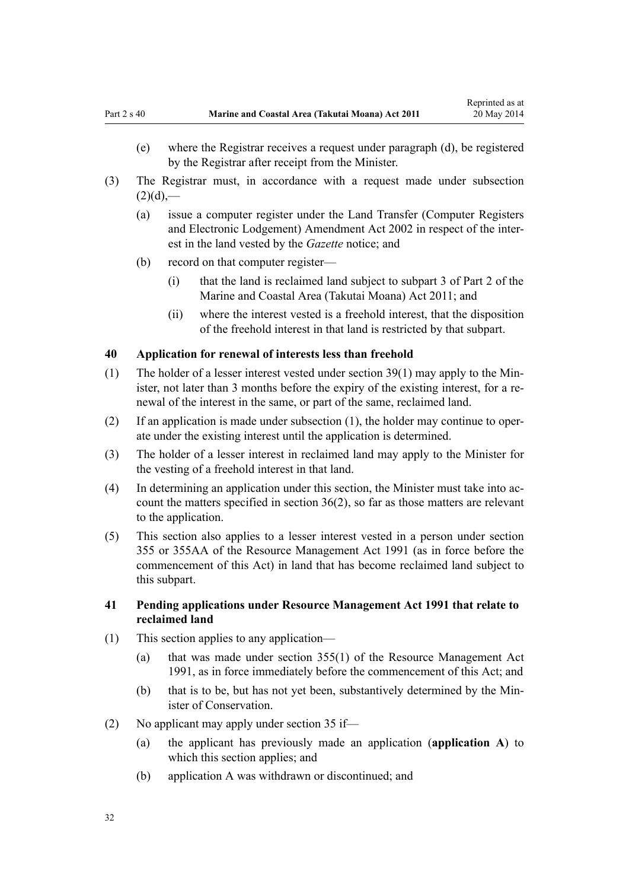(e) where the Registrar receives a request under paragraph (d), be registered by the Registrar after receipt from the Minister.

(3) The Registrar must, in accordance with a request made under subsection (2)(d),—

(a) issue a computer register under the Land Transfer (Computer Registers and Electronic Lodgement) Amendment Act 2002 in respect of the interest in the land vested by the *Gazette* notice; and

(b) record on that computer register—

(i) that the land is reclaimed land subject to subpart 3 of Part 2 of the Marine and Coastal Area (Takutai Moana) Act 2011; and

(ii) where the interest vested is a freehold interest, that the disposition of the freehold interest in that land is restricted by that subpart.

### 40 Application for renewal of interests less than freehold

(1) The holder of a lesser interest vested under section 39(1) may apply to the Minister, not later than 3 months before the expiry of the existing interest, for a renewal of the interest in the same, or part of the same, reclaimed land.

(2) If an application is made under subsection (1), the holder may continue to operate under the existing interest until the application is determined.

(3) The holder of a lesser interest in reclaimed land may apply to the Minister for the vesting of a freehold interest in that land.

(4) In determining an application under this section, the Minister must take into account the matters specified in section 36(2), so far as those matters are relevant to the application.

(5) This section also applies to a lesser interest vested in a person under section 355 or 355AA of the Resource Management Act 1991 (as in force before the commencement of this Act) in land that has become reclaimed land subject to this subpart.

### 41 Pending applications under Resource Management Act 1991 that relate to reclaimed land

(1) This section applies to any application—

(a) that was made under section 355(1) of the Resource Management Act 1991, as in force immediately before the commencement of this Act; and

(b) that is to be, but has not yet been, substantively determined by the Minister of Conservation.

(2) No applicant may apply under section 35 if—

(a) the applicant has previously made an application (**application A**) to which this section applies; and

(b) application A was withdrawn or discontinued; and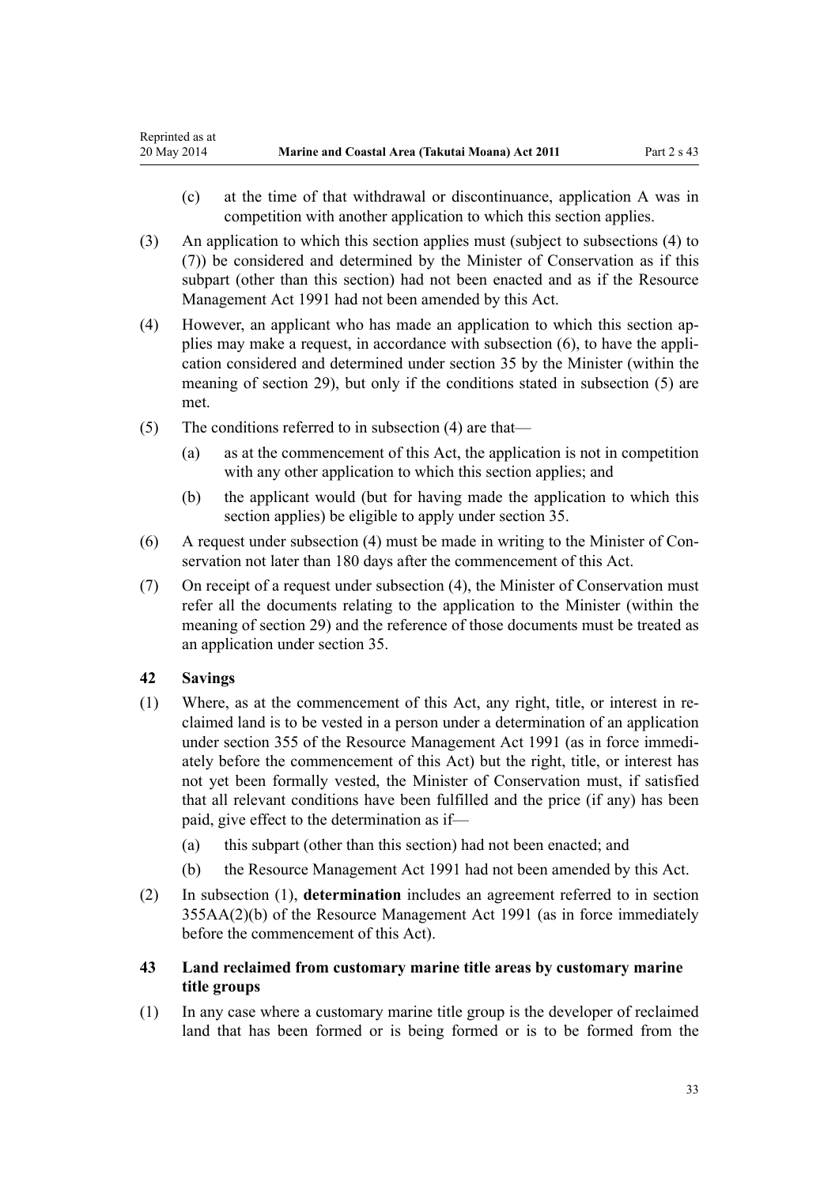(c) at the time of that withdrawal or discontinuance, application A was in competition with another application to which this section applies.

(3) An application to which this section applies must (subject to subsections (4) to (7)) be considered and determined by the Minister of Conservation as if this subpart (other than this section) had not been enacted and as if the Resource Management Act 1991 had not been amended by this Act.

(4) However, an applicant who has made an application to which this section applies may make a request, in accordance with subsection (6), to have the application considered and determined under section 35 by the Minister (within the meaning of section 29), but only if the conditions stated in subsection (5) are met.

(5) The conditions referred to in subsection (4) are that—

(a) as at the commencement of this Act, the application is not in competition with any other application to which this section applies; and

(b) the applicant would (but for having made the application to which this section applies) be eligible to apply under section 35.

(6) A request under subsection (4) must be made in writing to the Minister of Conservation not later than 180 days after the commencement of this Act.

(7) On receipt of a request under subsection (4), the Minister of Conservation must refer all the documents relating to the application to the Minister (within the meaning of section 29) and the reference of those documents must be treated as an application under section 35.

### 42 Savings

(1) Where, as at the commencement of this Act, any right, title, or interest in reclaimed land is to be vested in a person under a determination of an application under section 355 of the Resource Management Act 1991 (as in force immediately before the commencement of this Act) but the right, title, or interest has not yet been formally vested, the Minister of Conservation must, if satisfied that all relevant conditions have been fulfilled and the price (if any) has been paid, give effect to the determination as if—

(a) this subpart (other than this section) had not been enacted; and

(b) the Resource Management Act 1991 had not been amended by this Act.

(2) In subsection (1), **determination** includes an agreement referred to in section 355AA(2)(b) of the Resource Management Act 1991 (as in force immediately before the commencement of this Act).

### 43 Land reclaimed from customary marine title areas by customary marine title groups

(1) In any case where a customary marine title group is the developer of reclaimed land that has been formed or is being formed or is to be formed from the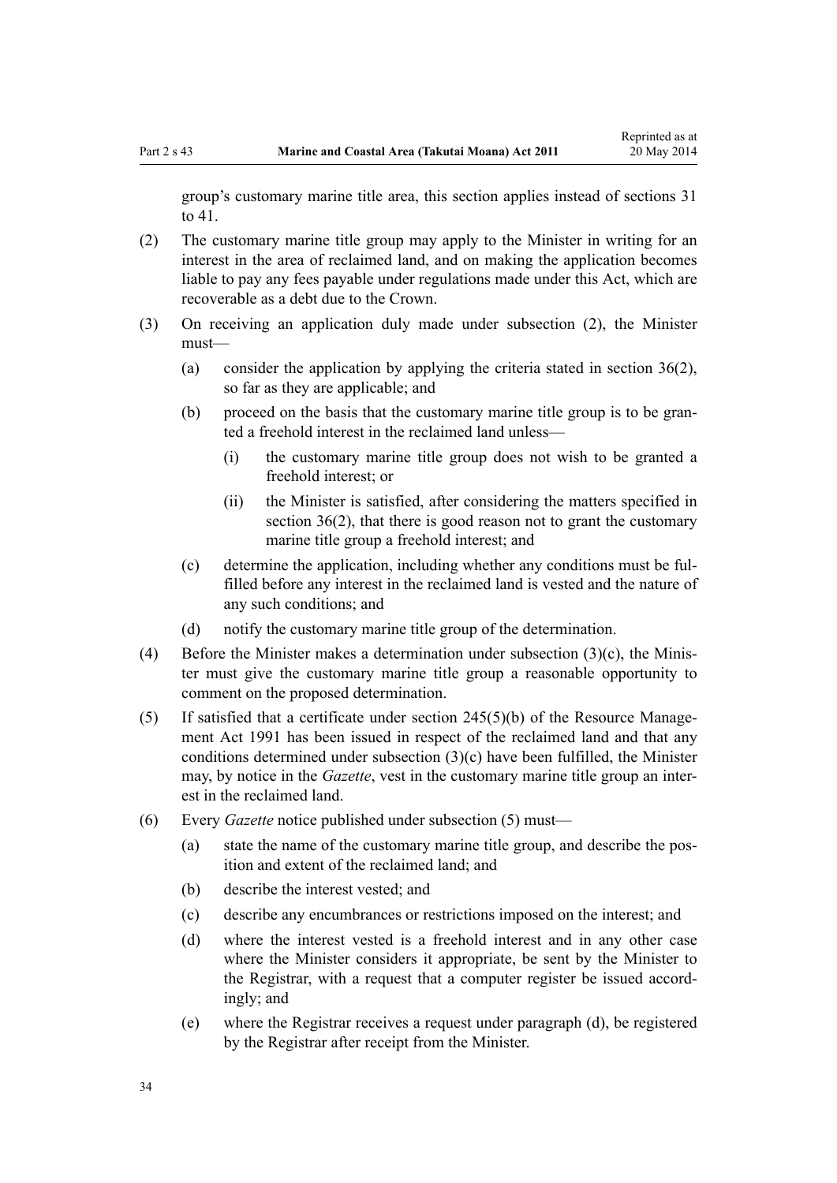group's customary marine title area, this section applies instead of sections 31 to 41.

(2) The customary marine title group may apply to the Minister in writing for an interest in the area of reclaimed land, and on making the application becomes liable to pay any fees payable under regulations made under this Act, which are recoverable as a debt due to the Crown.

(3) On receiving an application duly made under subsection (2), the Minister must—

   (a) consider the application by applying the criteria stated in section 36(2), so far as they are applicable; and

   (b) proceed on the basis that the customary marine title group is to be granted a freehold interest in the reclaimed land unless—

      (i) the customary marine title group does not wish to be granted a freehold interest; or

      (ii) the Minister is satisfied, after considering the matters specified in section 36(2), that there is good reason not to grant the customary marine title group a freehold interest; and

   (c) determine the application, including whether any conditions must be fulfilled before any interest in the reclaimed land is vested and the nature of any such conditions; and

   (d) notify the customary marine title group of the determination.

(4) Before the Minister makes a determination under subsection (3)(c), the Minister must give the customary marine title group a reasonable opportunity to comment on the proposed determination.

(5) If satisfied that a certificate under section 245(5)(b) of the Resource Management Act 1991 has been issued in respect of the reclaimed land and that any conditions determined under subsection (3)(c) have been fulfilled, the Minister may, by notice in the *Gazette*, vest in the customary marine title group an interest in the reclaimed land.

(6) Every *Gazette* notice published under subsection (5) must—

   (a) state the name of the customary marine title group, and describe the position and extent of the reclaimed land; and

   (b) describe the interest vested; and

   (c) describe any encumbrances or restrictions imposed on the interest; and

   (d) where the interest vested is a freehold interest and in any other case where the Minister considers it appropriate, be sent by the Minister to the Registrar, with a request that a computer register be issued accordingly; and

   (e) where the Registrar receives a request under paragraph (d), be registered by the Registrar after receipt from the Minister.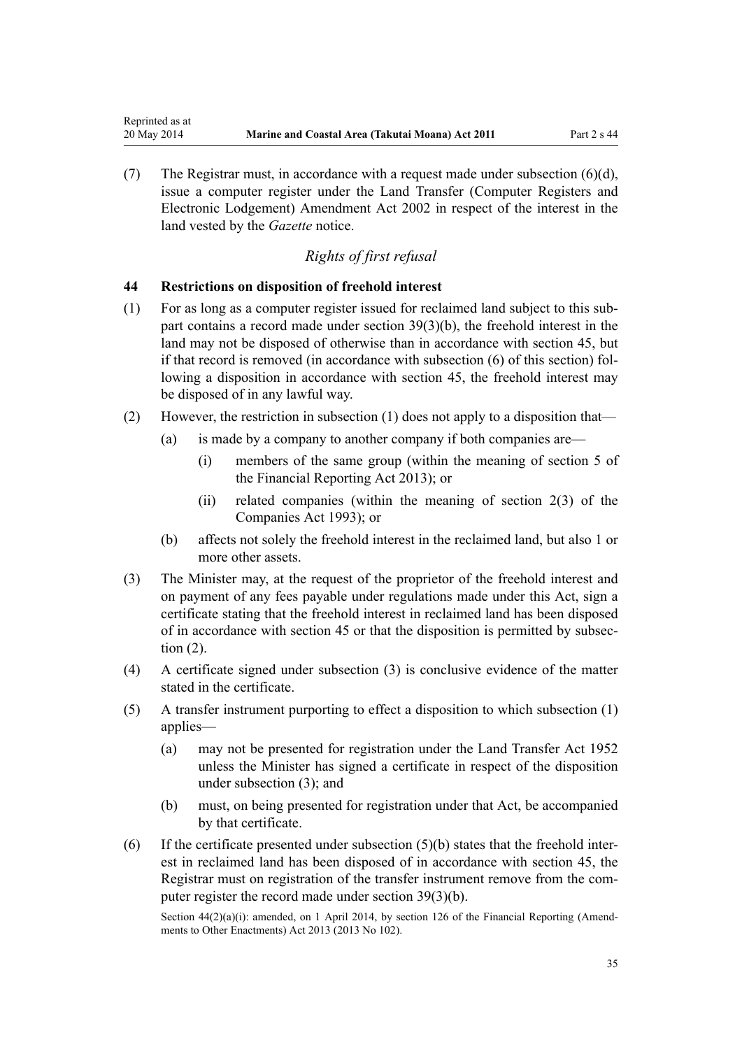(7) The Registrar must, in accordance with a request made under subsection (6)(d), issue a computer register under the Land Transfer (Computer Registers and Electronic Lodgement) Amendment Act 2002 in respect of the interest in the land vested by the *Gazette* notice.

### *Rights of first refusal*

### 44 Restrictions on disposition of freehold interest

(1) For as long as a computer register issued for reclaimed land subject to this subpart contains a record made under section 39(3)(b), the freehold interest in the land may not be disposed of otherwise than in accordance with section 45, but if that record is removed (in accordance with subsection (6) of this section) following a disposition in accordance with section 45, the freehold interest may be disposed of in any lawful way.

(2) However, the restriction in subsection (1) does not apply to a disposition that—

- (a) is made by a company to another company if both companies are—
  - (i) members of the same group (within the meaning of section 5 of the Financial Reporting Act 2013); or
  - (ii) related companies (within the meaning of section 2(3) of the Companies Act 1993); or
- (b) affects not solely the freehold interest in the reclaimed land, but also 1 or more other assets.

(3) The Minister may, at the request of the proprietor of the freehold interest and on payment of any fees payable under regulations made under this Act, sign a certificate stating that the freehold interest in reclaimed land has been disposed of in accordance with section 45 or that the disposition is permitted by subsection (2).

(4) A certificate signed under subsection (3) is conclusive evidence of the matter stated in the certificate.

(5) A transfer instrument purporting to effect a disposition to which subsection (1) applies—

- (a) may not be presented for registration under the Land Transfer Act 1952 unless the Minister has signed a certificate in respect of the disposition under subsection (3); and
- (b) must, on being presented for registration under that Act, be accompanied by that certificate.

(6) If the certificate presented under subsection (5)(b) states that the freehold interest in reclaimed land has been disposed of in accordance with section 45, the Registrar must on registration of the transfer instrument remove from the computer register the record made under section 39(3)(b).

Section 44(2)(a)(i): amended, on 1 April 2014, by section 126 of the Financial Reporting (Amendments to Other Enactments) Act 2013 (2013 No 102).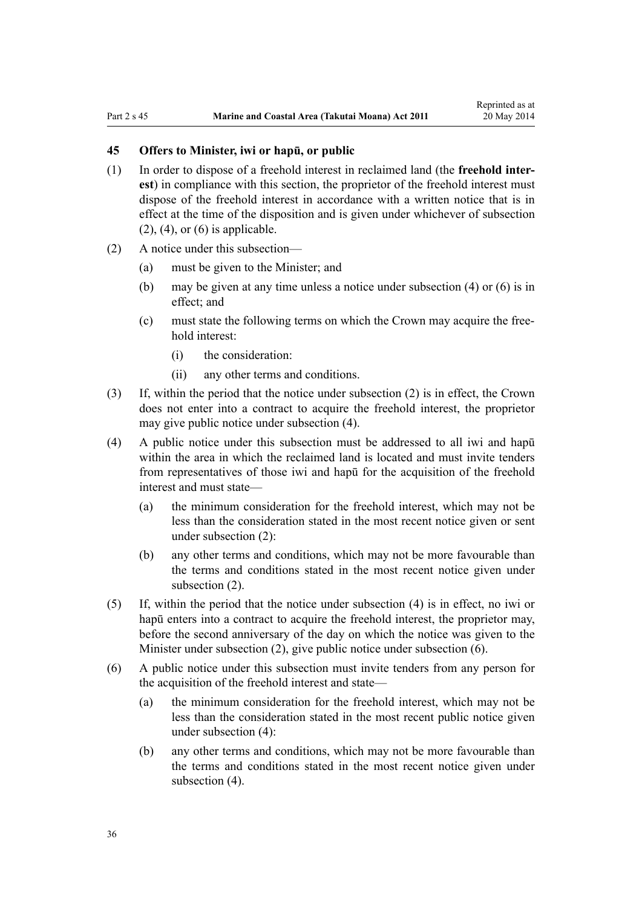### 45 Offers to Minister, iwi or hapū, or public

(1) In order to dispose of a freehold interest in reclaimed land (the **freehold interest**) in compliance with this section, the proprietor of the freehold interest must dispose of the freehold interest in accordance with a written notice that is in effect at the time of the disposition and is given under whichever of subsection (2), (4), or (6) is applicable.

(2) A notice under this subsection—

- (a) must be given to the Minister; and
- (b) may be given at any time unless a notice under subsection (4) or (6) is in effect; and
- (c) must state the following terms on which the Crown may acquire the freehold interest:
  - (i) the consideration:
  - (ii) any other terms and conditions.

(3) If, within the period that the notice under subsection (2) is in effect, the Crown does not enter into a contract to acquire the freehold interest, the proprietor may give public notice under subsection (4).

(4) A public notice under this subsection must be addressed to all iwi and hapū within the area in which the reclaimed land is located and must invite tenders from representatives of those iwi and hapū for the acquisition of the freehold interest and must state—

- (a) the minimum consideration for the freehold interest, which may not be less than the consideration stated in the most recent notice given or sent under subsection (2):
- (b) any other terms and conditions, which may not be more favourable than the terms and conditions stated in the most recent notice given under subsection (2).

(5) If, within the period that the notice under subsection (4) is in effect, no iwi or hapū enters into a contract to acquire the freehold interest, the proprietor may, before the second anniversary of the day on which the notice was given to the Minister under subsection (2), give public notice under subsection (6).

(6) A public notice under this subsection must invite tenders from any person for the acquisition of the freehold interest and state—

- (a) the minimum consideration for the freehold interest, which may not be less than the consideration stated in the most recent public notice given under subsection (4):
- (b) any other terms and conditions, which may not be more favourable than the terms and conditions stated in the most recent notice given under subsection (4).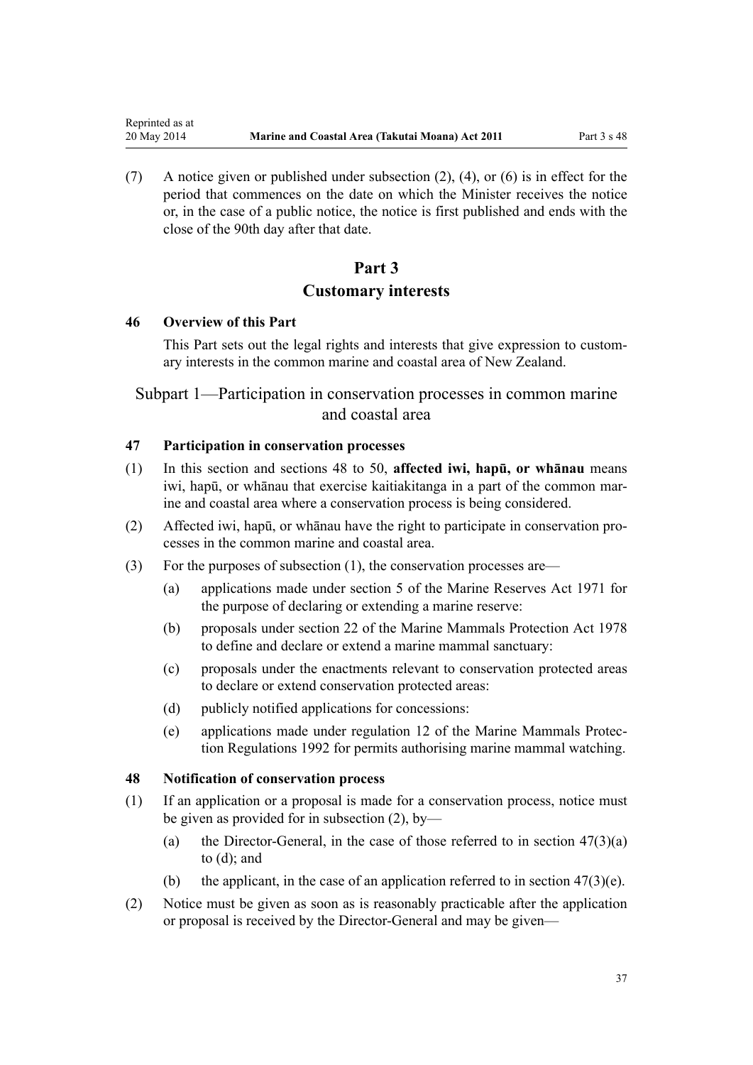(7) A notice given or published under subsection (2), (4), or (6) is in effect for the period that commences on the date on which the Minister receives the notice or, in the case of a public notice, the notice is first published and ends with the close of the 90th day after that date.

# Part 3
# Customary interests

### 46 Overview of this Part

This Part sets out the legal rights and interests that give expression to customary interests in the common marine and coastal area of New Zealand.

## Subpart 1—Participation in conservation processes in common marine and coastal area

### 47 Participation in conservation processes

(1) In this section and sections 48 to 50, **affected iwi, hapū, or whānau** means iwi, hapū, or whānau that exercise kaitiakitanga in a part of the common marine and coastal area where a conservation process is being considered.

(2) Affected iwi, hapū, or whānau have the right to participate in conservation processes in the common marine and coastal area.

(3) For the purposes of subsection (1), the conservation processes are—

- (a) applications made under section 5 of the Marine Reserves Act 1971 for the purpose of declaring or extending a marine reserve:
- (b) proposals under section 22 of the Marine Mammals Protection Act 1978 to define and declare or extend a marine mammal sanctuary:
- (c) proposals under the enactments relevant to conservation protected areas to declare or extend conservation protected areas:
- (d) publicly notified applications for concessions:
- (e) applications made under regulation 12 of the Marine Mammals Protection Regulations 1992 for permits authorising marine mammal watching.

### 48 Notification of conservation process

(1) If an application or a proposal is made for a conservation process, notice must be given as provided for in subsection (2), by—

- (a) the Director-General, in the case of those referred to in section 47(3)(a) to (d); and
- (b) the applicant, in the case of an application referred to in section 47(3)(e).

(2) Notice must be given as soon as is reasonably practicable after the application or proposal is received by the Director-General and may be given—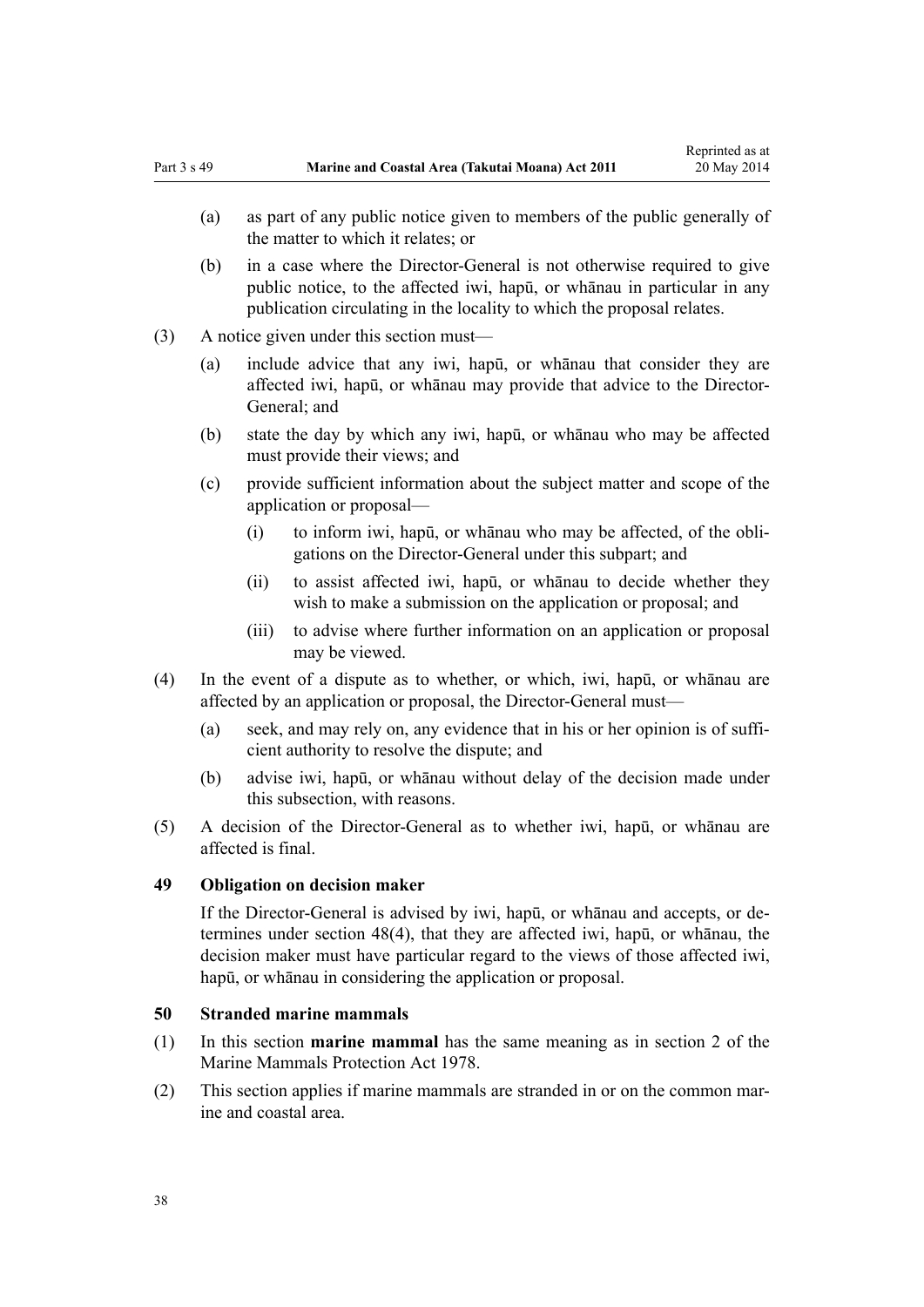- (a) as part of any public notice given to members of the public generally of the matter to which it relates; or
- (b) in a case where the Director-General is not otherwise required to give public notice, to the affected iwi, hapū, or whānau in particular in any publication circulating in the locality to which the proposal relates.

(3) A notice given under this section must—

- (a) include advice that any iwi, hapū, or whānau that consider they are affected iwi, hapū, or whānau may provide that advice to the Director-General; and
- (b) state the day by which any iwi, hapū, or whānau who may be affected must provide their views; and
- (c) provide sufficient information about the subject matter and scope of the application or proposal—
  - (i) to inform iwi, hapū, or whānau who may be affected, of the obligations on the Director-General under this subpart; and
  - (ii) to assist affected iwi, hapū, or whānau to decide whether they wish to make a submission on the application or proposal; and
  - (iii) to advise where further information on an application or proposal may be viewed.

(4) In the event of a dispute as to whether, or which, iwi, hapū, or whānau are affected by an application or proposal, the Director-General must—

- (a) seek, and may rely on, any evidence that in his or her opinion is of sufficient authority to resolve the dispute; and
- (b) advise iwi, hapū, or whānau without delay of the decision made under this subsection, with reasons.

(5) A decision of the Director-General as to whether iwi, hapū, or whānau are affected is final.

### 49 Obligation on decision maker

If the Director-General is advised by iwi, hapū, or whānau and accepts, or determines under section 48(4), that they are affected iwi, hapū, or whānau, the decision maker must have particular regard to the views of those affected iwi, hapū, or whānau in considering the application or proposal.

### 50 Stranded marine mammals

(1) In this section **marine mammal** has the same meaning as in section 2 of the Marine Mammals Protection Act 1978.

(2) This section applies if marine mammals are stranded in or on the common marine and coastal area.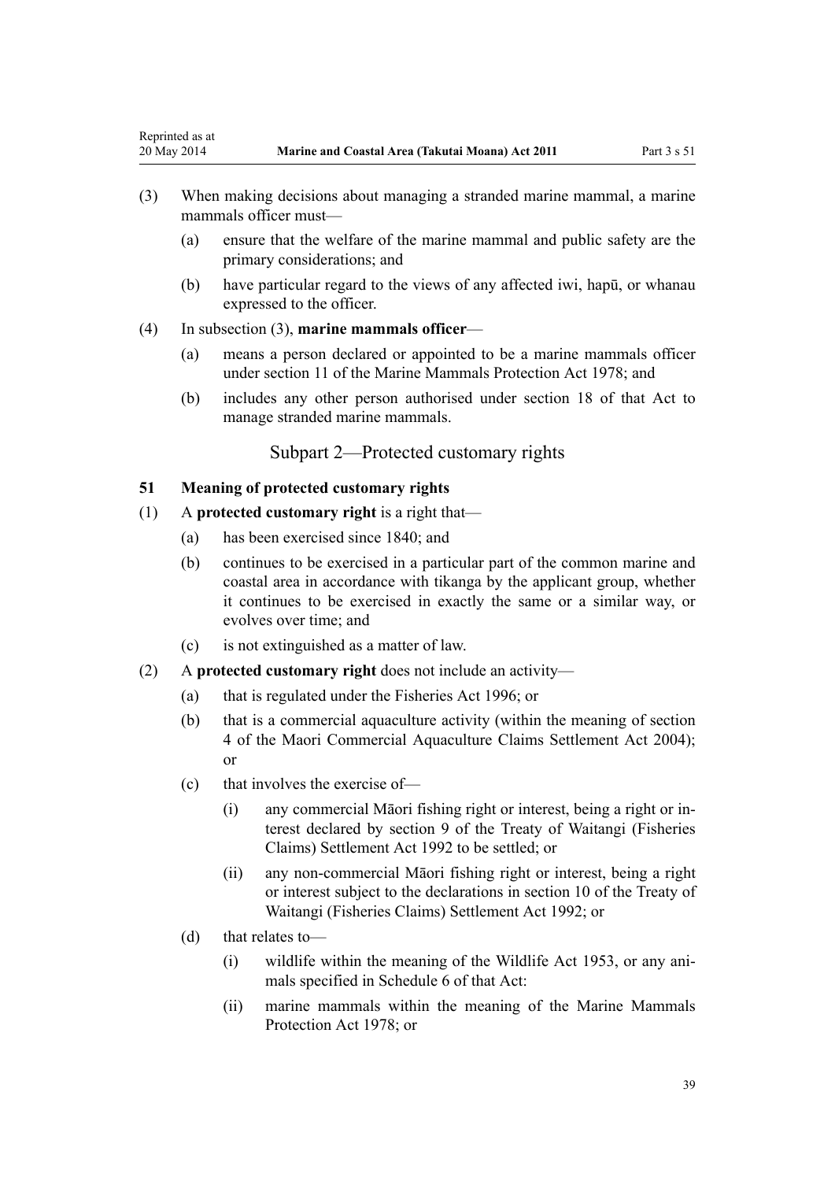(3) When making decisions about managing a stranded marine mammal, a marine mammals officer must—

(a) ensure that the welfare of the marine mammal and public safety are the primary considerations; and

(b) have particular regard to the views of any affected iwi, hapū, or whanau expressed to the officer.

(4) In subsection (3), **marine mammals officer**—

(a) means a person declared or appointed to be a marine mammals officer under section 11 of the Marine Mammals Protection Act 1978; and

(b) includes any other person authorised under section 18 of that Act to manage stranded marine mammals.

## Subpart 2—Protected customary rights

### 51 Meaning of protected customary rights

(1) A **protected customary right** is a right that—

(a) has been exercised since 1840; and

(b) continues to be exercised in a particular part of the common marine and coastal area in accordance with tikanga by the applicant group, whether it continues to be exercised in exactly the same or a similar way, or evolves over time; and

(c) is not extinguished as a matter of law.

(2) A **protected customary right** does not include an activity—

(a) that is regulated under the Fisheries Act 1996; or

(b) that is a commercial aquaculture activity (within the meaning of section 4 of the Maori Commercial Aquaculture Claims Settlement Act 2004); or

(c) that involves the exercise of—

(i) any commercial Māori fishing right or interest, being a right or interest declared by section 9 of the Treaty of Waitangi (Fisheries Claims) Settlement Act 1992 to be settled; or

(ii) any non-commercial Māori fishing right or interest, being a right or interest subject to the declarations in section 10 of the Treaty of Waitangi (Fisheries Claims) Settlement Act 1992; or

(d) that relates to—

(i) wildlife within the meaning of the Wildlife Act 1953, or any animals specified in Schedule 6 of that Act:

(ii) marine mammals within the meaning of the Marine Mammals Protection Act 1978; or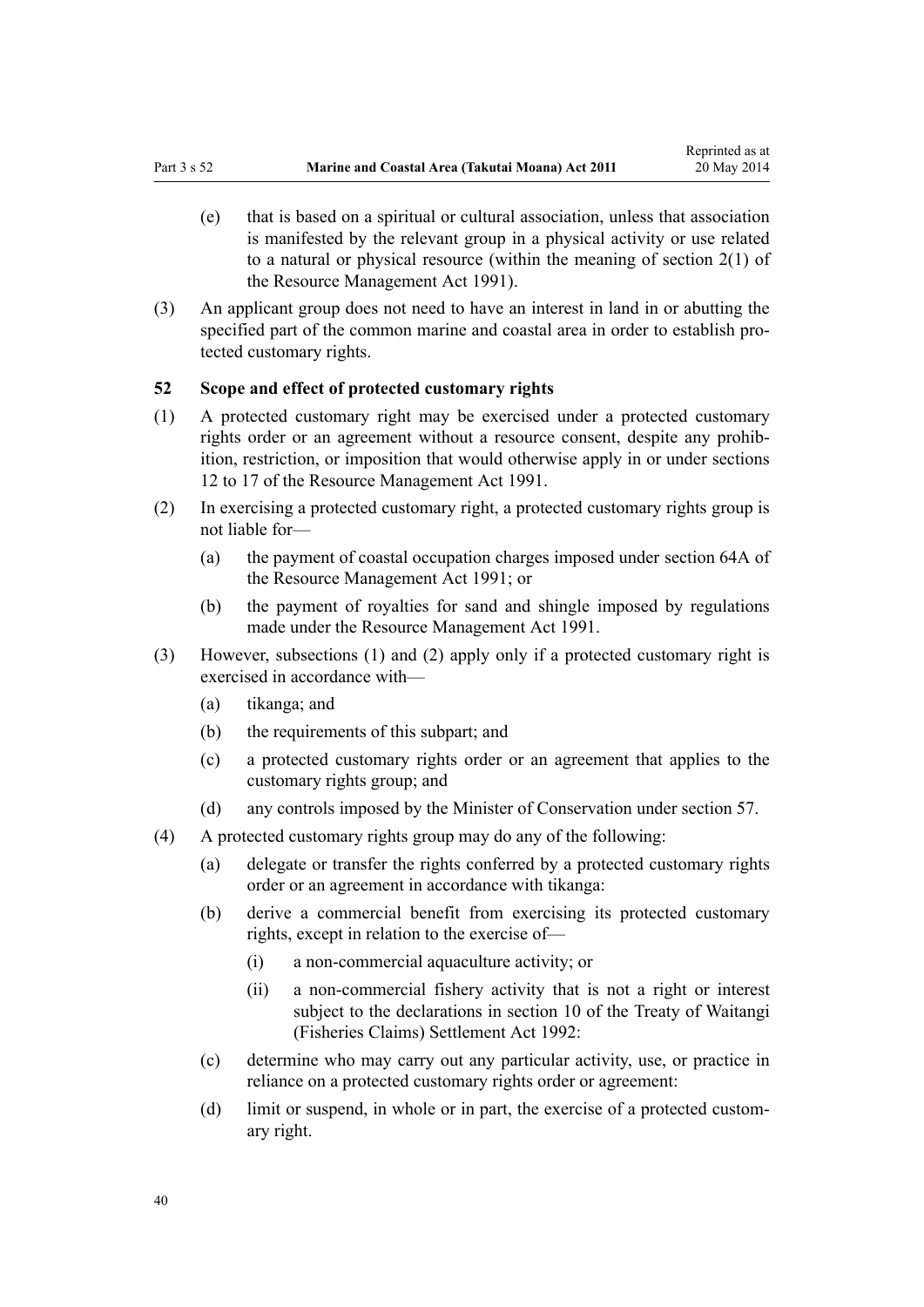(e) that is based on a spiritual or cultural association, unless that association is manifested by the relevant group in a physical activity or use related to a natural or physical resource (within the meaning of section 2(1) of the Resource Management Act 1991).

(3) An applicant group does not need to have an interest in land in or abutting the specified part of the common marine and coastal area in order to establish protected customary rights.

### 52 Scope and effect of protected customary rights

(1) A protected customary right may be exercised under a protected customary rights order or an agreement without a resource consent, despite any prohibition, restriction, or imposition that would otherwise apply in or under sections 12 to 17 of the Resource Management Act 1991.

(2) In exercising a protected customary right, a protected customary rights group is not liable for—

- (a) the payment of coastal occupation charges imposed under section 64A of the Resource Management Act 1991; or
- (b) the payment of royalties for sand and shingle imposed by regulations made under the Resource Management Act 1991.

(3) However, subsections (1) and (2) apply only if a protected customary right is exercised in accordance with—

- (a) tikanga; and
- (b) the requirements of this subpart; and
- (c) a protected customary rights order or an agreement that applies to the customary rights group; and
- (d) any controls imposed by the Minister of Conservation under section 57.

(4) A protected customary rights group may do any of the following:

- (a) delegate or transfer the rights conferred by a protected customary rights order or an agreement in accordance with tikanga:
- (b) derive a commercial benefit from exercising its protected customary rights, except in relation to the exercise of—
  - (i) a non-commercial aquaculture activity; or
  - (ii) a non-commercial fishery activity that is not a right or interest subject to the declarations in section 10 of the Treaty of Waitangi (Fisheries Claims) Settlement Act 1992:
- (c) determine who may carry out any particular activity, use, or practice in reliance on a protected customary rights order or agreement:
- (d) limit or suspend, in whole or in part, the exercise of a protected customary right.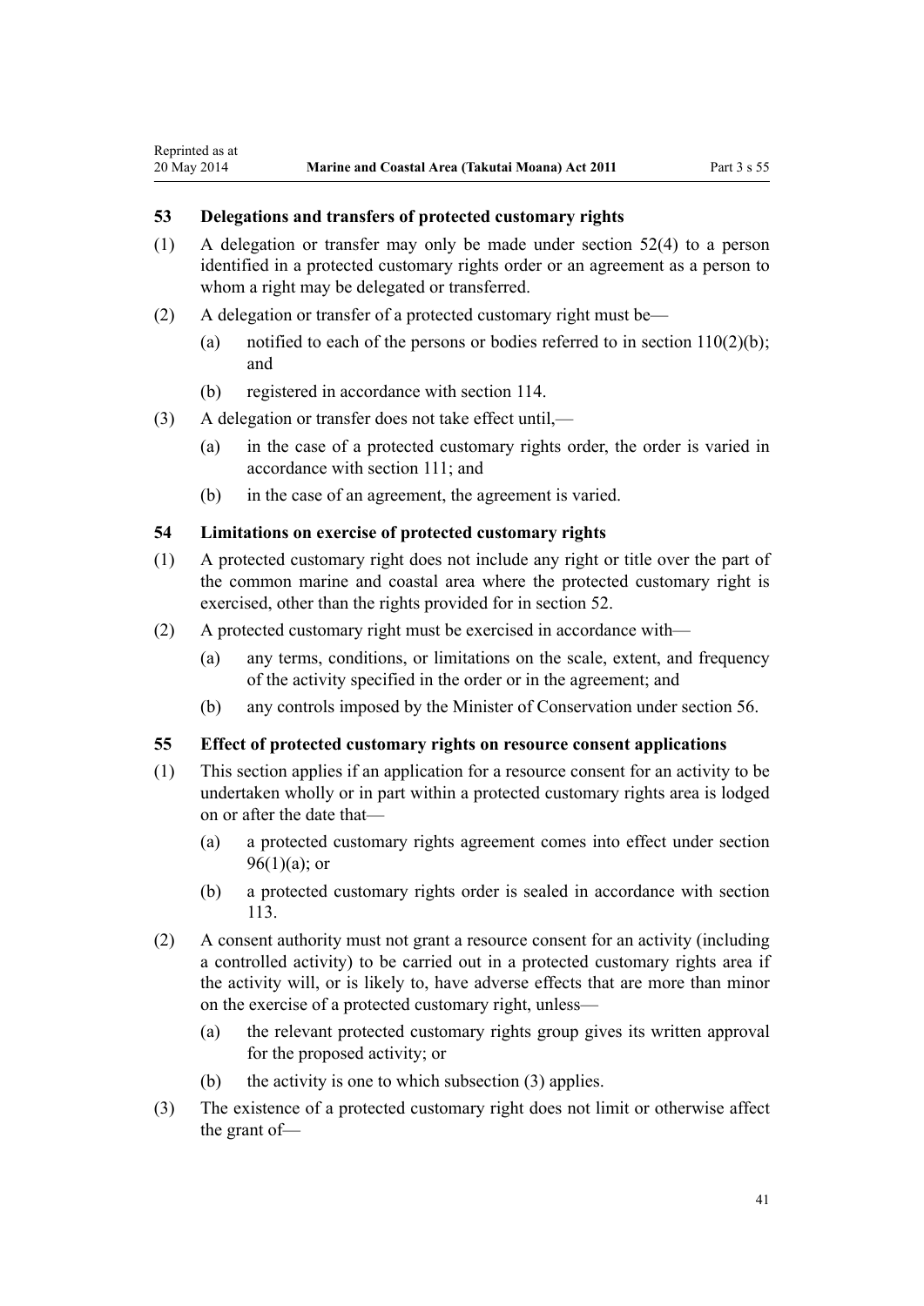## 53 Delegations and transfers of protected customary rights

(1) A delegation or transfer may only be made under section 52(4) to a person identified in a protected customary rights order or an agreement as a person to whom a right may be delegated or transferred.

(2) A delegation or transfer of a protected customary right must be—

- (a) notified to each of the persons or bodies referred to in section 110(2)(b); and
- (b) registered in accordance with section 114.

(3) A delegation or transfer does not take effect until,—

- (a) in the case of a protected customary rights order, the order is varied in accordance with section 111; and
- (b) in the case of an agreement, the agreement is varied.

## 54 Limitations on exercise of protected customary rights

(1) A protected customary right does not include any right or title over the part of the common marine and coastal area where the protected customary right is exercised, other than the rights provided for in section 52.

(2) A protected customary right must be exercised in accordance with—

- (a) any terms, conditions, or limitations on the scale, extent, and frequency of the activity specified in the order or in the agreement; and
- (b) any controls imposed by the Minister of Conservation under section 56.

## 55 Effect of protected customary rights on resource consent applications

(1) This section applies if an application for a resource consent for an activity to be undertaken wholly or in part within a protected customary rights area is lodged on or after the date that—

- (a) a protected customary rights agreement comes into effect under section 96(1)(a); or
- (b) a protected customary rights order is sealed in accordance with section 113.

(2) A consent authority must not grant a resource consent for an activity (including a controlled activity) to be carried out in a protected customary rights area if the activity will, or is likely to, have adverse effects that are more than minor on the exercise of a protected customary right, unless—

- (a) the relevant protected customary rights group gives its written approval for the proposed activity; or
- (b) the activity is one to which subsection (3) applies.

(3) The existence of a protected customary right does not limit or otherwise affect the grant of—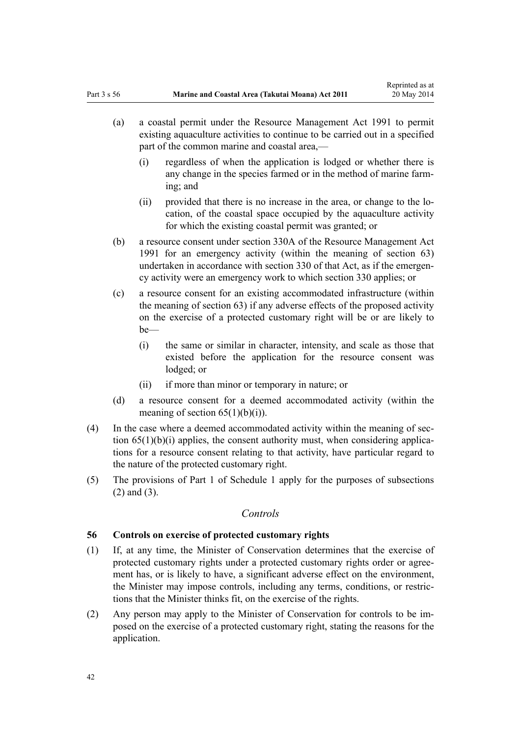(a) a coastal permit under the Resource Management Act 1991 to permit existing aquaculture activities to continue to be carried out in a specified part of the common marine and coastal area,—

(i) regardless of when the application is lodged or whether there is any change in the species farmed or in the method of marine farming; and

(ii) provided that there is no increase in the area, or change to the location, of the coastal space occupied by the aquaculture activity for which the existing coastal permit was granted; or

(b) a resource consent under section 330A of the Resource Management Act 1991 for an emergency activity (within the meaning of section 63) undertaken in accordance with section 330 of that Act, as if the emergency activity were an emergency work to which section 330 applies; or

(c) a resource consent for an existing accommodated infrastructure (within the meaning of section 63) if any adverse effects of the proposed activity on the exercise of a protected customary right will be or are likely to be—

(i) the same or similar in character, intensity, and scale as those that existed before the application for the resource consent was lodged; or

(ii) if more than minor or temporary in nature; or

(d) a resource consent for a deemed accommodated activity (within the meaning of section 65(1)(b)(i)).

(4) In the case where a deemed accommodated activity within the meaning of section 65(1)(b)(i) applies, the consent authority must, when considering applications for a resource consent relating to that activity, have particular regard to the nature of the protected customary right.

(5) The provisions of Part 1 of Schedule 1 apply for the purposes of subsections (2) and (3).

*Controls*

### 56 Controls on exercise of protected customary rights

(1) If, at any time, the Minister of Conservation determines that the exercise of protected customary rights under a protected customary rights order or agreement has, or is likely to have, a significant adverse effect on the environment, the Minister may impose controls, including any terms, conditions, or restrictions that the Minister thinks fit, on the exercise of the rights.

(2) Any person may apply to the Minister of Conservation for controls to be imposed on the exercise of a protected customary right, stating the reasons for the application.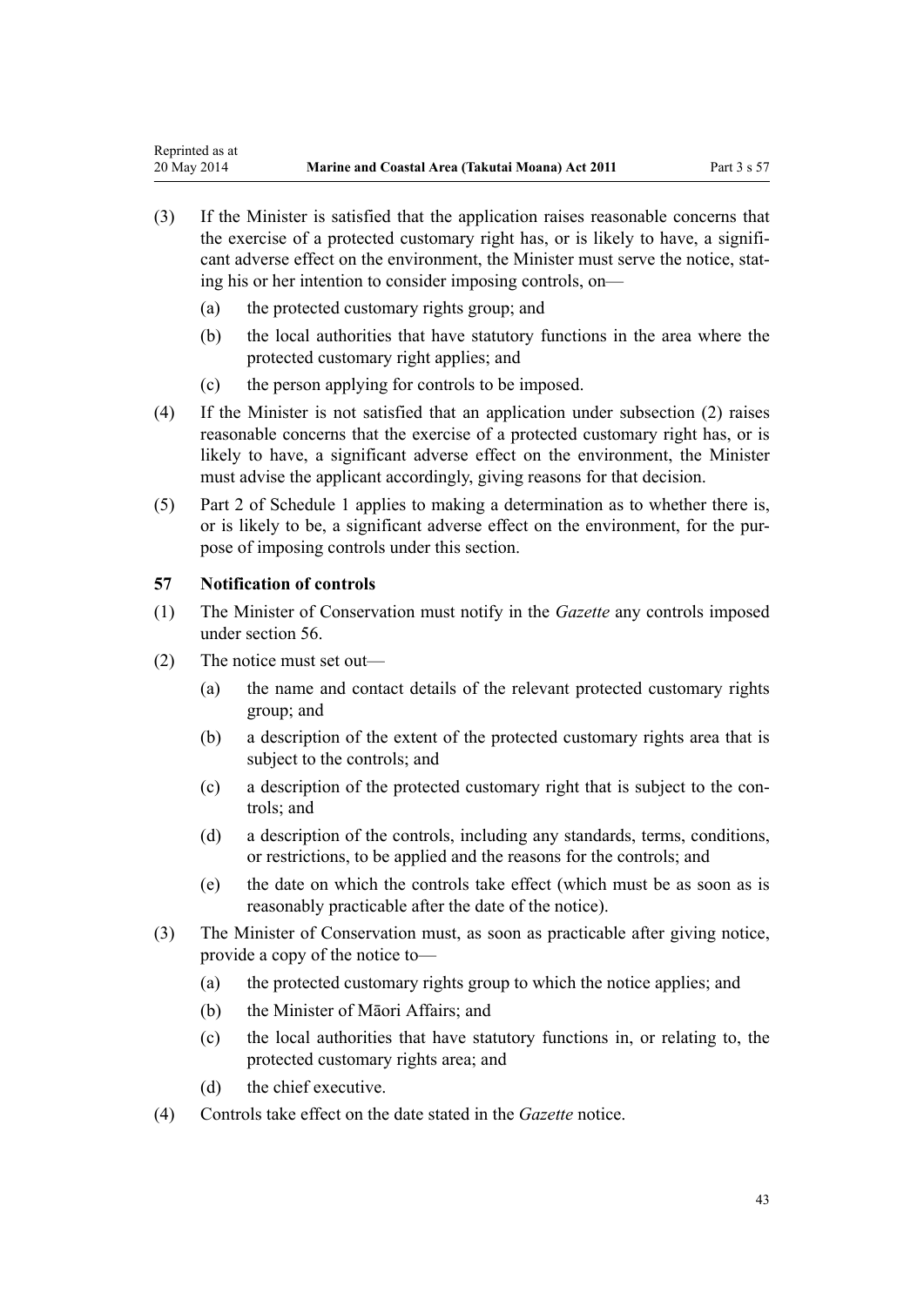(3) If the Minister is satisfied that the application raises reasonable concerns that the exercise of a protected customary right has, or is likely to have, a significant adverse effect on the environment, the Minister must serve the notice, stating his or her intention to consider imposing controls, on—

(a) the protected customary rights group; and

(b) the local authorities that have statutory functions in the area where the protected customary right applies; and

(c) the person applying for controls to be imposed.

(4) If the Minister is not satisfied that an application under subsection (2) raises reasonable concerns that the exercise of a protected customary right has, or is likely to have, a significant adverse effect on the environment, the Minister must advise the applicant accordingly, giving reasons for that decision.

(5) Part 2 of Schedule 1 applies to making a determination as to whether there is, or is likely to be, a significant adverse effect on the environment, for the purpose of imposing controls under this section.

### 57 Notification of controls

(1) The Minister of Conservation must notify in the *Gazette* any controls imposed under section 56.

(2) The notice must set out—

(a) the name and contact details of the relevant protected customary rights group; and

(b) a description of the extent of the protected customary rights area that is subject to the controls; and

(c) a description of the protected customary right that is subject to the controls; and

(d) a description of the controls, including any standards, terms, conditions, or restrictions, to be applied and the reasons for the controls; and

(e) the date on which the controls take effect (which must be as soon as is reasonably practicable after the date of the notice).

(3) The Minister of Conservation must, as soon as practicable after giving notice, provide a copy of the notice to—

(a) the protected customary rights group to which the notice applies; and

(b) the Minister of Māori Affairs; and

(c) the local authorities that have statutory functions in, or relating to, the protected customary rights area; and

(d) the chief executive.

(4) Controls take effect on the date stated in the *Gazette* notice.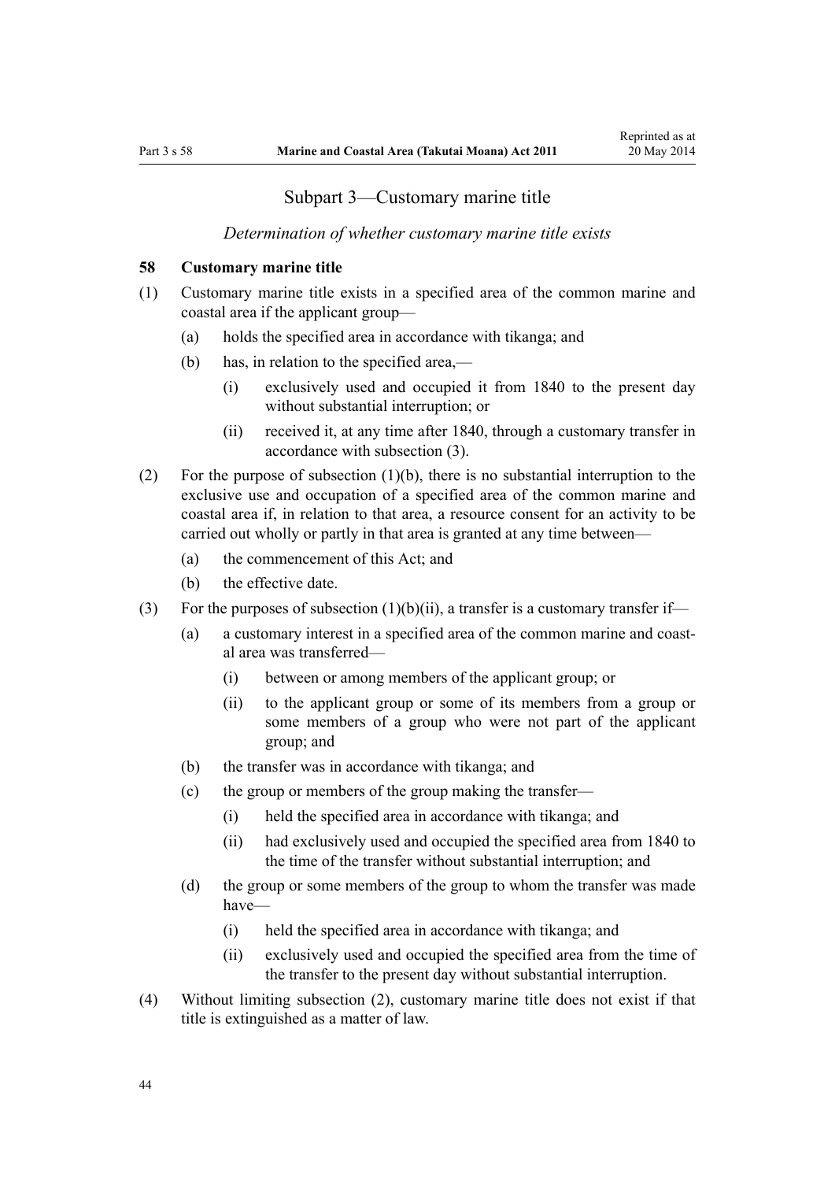## Subpart 3—Customary marine title

*Determination of whether customary marine title exists*

### 58 Customary marine title

(1) Customary marine title exists in a specified area of the common marine and coastal area if the applicant group—

(a) holds the specified area in accordance with tikanga; and

(b) has, in relation to the specified area,—

(i) exclusively used and occupied it from 1840 to the present day without substantial interruption; or

(ii) received it, at any time after 1840, through a customary transfer in accordance with subsection (3).

(2) For the purpose of subsection (1)(b), there is no substantial interruption to the exclusive use and occupation of a specified area of the common marine and coastal area if, in relation to that area, a resource consent for an activity to be carried out wholly or partly in that area is granted at any time between—

(a) the commencement of this Act; and

(b) the effective date.

(3) For the purposes of subsection (1)(b)(ii), a transfer is a customary transfer if—

(a) a customary interest in a specified area of the common marine and coastal area was transferred—

(i) between or among members of the applicant group; or

(ii) to the applicant group or some of its members from a group or some members of a group who were not part of the applicant group; and

(b) the transfer was in accordance with tikanga; and

(c) the group or members of the group making the transfer—

(i) held the specified area in accordance with tikanga; and

(ii) had exclusively used and occupied the specified area from 1840 to the time of the transfer without substantial interruption; and

(d) the group or some members of the group to whom the transfer was made have—

(i) held the specified area in accordance with tikanga; and

(ii) exclusively used and occupied the specified area from the time of the transfer to the present day without substantial interruption.

(4) Without limiting subsection (2), customary marine title does not exist if that title is extinguished as a matter of law.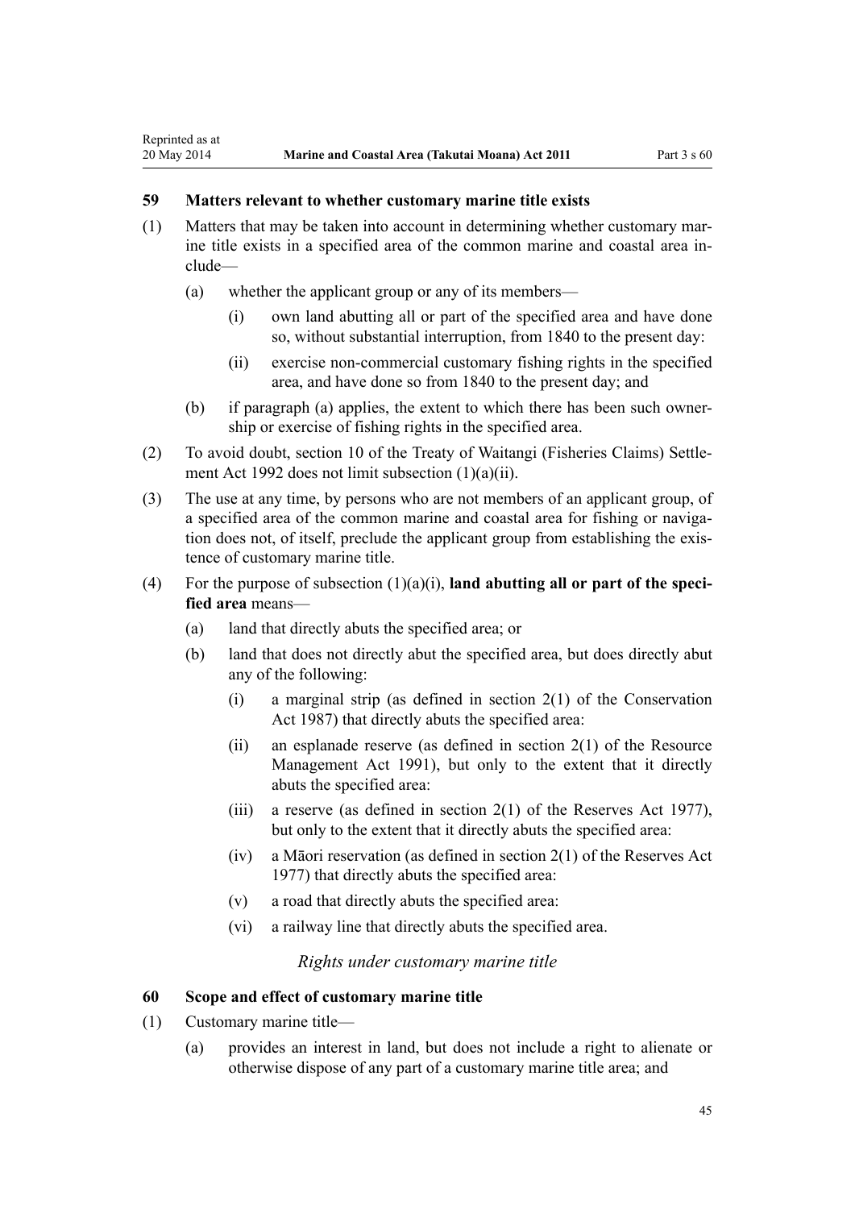## 59 Matters relevant to whether customary marine title exists

(1) Matters that may be taken into account in determining whether customary marine title exists in a specified area of the common marine and coastal area include—

(a) whether the applicant group or any of its members—

(i) own land abutting all or part of the specified area and have done so, without substantial interruption, from 1840 to the present day:

(ii) exercise non-commercial customary fishing rights in the specified area, and have done so from 1840 to the present day; and

(b) if paragraph (a) applies, the extent to which there has been such ownership or exercise of fishing rights in the specified area.

(2) To avoid doubt, section 10 of the Treaty of Waitangi (Fisheries Claims) Settlement Act 1992 does not limit subsection (1)(a)(ii).

(3) The use at any time, by persons who are not members of an applicant group, of a specified area of the common marine and coastal area for fishing or navigation does not, of itself, preclude the applicant group from establishing the existence of customary marine title.

(4) For the purpose of subsection (1)(a)(i), **land abutting all or part of the specified area** means—

(a) land that directly abuts the specified area; or

(b) land that does not directly abut the specified area, but does directly abut any of the following:

(i) a marginal strip (as defined in section 2(1) of the Conservation Act 1987) that directly abuts the specified area:

(ii) an esplanade reserve (as defined in section 2(1) of the Resource Management Act 1991), but only to the extent that it directly abuts the specified area:

(iii) a reserve (as defined in section 2(1) of the Reserves Act 1977), but only to the extent that it directly abuts the specified area:

(iv) a Māori reservation (as defined in section 2(1) of the Reserves Act 1977) that directly abuts the specified area:

(v) a road that directly abuts the specified area:

(vi) a railway line that directly abuts the specified area.

*Rights under customary marine title*

## 60 Scope and effect of customary marine title

(1) Customary marine title—

(a) provides an interest in land, but does not include a right to alienate or otherwise dispose of any part of a customary marine title area; and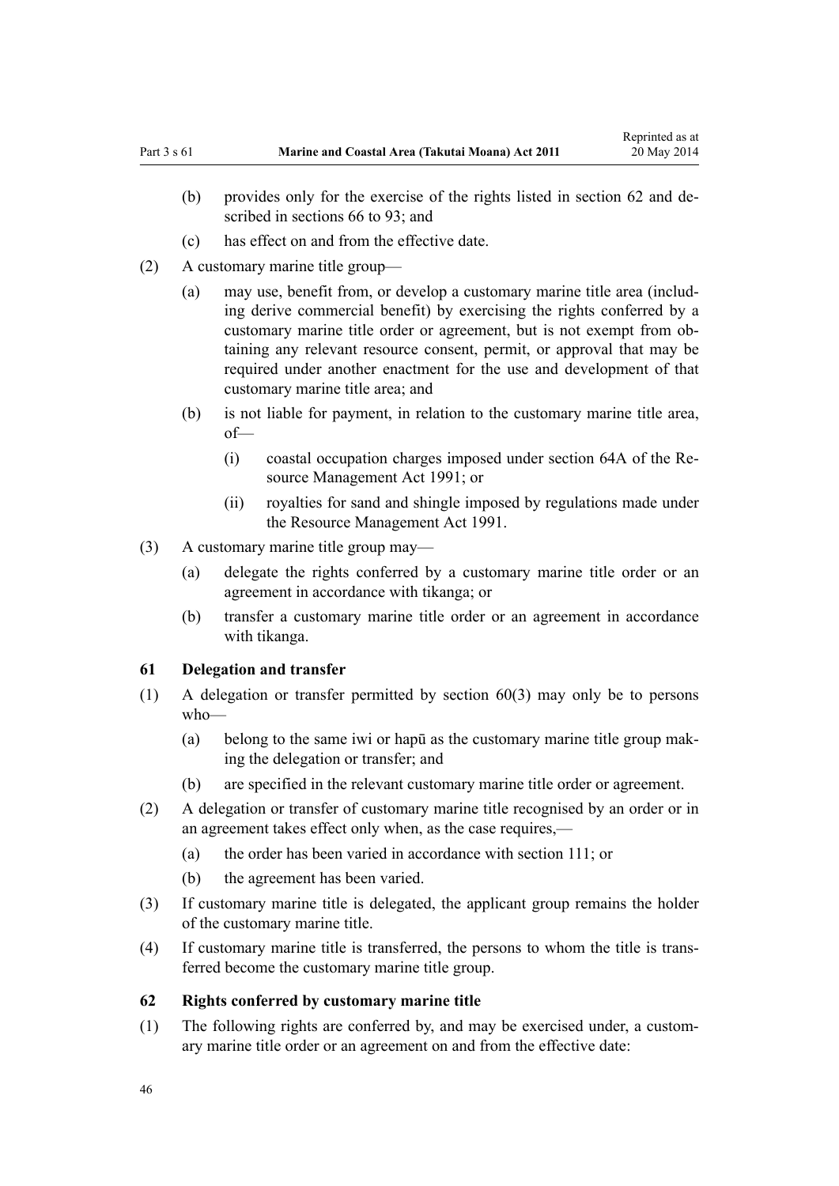(b) provides only for the exercise of the rights listed in section 62 and described in sections 66 to 93; and

(c) has effect on and from the effective date.

(2) A customary marine title group—

(a) may use, benefit from, or develop a customary marine title area (including derive commercial benefit) by exercising the rights conferred by a customary marine title order or agreement, but is not exempt from obtaining any relevant resource consent, permit, or approval that may be required under another enactment for the use and development of that customary marine title area; and

(b) is not liable for payment, in relation to the customary marine title area, of—

(i) coastal occupation charges imposed under section 64A of the Resource Management Act 1991; or

(ii) royalties for sand and shingle imposed by regulations made under the Resource Management Act 1991.

(3) A customary marine title group may—

(a) delegate the rights conferred by a customary marine title order or an agreement in accordance with tikanga; or

(b) transfer a customary marine title order or an agreement in accordance with tikanga.

### 61 Delegation and transfer

(1) A delegation or transfer permitted by section 60(3) may only be to persons who—

(a) belong to the same iwi or hapū as the customary marine title group making the delegation or transfer; and

(b) are specified in the relevant customary marine title order or agreement.

(2) A delegation or transfer of customary marine title recognised by an order or in an agreement takes effect only when, as the case requires,—

(a) the order has been varied in accordance with section 111; or

(b) the agreement has been varied.

(3) If customary marine title is delegated, the applicant group remains the holder of the customary marine title.

(4) If customary marine title is transferred, the persons to whom the title is transferred become the customary marine title group.

### 62 Rights conferred by customary marine title

(1) The following rights are conferred by, and may be exercised under, a customary marine title order or an agreement on and from the effective date: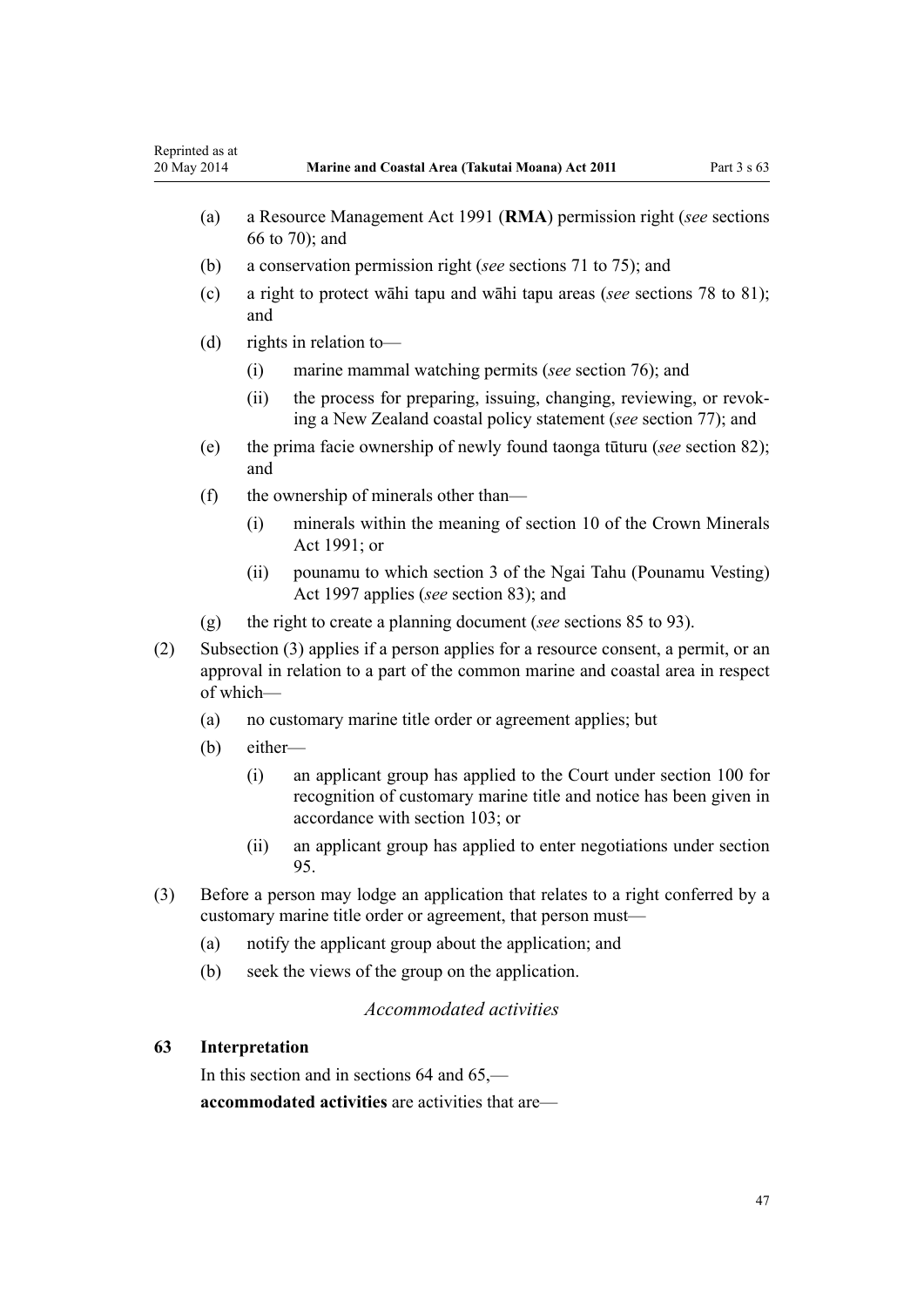(a) a Resource Management Act 1991 (**RMA**) permission right (*see* sections 66 to 70); and

(b) a conservation permission right (*see* sections 71 to 75); and

(c) a right to protect wāhi tapu and wāhi tapu areas (*see* sections 78 to 81); and

(d) rights in relation to—

  (i) marine mammal watching permits (*see* section 76); and

  (ii) the process for preparing, issuing, changing, reviewing, or revoking a New Zealand coastal policy statement (*see* section 77); and

(e) the prima facie ownership of newly found taonga tūturu (*see* section 82); and

(f) the ownership of minerals other than—

  (i) minerals within the meaning of section 10 of the Crown Minerals Act 1991; or

  (ii) pounamu to which section 3 of the Ngai Tahu (Pounamu Vesting) Act 1997 applies (*see* section 83); and

(g) the right to create a planning document (*see* sections 85 to 93).

(2) Subsection (3) applies if a person applies for a resource consent, a permit, or an approval in relation to a part of the common marine and coastal area in respect of which—

(a) no customary marine title order or agreement applies; but

(b) either—

  (i) an applicant group has applied to the Court under section 100 for recognition of customary marine title and notice has been given in accordance with section 103; or

  (ii) an applicant group has applied to enter negotiations under section 95.

(3) Before a person may lodge an application that relates to a right conferred by a customary marine title order or agreement, that person must—

(a) notify the applicant group about the application; and

(b) seek the views of the group on the application.

*Accommodated activities*

### 63 Interpretation

In this section and in sections 64 and 65,—

**accommodated activities** are activities that are—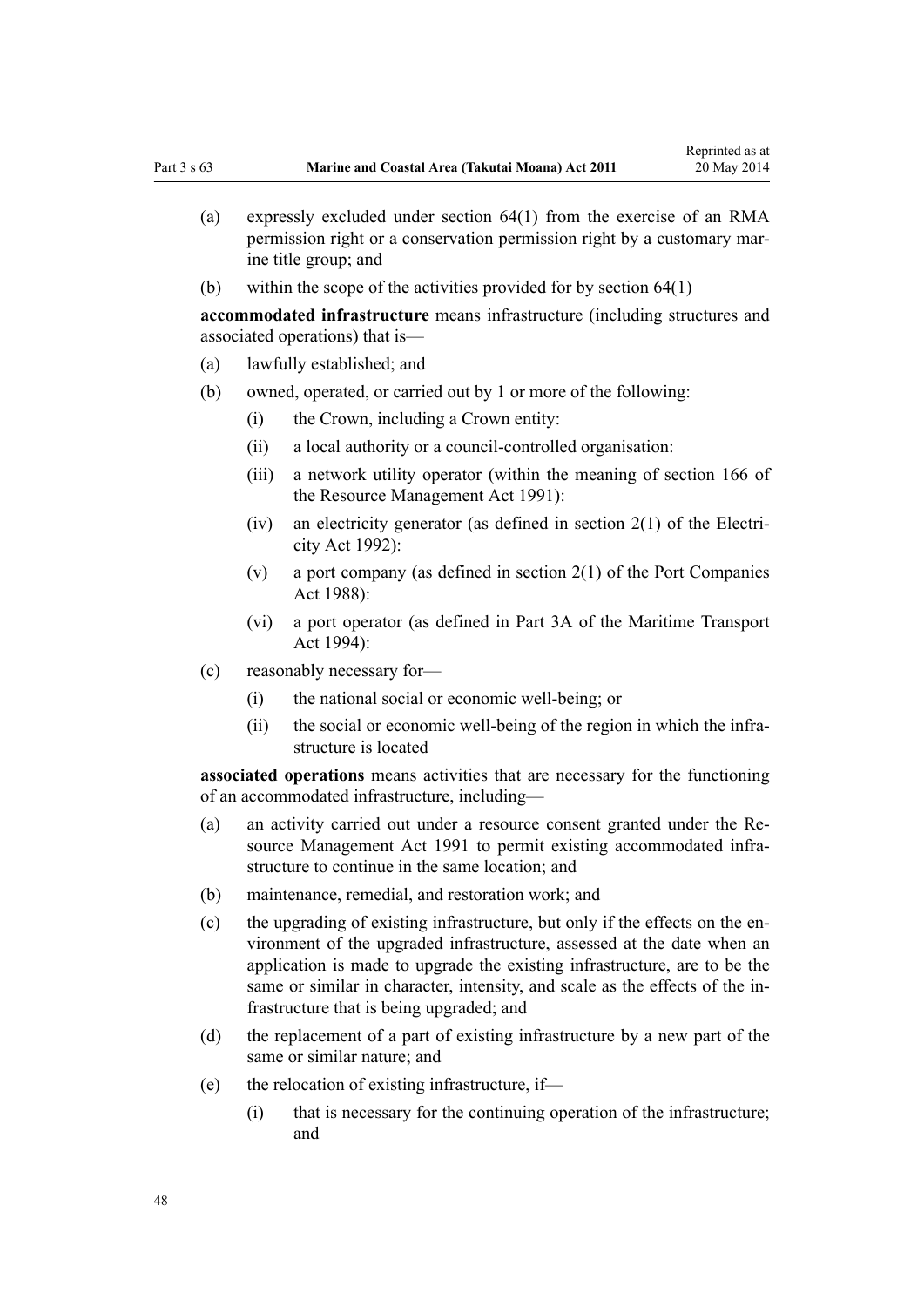(a) expressly excluded under section 64(1) from the exercise of an RMA permission right or a conservation permission right by a customary marine title group; and

(b) within the scope of the activities provided for by section 64(1)

**accommodated infrastructure** means infrastructure (including structures and associated operations) that is—

(a) lawfully established; and

(b) owned, operated, or carried out by 1 or more of the following:

    (i) the Crown, including a Crown entity:

    (ii) a local authority or a council-controlled organisation:

    (iii) a network utility operator (within the meaning of section 166 of the Resource Management Act 1991):

    (iv) an electricity generator (as defined in section 2(1) of the Electricity Act 1992):

    (v) a port company (as defined in section 2(1) of the Port Companies Act 1988):

    (vi) a port operator (as defined in Part 3A of the Maritime Transport Act 1994):

(c) reasonably necessary for—

    (i) the national social or economic well-being; or

    (ii) the social or economic well-being of the region in which the infrastructure is located

**associated operations** means activities that are necessary for the functioning of an accommodated infrastructure, including—

(a) an activity carried out under a resource consent granted under the Resource Management Act 1991 to permit existing accommodated infrastructure to continue in the same location; and

(b) maintenance, remedial, and restoration work; and

(c) the upgrading of existing infrastructure, but only if the effects on the environment of the upgraded infrastructure, assessed at the date when an application is made to upgrade the existing infrastructure, are to be the same or similar in character, intensity, and scale as the effects of the infrastructure that is being upgraded; and

(d) the replacement of a part of existing infrastructure by a new part of the same or similar nature; and

(e) the relocation of existing infrastructure, if—

    (i) that is necessary for the continuing operation of the infrastructure; and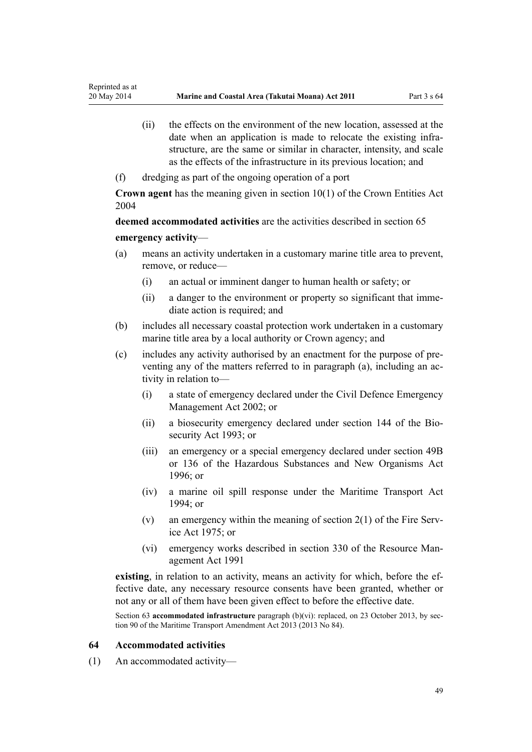(ii) the effects on the environment of the new location, assessed at the date when an application is made to relocate the existing infrastructure, are the same or similar in character, intensity, and scale as the effects of the infrastructure in its previous location; and

(f) dredging as part of the ongoing operation of a port

**Crown agent** has the meaning given in section 10(1) of the Crown Entities Act 2004

**deemed accommodated activities** are the activities described in section 65

**emergency activity**—

(a) means an activity undertaken in a customary marine title area to prevent, remove, or reduce—

  (i) an actual or imminent danger to human health or safety; or

  (ii) a danger to the environment or property so significant that immediate action is required; and

(b) includes all necessary coastal protection work undertaken in a customary marine title area by a local authority or Crown agency; and

(c) includes any activity authorised by an enactment for the purpose of preventing any of the matters referred to in paragraph (a), including an activity in relation to—

  (i) a state of emergency declared under the Civil Defence Emergency Management Act 2002; or

  (ii) a biosecurity emergency declared under section 144 of the Biosecurity Act 1993; or

  (iii) an emergency or a special emergency declared under section 49B or 136 of the Hazardous Substances and New Organisms Act 1996; or

  (iv) a marine oil spill response under the Maritime Transport Act 1994; or

  (v) an emergency within the meaning of section 2(1) of the Fire Service Act 1975; or

  (vi) emergency works described in section 330 of the Resource Management Act 1991

**existing**, in relation to an activity, means an activity for which, before the effective date, any necessary resource consents have been granted, whether or not any or all of them have been given effect to before the effective date.

Section 63 **accommodated infrastructure** paragraph (b)(vi): replaced, on 23 October 2013, by section 90 of the Maritime Transport Amendment Act 2013 (2013 No 84).

## 64 Accommodated activities

(1) An accommodated activity—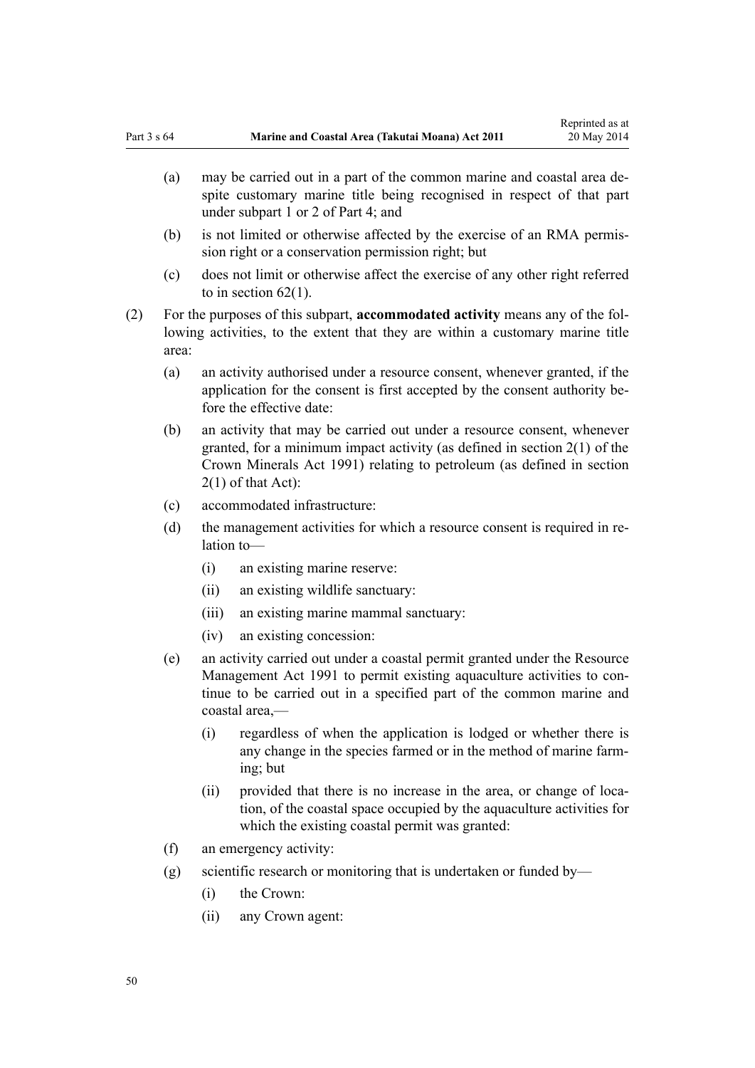(a) may be carried out in a part of the common marine and coastal area despite customary marine title being recognised in respect of that part under subpart 1 or 2 of Part 4; and

(b) is not limited or otherwise affected by the exercise of an RMA permission right or a conservation permission right; but

(c) does not limit or otherwise affect the exercise of any other right referred to in section 62(1).

(2) For the purposes of this subpart, **accommodated activity** means any of the following activities, to the extent that they are within a customary marine title area:

(a) an activity authorised under a resource consent, whenever granted, if the application for the consent is first accepted by the consent authority before the effective date:

(b) an activity that may be carried out under a resource consent, whenever granted, for a minimum impact activity (as defined in section 2(1) of the Crown Minerals Act 1991) relating to petroleum (as defined in section 2(1) of that Act):

(c) accommodated infrastructure:

(d) the management activities for which a resource consent is required in relation to—

(i) an existing marine reserve:

(ii) an existing wildlife sanctuary:

(iii) an existing marine mammal sanctuary:

(iv) an existing concession:

(e) an activity carried out under a coastal permit granted under the Resource Management Act 1991 to permit existing aquaculture activities to continue to be carried out in a specified part of the common marine and coastal area,—

(i) regardless of when the application is lodged or whether there is any change in the species farmed or in the method of marine farming; but

(ii) provided that there is no increase in the area, or change of location, of the coastal space occupied by the aquaculture activities for which the existing coastal permit was granted:

(f) an emergency activity:

(g) scientific research or monitoring that is undertaken or funded by—

(i) the Crown:

(ii) any Crown agent: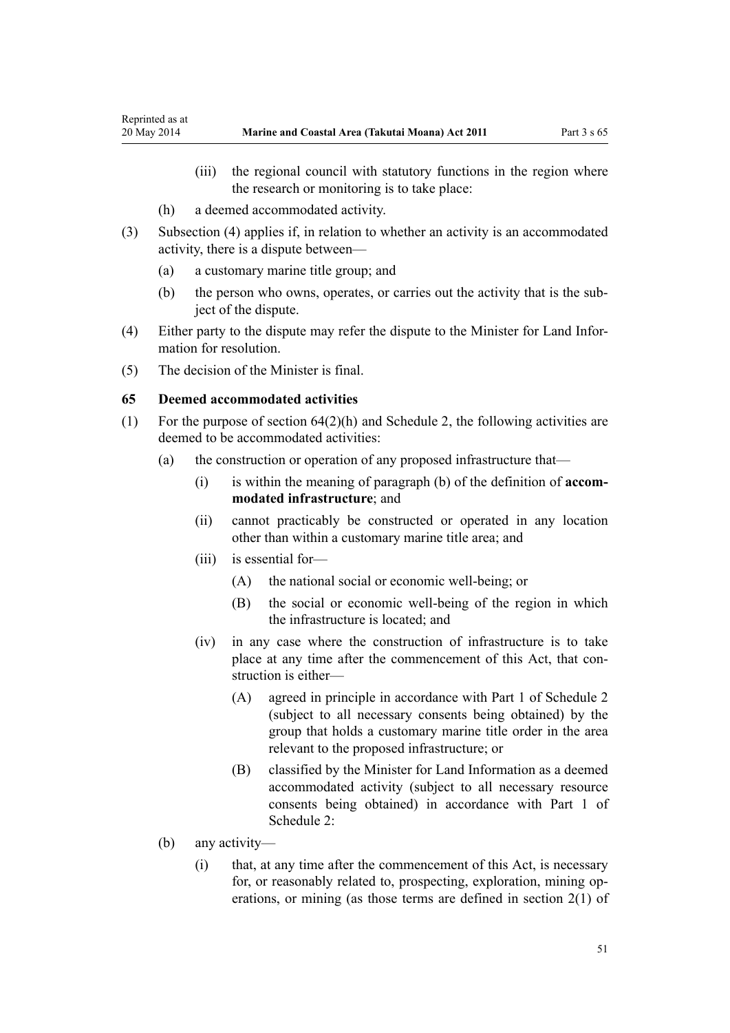(iii) the regional council with statutory functions in the region where the research or monitoring is to take place:

(h) a deemed accommodated activity.

(3) Subsection (4) applies if, in relation to whether an activity is an accommodated activity, there is a dispute between—

(a) a customary marine title group; and

(b) the person who owns, operates, or carries out the activity that is the subject of the dispute.

(4) Either party to the dispute may refer the dispute to the Minister for Land Information for resolution.

(5) The decision of the Minister is final.

### 65 Deemed accommodated activities

(1) For the purpose of section 64(2)(h) and Schedule 2, the following activities are deemed to be accommodated activities:

(a) the construction or operation of any proposed infrastructure that—

(i) is within the meaning of paragraph (b) of the definition of **accommodated infrastructure**; and

(ii) cannot practicably be constructed or operated in any location other than within a customary marine title area; and

(iii) is essential for—

(A) the national social or economic well-being; or

(B) the social or economic well-being of the region in which the infrastructure is located; and

(iv) in any case where the construction of infrastructure is to take place at any time after the commencement of this Act, that construction is either—

(A) agreed in principle in accordance with Part 1 of Schedule 2 (subject to all necessary consents being obtained) by the group that holds a customary marine title order in the area relevant to the proposed infrastructure; or

(B) classified by the Minister for Land Information as a deemed accommodated activity (subject to all necessary resource consents being obtained) in accordance with Part 1 of Schedule 2:

(b) any activity—

(i) that, at any time after the commencement of this Act, is necessary for, or reasonably related to, prospecting, exploration, mining operations, or mining (as those terms are defined in section 2(1) of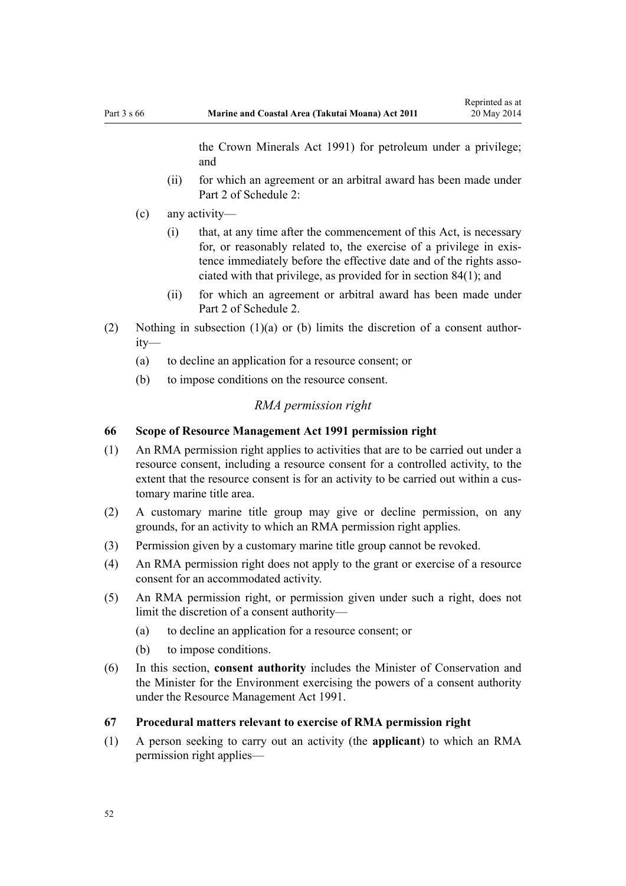the Crown Minerals Act 1991) for petroleum under a privilege; and

 (ii) for which an agreement or an arbitral award has been made under Part 2 of Schedule 2:

(c) any activity—

 (i) that, at any time after the commencement of this Act, is necessary for, or reasonably related to, the exercise of a privilege in existence immediately before the effective date and of the rights associated with that privilege, as provided for in section 84(1); and

 (ii) for which an agreement or arbitral award has been made under Part 2 of Schedule 2.

(2) Nothing in subsection (1)(a) or (b) limits the discretion of a consent authority—

 (a) to decline an application for a resource consent; or

 (b) to impose conditions on the resource consent.

*RMA permission right*

**66 Scope of Resource Management Act 1991 permission right**

(1) An RMA permission right applies to activities that are to be carried out under a resource consent, including a resource consent for a controlled activity, to the extent that the resource consent is for an activity to be carried out within a customary marine title area.

(2) A customary marine title group may give or decline permission, on any grounds, for an activity to which an RMA permission right applies.

(3) Permission given by a customary marine title group cannot be revoked.

(4) An RMA permission right does not apply to the grant or exercise of a resource consent for an accommodated activity.

(5) An RMA permission right, or permission given under such a right, does not limit the discretion of a consent authority—

 (a) to decline an application for a resource consent; or

 (b) to impose conditions.

(6) In this section, **consent authority** includes the Minister of Conservation and the Minister for the Environment exercising the powers of a consent authority under the Resource Management Act 1991.

**67 Procedural matters relevant to exercise of RMA permission right**

(1) A person seeking to carry out an activity (the **applicant**) to which an RMA permission right applies—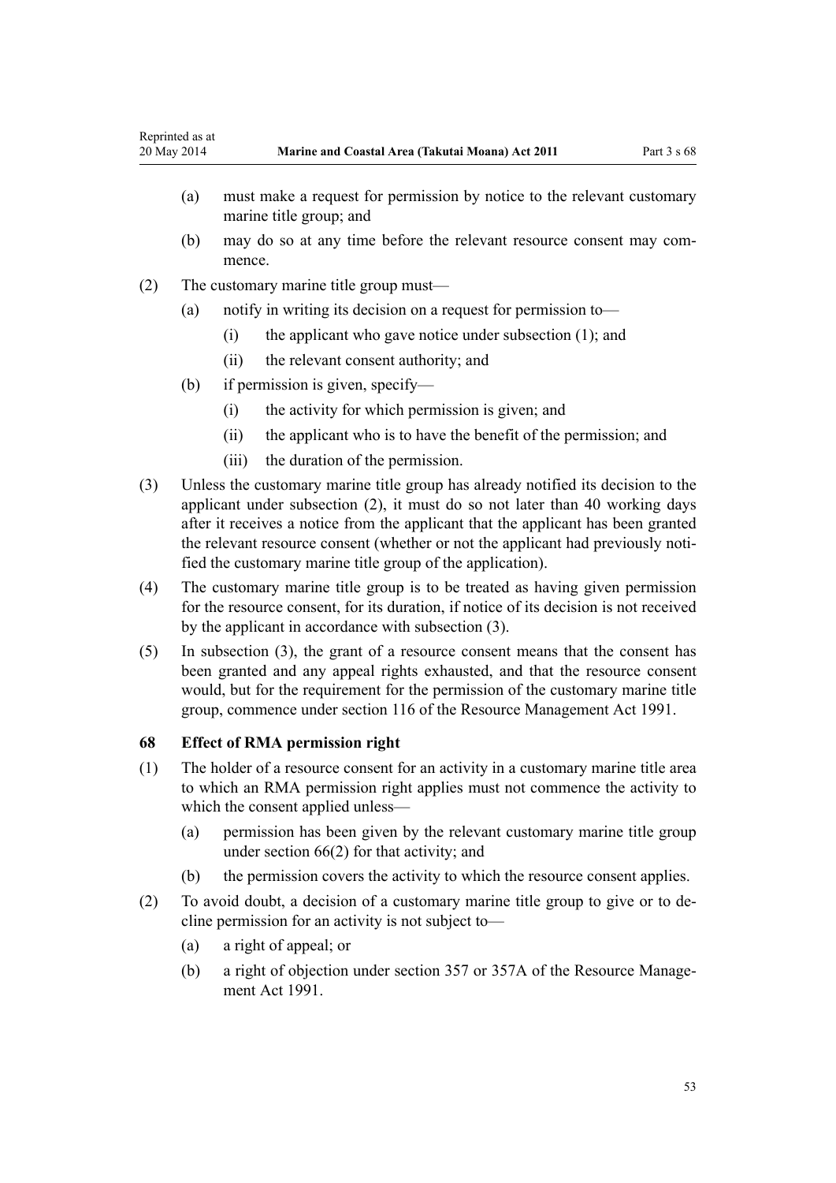(a) must make a request for permission by notice to the relevant customary marine title group; and

(b) may do so at any time before the relevant resource consent may commence.

(2) The customary marine title group must—

(a) notify in writing its decision on a request for permission to—

(i) the applicant who gave notice under subsection (1); and

(ii) the relevant consent authority; and

(b) if permission is given, specify—

(i) the activity for which permission is given; and

(ii) the applicant who is to have the benefit of the permission; and

(iii) the duration of the permission.

(3) Unless the customary marine title group has already notified its decision to the applicant under subsection (2), it must do so not later than 40 working days after it receives a notice from the applicant that the applicant has been granted the relevant resource consent (whether or not the applicant had previously notified the customary marine title group of the application).

(4) The customary marine title group is to be treated as having given permission for the resource consent, for its duration, if notice of its decision is not received by the applicant in accordance with subsection (3).

(5) In subsection (3), the grant of a resource consent means that the consent has been granted and any appeal rights exhausted, and that the resource consent would, but for the requirement for the permission of the customary marine title group, commence under section 116 of the Resource Management Act 1991.

### 68 Effect of RMA permission right

(1) The holder of a resource consent for an activity in a customary marine title area to which an RMA permission right applies must not commence the activity to which the consent applied unless—

(a) permission has been given by the relevant customary marine title group under section 66(2) for that activity; and

(b) the permission covers the activity to which the resource consent applies.

(2) To avoid doubt, a decision of a customary marine title group to give or to decline permission for an activity is not subject to—

(a) a right of appeal; or

(b) a right of objection under section 357 or 357A of the Resource Management Act 1991.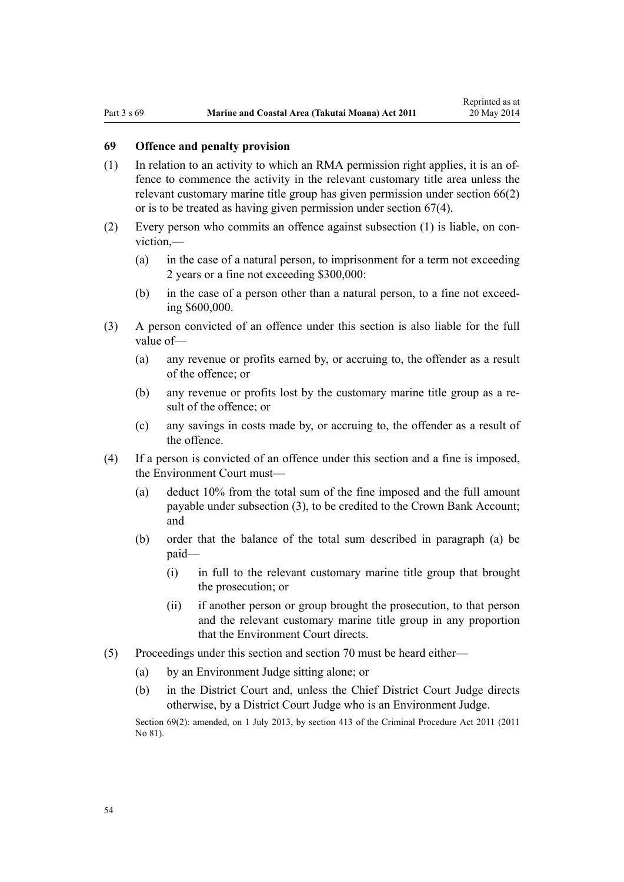### 69 Offence and penalty provision

(1) In relation to an activity to which an RMA permission right applies, it is an offence to commence the activity in the relevant customary title area unless the relevant customary marine title group has given permission under section 66(2) or is to be treated as having given permission under section 67(4).

(2) Every person who commits an offence against subsection (1) is liable, on conviction,—

- (a) in the case of a natural person, to imprisonment for a term not exceeding 2 years or a fine not exceeding $300,000:
- (b) in the case of a person other than a natural person, to a fine not exceeding $600,000.

(3) A person convicted of an offence under this section is also liable for the full value of—

- (a) any revenue or profits earned by, or accruing to, the offender as a result of the offence; or
- (b) any revenue or profits lost by the customary marine title group as a result of the offence; or
- (c) any savings in costs made by, or accruing to, the offender as a result of the offence.

(4) If a person is convicted of an offence under this section and a fine is imposed, the Environment Court must—

- (a) deduct 10% from the total sum of the fine imposed and the full amount payable under subsection (3), to be credited to the Crown Bank Account; and
- (b) order that the balance of the total sum described in paragraph (a) be paid—
  - (i) in full to the relevant customary marine title group that brought the prosecution; or
  - (ii) if another person or group brought the prosecution, to that person and the relevant customary marine title group in any proportion that the Environment Court directs.

(5) Proceedings under this section and section 70 must be heard either—

- (a) by an Environment Judge sitting alone; or
- (b) in the District Court and, unless the Chief District Court Judge directs otherwise, by a District Court Judge who is an Environment Judge.

Section 69(2): amended, on 1 July 2013, by section 413 of the Criminal Procedure Act 2011 (2011 No 81).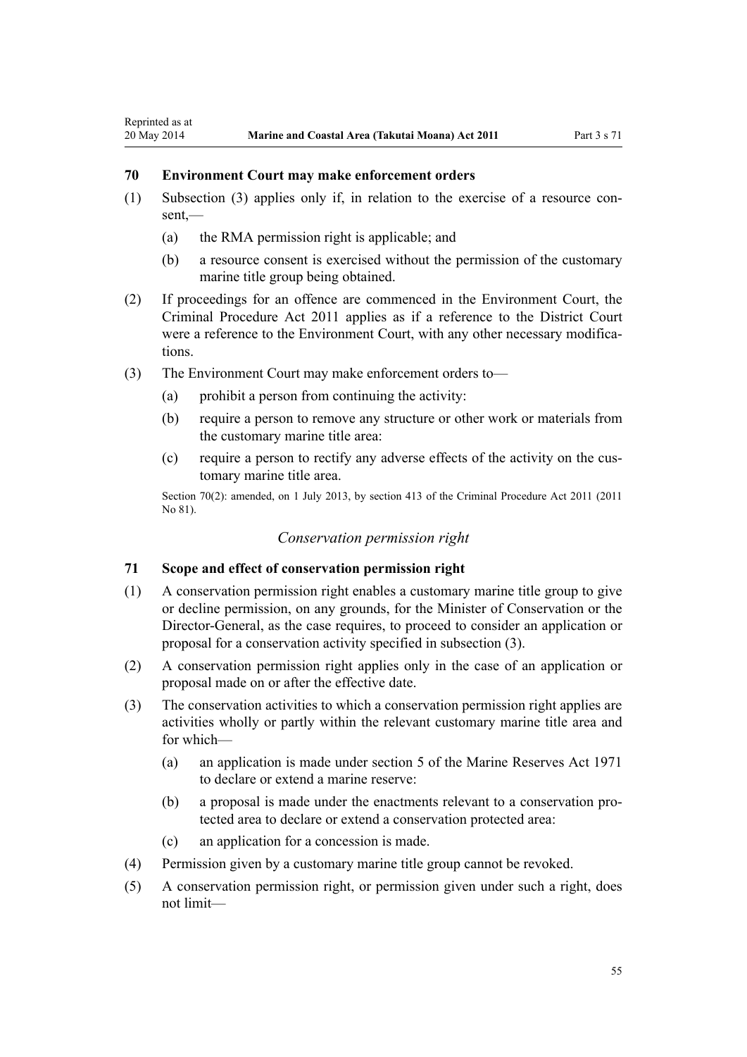### 70 Environment Court may make enforcement orders

(1) Subsection (3) applies only if, in relation to the exercise of a resource consent,—

(a) the RMA permission right is applicable; and

(b) a resource consent is exercised without the permission of the customary marine title group being obtained.

(2) If proceedings for an offence are commenced in the Environment Court, the Criminal Procedure Act 2011 applies as if a reference to the District Court were a reference to the Environment Court, with any other necessary modifications.

(3) The Environment Court may make enforcement orders to—

(a) prohibit a person from continuing the activity:

(b) require a person to remove any structure or other work or materials from the customary marine title area:

(c) require a person to rectify any adverse effects of the activity on the customary marine title area.

Section 70(2): amended, on 1 July 2013, by section 413 of the Criminal Procedure Act 2011 (2011 No 81).

*Conservation permission right*

### 71 Scope and effect of conservation permission right

(1) A conservation permission right enables a customary marine title group to give or decline permission, on any grounds, for the Minister of Conservation or the Director-General, as the case requires, to proceed to consider an application or proposal for a conservation activity specified in subsection (3).

(2) A conservation permission right applies only in the case of an application or proposal made on or after the effective date.

(3) The conservation activities to which a conservation permission right applies are activities wholly or partly within the relevant customary marine title area and for which—

(a) an application is made under section 5 of the Marine Reserves Act 1971 to declare or extend a marine reserve:

(b) a proposal is made under the enactments relevant to a conservation protected area to declare or extend a conservation protected area:

(c) an application for a concession is made.

(4) Permission given by a customary marine title group cannot be revoked.

(5) A conservation permission right, or permission given under such a right, does not limit—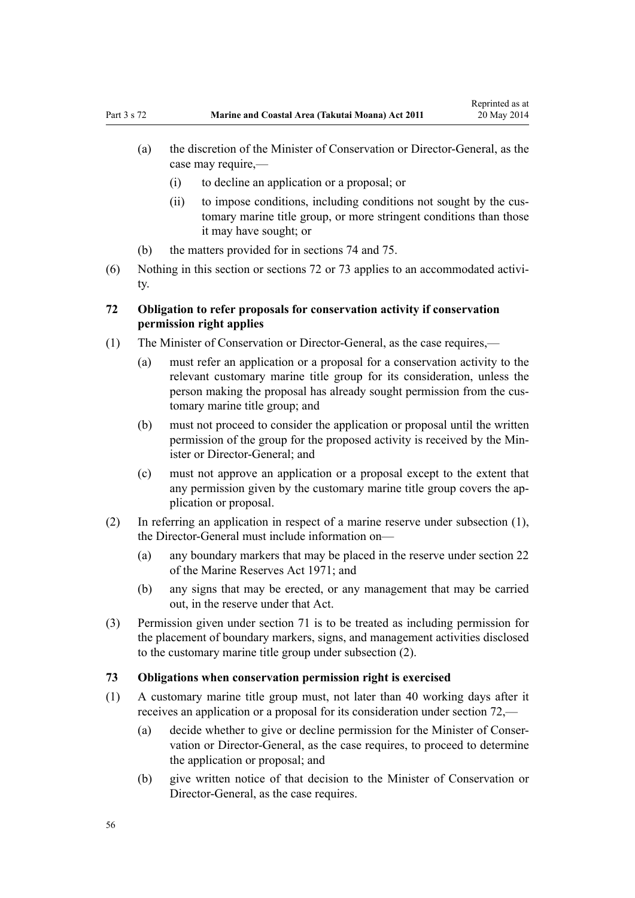(a) the discretion of the Minister of Conservation or Director-General, as the case may require,—

   (i) to decline an application or a proposal; or

   (ii) to impose conditions, including conditions not sought by the customary marine title group, or more stringent conditions than those it may have sought; or

(b) the matters provided for in sections 74 and 75.

(6) Nothing in this section or sections 72 or 73 applies to an accommodated activity.

### 72 Obligation to refer proposals for conservation activity if conservation permission right applies

(1) The Minister of Conservation or Director-General, as the case requires,—

   (a) must refer an application or a proposal for a conservation activity to the relevant customary marine title group for its consideration, unless the person making the proposal has already sought permission from the customary marine title group; and

   (b) must not proceed to consider the application or proposal until the written permission of the group for the proposed activity is received by the Minister or Director-General; and

   (c) must not approve an application or a proposal except to the extent that any permission given by the customary marine title group covers the application or proposal.

(2) In referring an application in respect of a marine reserve under subsection (1), the Director-General must include information on—

   (a) any boundary markers that may be placed in the reserve under section 22 of the Marine Reserves Act 1971; and

   (b) any signs that may be erected, or any management that may be carried out, in the reserve under that Act.

(3) Permission given under section 71 is to be treated as including permission for the placement of boundary markers, signs, and management activities disclosed to the customary marine title group under subsection (2).

### 73 Obligations when conservation permission right is exercised

(1) A customary marine title group must, not later than 40 working days after it receives an application or a proposal for its consideration under section 72,—

   (a) decide whether to give or decline permission for the Minister of Conservation or Director-General, as the case requires, to proceed to determine the application or proposal; and

   (b) give written notice of that decision to the Minister of Conservation or Director-General, as the case requires.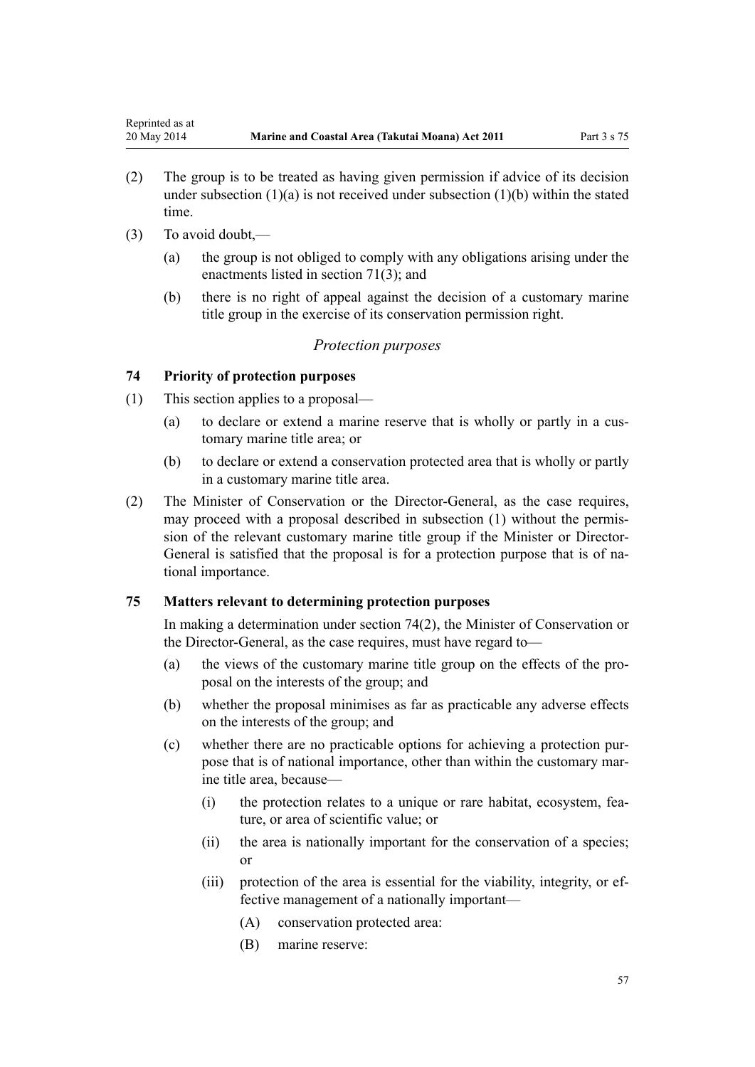(2) The group is to be treated as having given permission if advice of its decision under subsection (1)(a) is not received under subsection (1)(b) within the stated time.

(3) To avoid doubt,—

  (a) the group is not obliged to comply with any obligations arising under the enactments listed in section 71(3); and

  (b) there is no right of appeal against the decision of a customary marine title group in the exercise of its conservation permission right.

*Protection purposes*

### 74 Priority of protection purposes

(1) This section applies to a proposal—

  (a) to declare or extend a marine reserve that is wholly or partly in a customary marine title area; or

  (b) to declare or extend a conservation protected area that is wholly or partly in a customary marine title area.

(2) The Minister of Conservation or the Director-General, as the case requires, may proceed with a proposal described in subsection (1) without the permission of the relevant customary marine title group if the Minister or Director-General is satisfied that the proposal is for a protection purpose that is of national importance.

### 75 Matters relevant to determining protection purposes

In making a determination under section 74(2), the Minister of Conservation or the Director-General, as the case requires, must have regard to—

  (a) the views of the customary marine title group on the effects of the proposal on the interests of the group; and

  (b) whether the proposal minimises as far as practicable any adverse effects on the interests of the group; and

  (c) whether there are no practicable options for achieving a protection purpose that is of national importance, other than within the customary marine title area, because—

    (i) the protection relates to a unique or rare habitat, ecosystem, feature, or area of scientific value; or

    (ii) the area is nationally important for the conservation of a species; or

    (iii) protection of the area is essential for the viability, integrity, or effective management of a nationally important—

      (A) conservation protected area:

      (B) marine reserve: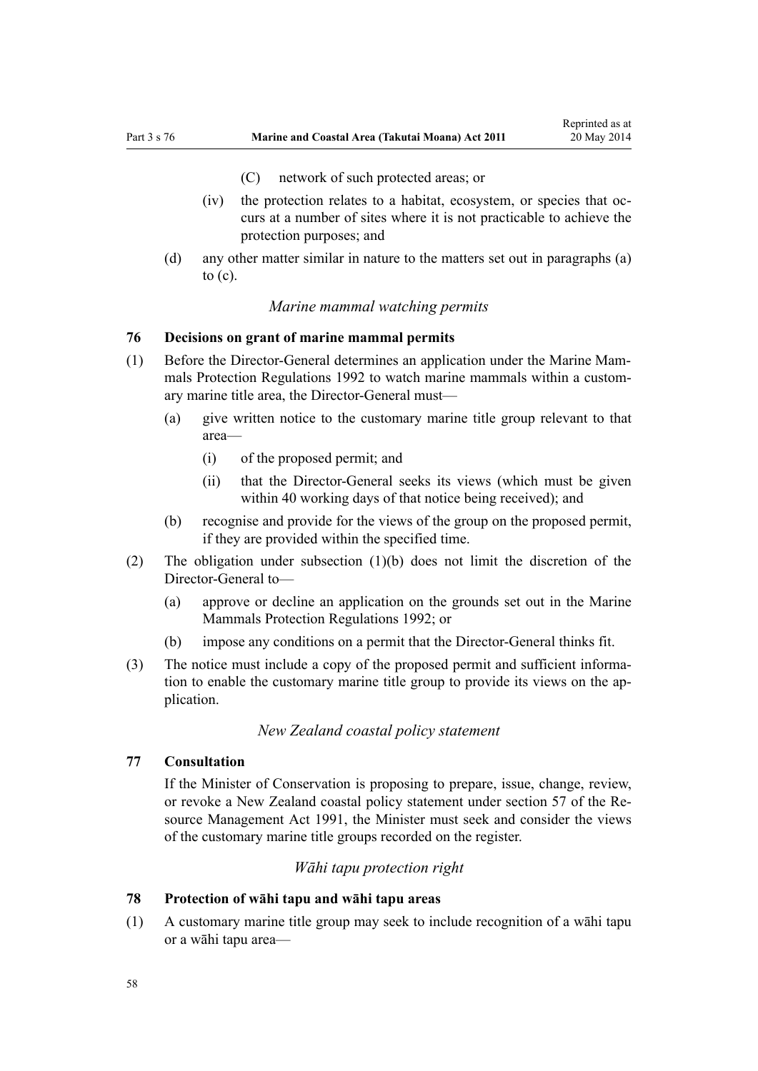(C) network of such protected areas; or

(iv) the protection relates to a habitat, ecosystem, or species that occurs at a number of sites where it is not practicable to achieve the protection purposes; and

(d) any other matter similar in nature to the matters set out in paragraphs (a) to (c).

*Marine mammal watching permits*

### 76 Decisions on grant of marine mammal permits

(1) Before the Director-General determines an application under the Marine Mammals Protection Regulations 1992 to watch marine mammals within a customary marine title area, the Director-General must—

(a) give written notice to the customary marine title group relevant to that area—

(i) of the proposed permit; and

(ii) that the Director-General seeks its views (which must be given within 40 working days of that notice being received); and

(b) recognise and provide for the views of the group on the proposed permit, if they are provided within the specified time.

(2) The obligation under subsection (1)(b) does not limit the discretion of the Director-General to—

(a) approve or decline an application on the grounds set out in the Marine Mammals Protection Regulations 1992; or

(b) impose any conditions on a permit that the Director-General thinks fit.

(3) The notice must include a copy of the proposed permit and sufficient information to enable the customary marine title group to provide its views on the application.

*New Zealand coastal policy statement*

### 77 Consultation

If the Minister of Conservation is proposing to prepare, issue, change, review, or revoke a New Zealand coastal policy statement under section 57 of the Resource Management Act 1991, the Minister must seek and consider the views of the customary marine title groups recorded on the register.

*Wāhi tapu protection right*

### 78 Protection of wāhi tapu and wāhi tapu areas

(1) A customary marine title group may seek to include recognition of a wāhi tapu or a wāhi tapu area—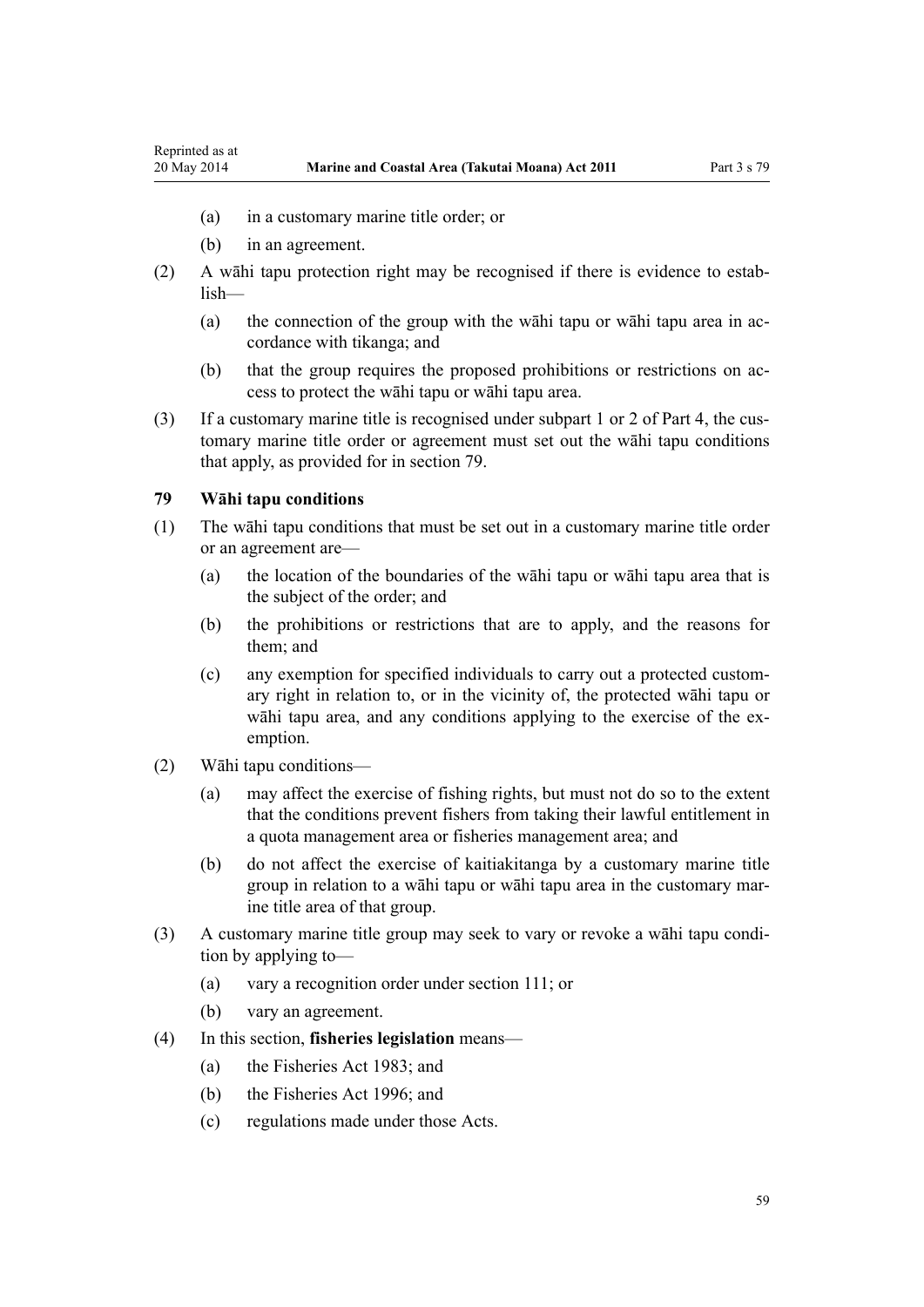(a) in a customary marine title order; or

(b) in an agreement.

(2) A wāhi tapu protection right may be recognised if there is evidence to establish—

(a) the connection of the group with the wāhi tapu or wāhi tapu area in accordance with tikanga; and

(b) that the group requires the proposed prohibitions or restrictions on access to protect the wāhi tapu or wāhi tapu area.

(3) If a customary marine title is recognised under subpart 1 or 2 of Part 4, the customary marine title order or agreement must set out the wāhi tapu conditions that apply, as provided for in section 79.

### 79 Wāhi tapu conditions

(1) The wāhi tapu conditions that must be set out in a customary marine title order or an agreement are—

(a) the location of the boundaries of the wāhi tapu or wāhi tapu area that is the subject of the order; and

(b) the prohibitions or restrictions that are to apply, and the reasons for them; and

(c) any exemption for specified individuals to carry out a protected customary right in relation to, or in the vicinity of, the protected wāhi tapu or wāhi tapu area, and any conditions applying to the exercise of the exemption.

(2) Wāhi tapu conditions—

(a) may affect the exercise of fishing rights, but must not do so to the extent that the conditions prevent fishers from taking their lawful entitlement in a quota management area or fisheries management area; and

(b) do not affect the exercise of kaitiakitanga by a customary marine title group in relation to a wāhi tapu or wāhi tapu area in the customary marine title area of that group.

(3) A customary marine title group may seek to vary or revoke a wāhi tapu condition by applying to—

(a) vary a recognition order under section 111; or

(b) vary an agreement.

(4) In this section, **fisheries legislation** means—

(a) the Fisheries Act 1983; and

(b) the Fisheries Act 1996; and

(c) regulations made under those Acts.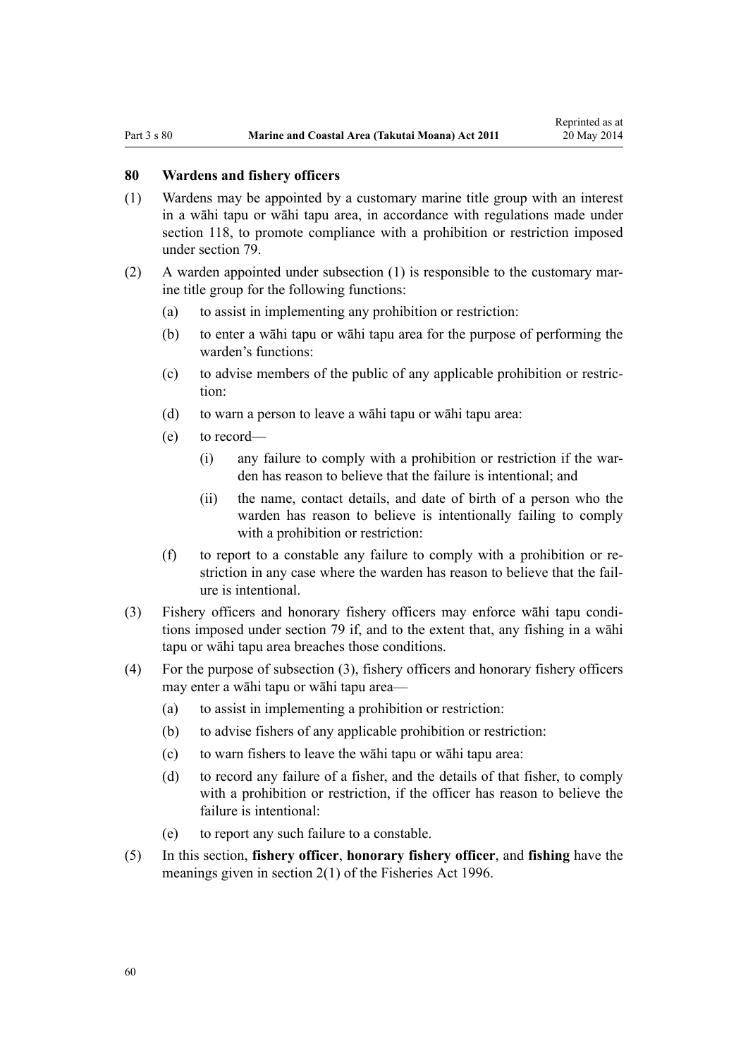### 80 Wardens and fishery officers

(1) Wardens may be appointed by a customary marine title group with an interest in a wāhi tapu or wāhi tapu area, in accordance with regulations made under section 118, to promote compliance with a prohibition or restriction imposed under section 79.

(2) A warden appointed under subsection (1) is responsible to the customary marine title group for the following functions:

- (a) to assist in implementing any prohibition or restriction:
- (b) to enter a wāhi tapu or wāhi tapu area for the purpose of performing the warden's functions:
- (c) to advise members of the public of any applicable prohibition or restriction:
- (d) to warn a person to leave a wāhi tapu or wāhi tapu area:
- (e) to record—
  - (i) any failure to comply with a prohibition or restriction if the warden has reason to believe that the failure is intentional; and
  - (ii) the name, contact details, and date of birth of a person who the warden has reason to believe is intentionally failing to comply with a prohibition or restriction:
- (f) to report to a constable any failure to comply with a prohibition or restriction in any case where the warden has reason to believe that the failure is intentional.

(3) Fishery officers and honorary fishery officers may enforce wāhi tapu conditions imposed under section 79 if, and to the extent that, any fishing in a wāhi tapu or wāhi tapu area breaches those conditions.

(4) For the purpose of subsection (3), fishery officers and honorary fishery officers may enter a wāhi tapu or wāhi tapu area—

- (a) to assist in implementing a prohibition or restriction:
- (b) to advise fishers of any applicable prohibition or restriction:
- (c) to warn fishers to leave the wāhi tapu or wāhi tapu area:
- (d) to record any failure of a fisher, and the details of that fisher, to comply with a prohibition or restriction, if the officer has reason to believe the failure is intentional:
- (e) to report any such failure to a constable.

(5) In this section, **fishery officer**, **honorary fishery officer**, and **fishing** have the meanings given in section 2(1) of the Fisheries Act 1996.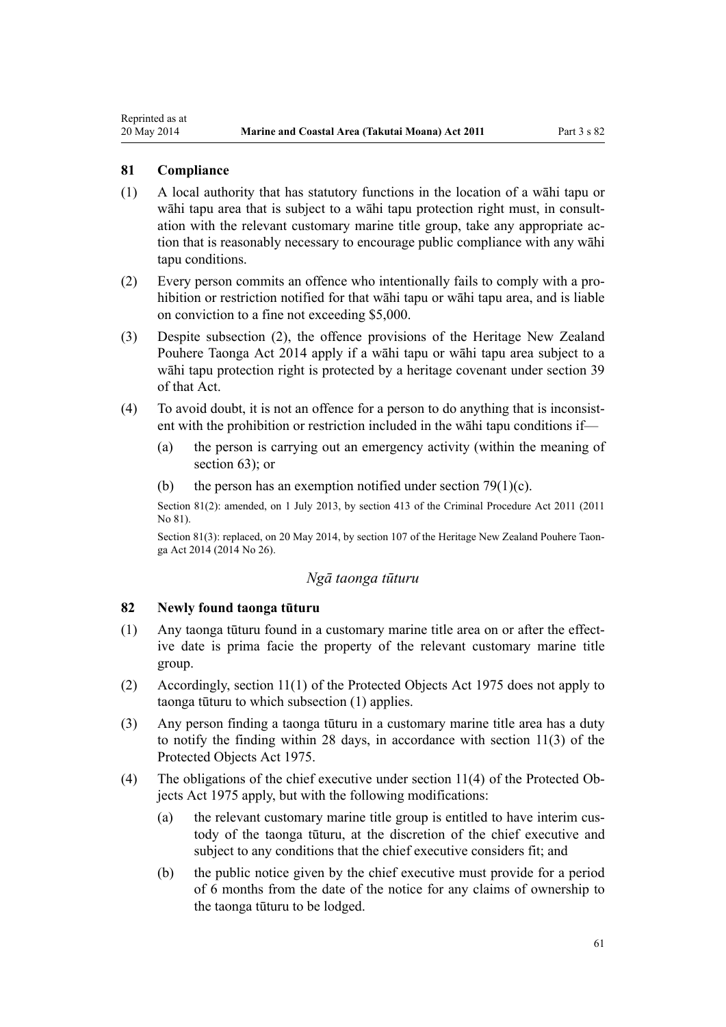## 81 Compliance

(1) A local authority that has statutory functions in the location of a wāhi tapu or wāhi tapu area that is subject to a wāhi tapu protection right must, in consultation with the relevant customary marine title group, take any appropriate action that is reasonably necessary to encourage public compliance with any wāhi tapu conditions.

(2) Every person commits an offence who intentionally fails to comply with a prohibition or restriction notified for that wāhi tapu or wāhi tapu area, and is liable on conviction to a fine not exceeding $5,000.

(3) Despite subsection (2), the offence provisions of the Heritage New Zealand Pouhere Taonga Act 2014 apply if a wāhi tapu or wāhi tapu area subject to a wāhi tapu protection right is protected by a heritage covenant under section 39 of that Act.

(4) To avoid doubt, it is not an offence for a person to do anything that is inconsistent with the prohibition or restriction included in the wāhi tapu conditions if—

- (a) the person is carrying out an emergency activity (within the meaning of section 63); or
- (b) the person has an exemption notified under section 79(1)(c).

Section 81(2): amended, on 1 July 2013, by section 413 of the Criminal Procedure Act 2011 (2011 No 81).

Section 81(3): replaced, on 20 May 2014, by section 107 of the Heritage New Zealand Pouhere Taonga Act 2014 (2014 No 26).

### *Ngā taonga tūturu*

## 82 Newly found taonga tūturu

(1) Any taonga tūturu found in a customary marine title area on or after the effective date is prima facie the property of the relevant customary marine title group.

(2) Accordingly, section 11(1) of the Protected Objects Act 1975 does not apply to taonga tūturu to which subsection (1) applies.

(3) Any person finding a taonga tūturu in a customary marine title area has a duty to notify the finding within 28 days, in accordance with section 11(3) of the Protected Objects Act 1975.

(4) The obligations of the chief executive under section 11(4) of the Protected Objects Act 1975 apply, but with the following modifications:

- (a) the relevant customary marine title group is entitled to have interim custody of the taonga tūturu, at the discretion of the chief executive and subject to any conditions that the chief executive considers fit; and
- (b) the public notice given by the chief executive must provide for a period of 6 months from the date of the notice for any claims of ownership to the taonga tūturu to be lodged.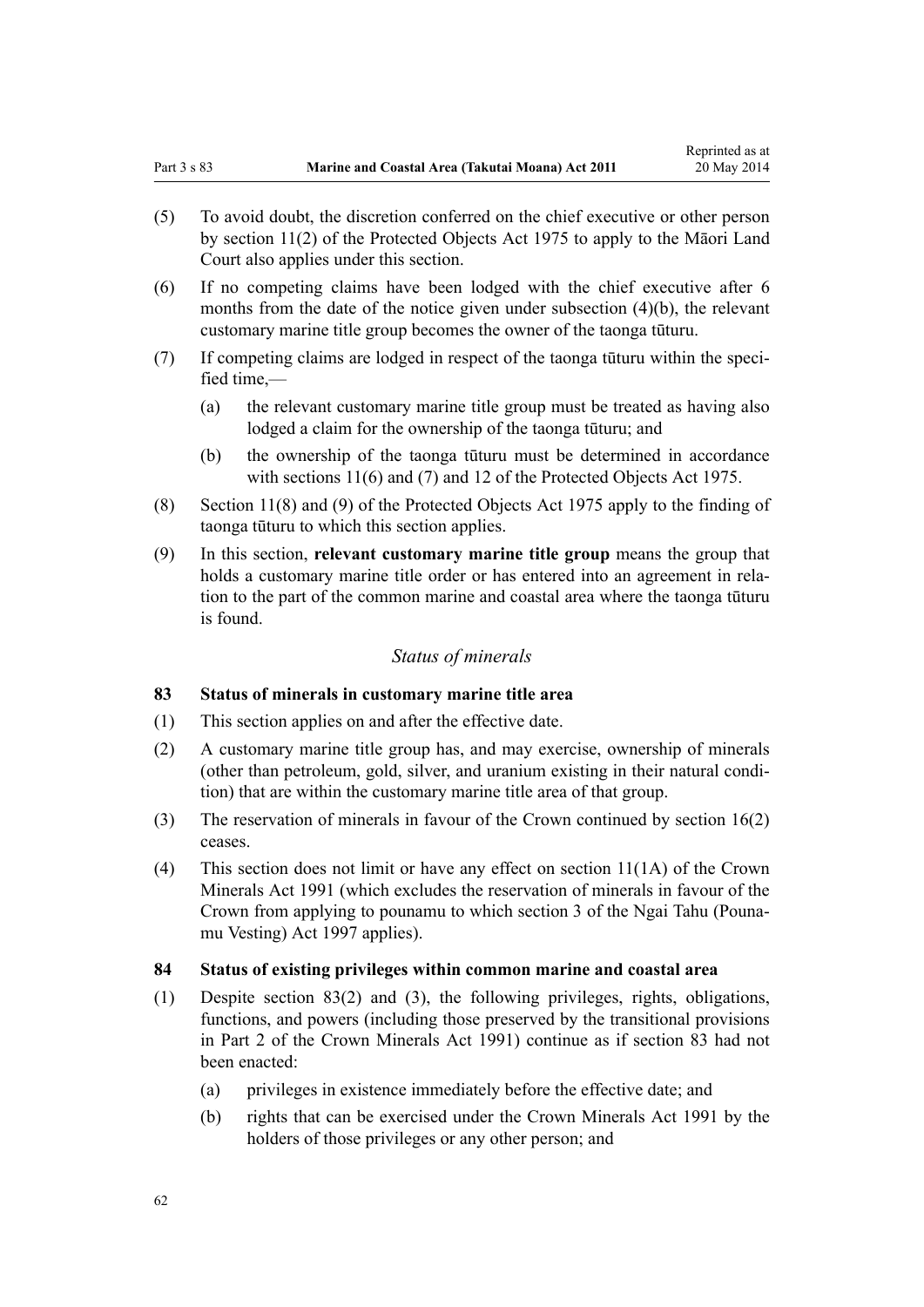(5) To avoid doubt, the discretion conferred on the chief executive or other person by section 11(2) of the Protected Objects Act 1975 to apply to the Māori Land Court also applies under this section.

(6) If no competing claims have been lodged with the chief executive after 6 months from the date of the notice given under subsection (4)(b), the relevant customary marine title group becomes the owner of the taonga tūturu.

(7) If competing claims are lodged in respect of the taonga tūturu within the specified time,—

- (a) the relevant customary marine title group must be treated as having also lodged a claim for the ownership of the taonga tūturu; and
- (b) the ownership of the taonga tūturu must be determined in accordance with sections 11(6) and (7) and 12 of the Protected Objects Act 1975.

(8) Section 11(8) and (9) of the Protected Objects Act 1975 apply to the finding of taonga tūturu to which this section applies.

(9) In this section, **relevant customary marine title group** means the group that holds a customary marine title order or has entered into an agreement in relation to the part of the common marine and coastal area where the taonga tūturu is found.

## *Status of minerals*

### 83 Status of minerals in customary marine title area

(1) This section applies on and after the effective date.

(2) A customary marine title group has, and may exercise, ownership of minerals (other than petroleum, gold, silver, and uranium existing in their natural condition) that are within the customary marine title area of that group.

(3) The reservation of minerals in favour of the Crown continued by section 16(2) ceases.

(4) This section does not limit or have any effect on section 11(1A) of the Crown Minerals Act 1991 (which excludes the reservation of minerals in favour of the Crown from applying to pounamu to which section 3 of the Ngai Tahu (Pounamu Vesting) Act 1997 applies).

### 84 Status of existing privileges within common marine and coastal area

(1) Despite section 83(2) and (3), the following privileges, rights, obligations, functions, and powers (including those preserved by the transitional provisions in Part 2 of the Crown Minerals Act 1991) continue as if section 83 had not been enacted:

- (a) privileges in existence immediately before the effective date; and
- (b) rights that can be exercised under the Crown Minerals Act 1991 by the holders of those privileges or any other person; and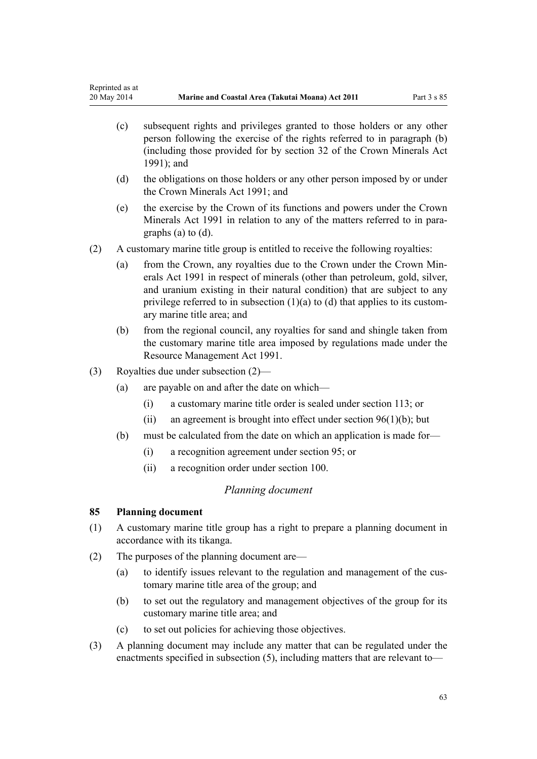- (c) subsequent rights and privileges granted to those holders or any other person following the exercise of the rights referred to in paragraph (b) (including those provided for by section 32 of the Crown Minerals Act 1991); and
- (d) the obligations on those holders or any other person imposed by or under the Crown Minerals Act 1991; and
- (e) the exercise by the Crown of its functions and powers under the Crown Minerals Act 1991 in relation to any of the matters referred to in paragraphs (a) to (d).

(2) A customary marine title group is entitled to receive the following royalties:

- (a) from the Crown, any royalties due to the Crown under the Crown Minerals Act 1991 in respect of minerals (other than petroleum, gold, silver, and uranium existing in their natural condition) that are subject to any privilege referred to in subsection (1)(a) to (d) that applies to its customary marine title area; and
- (b) from the regional council, any royalties for sand and shingle taken from the customary marine title area imposed by regulations made under the Resource Management Act 1991.

(3) Royalties due under subsection (2)—

- (a) are payable on and after the date on which—
  - (i) a customary marine title order is sealed under section 113; or
  - (ii) an agreement is brought into effect under section 96(1)(b); but
- (b) must be calculated from the date on which an application is made for—
  - (i) a recognition agreement under section 95; or
  - (ii) a recognition order under section 100.

*Planning document*

**85 Planning document**

(1) A customary marine title group has a right to prepare a planning document in accordance with its tikanga.

(2) The purposes of the planning document are—

- (a) to identify issues relevant to the regulation and management of the customary marine title area of the group; and
- (b) to set out the regulatory and management objectives of the group for its customary marine title area; and
- (c) to set out policies for achieving those objectives.

(3) A planning document may include any matter that can be regulated under the enactments specified in subsection (5), including matters that are relevant to—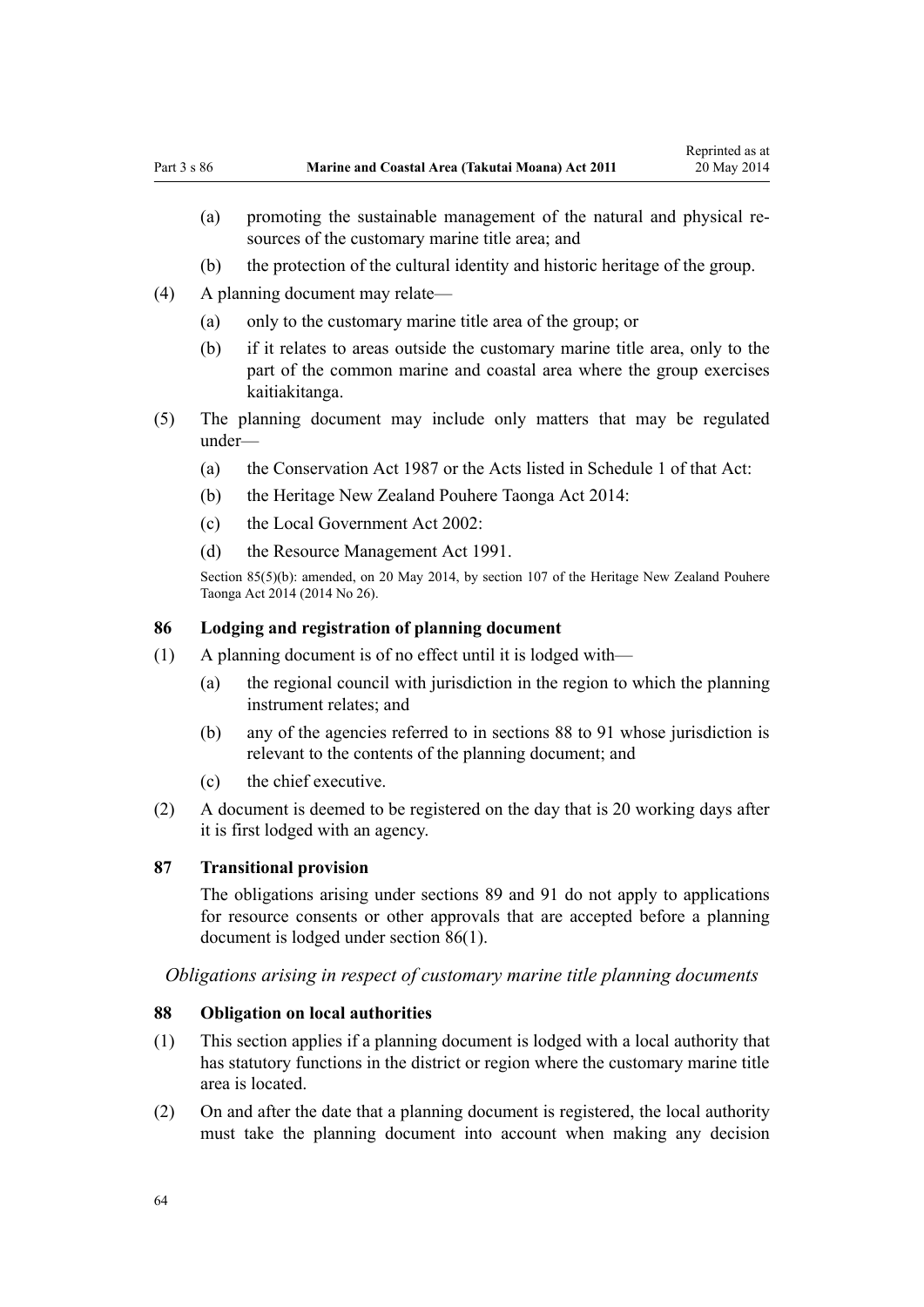(a) promoting the sustainable management of the natural and physical resources of the customary marine title area; and

(b) the protection of the cultural identity and historic heritage of the group.

(4) A planning document may relate—

(a) only to the customary marine title area of the group; or

(b) if it relates to areas outside the customary marine title area, only to the part of the common marine and coastal area where the group exercises kaitiakitanga.

(5) The planning document may include only matters that may be regulated under—

(a) the Conservation Act 1987 or the Acts listed in Schedule 1 of that Act:

(b) the Heritage New Zealand Pouhere Taonga Act 2014:

(c) the Local Government Act 2002:

(d) the Resource Management Act 1991.

Section 85(5)(b): amended, on 20 May 2014, by section 107 of the Heritage New Zealand Pouhere Taonga Act 2014 (2014 No 26).

### 86 Lodging and registration of planning document

(1) A planning document is of no effect until it is lodged with—

(a) the regional council with jurisdiction in the region to which the planning instrument relates; and

(b) any of the agencies referred to in sections 88 to 91 whose jurisdiction is relevant to the contents of the planning document; and

(c) the chief executive.

(2) A document is deemed to be registered on the day that is 20 working days after it is first lodged with an agency.

### 87 Transitional provision

The obligations arising under sections 89 and 91 do not apply to applications for resource consents or other approvals that are accepted before a planning document is lodged under section 86(1).

*Obligations arising in respect of customary marine title planning documents*

### 88 Obligation on local authorities

(1) This section applies if a planning document is lodged with a local authority that has statutory functions in the district or region where the customary marine title area is located.

(2) On and after the date that a planning document is registered, the local authority must take the planning document into account when making any decision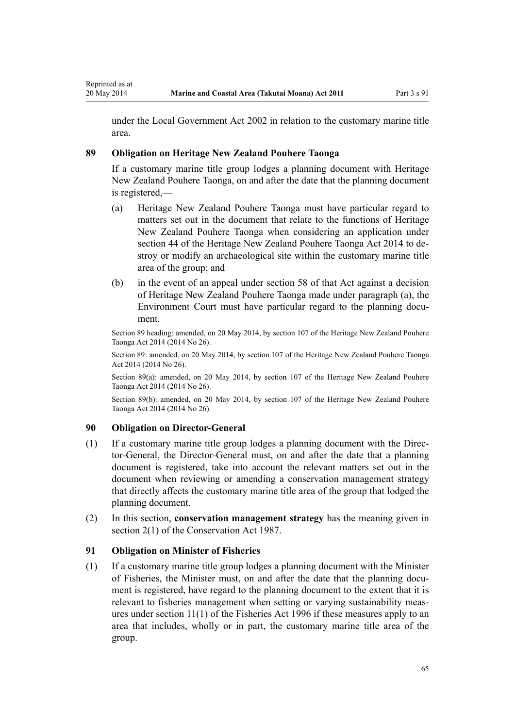under the Local Government Act 2002 in relation to the customary marine title area.

### 89 Obligation on Heritage New Zealand Pouhere Taonga

If a customary marine title group lodges a planning document with Heritage New Zealand Pouhere Taonga, on and after the date that the planning document is registered,—

(a) Heritage New Zealand Pouhere Taonga must have particular regard to matters set out in the document that relate to the functions of Heritage New Zealand Pouhere Taonga when considering an application under section 44 of the Heritage New Zealand Pouhere Taonga Act 2014 to destroy or modify an archaeological site within the customary marine title area of the group; and

(b) in the event of an appeal under section 58 of that Act against a decision of Heritage New Zealand Pouhere Taonga made under paragraph (a), the Environment Court must have particular regard to the planning document.

Section 89 heading: amended, on 20 May 2014, by section 107 of the Heritage New Zealand Pouhere Taonga Act 2014 (2014 No 26).

Section 89: amended, on 20 May 2014, by section 107 of the Heritage New Zealand Pouhere Taonga Act 2014 (2014 No 26).

Section 89(a): amended, on 20 May 2014, by section 107 of the Heritage New Zealand Pouhere Taonga Act 2014 (2014 No 26).

Section 89(b): amended, on 20 May 2014, by section 107 of the Heritage New Zealand Pouhere Taonga Act 2014 (2014 No 26).

### 90 Obligation on Director-General

(1) If a customary marine title group lodges a planning document with the Director-General, the Director-General must, on and after the date that a planning document is registered, take into account the relevant matters set out in the document when reviewing or amending a conservation management strategy that directly affects the customary marine title area of the group that lodged the planning document.

(2) In this section, **conservation management strategy** has the meaning given in section 2(1) of the Conservation Act 1987.

### 91 Obligation on Minister of Fisheries

(1) If a customary marine title group lodges a planning document with the Minister of Fisheries, the Minister must, on and after the date that the planning document is registered, have regard to the planning document to the extent that it is relevant to fisheries management when setting or varying sustainability measures under section 11(1) of the Fisheries Act 1996 if these measures apply to an area that includes, wholly or in part, the customary marine title area of the group.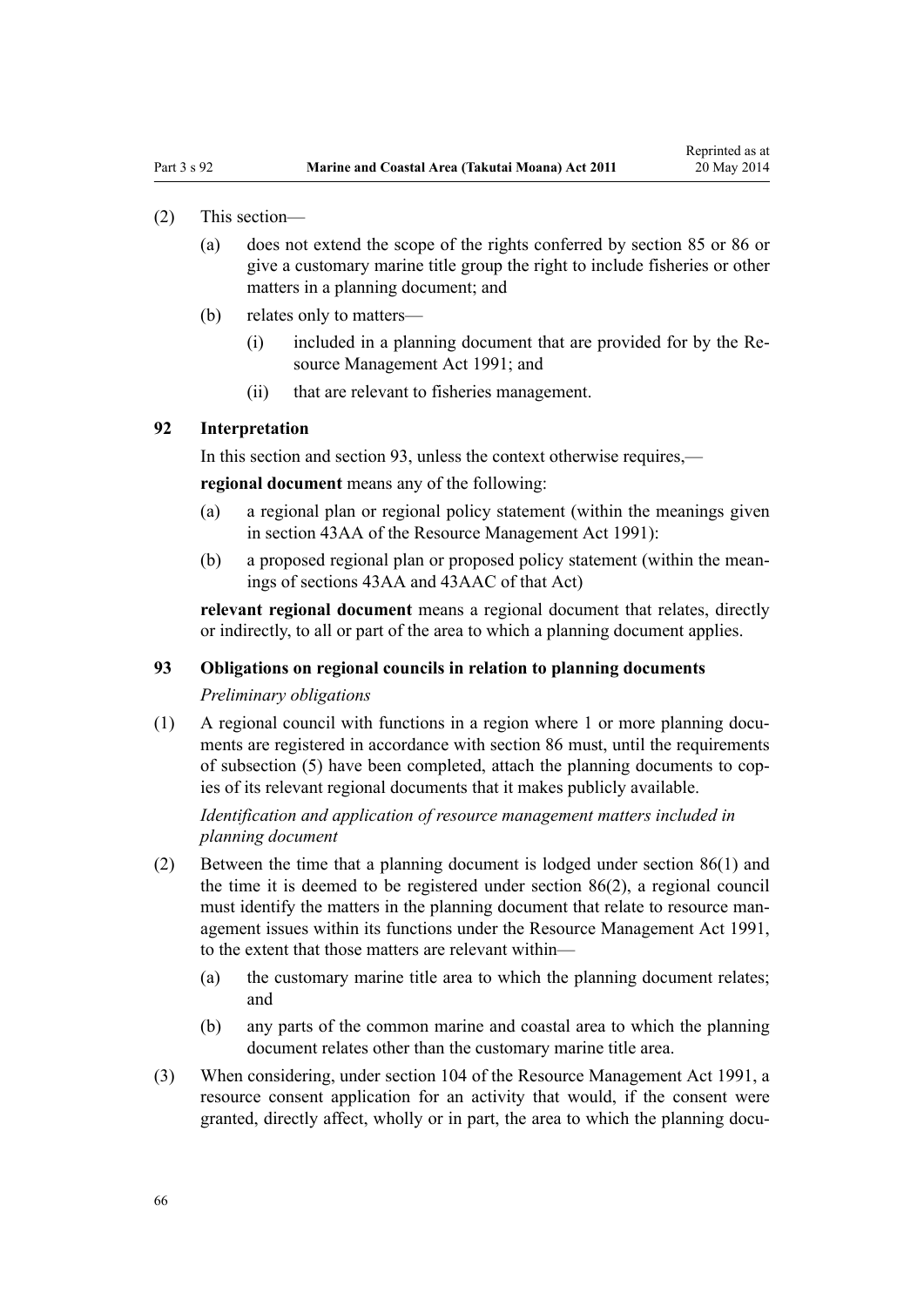(2) This section—

(a) does not extend the scope of the rights conferred by section 85 or 86 or give a customary marine title group the right to include fisheries or other matters in a planning document; and

(b) relates only to matters—

(i) included in a planning document that are provided for by the Resource Management Act 1991; and

(ii) that are relevant to fisheries management.

### 92 Interpretation

In this section and section 93, unless the context otherwise requires,—

**regional document** means any of the following:

(a) a regional plan or regional policy statement (within the meanings given in section 43AA of the Resource Management Act 1991):

(b) a proposed regional plan or proposed policy statement (within the meanings of sections 43AA and 43AAC of that Act)

**relevant regional document** means a regional document that relates, directly or indirectly, to all or part of the area to which a planning document applies.

### 93 Obligations on regional councils in relation to planning documents

*Preliminary obligations*

(1) A regional council with functions in a region where 1 or more planning documents are registered in accordance with section 86 must, until the requirements of subsection (5) have been completed, attach the planning documents to copies of its relevant regional documents that it makes publicly available.

*Identification and application of resource management matters included in planning document*

(2) Between the time that a planning document is lodged under section 86(1) and the time it is deemed to be registered under section 86(2), a regional council must identify the matters in the planning document that relate to resource management issues within its functions under the Resource Management Act 1991, to the extent that those matters are relevant within—

(a) the customary marine title area to which the planning document relates; and

(b) any parts of the common marine and coastal area to which the planning document relates other than the customary marine title area.

(3) When considering, under section 104 of the Resource Management Act 1991, a resource consent application for an activity that would, if the consent were granted, directly affect, wholly or in part, the area to which the planning docu-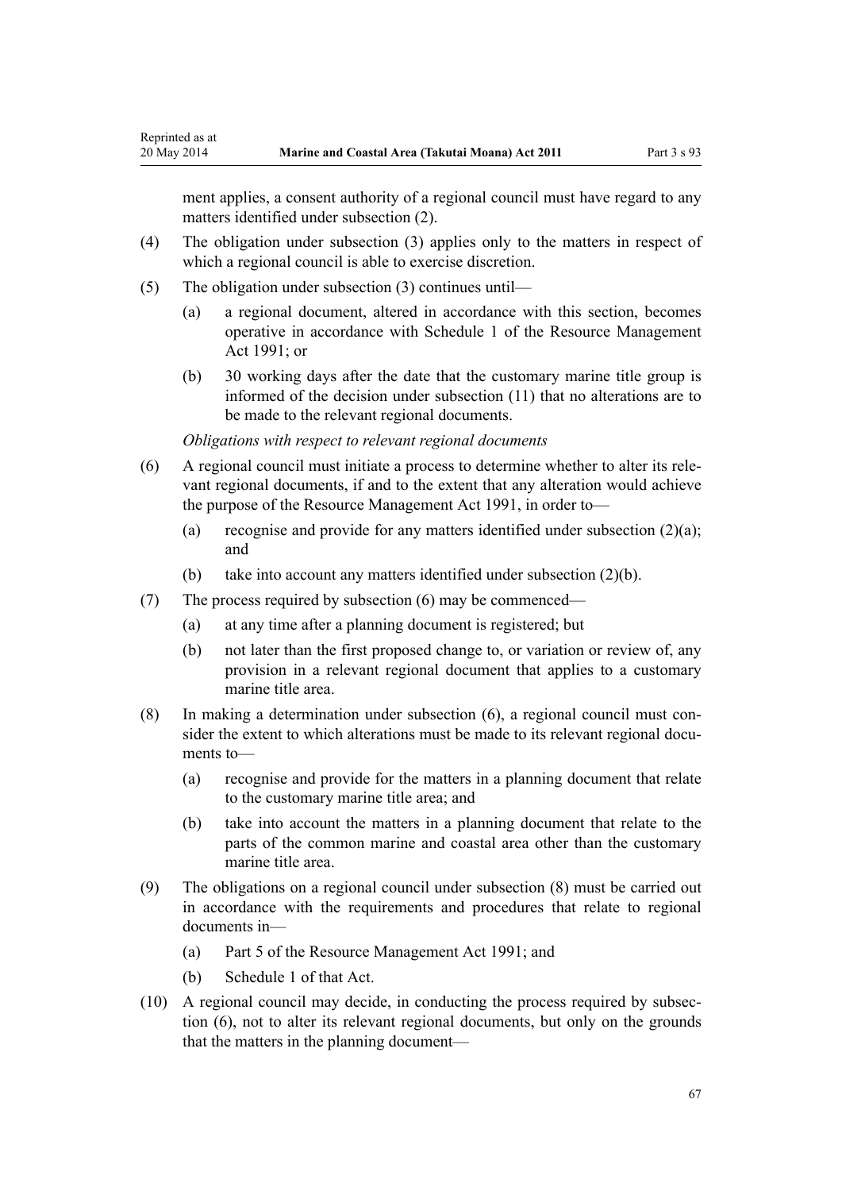ment applies, a consent authority of a regional council must have regard to any matters identified under subsection (2).

(4) The obligation under subsection (3) applies only to the matters in respect of which a regional council is able to exercise discretion.

(5) The obligation under subsection (3) continues until—

(a) a regional document, altered in accordance with this section, becomes operative in accordance with Schedule 1 of the Resource Management Act 1991; or

(b) 30 working days after the date that the customary marine title group is informed of the decision under subsection (11) that no alterations are to be made to the relevant regional documents.

*Obligations with respect to relevant regional documents*

(6) A regional council must initiate a process to determine whether to alter its relevant regional documents, if and to the extent that any alteration would achieve the purpose of the Resource Management Act 1991, in order to—

(a) recognise and provide for any matters identified under subsection (2)(a); and

(b) take into account any matters identified under subsection (2)(b).

(7) The process required by subsection (6) may be commenced—

(a) at any time after a planning document is registered; but

(b) not later than the first proposed change to, or variation or review of, any provision in a relevant regional document that applies to a customary marine title area.

(8) In making a determination under subsection (6), a regional council must consider the extent to which alterations must be made to its relevant regional documents to—

(a) recognise and provide for the matters in a planning document that relate to the customary marine title area; and

(b) take into account the matters in a planning document that relate to the parts of the common marine and coastal area other than the customary marine title area.

(9) The obligations on a regional council under subsection (8) must be carried out in accordance with the requirements and procedures that relate to regional documents in—

(a) Part 5 of the Resource Management Act 1991; and

(b) Schedule 1 of that Act.

(10) A regional council may decide, in conducting the process required by subsection (6), not to alter its relevant regional documents, but only on the grounds that the matters in the planning document—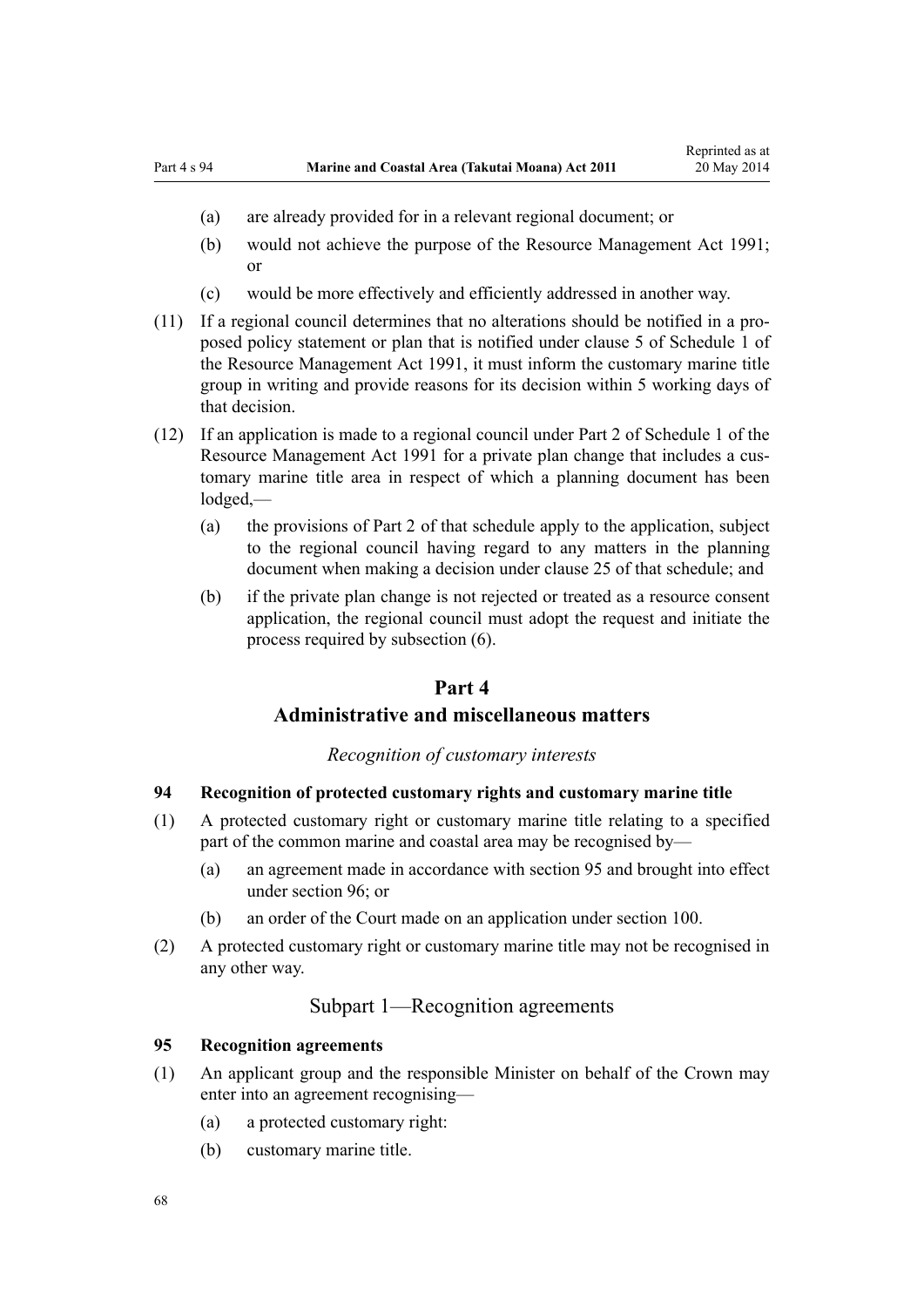(a) are already provided for in a relevant regional document; or

(b) would not achieve the purpose of the Resource Management Act 1991; or

(c) would be more effectively and efficiently addressed in another way.

(11) If a regional council determines that no alterations should be notified in a proposed policy statement or plan that is notified under clause 5 of Schedule 1 of the Resource Management Act 1991, it must inform the customary marine title group in writing and provide reasons for its decision within 5 working days of that decision.

(12) If an application is made to a regional council under Part 2 of Schedule 1 of the Resource Management Act 1991 for a private plan change that includes a customary marine title area in respect of which a planning document has been lodged,—

(a) the provisions of Part 2 of that schedule apply to the application, subject to the regional council having regard to any matters in the planning document when making a decision under clause 25 of that schedule; and

(b) if the private plan change is not rejected or treated as a resource consent application, the regional council must adopt the request and initiate the process required by subsection (6).

# Part 4
# Administrative and miscellaneous matters

*Recognition of customary interests*

### 94 Recognition of protected customary rights and customary marine title

(1) A protected customary right or customary marine title relating to a specified part of the common marine and coastal area may be recognised by—

(a) an agreement made in accordance with section 95 and brought into effect under section 96; or

(b) an order of the Court made on an application under section 100.

(2) A protected customary right or customary marine title may not be recognised in any other way.

## Subpart 1—Recognition agreements

### 95 Recognition agreements

(1) An applicant group and the responsible Minister on behalf of the Crown may enter into an agreement recognising—

(a) a protected customary right:

(b) customary marine title.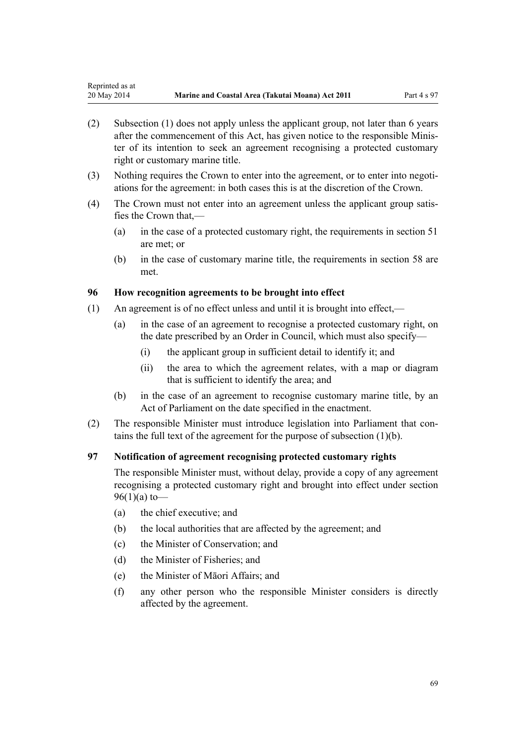(2) Subsection (1) does not apply unless the applicant group, not later than 6 years after the commencement of this Act, has given notice to the responsible Minister of its intention to seek an agreement recognising a protected customary right or customary marine title.

(3) Nothing requires the Crown to enter into the agreement, or to enter into negotiations for the agreement: in both cases this is at the discretion of the Crown.

(4) The Crown must not enter into an agreement unless the applicant group satisfies the Crown that,—

   (a) in the case of a protected customary right, the requirements in section 51 are met; or

   (b) in the case of customary marine title, the requirements in section 58 are met.

### 96 How recognition agreements to be brought into effect

(1) An agreement is of no effect unless and until it is brought into effect,—

   (a) in the case of an agreement to recognise a protected customary right, on the date prescribed by an Order in Council, which must also specify—

      (i) the applicant group in sufficient detail to identify it; and

      (ii) the area to which the agreement relates, with a map or diagram that is sufficient to identify the area; and

   (b) in the case of an agreement to recognise customary marine title, by an Act of Parliament on the date specified in the enactment.

(2) The responsible Minister must introduce legislation into Parliament that contains the full text of the agreement for the purpose of subsection (1)(b).

### 97 Notification of agreement recognising protected customary rights

The responsible Minister must, without delay, provide a copy of any agreement recognising a protected customary right and brought into effect under section 96(1)(a) to—

   (a) the chief executive; and

   (b) the local authorities that are affected by the agreement; and

   (c) the Minister of Conservation; and

   (d) the Minister of Fisheries; and

   (e) the Minister of Māori Affairs; and

   (f) any other person who the responsible Minister considers is directly affected by the agreement.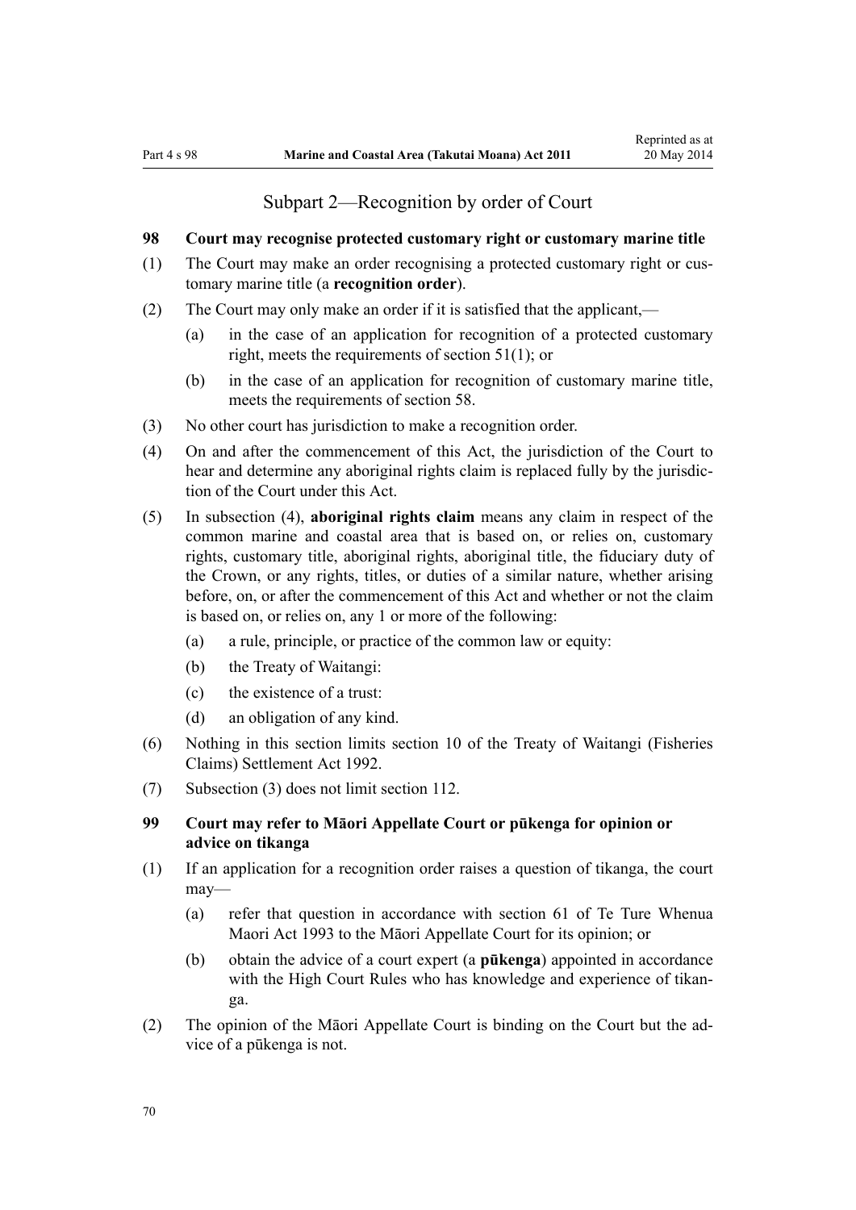## Subpart 2—Recognition by order of Court

### 98 Court may recognise protected customary right or customary marine title

(1) The Court may make an order recognising a protected customary right or customary marine title (a **recognition order**).

(2) The Court may only make an order if it is satisfied that the applicant,—

(a) in the case of an application for recognition of a protected customary right, meets the requirements of section 51(1); or

(b) in the case of an application for recognition of customary marine title, meets the requirements of section 58.

(3) No other court has jurisdiction to make a recognition order.

(4) On and after the commencement of this Act, the jurisdiction of the Court to hear and determine any aboriginal rights claim is replaced fully by the jurisdiction of the Court under this Act.

(5) In subsection (4), **aboriginal rights claim** means any claim in respect of the common marine and coastal area that is based on, or relies on, customary rights, customary title, aboriginal rights, aboriginal title, the fiduciary duty of the Crown, or any rights, titles, or duties of a similar nature, whether arising before, on, or after the commencement of this Act and whether or not the claim is based on, or relies on, any 1 or more of the following:

(a) a rule, principle, or practice of the common law or equity:

(b) the Treaty of Waitangi:

(c) the existence of a trust:

(d) an obligation of any kind.

(6) Nothing in this section limits section 10 of the Treaty of Waitangi (Fisheries Claims) Settlement Act 1992.

(7) Subsection (3) does not limit section 112.

### 99 Court may refer to Māori Appellate Court or pūkenga for opinion or advice on tikanga

(1) If an application for a recognition order raises a question of tikanga, the court may—

(a) refer that question in accordance with section 61 of Te Ture Whenua Maori Act 1993 to the Māori Appellate Court for its opinion; or

(b) obtain the advice of a court expert (a **pūkenga**) appointed in accordance with the High Court Rules who has knowledge and experience of tikanga.

(2) The opinion of the Māori Appellate Court is binding on the Court but the advice of a pūkenga is not.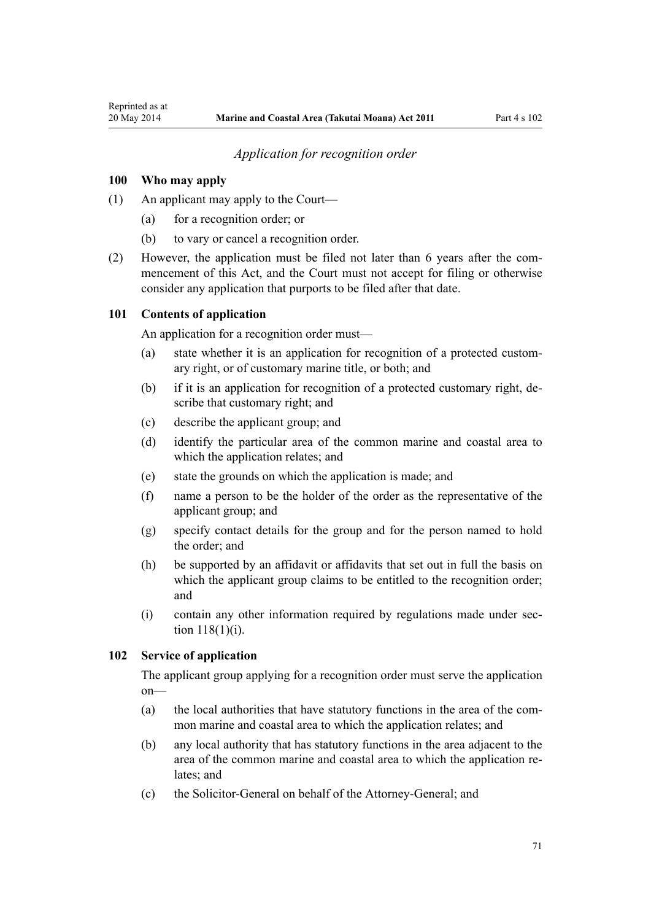*Application for recognition order*

### 100 Who may apply

(1) An applicant may apply to the Court—

- (a) for a recognition order; or
- (b) to vary or cancel a recognition order.

(2) However, the application must be filed not later than 6 years after the commencement of this Act, and the Court must not accept for filing or otherwise consider any application that purports to be filed after that date.

### 101 Contents of application

An application for a recognition order must—

- (a) state whether it is an application for recognition of a protected customary right, or of customary marine title, or both; and
- (b) if it is an application for recognition of a protected customary right, describe that customary right; and
- (c) describe the applicant group; and
- (d) identify the particular area of the common marine and coastal area to which the application relates; and
- (e) state the grounds on which the application is made; and
- (f) name a person to be the holder of the order as the representative of the applicant group; and
- (g) specify contact details for the group and for the person named to hold the order; and
- (h) be supported by an affidavit or affidavits that set out in full the basis on which the applicant group claims to be entitled to the recognition order; and
- (i) contain any other information required by regulations made under section 118(1)(i).

### 102 Service of application

The applicant group applying for a recognition order must serve the application on—

- (a) the local authorities that have statutory functions in the area of the common marine and coastal area to which the application relates; and
- (b) any local authority that has statutory functions in the area adjacent to the area of the common marine and coastal area to which the application relates; and
- (c) the Solicitor-General on behalf of the Attorney-General; and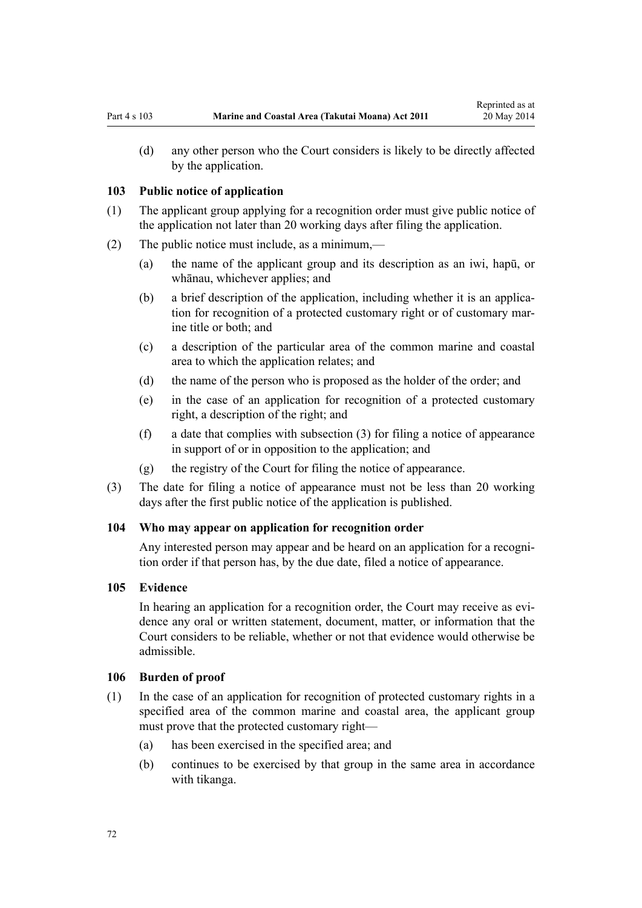(d) any other person who the Court considers is likely to be directly affected by the application.

### 103 Public notice of application

(1) The applicant group applying for a recognition order must give public notice of the application not later than 20 working days after filing the application.

(2) The public notice must include, as a minimum,—

(a) the name of the applicant group and its description as an iwi, hapū, or whānau, whichever applies; and

(b) a brief description of the application, including whether it is an application for recognition of a protected customary right or of customary marine title or both; and

(c) a description of the particular area of the common marine and coastal area to which the application relates; and

(d) the name of the person who is proposed as the holder of the order; and

(e) in the case of an application for recognition of a protected customary right, a description of the right; and

(f) a date that complies with subsection (3) for filing a notice of appearance in support of or in opposition to the application; and

(g) the registry of the Court for filing the notice of appearance.

(3) The date for filing a notice of appearance must not be less than 20 working days after the first public notice of the application is published.

### 104 Who may appear on application for recognition order

Any interested person may appear and be heard on an application for a recognition order if that person has, by the due date, filed a notice of appearance.

### 105 Evidence

In hearing an application for a recognition order, the Court may receive as evidence any oral or written statement, document, matter, or information that the Court considers to be reliable, whether or not that evidence would otherwise be admissible.

### 106 Burden of proof

(1) In the case of an application for recognition of protected customary rights in a specified area of the common marine and coastal area, the applicant group must prove that the protected customary right—

(a) has been exercised in the specified area; and

(b) continues to be exercised by that group in the same area in accordance with tikanga.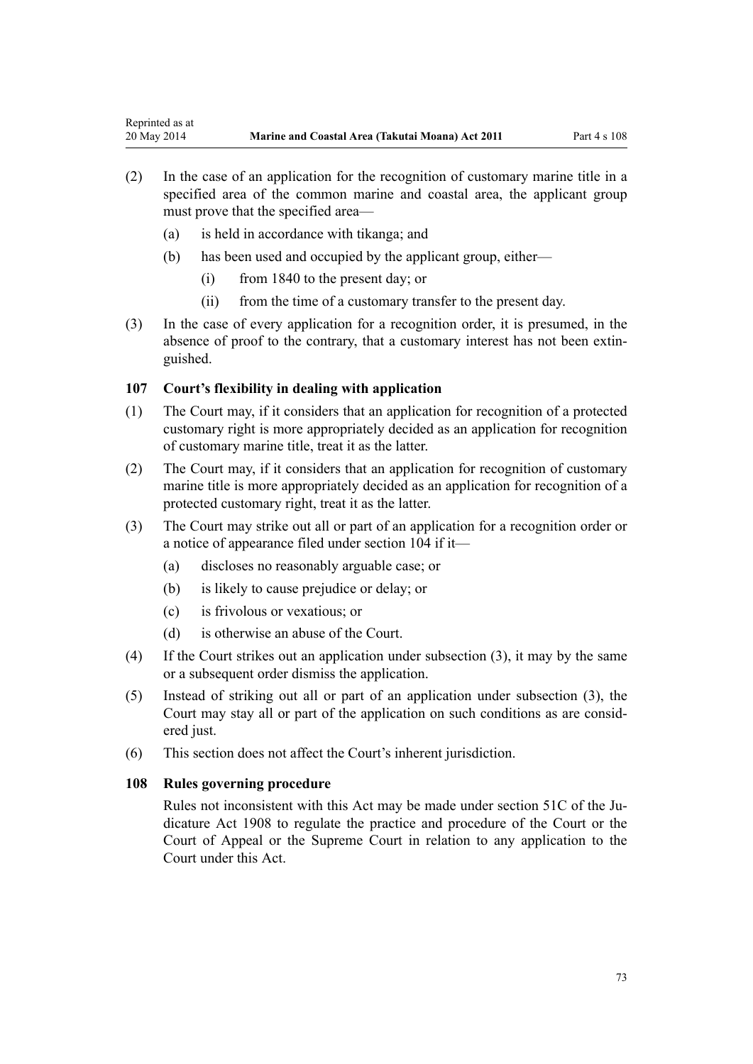(2) In the case of an application for the recognition of customary marine title in a specified area of the common marine and coastal area, the applicant group must prove that the specified area—

 (a) is held in accordance with tikanga; and

 (b) has been used and occupied by the applicant group, either—

  (i) from 1840 to the present day; or

  (ii) from the time of a customary transfer to the present day.

(3) In the case of every application for a recognition order, it is presumed, in the absence of proof to the contrary, that a customary interest has not been extinguished.

### 107 Court's flexibility in dealing with application

(1) The Court may, if it considers that an application for recognition of a protected customary right is more appropriately decided as an application for recognition of customary marine title, treat it as the latter.

(2) The Court may, if it considers that an application for recognition of customary marine title is more appropriately decided as an application for recognition of a protected customary right, treat it as the latter.

(3) The Court may strike out all or part of an application for a recognition order or a notice of appearance filed under section 104 if it—

 (a) discloses no reasonably arguable case; or

 (b) is likely to cause prejudice or delay; or

 (c) is frivolous or vexatious; or

 (d) is otherwise an abuse of the Court.

(4) If the Court strikes out an application under subsection (3), it may by the same or a subsequent order dismiss the application.

(5) Instead of striking out all or part of an application under subsection (3), the Court may stay all or part of the application on such conditions as are considered just.

(6) This section does not affect the Court's inherent jurisdiction.

### 108 Rules governing procedure

Rules not inconsistent with this Act may be made under section 51C of the Judicature Act 1908 to regulate the practice and procedure of the Court or the Court of Appeal or the Supreme Court in relation to any application to the Court under this Act.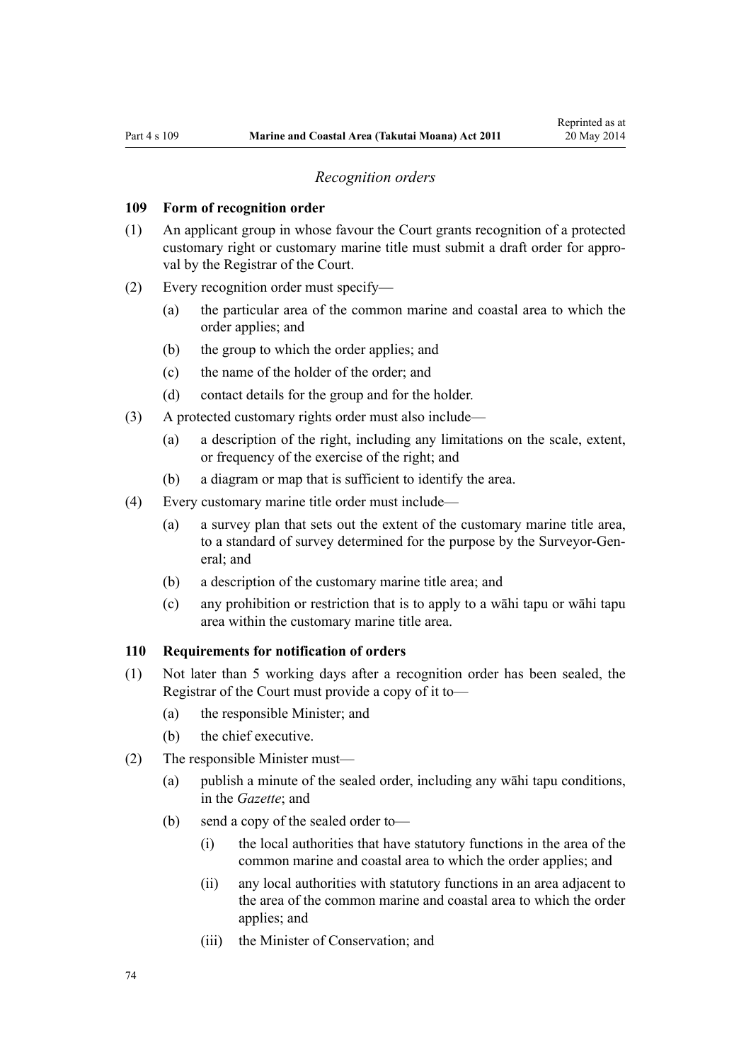### *Recognition orders*

**109 Form of recognition order**

(1) An applicant group in whose favour the Court grants recognition of a protected customary right or customary marine title must submit a draft order for approval by the Registrar of the Court.

(2) Every recognition order must specify—

   (a) the particular area of the common marine and coastal area to which the order applies; and

   (b) the group to which the order applies; and

   (c) the name of the holder of the order; and

   (d) contact details for the group and for the holder.

(3) A protected customary rights order must also include—

   (a) a description of the right, including any limitations on the scale, extent, or frequency of the exercise of the right; and

   (b) a diagram or map that is sufficient to identify the area.

(4) Every customary marine title order must include—

   (a) a survey plan that sets out the extent of the customary marine title area, to a standard of survey determined for the purpose by the Surveyor-General; and

   (b) a description of the customary marine title area; and

   (c) any prohibition or restriction that is to apply to a wāhi tapu or wāhi tapu area within the customary marine title area.

**110 Requirements for notification of orders**

(1) Not later than 5 working days after a recognition order has been sealed, the Registrar of the Court must provide a copy of it to—

   (a) the responsible Minister; and

   (b) the chief executive.

(2) The responsible Minister must—

   (a) publish a minute of the sealed order, including any wāhi tapu conditions, in the *Gazette*; and

   (b) send a copy of the sealed order to—

      (i) the local authorities that have statutory functions in the area of the common marine and coastal area to which the order applies; and

      (ii) any local authorities with statutory functions in an area adjacent to the area of the common marine and coastal area to which the order applies; and

      (iii) the Minister of Conservation; and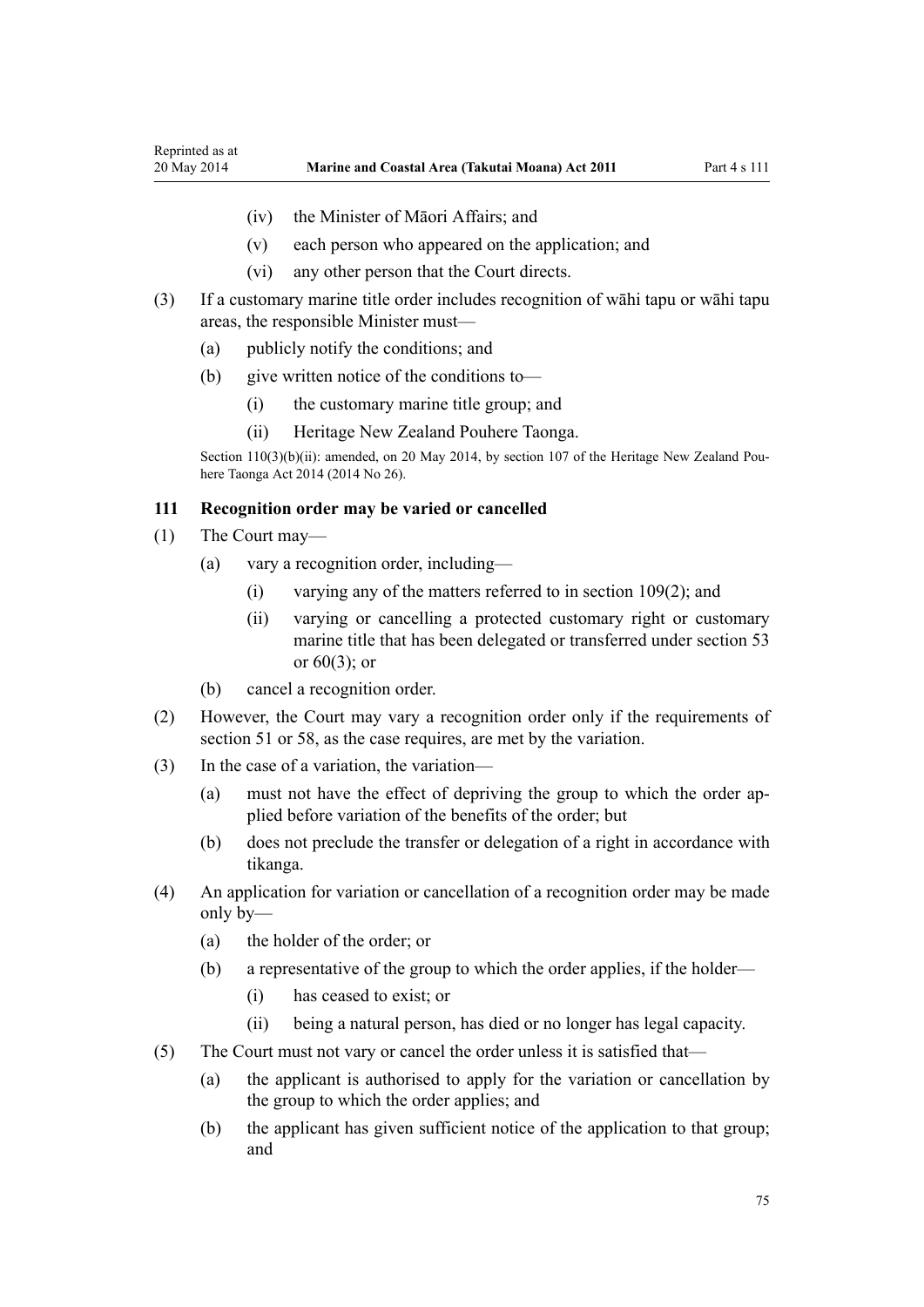(iv) the Minister of Māori Affairs; and

(v) each person who appeared on the application; and

(vi) any other person that the Court directs.

(3) If a customary marine title order includes recognition of wāhi tapu or wāhi tapu areas, the responsible Minister must—

(a) publicly notify the conditions; and

(b) give written notice of the conditions to—

(i) the customary marine title group; and

(ii) Heritage New Zealand Pouhere Taonga.

Section 110(3)(b)(ii): amended, on 20 May 2014, by section 107 of the Heritage New Zealand Pouhere Taonga Act 2014 (2014 No 26).

### 111 Recognition order may be varied or cancelled

(1) The Court may—

(a) vary a recognition order, including—

(i) varying any of the matters referred to in section 109(2); and

(ii) varying or cancelling a protected customary right or customary marine title that has been delegated or transferred under section 53 or 60(3); or

(b) cancel a recognition order.

(2) However, the Court may vary a recognition order only if the requirements of section 51 or 58, as the case requires, are met by the variation.

(3) In the case of a variation, the variation—

(a) must not have the effect of depriving the group to which the order applied before variation of the benefits of the order; but

(b) does not preclude the transfer or delegation of a right in accordance with tikanga.

(4) An application for variation or cancellation of a recognition order may be made only by—

(a) the holder of the order; or

(b) a representative of the group to which the order applies, if the holder—

(i) has ceased to exist; or

(ii) being a natural person, has died or no longer has legal capacity.

(5) The Court must not vary or cancel the order unless it is satisfied that—

(a) the applicant is authorised to apply for the variation or cancellation by the group to which the order applies; and

(b) the applicant has given sufficient notice of the application to that group; and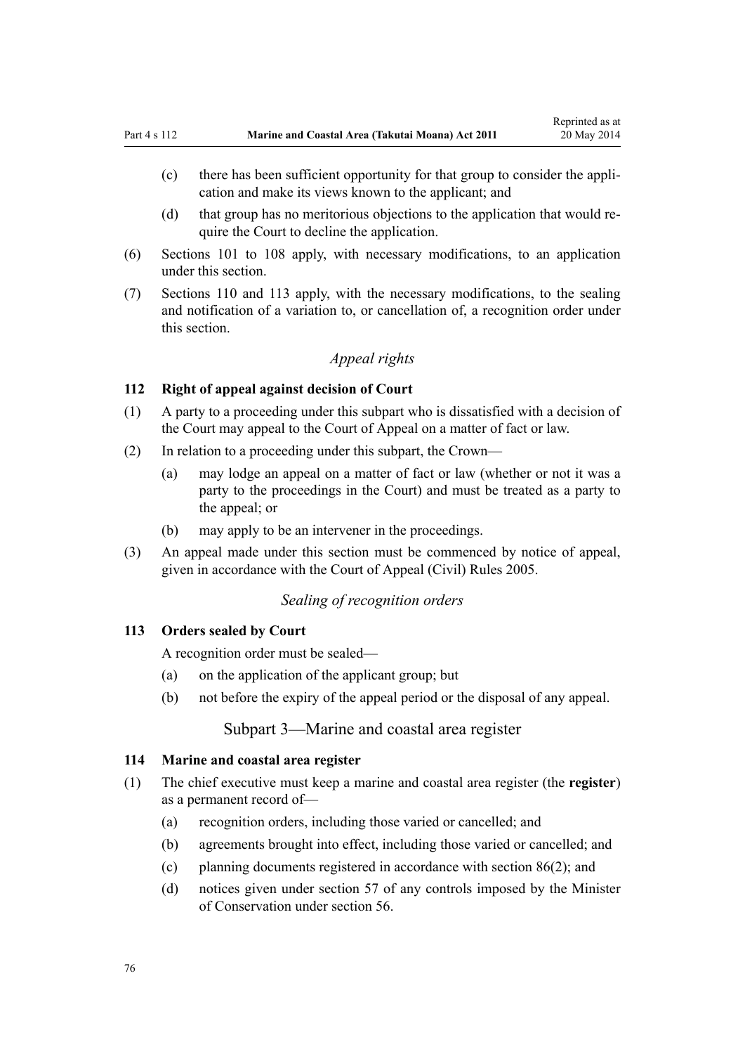(c) there has been sufficient opportunity for that group to consider the application and make its views known to the applicant; and

(d) that group has no meritorious objections to the application that would require the Court to decline the application.

(6) Sections 101 to 108 apply, with necessary modifications, to an application under this section.

(7) Sections 110 and 113 apply, with the necessary modifications, to the sealing and notification of a variation to, or cancellation of, a recognition order under this section.

*Appeal rights*

### 112 Right of appeal against decision of Court

(1) A party to a proceeding under this subpart who is dissatisfied with a decision of the Court may appeal to the Court of Appeal on a matter of fact or law.

(2) In relation to a proceeding under this subpart, the Crown—

(a) may lodge an appeal on a matter of fact or law (whether or not it was a party to the proceedings in the Court) and must be treated as a party to the appeal; or

(b) may apply to be an intervener in the proceedings.

(3) An appeal made under this section must be commenced by notice of appeal, given in accordance with the Court of Appeal (Civil) Rules 2005.

*Sealing of recognition orders*

### 113 Orders sealed by Court

A recognition order must be sealed—

(a) on the application of the applicant group; but

(b) not before the expiry of the appeal period or the disposal of any appeal.

## Subpart 3—Marine and coastal area register

### 114 Marine and coastal area register

(1) The chief executive must keep a marine and coastal area register (the **register**) as a permanent record of—

(a) recognition orders, including those varied or cancelled; and

(b) agreements brought into effect, including those varied or cancelled; and

(c) planning documents registered in accordance with section 86(2); and

(d) notices given under section 57 of any controls imposed by the Minister of Conservation under section 56.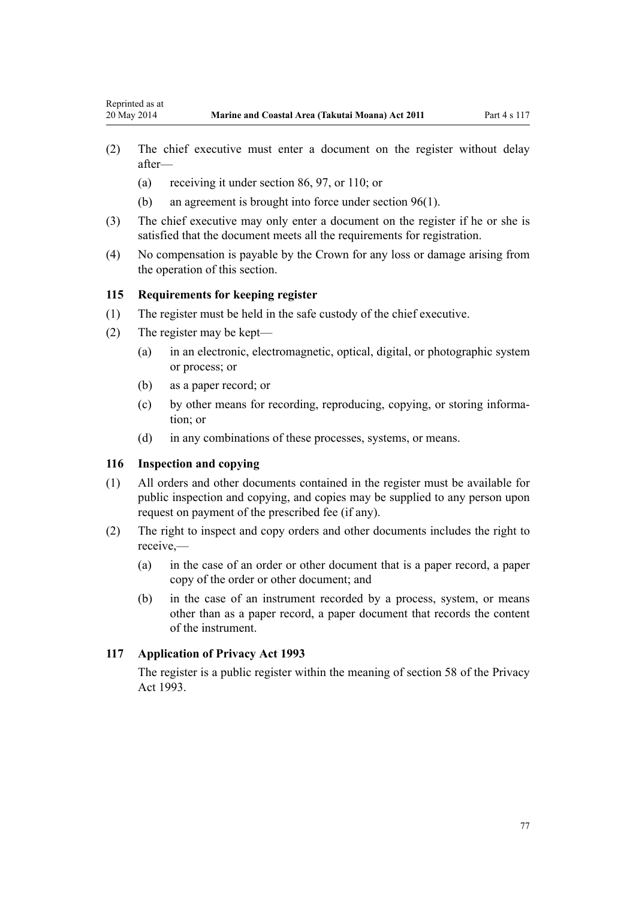(2) The chief executive must enter a document on the register without delay after—

(a) receiving it under section 86, 97, or 110; or

(b) an agreement is brought into force under section 96(1).

(3) The chief executive may only enter a document on the register if he or she is satisfied that the document meets all the requirements for registration.

(4) No compensation is payable by the Crown for any loss or damage arising from the operation of this section.

### 115 Requirements for keeping register

(1) The register must be held in the safe custody of the chief executive.

(2) The register may be kept—

(a) in an electronic, electromagnetic, optical, digital, or photographic system or process; or

(b) as a paper record; or

(c) by other means for recording, reproducing, copying, or storing information; or

(d) in any combinations of these processes, systems, or means.

### 116 Inspection and copying

(1) All orders and other documents contained in the register must be available for public inspection and copying, and copies may be supplied to any person upon request on payment of the prescribed fee (if any).

(2) The right to inspect and copy orders and other documents includes the right to receive,—

(a) in the case of an order or other document that is a paper record, a paper copy of the order or other document; and

(b) in the case of an instrument recorded by a process, system, or means other than as a paper record, a paper document that records the content of the instrument.

### 117 Application of Privacy Act 1993

The register is a public register within the meaning of section 58 of the Privacy Act 1993.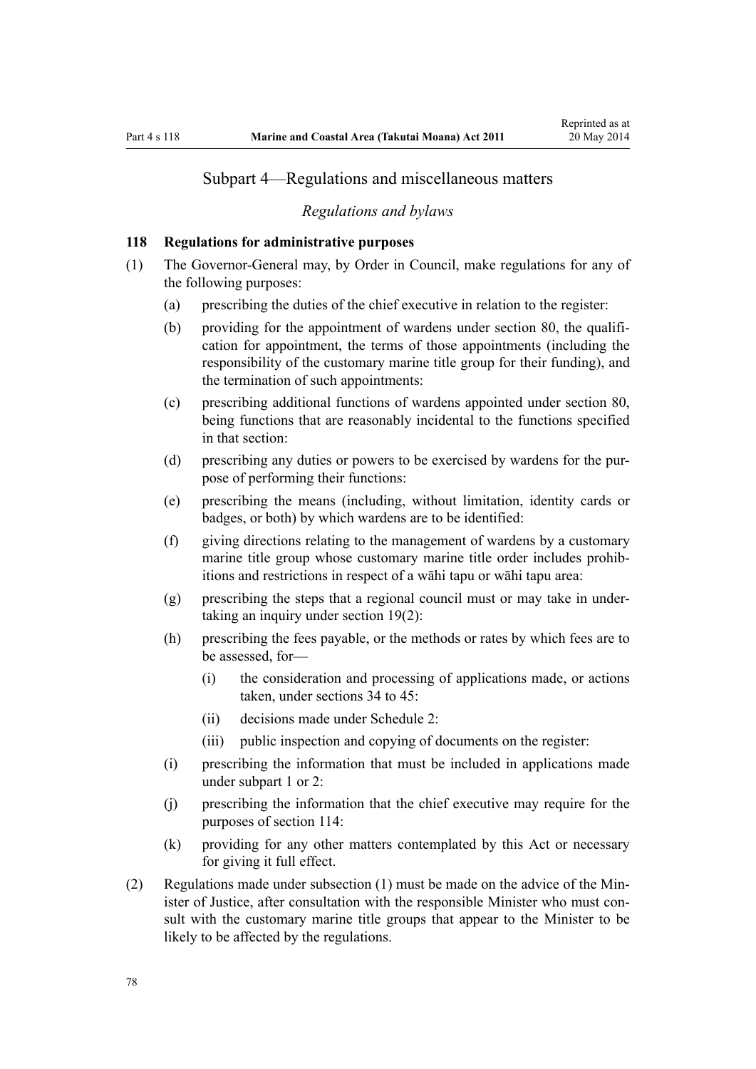## Subpart 4—Regulations and miscellaneous matters

*Regulations and bylaws*

### 118 Regulations for administrative purposes

(1) The Governor-General may, by Order in Council, make regulations for any of the following purposes:

   (a) prescribing the duties of the chief executive in relation to the register:

   (b) providing for the appointment of wardens under section 80, the qualification for appointment, the terms of those appointments (including the responsibility of the customary marine title group for their funding), and the termination of such appointments:

   (c) prescribing additional functions of wardens appointed under section 80, being functions that are reasonably incidental to the functions specified in that section:

   (d) prescribing any duties or powers to be exercised by wardens for the purpose of performing their functions:

   (e) prescribing the means (including, without limitation, identity cards or badges, or both) by which wardens are to be identified:

   (f) giving directions relating to the management of wardens by a customary marine title group whose customary marine title order includes prohibitions and restrictions in respect of a wāhi tapu or wāhi tapu area:

   (g) prescribing the steps that a regional council must or may take in undertaking an inquiry under section 19(2):

   (h) prescribing the fees payable, or the methods or rates by which fees are to be assessed, for—

      (i) the consideration and processing of applications made, or actions taken, under sections 34 to 45:

      (ii) decisions made under Schedule 2:

      (iii) public inspection and copying of documents on the register:

   (i) prescribing the information that must be included in applications made under subpart 1 or 2:

   (j) prescribing the information that the chief executive may require for the purposes of section 114:

   (k) providing for any other matters contemplated by this Act or necessary for giving it full effect.

(2) Regulations made under subsection (1) must be made on the advice of the Minister of Justice, after consultation with the responsible Minister who must consult with the customary marine title groups that appear to the Minister to be likely to be affected by the regulations.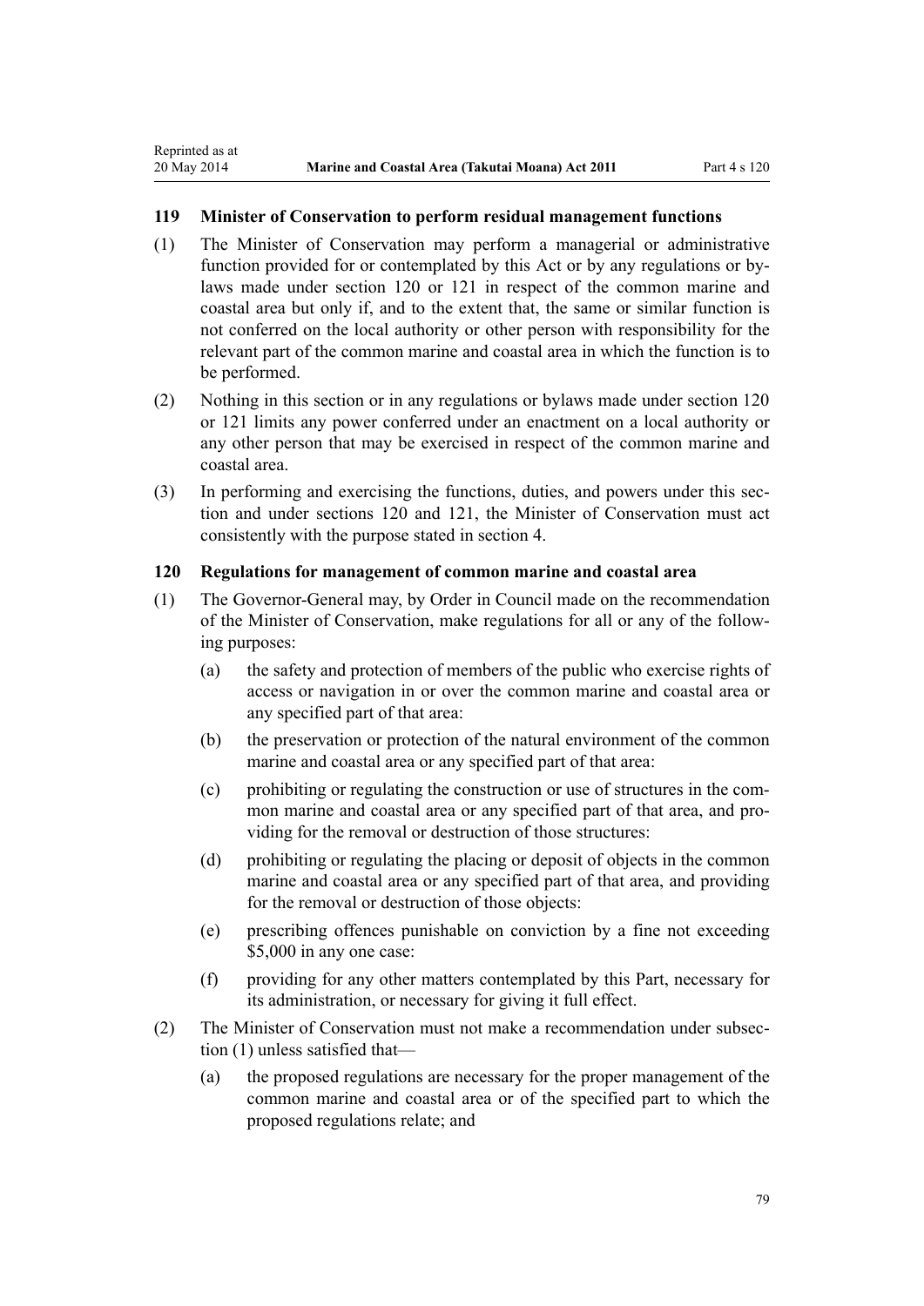### 119 Minister of Conservation to perform residual management functions

(1) The Minister of Conservation may perform a managerial or administrative function provided for or contemplated by this Act or by any regulations or bylaws made under section 120 or 121 in respect of the common marine and coastal area but only if, and to the extent that, the same or similar function is not conferred on the local authority or other person with responsibility for the relevant part of the common marine and coastal area in which the function is to be performed.

(2) Nothing in this section or in any regulations or bylaws made under section 120 or 121 limits any power conferred under an enactment on a local authority or any other person that may be exercised in respect of the common marine and coastal area.

(3) In performing and exercising the functions, duties, and powers under this section and under sections 120 and 121, the Minister of Conservation must act consistently with the purpose stated in section 4.

### 120 Regulations for management of common marine and coastal area

(1) The Governor-General may, by Order in Council made on the recommendation of the Minister of Conservation, make regulations for all or any of the following purposes:

    (a) the safety and protection of members of the public who exercise rights of access or navigation in or over the common marine and coastal area or any specified part of that area:

    (b) the preservation or protection of the natural environment of the common marine and coastal area or any specified part of that area:

    (c) prohibiting or regulating the construction or use of structures in the common marine and coastal area or any specified part of that area, and providing for the removal or destruction of those structures:

    (d) prohibiting or regulating the placing or deposit of objects in the common marine and coastal area or any specified part of that area, and providing for the removal or destruction of those objects:

    (e) prescribing offences punishable on conviction by a fine not exceeding $5,000 in any one case:

    (f) providing for any other matters contemplated by this Part, necessary for its administration, or necessary for giving it full effect.

(2) The Minister of Conservation must not make a recommendation under subsection (1) unless satisfied that—

    (a) the proposed regulations are necessary for the proper management of the common marine and coastal area or of the specified part to which the proposed regulations relate; and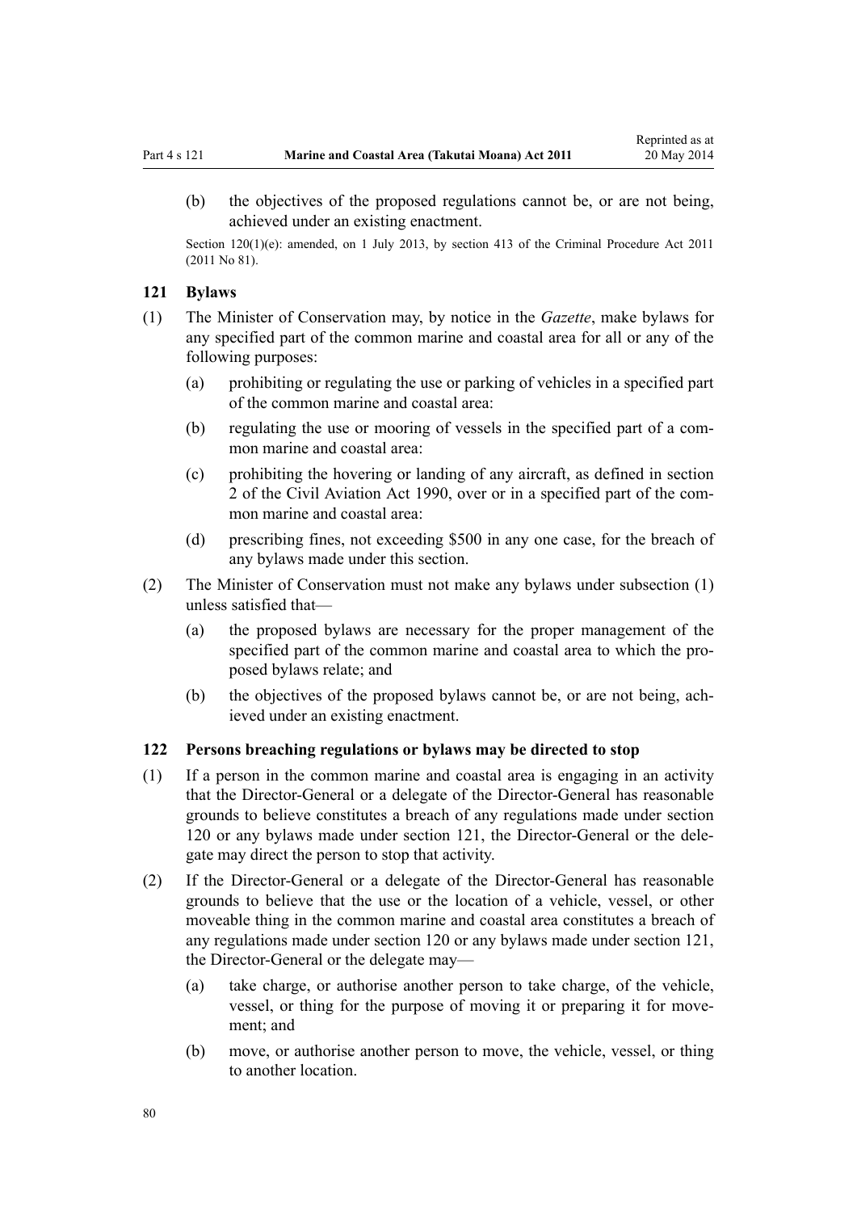(b) the objectives of the proposed regulations cannot be, or are not being, achieved under an existing enactment.

Section 120(1)(e): amended, on 1 July 2013, by section 413 of the Criminal Procedure Act 2011 (2011 No 81).

### 121 Bylaws

(1) The Minister of Conservation may, by notice in the *Gazette*, make bylaws for any specified part of the common marine and coastal area for all or any of the following purposes:

(a) prohibiting or regulating the use or parking of vehicles in a specified part of the common marine and coastal area:

(b) regulating the use or mooring of vessels in the specified part of a common marine and coastal area:

(c) prohibiting the hovering or landing of any aircraft, as defined in section 2 of the Civil Aviation Act 1990, over or in a specified part of the common marine and coastal area:

(d) prescribing fines, not exceeding $500 in any one case, for the breach of any bylaws made under this section.

(2) The Minister of Conservation must not make any bylaws under subsection (1) unless satisfied that—

(a) the proposed bylaws are necessary for the proper management of the specified part of the common marine and coastal area to which the proposed bylaws relate; and

(b) the objectives of the proposed bylaws cannot be, or are not being, achieved under an existing enactment.

### 122 Persons breaching regulations or bylaws may be directed to stop

(1) If a person in the common marine and coastal area is engaging in an activity that the Director-General or a delegate of the Director-General has reasonable grounds to believe constitutes a breach of any regulations made under section 120 or any bylaws made under section 121, the Director-General or the delegate may direct the person to stop that activity.

(2) If the Director-General or a delegate of the Director-General has reasonable grounds to believe that the use or the location of a vehicle, vessel, or other moveable thing in the common marine and coastal area constitutes a breach of any regulations made under section 120 or any bylaws made under section 121, the Director-General or the delegate may—

(a) take charge, or authorise another person to take charge, of the vehicle, vessel, or thing for the purpose of moving it or preparing it for movement; and

(b) move, or authorise another person to move, the vehicle, vessel, or thing to another location.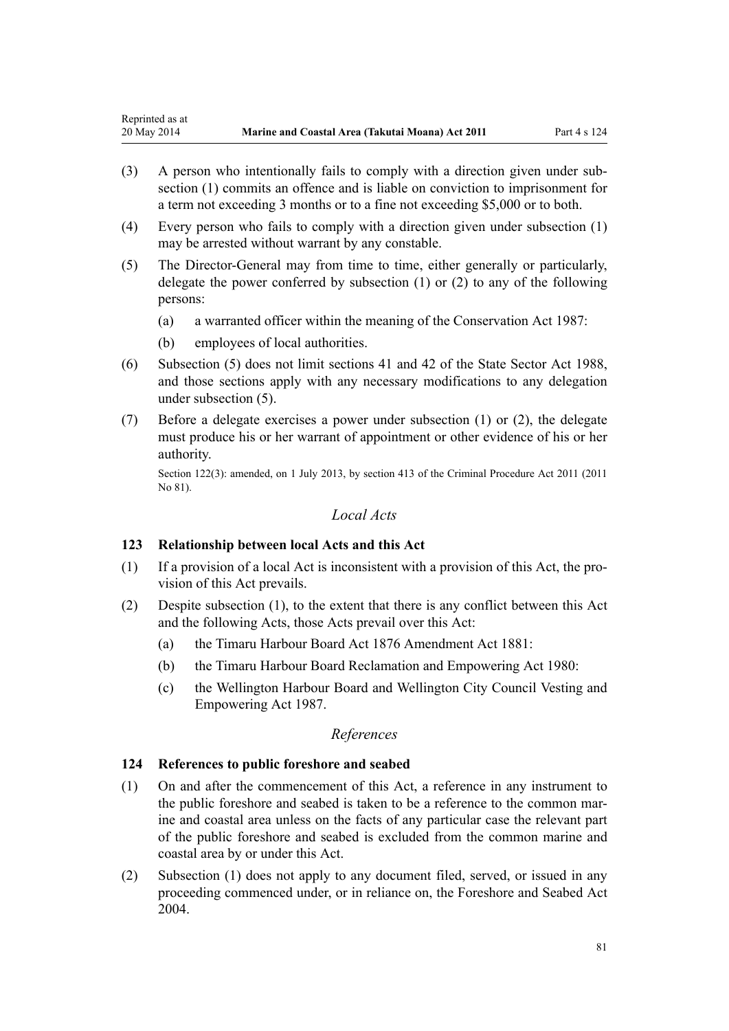(3) A person who intentionally fails to comply with a direction given under subsection (1) commits an offence and is liable on conviction to imprisonment for a term not exceeding 3 months or to a fine not exceeding $5,000 or to both.

(4) Every person who fails to comply with a direction given under subsection (1) may be arrested without warrant by any constable.

(5) The Director-General may from time to time, either generally or particularly, delegate the power conferred by subsection (1) or (2) to any of the following persons:

  (a) a warranted officer within the meaning of the Conservation Act 1987:

  (b) employees of local authorities.

(6) Subsection (5) does not limit sections 41 and 42 of the State Sector Act 1988, and those sections apply with any necessary modifications to any delegation under subsection (5).

(7) Before a delegate exercises a power under subsection (1) or (2), the delegate must produce his or her warrant of appointment or other evidence of his or her authority.

Section 122(3): amended, on 1 July 2013, by section 413 of the Criminal Procedure Act 2011 (2011 No 81).

*Local Acts*

### 123 Relationship between local Acts and this Act

(1) If a provision of a local Act is inconsistent with a provision of this Act, the provision of this Act prevails.

(2) Despite subsection (1), to the extent that there is any conflict between this Act and the following Acts, those Acts prevail over this Act:

  (a) the Timaru Harbour Board Act 1876 Amendment Act 1881:

  (b) the Timaru Harbour Board Reclamation and Empowering Act 1980:

  (c) the Wellington Harbour Board and Wellington City Council Vesting and Empowering Act 1987.

*References*

### 124 References to public foreshore and seabed

(1) On and after the commencement of this Act, a reference in any instrument to the public foreshore and seabed is taken to be a reference to the common marine and coastal area unless on the facts of any particular case the relevant part of the public foreshore and seabed is excluded from the common marine and coastal area by or under this Act.

(2) Subsection (1) does not apply to any document filed, served, or issued in any proceeding commenced under, or in reliance on, the Foreshore and Seabed Act 2004.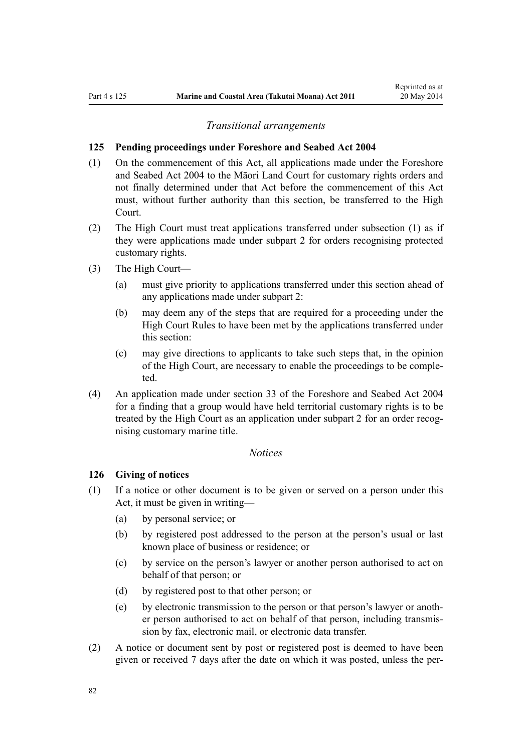*Transitional arrangements*

### 125 Pending proceedings under Foreshore and Seabed Act 2004

(1) On the commencement of this Act, all applications made under the Foreshore and Seabed Act 2004 to the Māori Land Court for customary rights orders and not finally determined under that Act before the commencement of this Act must, without further authority than this section, be transferred to the High Court.

(2) The High Court must treat applications transferred under subsection (1) as if they were applications made under subpart 2 for orders recognising protected customary rights.

(3) The High Court—

- (a) must give priority to applications transferred under this section ahead of any applications made under subpart 2:
- (b) may deem any of the steps that are required for a proceeding under the High Court Rules to have been met by the applications transferred under this section:
- (c) may give directions to applicants to take such steps that, in the opinion of the High Court, are necessary to enable the proceedings to be completed.

(4) An application made under section 33 of the Foreshore and Seabed Act 2004 for a finding that a group would have held territorial customary rights is to be treated by the High Court as an application under subpart 2 for an order recognising customary marine title.

*Notices*

### 126 Giving of notices

(1) If a notice or other document is to be given or served on a person under this Act, it must be given in writing—

- (a) by personal service; or
- (b) by registered post addressed to the person at the person's usual or last known place of business or residence; or
- (c) by service on the person's lawyer or another person authorised to act on behalf of that person; or
- (d) by registered post to that other person; or
- (e) by electronic transmission to the person or that person's lawyer or another person authorised to act on behalf of that person, including transmission by fax, electronic mail, or electronic data transfer.

(2) A notice or document sent by post or registered post is deemed to have been given or received 7 days after the date on which it was posted, unless the per-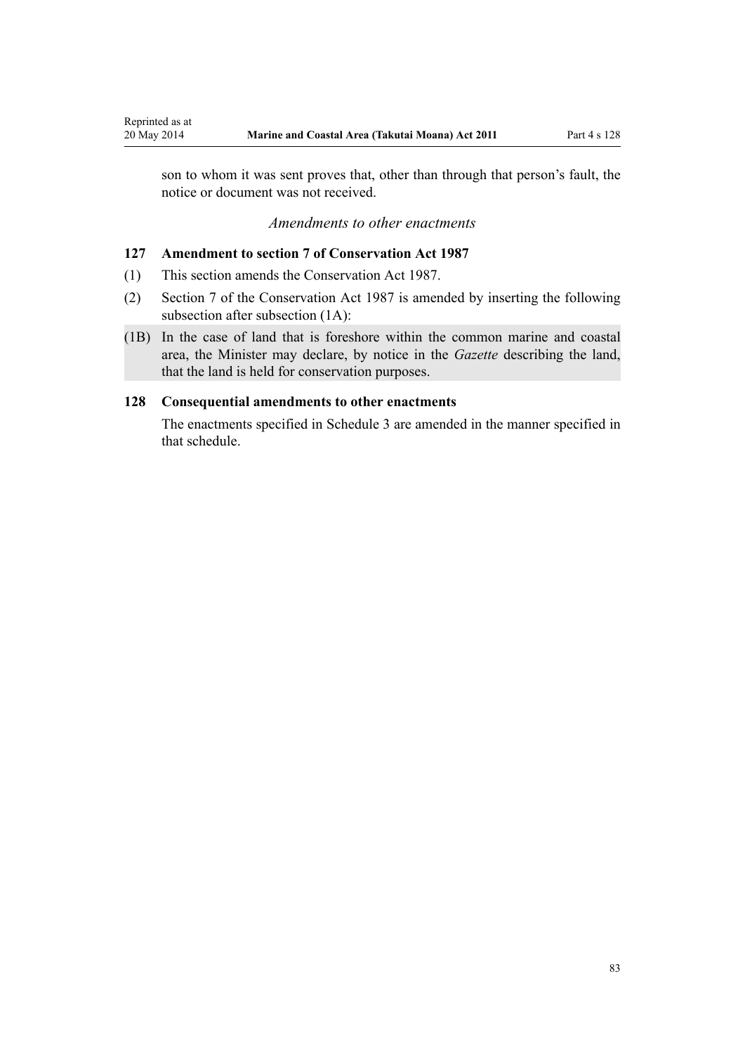son to whom it was sent proves that, other than through that person's fault, the notice or document was not received.

*Amendments to other enactments*

### 127 Amendment to section 7 of Conservation Act 1987

(1) This section amends the Conservation Act 1987.

(2) Section 7 of the Conservation Act 1987 is amended by inserting the following subsection after subsection (1A):

(1B) In the case of land that is foreshore within the common marine and coastal area, the Minister may declare, by notice in the *Gazette* describing the land, that the land is held for conservation purposes.

### 128 Consequential amendments to other enactments

The enactments specified in Schedule 3 are amended in the manner specified in that schedule.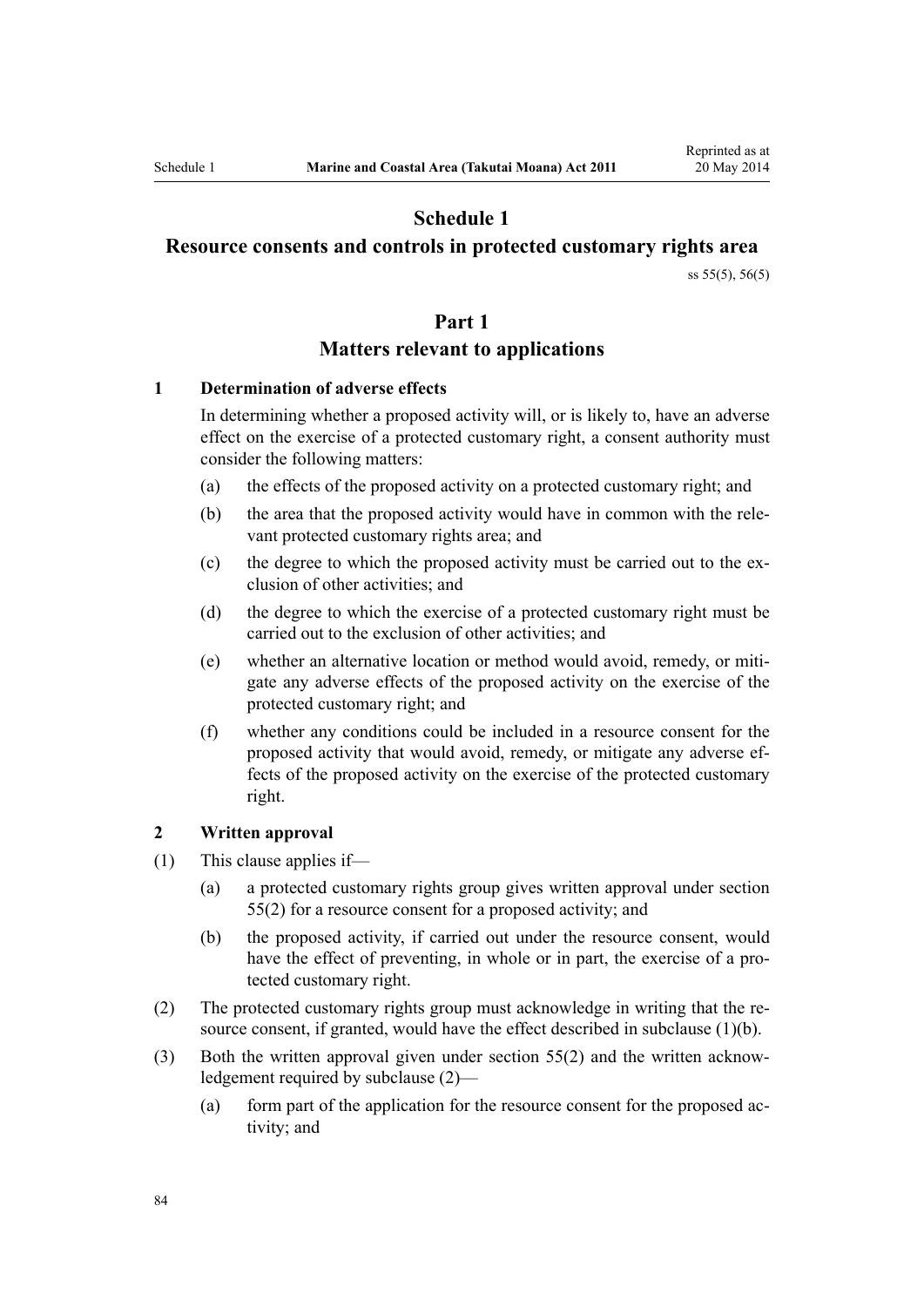# Schedule 1

## Resource consents and controls in protected customary rights area

ss 55(5), 56(5)

## Part 1

## Matters relevant to applications

### 1 Determination of adverse effects

In determining whether a proposed activity will, or is likely to, have an adverse effect on the exercise of a protected customary right, a consent authority must consider the following matters:

(a) the effects of the proposed activity on a protected customary right; and

(b) the area that the proposed activity would have in common with the relevant protected customary rights area; and

(c) the degree to which the proposed activity must be carried out to the exclusion of other activities; and

(d) the degree to which the exercise of a protected customary right must be carried out to the exclusion of other activities; and

(e) whether an alternative location or method would avoid, remedy, or mitigate any adverse effects of the proposed activity on the exercise of the protected customary right; and

(f) whether any conditions could be included in a resource consent for the proposed activity that would avoid, remedy, or mitigate any adverse effects of the proposed activity on the exercise of the protected customary right.

### 2 Written approval

(1) This clause applies if—

(a) a protected customary rights group gives written approval under section 55(2) for a resource consent for a proposed activity; and

(b) the proposed activity, if carried out under the resource consent, would have the effect of preventing, in whole or in part, the exercise of a protected customary right.

(2) The protected customary rights group must acknowledge in writing that the resource consent, if granted, would have the effect described in subclause (1)(b).

(3) Both the written approval given under section 55(2) and the written acknowledgement required by subclause (2)—

(a) form part of the application for the resource consent for the proposed activity; and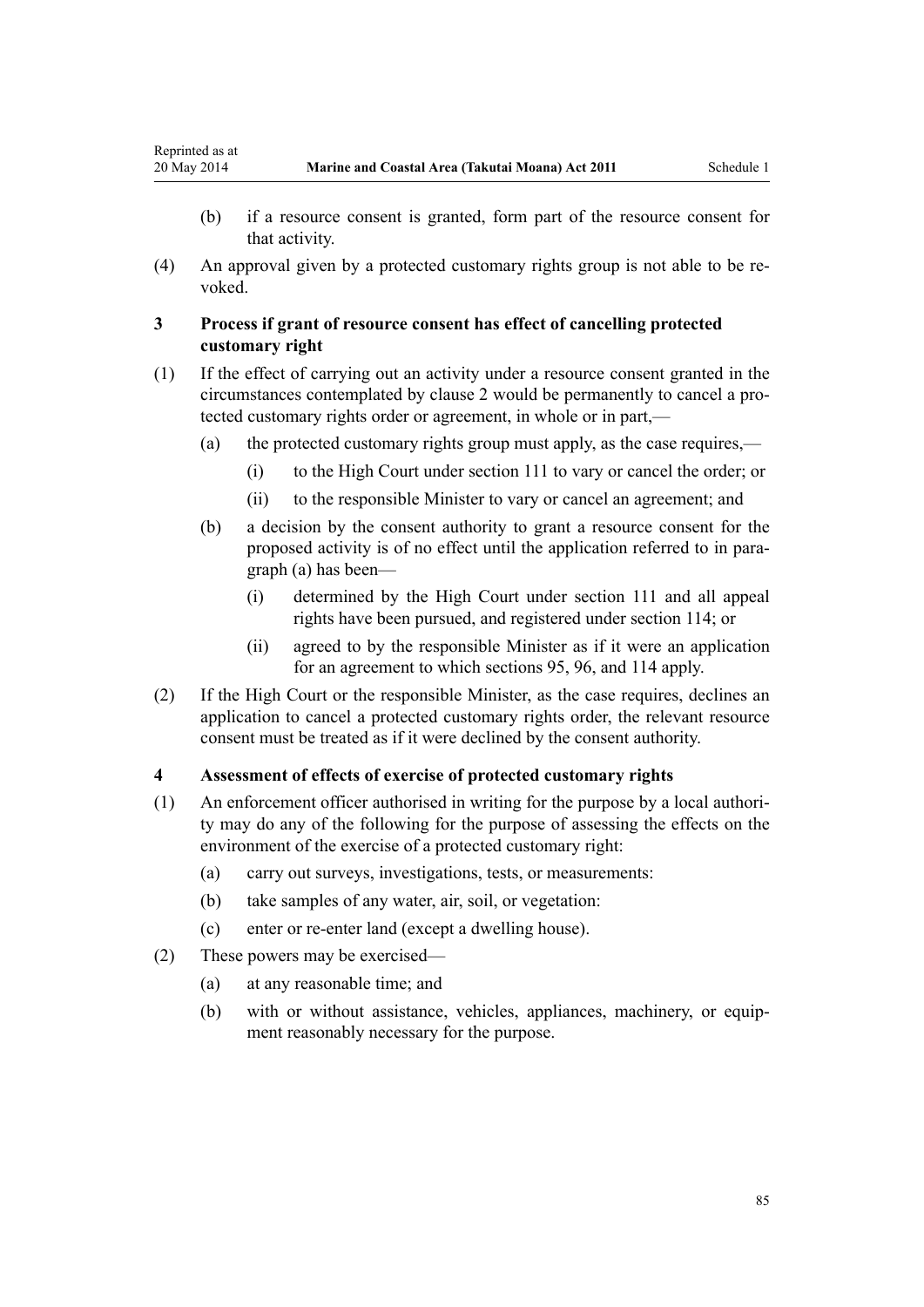(b) if a resource consent is granted, form part of the resource consent for that activity.

(4) An approval given by a protected customary rights group is not able to be revoked.

### 3 Process if grant of resource consent has effect of cancelling protected customary right

(1) If the effect of carrying out an activity under a resource consent granted in the circumstances contemplated by clause 2 would be permanently to cancel a protected customary rights order or agreement, in whole or in part,—

(a) the protected customary rights group must apply, as the case requires,—

(i) to the High Court under section 111 to vary or cancel the order; or

(ii) to the responsible Minister to vary or cancel an agreement; and

(b) a decision by the consent authority to grant a resource consent for the proposed activity is of no effect until the application referred to in paragraph (a) has been—

(i) determined by the High Court under section 111 and all appeal rights have been pursued, and registered under section 114; or

(ii) agreed to by the responsible Minister as if it were an application for an agreement to which sections 95, 96, and 114 apply.

(2) If the High Court or the responsible Minister, as the case requires, declines an application to cancel a protected customary rights order, the relevant resource consent must be treated as if it were declined by the consent authority.

### 4 Assessment of effects of exercise of protected customary rights

(1) An enforcement officer authorised in writing for the purpose by a local authority may do any of the following for the purpose of assessing the effects on the environment of the exercise of a protected customary right:

(a) carry out surveys, investigations, tests, or measurements:

(b) take samples of any water, air, soil, or vegetation:

(c) enter or re-enter land (except a dwelling house).

(2) These powers may be exercised—

(a) at any reasonable time; and

(b) with or without assistance, vehicles, appliances, machinery, or equipment reasonably necessary for the purpose.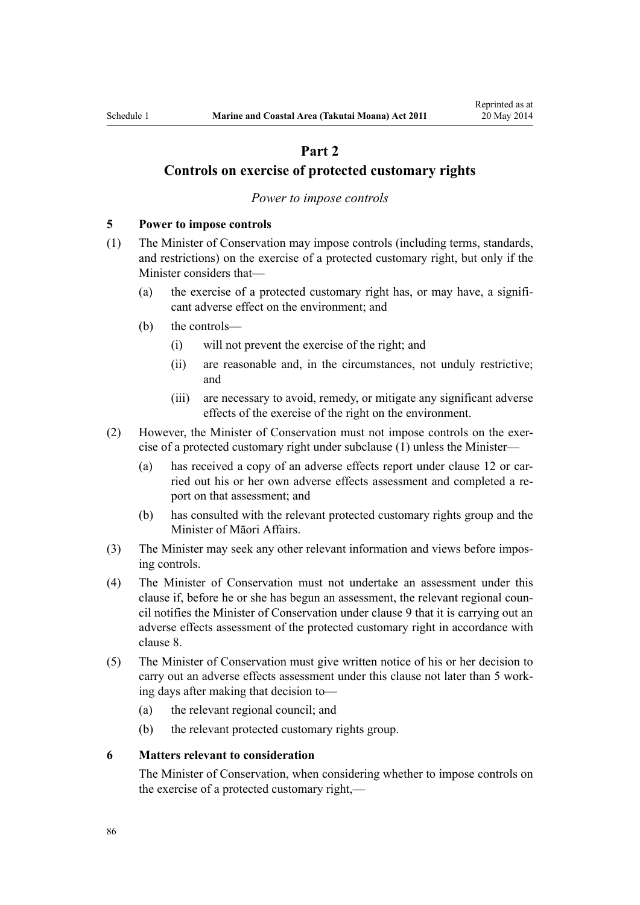## Part 2
## Controls on exercise of protected customary rights

*Power to impose controls*

**5 Power to impose controls**

(1) The Minister of Conservation may impose controls (including terms, standards, and restrictions) on the exercise of a protected customary right, but only if the Minister considers that—

  (a) the exercise of a protected customary right has, or may have, a significant adverse effect on the environment; and

  (b) the controls—

    (i) will not prevent the exercise of the right; and

    (ii) are reasonable and, in the circumstances, not unduly restrictive; and

    (iii) are necessary to avoid, remedy, or mitigate any significant adverse effects of the exercise of the right on the environment.

(2) However, the Minister of Conservation must not impose controls on the exercise of a protected customary right under subclause (1) unless the Minister—

  (a) has received a copy of an adverse effects report under clause 12 or carried out his or her own adverse effects assessment and completed a report on that assessment; and

  (b) has consulted with the relevant protected customary rights group and the Minister of Māori Affairs.

(3) The Minister may seek any other relevant information and views before imposing controls.

(4) The Minister of Conservation must not undertake an assessment under this clause if, before he or she has begun an assessment, the relevant regional council notifies the Minister of Conservation under clause 9 that it is carrying out an adverse effects assessment of the protected customary right in accordance with clause 8.

(5) The Minister of Conservation must give written notice of his or her decision to carry out an adverse effects assessment under this clause not later than 5 working days after making that decision to—

  (a) the relevant regional council; and

  (b) the relevant protected customary rights group.

**6 Matters relevant to consideration**

The Minister of Conservation, when considering whether to impose controls on the exercise of a protected customary right,—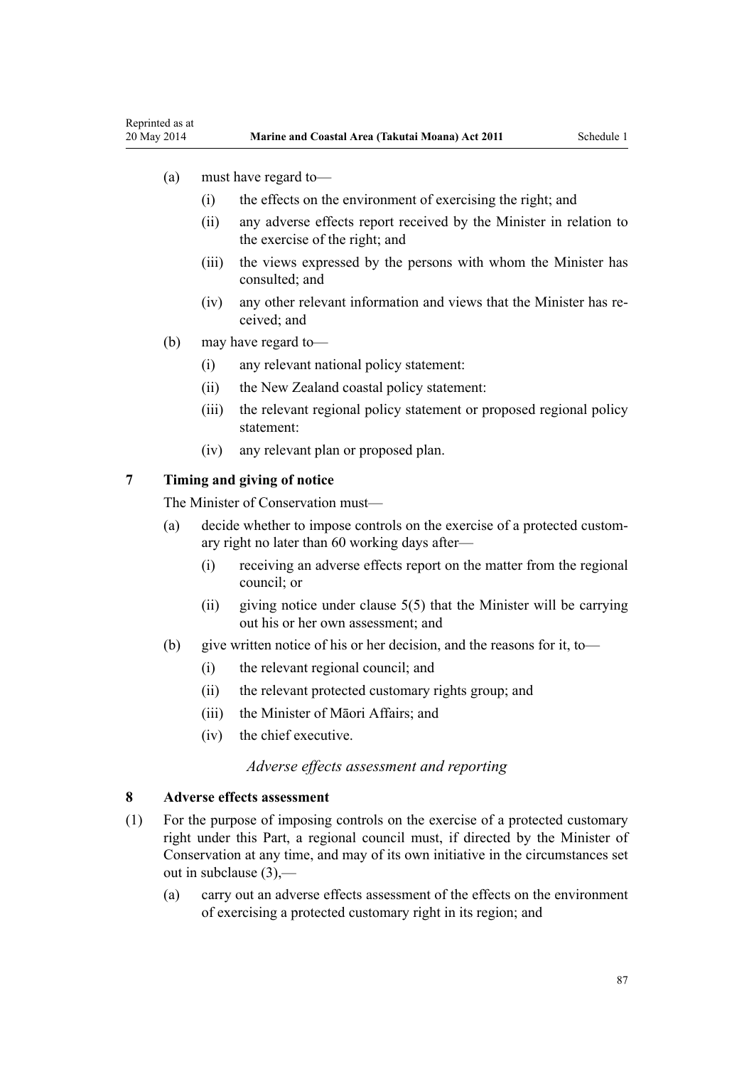(a) must have regard to—

    (i) the effects on the environment of exercising the right; and

    (ii) any adverse effects report received by the Minister in relation to the exercise of the right; and

    (iii) the views expressed by the persons with whom the Minister has consulted; and

    (iv) any other relevant information and views that the Minister has received; and

(b) may have regard to—

    (i) any relevant national policy statement:

    (ii) the New Zealand coastal policy statement:

    (iii) the relevant regional policy statement or proposed regional policy statement:

    (iv) any relevant plan or proposed plan.

### 7 Timing and giving of notice

The Minister of Conservation must—

(a) decide whether to impose controls on the exercise of a protected customary right no later than 60 working days after—

    (i) receiving an adverse effects report on the matter from the regional council; or

    (ii) giving notice under clause 5(5) that the Minister will be carrying out his or her own assessment; and

(b) give written notice of his or her decision, and the reasons for it, to—

    (i) the relevant regional council; and

    (ii) the relevant protected customary rights group; and

    (iii) the Minister of Māori Affairs; and

    (iv) the chief executive.

*Adverse effects assessment and reporting*

### 8 Adverse effects assessment

(1) For the purpose of imposing controls on the exercise of a protected customary right under this Part, a regional council must, if directed by the Minister of Conservation at any time, and may of its own initiative in the circumstances set out in subclause (3),—

    (a) carry out an adverse effects assessment of the effects on the environment of exercising a protected customary right in its region; and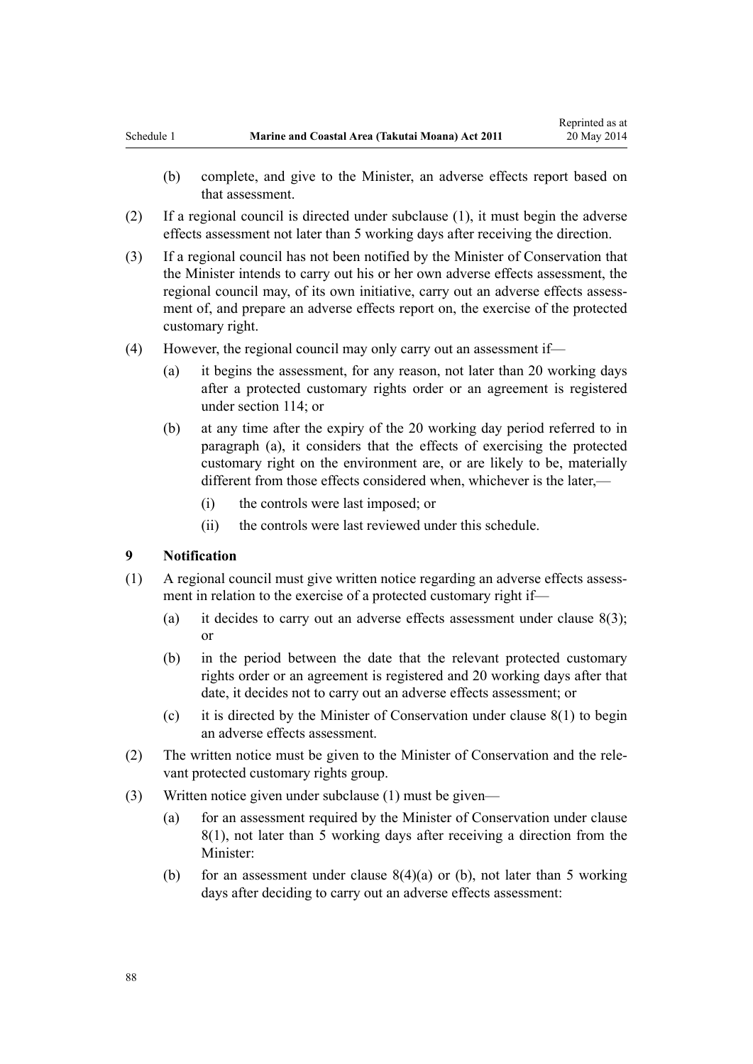(b) complete, and give to the Minister, an adverse effects report based on that assessment.

(2) If a regional council is directed under subclause (1), it must begin the adverse effects assessment not later than 5 working days after receiving the direction.

(3) If a regional council has not been notified by the Minister of Conservation that the Minister intends to carry out his or her own adverse effects assessment, the regional council may, of its own initiative, carry out an adverse effects assessment of, and prepare an adverse effects report on, the exercise of the protected customary right.

(4) However, the regional council may only carry out an assessment if—

(a) it begins the assessment, for any reason, not later than 20 working days after a protected customary rights order or an agreement is registered under section 114; or

(b) at any time after the expiry of the 20 working day period referred to in paragraph (a), it considers that the effects of exercising the protected customary right on the environment are, or are likely to be, materially different from those effects considered when, whichever is the later,—

(i) the controls were last imposed; or

(ii) the controls were last reviewed under this schedule.

### 9 Notification

(1) A regional council must give written notice regarding an adverse effects assessment in relation to the exercise of a protected customary right if—

(a) it decides to carry out an adverse effects assessment under clause 8(3); or

(b) in the period between the date that the relevant protected customary rights order or an agreement is registered and 20 working days after that date, it decides not to carry out an adverse effects assessment; or

(c) it is directed by the Minister of Conservation under clause 8(1) to begin an adverse effects assessment.

(2) The written notice must be given to the Minister of Conservation and the relevant protected customary rights group.

(3) Written notice given under subclause (1) must be given—

(a) for an assessment required by the Minister of Conservation under clause 8(1), not later than 5 working days after receiving a direction from the Minister:

(b) for an assessment under clause 8(4)(a) or (b), not later than 5 working days after deciding to carry out an adverse effects assessment: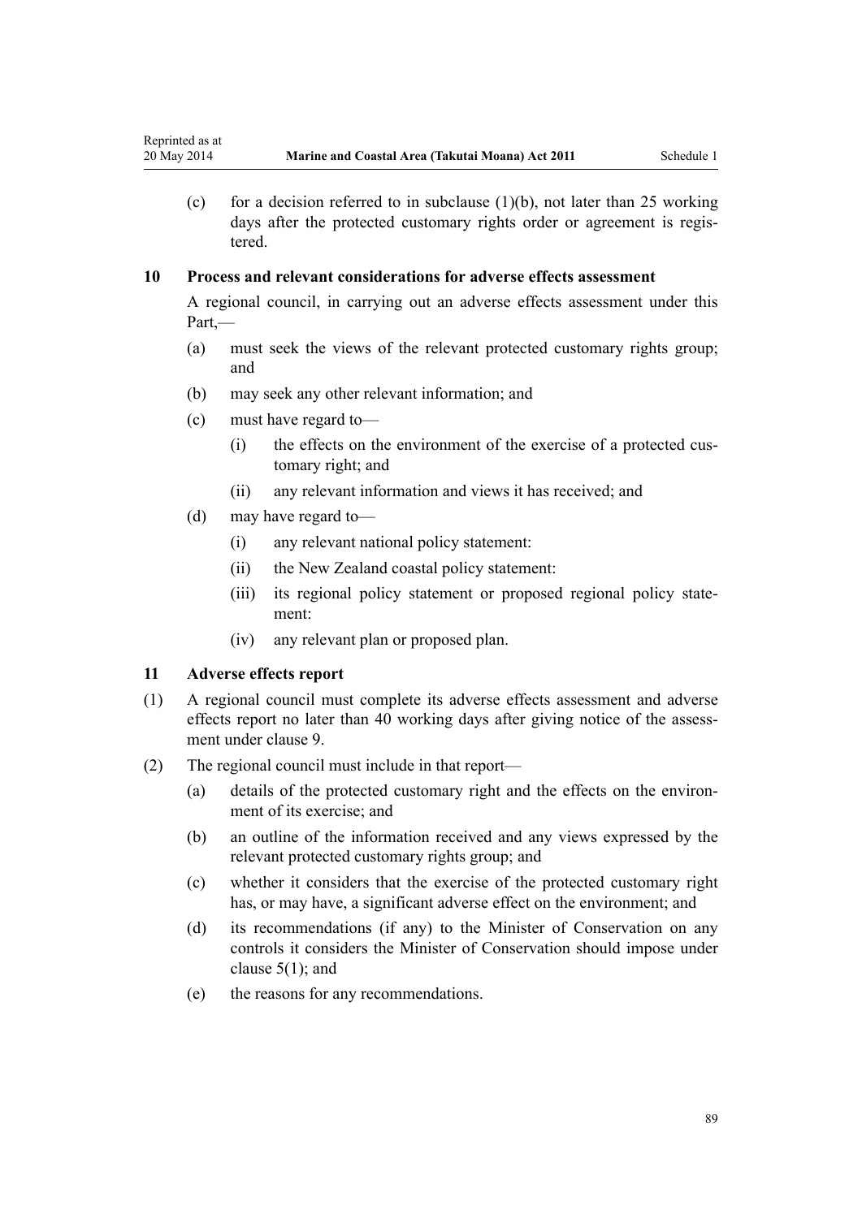(c) for a decision referred to in subclause (1)(b), not later than 25 working days after the protected customary rights order or agreement is registered.

### 10 Process and relevant considerations for adverse effects assessment

A regional council, in carrying out an adverse effects assessment under this Part,—

(a) must seek the views of the relevant protected customary rights group; and

(b) may seek any other relevant information; and

(c) must have regard to—

  (i) the effects on the environment of the exercise of a protected customary right; and

  (ii) any relevant information and views it has received; and

(d) may have regard to—

  (i) any relevant national policy statement:

  (ii) the New Zealand coastal policy statement:

  (iii) its regional policy statement or proposed regional policy statement:

  (iv) any relevant plan or proposed plan.

### 11 Adverse effects report

(1) A regional council must complete its adverse effects assessment and adverse effects report no later than 40 working days after giving notice of the assessment under clause 9.

(2) The regional council must include in that report—

(a) details of the protected customary right and the effects on the environment of its exercise; and

(b) an outline of the information received and any views expressed by the relevant protected customary rights group; and

(c) whether it considers that the exercise of the protected customary right has, or may have, a significant adverse effect on the environment; and

(d) its recommendations (if any) to the Minister of Conservation on any controls it considers the Minister of Conservation should impose under clause 5(1); and

(e) the reasons for any recommendations.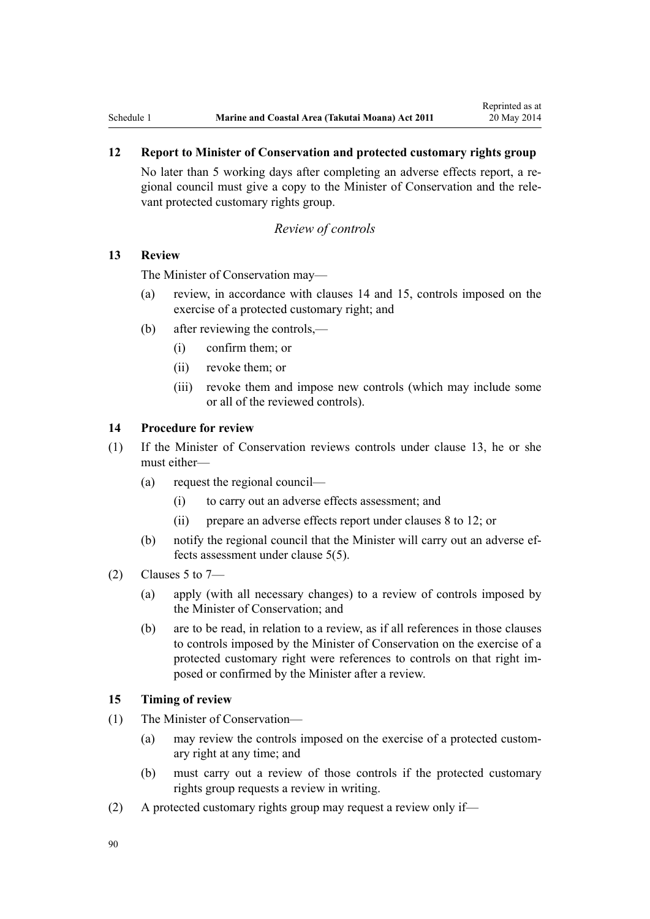### 12 Report to Minister of Conservation and protected customary rights group

No later than 5 working days after completing an adverse effects report, a regional council must give a copy to the Minister of Conservation and the relevant protected customary rights group.

*Review of controls*

### 13 Review

The Minister of Conservation may—

- (a) review, in accordance with clauses 14 and 15, controls imposed on the exercise of a protected customary right; and
- (b) after reviewing the controls,—
  - (i) confirm them; or
  - (ii) revoke them; or
  - (iii) revoke them and impose new controls (which may include some or all of the reviewed controls).

### 14 Procedure for review

(1) If the Minister of Conservation reviews controls under clause 13, he or she must either—

- (a) request the regional council—
  - (i) to carry out an adverse effects assessment; and
  - (ii) prepare an adverse effects report under clauses 8 to 12; or
- (b) notify the regional council that the Minister will carry out an adverse effects assessment under clause 5(5).

(2) Clauses 5 to 7—

- (a) apply (with all necessary changes) to a review of controls imposed by the Minister of Conservation; and
- (b) are to be read, in relation to a review, as if all references in those clauses to controls imposed by the Minister of Conservation on the exercise of a protected customary right were references to controls on that right imposed or confirmed by the Minister after a review.

### 15 Timing of review

(1) The Minister of Conservation—

- (a) may review the controls imposed on the exercise of a protected customary right at any time; and
- (b) must carry out a review of those controls if the protected customary rights group requests a review in writing.

(2) A protected customary rights group may request a review only if—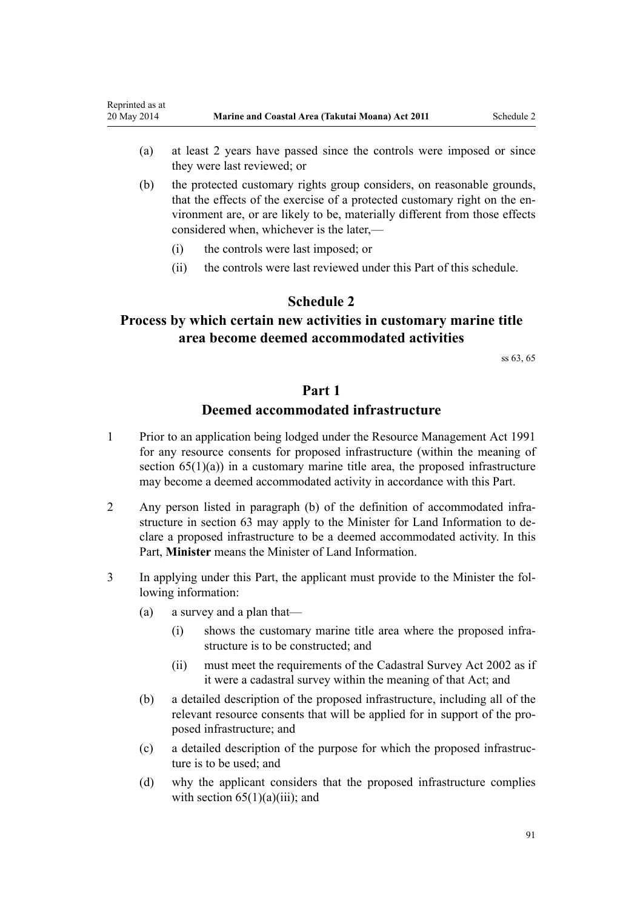(a) at least 2 years have passed since the controls were imposed or since they were last reviewed; or

(b) the protected customary rights group considers, on reasonable grounds, that the effects of the exercise of a protected customary right on the environment are, or are likely to be, materially different from those effects considered when, whichever is the later,—

  (i) the controls were last imposed; or

  (ii) the controls were last reviewed under this Part of this schedule.

# Schedule 2
# Process by which certain new activities in customary marine title area become deemed accommodated activities

ss 63, 65

## Part 1
## Deemed accommodated infrastructure

1 Prior to an application being lodged under the Resource Management Act 1991 for any resource consents for proposed infrastructure (within the meaning of section 65(1)(a)) in a customary marine title area, the proposed infrastructure may become a deemed accommodated activity in accordance with this Part.

2 Any person listed in paragraph (b) of the definition of accommodated infrastructure in section 63 may apply to the Minister for Land Information to declare a proposed infrastructure to be a deemed accommodated activity. In this Part, **Minister** means the Minister of Land Information.

3 In applying under this Part, the applicant must provide to the Minister the following information:

(a) a survey and a plan that—

  (i) shows the customary marine title area where the proposed infrastructure is to be constructed; and

  (ii) must meet the requirements of the Cadastral Survey Act 2002 as if it were a cadastral survey within the meaning of that Act; and

(b) a detailed description of the proposed infrastructure, including all of the relevant resource consents that will be applied for in support of the proposed infrastructure; and

(c) a detailed description of the purpose for which the proposed infrastructure is to be used; and

(d) why the applicant considers that the proposed infrastructure complies with section 65(1)(a)(iii); and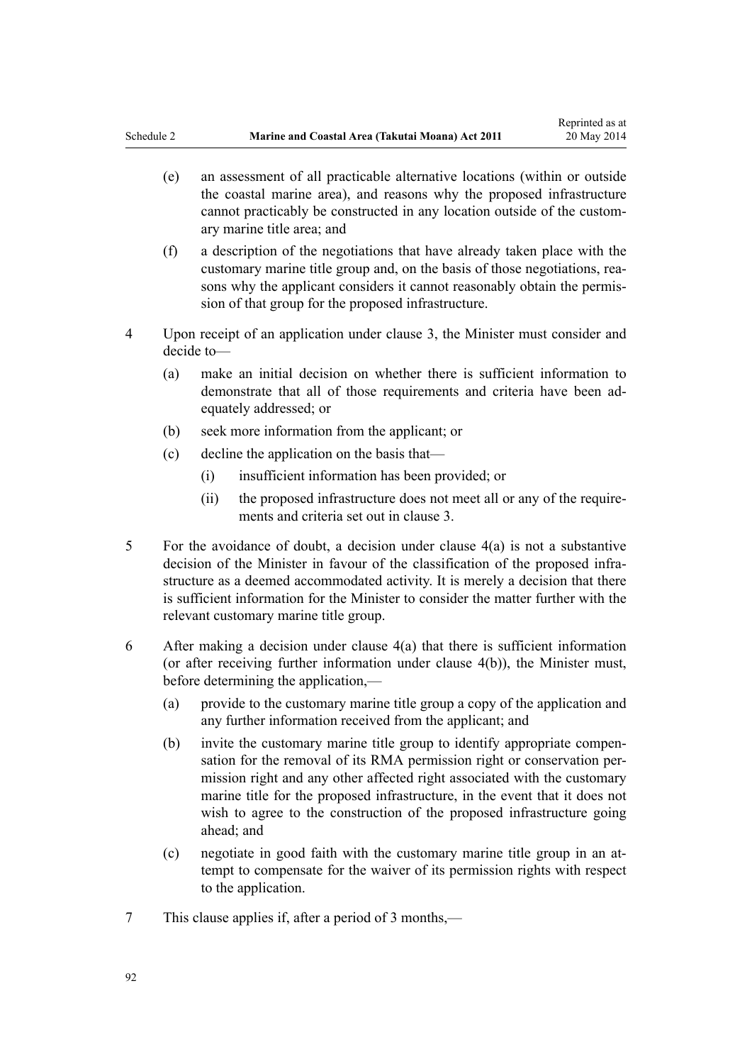(e) an assessment of all practicable alternative locations (within or outside the coastal marine area), and reasons why the proposed infrastructure cannot practicably be constructed in any location outside of the customary marine title area; and

(f) a description of the negotiations that have already taken place with the customary marine title group and, on the basis of those negotiations, reasons why the applicant considers it cannot reasonably obtain the permission of that group for the proposed infrastructure.

4 Upon receipt of an application under clause 3, the Minister must consider and decide to—

(a) make an initial decision on whether there is sufficient information to demonstrate that all of those requirements and criteria have been adequately addressed; or

(b) seek more information from the applicant; or

(c) decline the application on the basis that—

(i) insufficient information has been provided; or

(ii) the proposed infrastructure does not meet all or any of the requirements and criteria set out in clause 3.

5 For the avoidance of doubt, a decision under clause 4(a) is not a substantive decision of the Minister in favour of the classification of the proposed infrastructure as a deemed accommodated activity. It is merely a decision that there is sufficient information for the Minister to consider the matter further with the relevant customary marine title group.

6 After making a decision under clause 4(a) that there is sufficient information (or after receiving further information under clause 4(b)), the Minister must, before determining the application,—

(a) provide to the customary marine title group a copy of the application and any further information received from the applicant; and

(b) invite the customary marine title group to identify appropriate compensation for the removal of its RMA permission right or conservation permission right and any other affected right associated with the customary marine title for the proposed infrastructure, in the event that it does not wish to agree to the construction of the proposed infrastructure going ahead; and

(c) negotiate in good faith with the customary marine title group in an attempt to compensate for the waiver of its permission rights with respect to the application.

7 This clause applies if, after a period of 3 months,—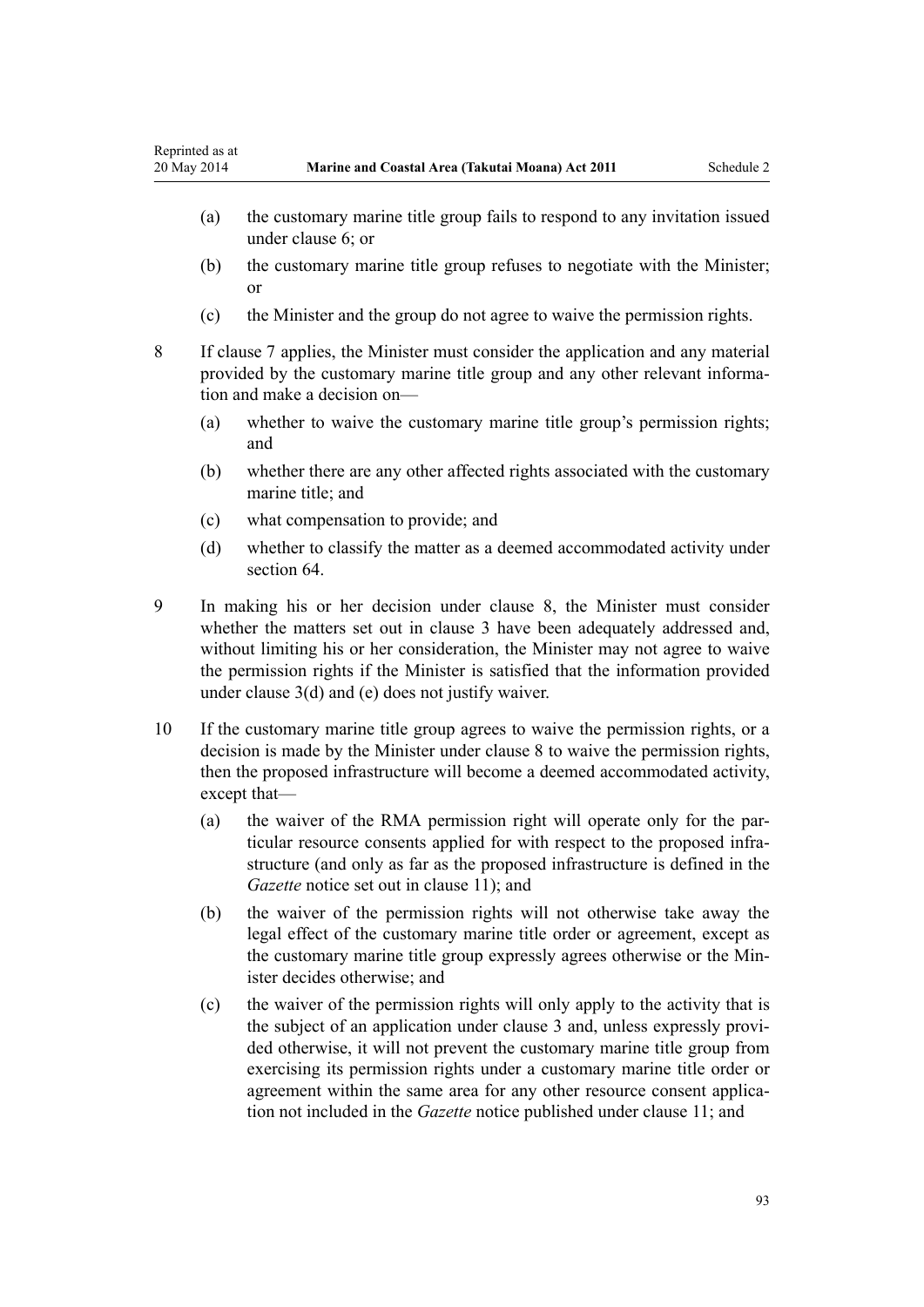(a) the customary marine title group fails to respond to any invitation issued under clause 6; or

(b) the customary marine title group refuses to negotiate with the Minister; or

(c) the Minister and the group do not agree to waive the permission rights.

8 If clause 7 applies, the Minister must consider the application and any material provided by the customary marine title group and any other relevant information and make a decision on—

(a) whether to waive the customary marine title group's permission rights; and

(b) whether there are any other affected rights associated with the customary marine title; and

(c) what compensation to provide; and

(d) whether to classify the matter as a deemed accommodated activity under section 64.

9 In making his or her decision under clause 8, the Minister must consider whether the matters set out in clause 3 have been adequately addressed and, without limiting his or her consideration, the Minister may not agree to waive the permission rights if the Minister is satisfied that the information provided under clause 3(d) and (e) does not justify waiver.

10 If the customary marine title group agrees to waive the permission rights, or a decision is made by the Minister under clause 8 to waive the permission rights, then the proposed infrastructure will become a deemed accommodated activity, except that—

(a) the waiver of the RMA permission right will operate only for the particular resource consents applied for with respect to the proposed infrastructure (and only as far as the proposed infrastructure is defined in the *Gazette* notice set out in clause 11); and

(b) the waiver of the permission rights will not otherwise take away the legal effect of the customary marine title order or agreement, except as the customary marine title group expressly agrees otherwise or the Minister decides otherwise; and

(c) the waiver of the permission rights will only apply to the activity that is the subject of an application under clause 3 and, unless expressly provided otherwise, it will not prevent the customary marine title group from exercising its permission rights under a customary marine title order or agreement within the same area for any other resource consent application not included in the *Gazette* notice published under clause 11; and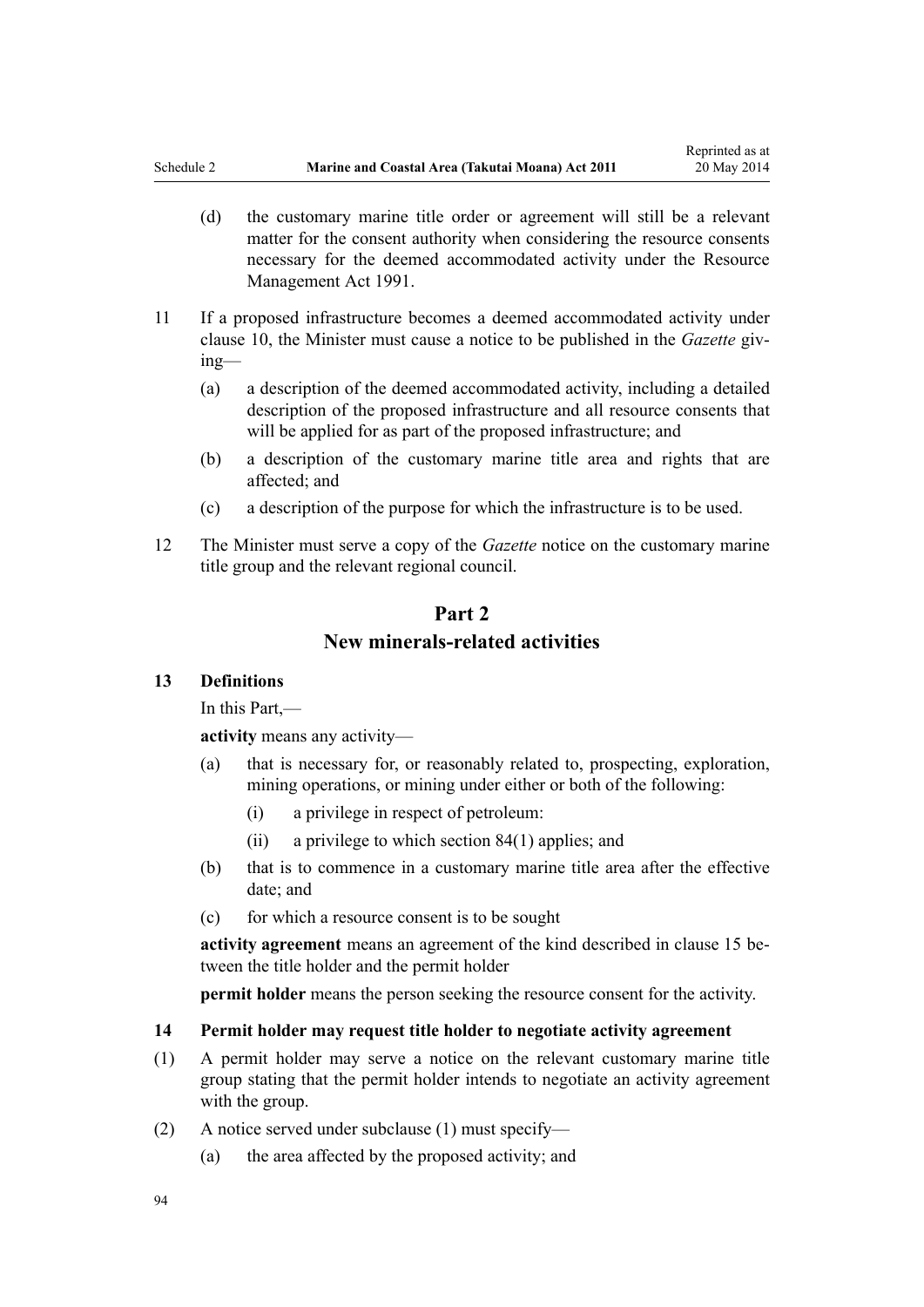(d) the customary marine title order or agreement will still be a relevant matter for the consent authority when considering the resource consents necessary for the deemed accommodated activity under the Resource Management Act 1991.

11 If a proposed infrastructure becomes a deemed accommodated activity under clause 10, the Minister must cause a notice to be published in the *Gazette* giving—

(a) a description of the deemed accommodated activity, including a detailed description of the proposed infrastructure and all resource consents that will be applied for as part of the proposed infrastructure; and

(b) a description of the customary marine title area and rights that are affected; and

(c) a description of the purpose for which the infrastructure is to be used.

12 The Minister must serve a copy of the *Gazette* notice on the customary marine title group and the relevant regional council.

## Part 2
## New minerals-related activities

### 13 Definitions

In this Part,—

**activity** means any activity—

(a) that is necessary for, or reasonably related to, prospecting, exploration, mining operations, or mining under either or both of the following:

(i) a privilege in respect of petroleum:

(ii) a privilege to which section 84(1) applies; and

(b) that is to commence in a customary marine title area after the effective date; and

(c) for which a resource consent is to be sought

**activity agreement** means an agreement of the kind described in clause 15 between the title holder and the permit holder

**permit holder** means the person seeking the resource consent for the activity.

### 14 Permit holder may request title holder to negotiate activity agreement

(1) A permit holder may serve a notice on the relevant customary marine title group stating that the permit holder intends to negotiate an activity agreement with the group.

(2) A notice served under subclause (1) must specify—

(a) the area affected by the proposed activity; and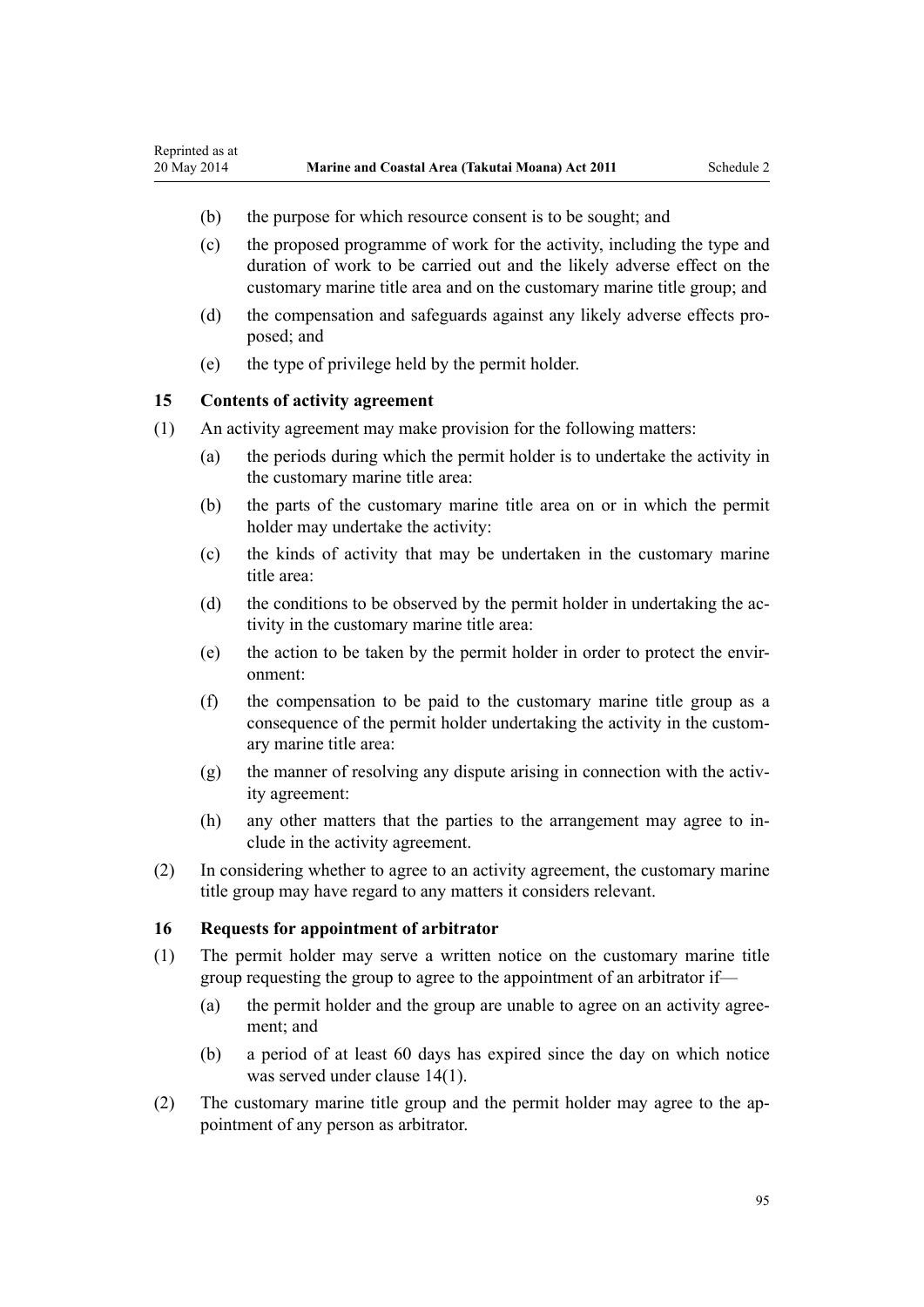(b) the purpose for which resource consent is to be sought; and

(c) the proposed programme of work for the activity, including the type and duration of work to be carried out and the likely adverse effect on the customary marine title area and on the customary marine title group; and

(d) the compensation and safeguards against any likely adverse effects proposed; and

(e) the type of privilege held by the permit holder.

### 15 Contents of activity agreement

(1) An activity agreement may make provision for the following matters:

(a) the periods during which the permit holder is to undertake the activity in the customary marine title area:

(b) the parts of the customary marine title area on or in which the permit holder may undertake the activity:

(c) the kinds of activity that may be undertaken in the customary marine title area:

(d) the conditions to be observed by the permit holder in undertaking the activity in the customary marine title area:

(e) the action to be taken by the permit holder in order to protect the environment:

(f) the compensation to be paid to the customary marine title group as a consequence of the permit holder undertaking the activity in the customary marine title area:

(g) the manner of resolving any dispute arising in connection with the activity agreement:

(h) any other matters that the parties to the arrangement may agree to include in the activity agreement.

(2) In considering whether to agree to an activity agreement, the customary marine title group may have regard to any matters it considers relevant.

### 16 Requests for appointment of arbitrator

(1) The permit holder may serve a written notice on the customary marine title group requesting the group to agree to the appointment of an arbitrator if—

(a) the permit holder and the group are unable to agree on an activity agreement; and

(b) a period of at least 60 days has expired since the day on which notice was served under clause 14(1).

(2) The customary marine title group and the permit holder may agree to the appointment of any person as arbitrator.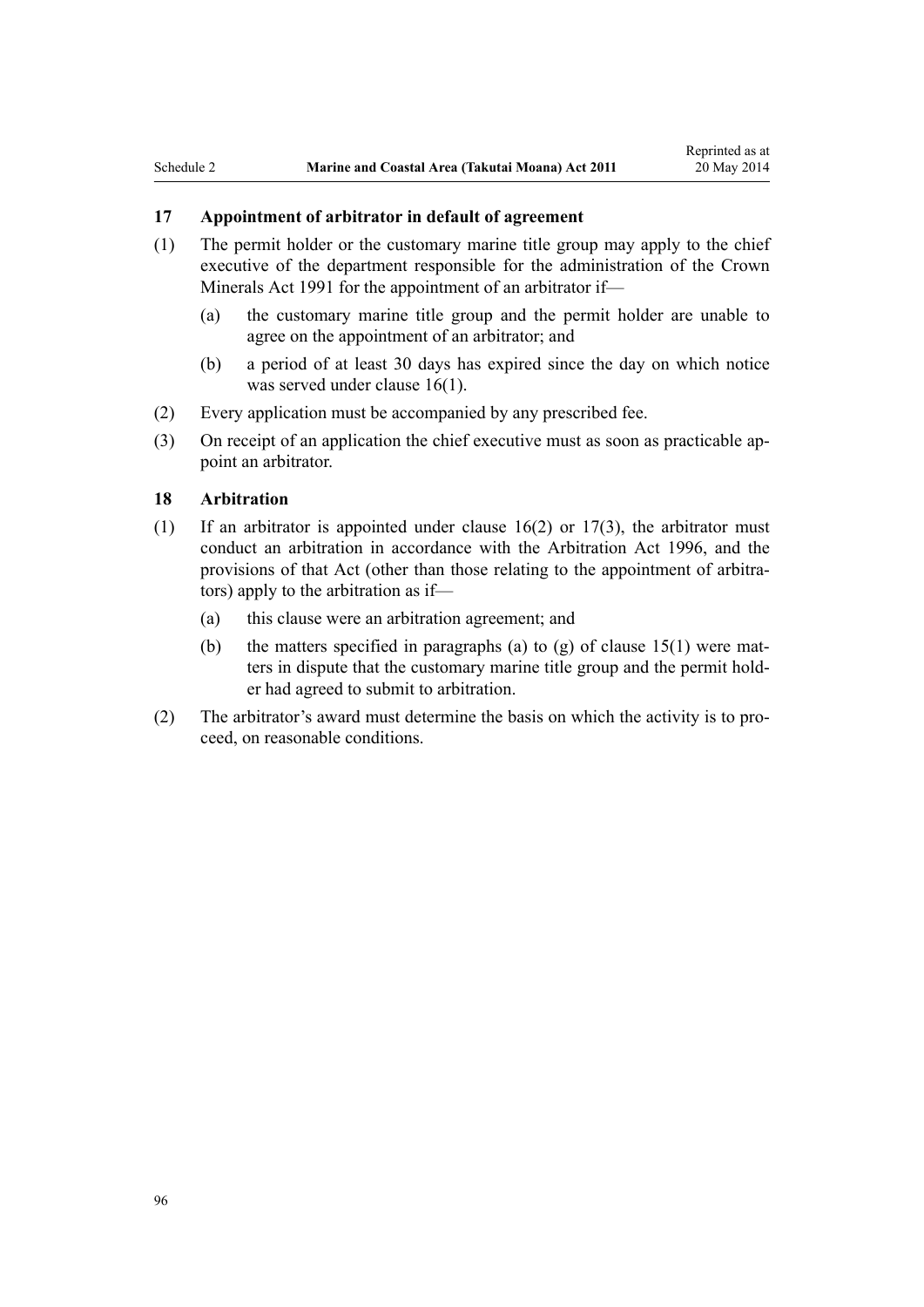### 17 Appointment of arbitrator in default of agreement

(1) The permit holder or the customary marine title group may apply to the chief executive of the department responsible for the administration of the Crown Minerals Act 1991 for the appointment of an arbitrator if—

  (a) the customary marine title group and the permit holder are unable to agree on the appointment of an arbitrator; and

  (b) a period of at least 30 days has expired since the day on which notice was served under clause 16(1).

(2) Every application must be accompanied by any prescribed fee.

(3) On receipt of an application the chief executive must as soon as practicable appoint an arbitrator.

### 18 Arbitration

(1) If an arbitrator is appointed under clause 16(2) or 17(3), the arbitrator must conduct an arbitration in accordance with the Arbitration Act 1996, and the provisions of that Act (other than those relating to the appointment of arbitrators) apply to the arbitration as if—

  (a) this clause were an arbitration agreement; and

  (b) the matters specified in paragraphs (a) to (g) of clause 15(1) were matters in dispute that the customary marine title group and the permit holder had agreed to submit to arbitration.

(2) The arbitrator's award must determine the basis on which the activity is to proceed, on reasonable conditions.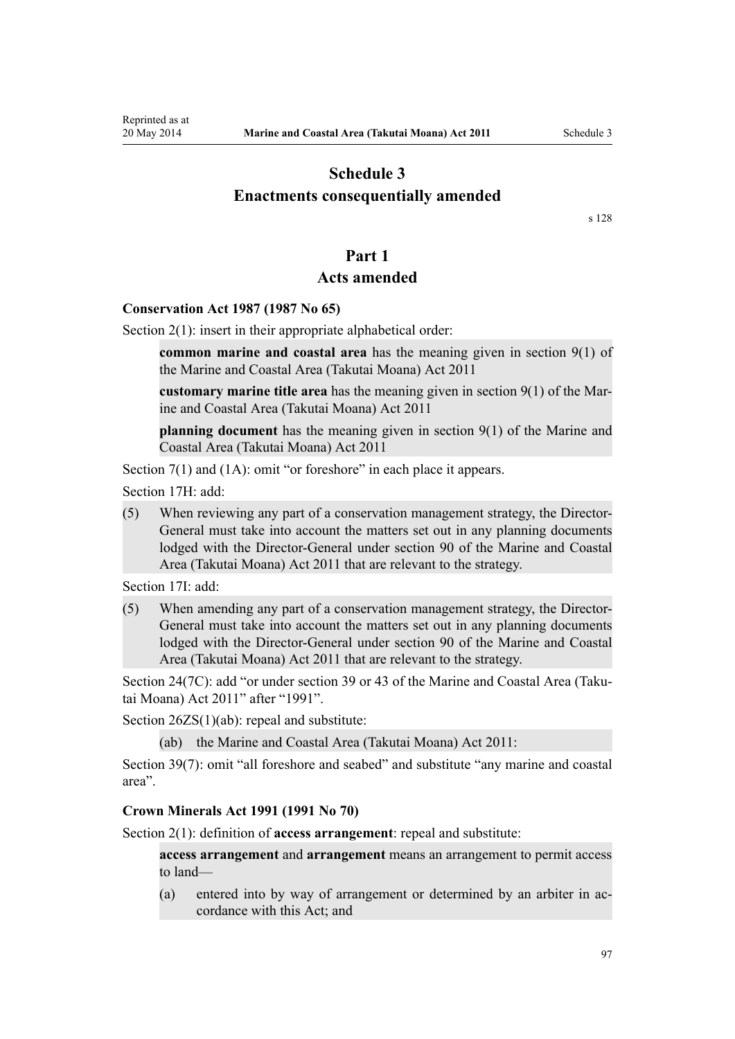# Schedule 3
# Enactments consequentially amended

s 128

## Part 1
## Acts amended

### Conservation Act 1987 (1987 No 65)

Section 2(1): insert in their appropriate alphabetical order:

> **common marine and coastal area** has the meaning given in section 9(1) of the Marine and Coastal Area (Takutai Moana) Act 2011
>
> **customary marine title area** has the meaning given in section 9(1) of the Marine and Coastal Area (Takutai Moana) Act 2011
>
> **planning document** has the meaning given in section 9(1) of the Marine and Coastal Area (Takutai Moana) Act 2011

Section 7(1) and (1A): omit "or foreshore" in each place it appears.

Section 17H: add:

> (5) When reviewing any part of a conservation management strategy, the Director-General must take into account the matters set out in any planning documents lodged with the Director-General under section 90 of the Marine and Coastal Area (Takutai Moana) Act 2011 that are relevant to the strategy.

Section 17I: add:

> (5) When amending any part of a conservation management strategy, the Director-General must take into account the matters set out in any planning documents lodged with the Director-General under section 90 of the Marine and Coastal Area (Takutai Moana) Act 2011 that are relevant to the strategy.

Section 24(7C): add "or under section 39 or 43 of the Marine and Coastal Area (Takutai Moana) Act 2011" after "1991".

Section 26ZS(1)(ab): repeal and substitute:

> (ab) the Marine and Coastal Area (Takutai Moana) Act 2011:

Section 39(7): omit "all foreshore and seabed" and substitute "any marine and coastal area".

### Crown Minerals Act 1991 (1991 No 70)

Section 2(1): definition of **access arrangement**: repeal and substitute:

> **access arrangement** and **arrangement** means an arrangement to permit access to land—
>
> (a) entered into by way of arrangement or determined by an arbiter in accordance with this Act; and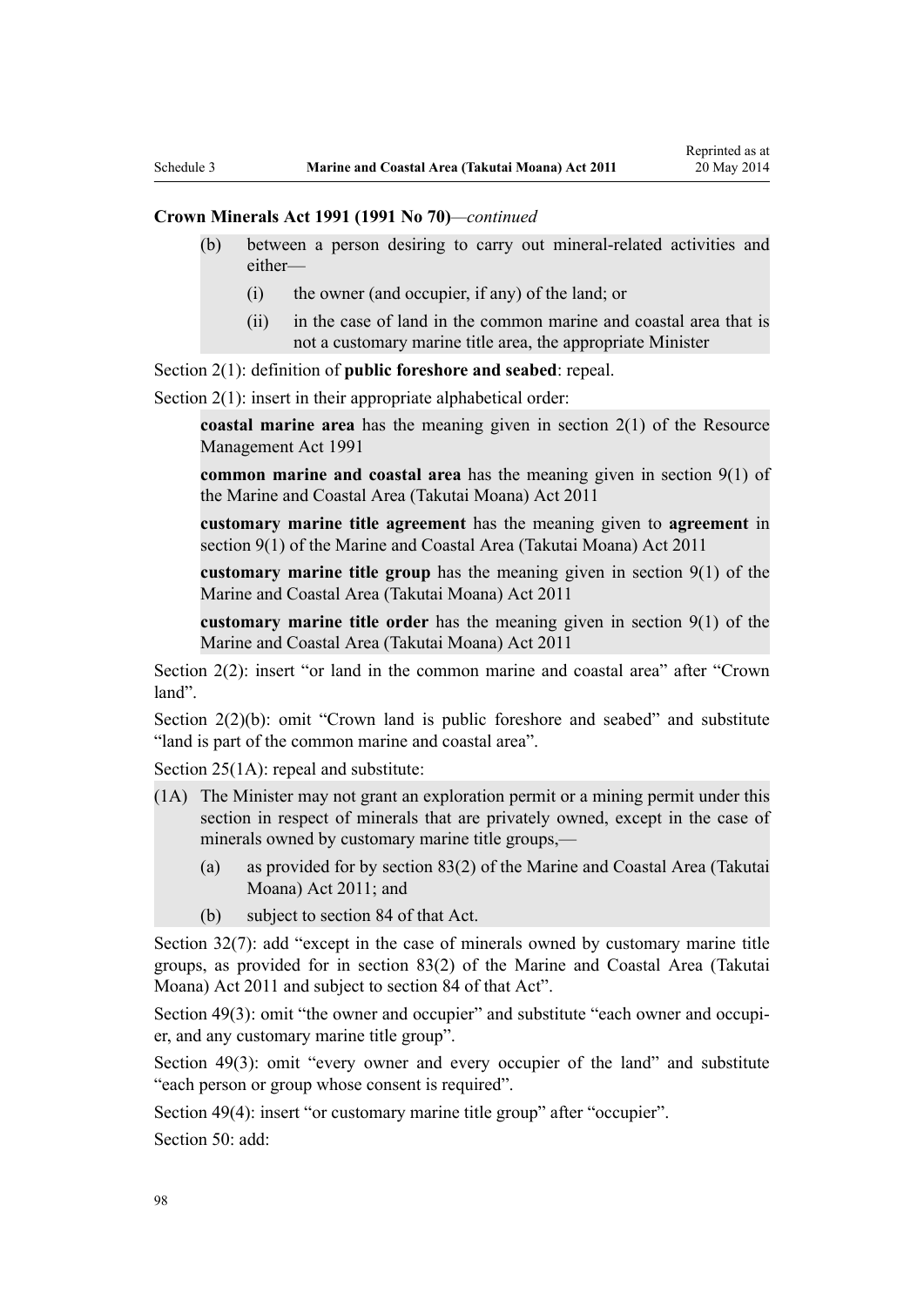**Crown Minerals Act 1991 (1991 No 70)**—*continued*

(b) between a person desiring to carry out mineral-related activities and either—

(i) the owner (and occupier, if any) of the land; or

(ii) in the case of land in the common marine and coastal area that is not a customary marine title area, the appropriate Minister

Section 2(1): definition of **public foreshore and seabed**: repeal.

Section 2(1): insert in their appropriate alphabetical order:

**coastal marine area** has the meaning given in section 2(1) of the Resource Management Act 1991

**common marine and coastal area** has the meaning given in section 9(1) of the Marine and Coastal Area (Takutai Moana) Act 2011

**customary marine title agreement** has the meaning given to **agreement** in section 9(1) of the Marine and Coastal Area (Takutai Moana) Act 2011

**customary marine title group** has the meaning given in section 9(1) of the Marine and Coastal Area (Takutai Moana) Act 2011

**customary marine title order** has the meaning given in section 9(1) of the Marine and Coastal Area (Takutai Moana) Act 2011

Section 2(2): insert "or land in the common marine and coastal area" after "Crown land".

Section 2(2)(b): omit "Crown land is public foreshore and seabed" and substitute "land is part of the common marine and coastal area".

Section 25(1A): repeal and substitute:

(1A) The Minister may not grant an exploration permit or a mining permit under this section in respect of minerals that are privately owned, except in the case of minerals owned by customary marine title groups,—

(a) as provided for by section 83(2) of the Marine and Coastal Area (Takutai Moana) Act 2011; and

(b) subject to section 84 of that Act.

Section 32(7): add "except in the case of minerals owned by customary marine title groups, as provided for in section 83(2) of the Marine and Coastal Area (Takutai Moana) Act 2011 and subject to section 84 of that Act".

Section 49(3): omit "the owner and occupier" and substitute "each owner and occupier, and any customary marine title group".

Section 49(3): omit "every owner and every occupier of the land" and substitute "each person or group whose consent is required".

Section 49(4): insert "or customary marine title group" after "occupier".

Section 50: add: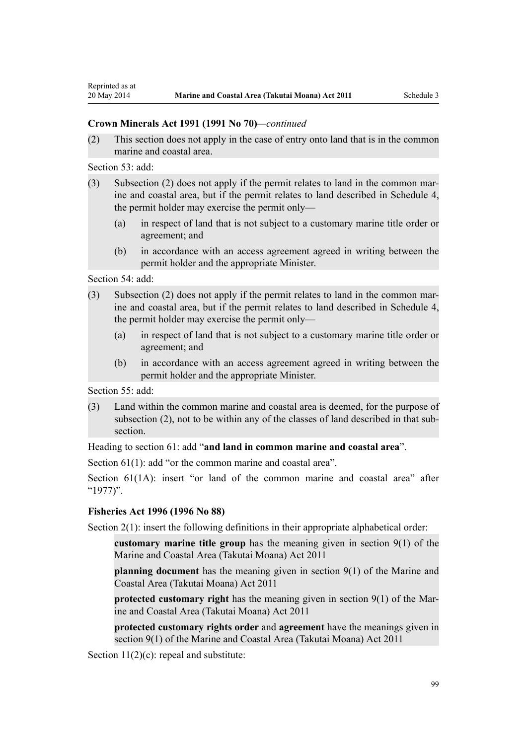**Crown Minerals Act 1991 (1991 No 70)**—*continued*

(2) This section does not apply in the case of entry onto land that is in the common marine and coastal area.

Section 53: add:

(3) Subsection (2) does not apply if the permit relates to land in the common marine and coastal area, but if the permit relates to land described in Schedule 4, the permit holder may exercise the permit only—

  (a) in respect of land that is not subject to a customary marine title order or agreement; and

  (b) in accordance with an access agreement agreed in writing between the permit holder and the appropriate Minister.

Section 54: add:

(3) Subsection (2) does not apply if the permit relates to land in the common marine and coastal area, but if the permit relates to land described in Schedule 4, the permit holder may exercise the permit only—

  (a) in respect of land that is not subject to a customary marine title order or agreement; and

  (b) in accordance with an access agreement agreed in writing between the permit holder and the appropriate Minister.

Section 55: add:

(3) Land within the common marine and coastal area is deemed, for the purpose of subsection (2), not to be within any of the classes of land described in that subsection.

Heading to section 61: add "**and land in common marine and coastal area**".

Section 61(1): add "or the common marine and coastal area".

Section 61(1A): insert "or land of the common marine and coastal area" after "1977)".

**Fisheries Act 1996 (1996 No 88)**

Section 2(1): insert the following definitions in their appropriate alphabetical order:

**customary marine title group** has the meaning given in section 9(1) of the Marine and Coastal Area (Takutai Moana) Act 2011

**planning document** has the meaning given in section 9(1) of the Marine and Coastal Area (Takutai Moana) Act 2011

**protected customary right** has the meaning given in section 9(1) of the Marine and Coastal Area (Takutai Moana) Act 2011

**protected customary rights order** and **agreement** have the meanings given in section 9(1) of the Marine and Coastal Area (Takutai Moana) Act 2011

Section 11(2)(c): repeal and substitute: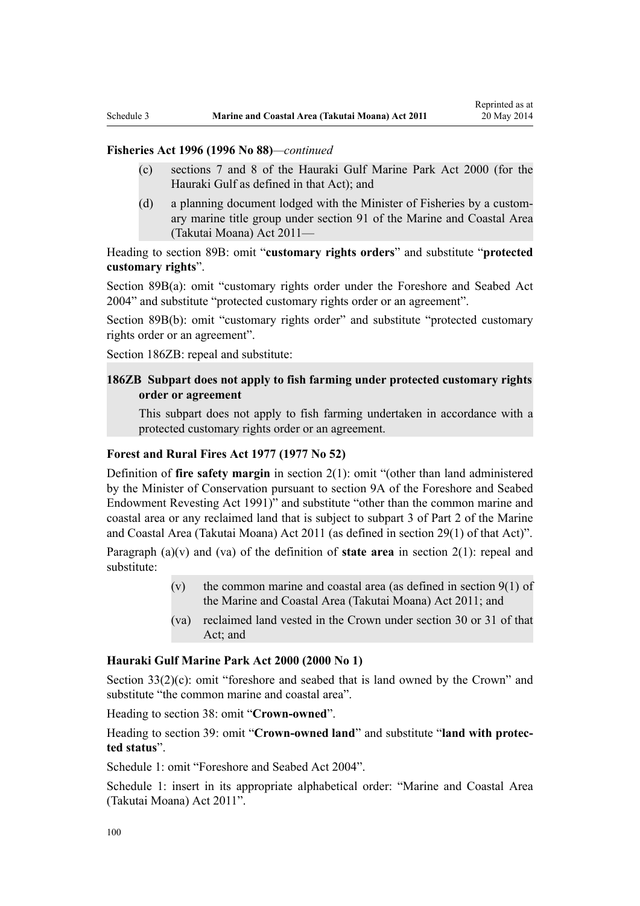**Fisheries Act 1996 (1996 No 88)**—*continued*

(c) sections 7 and 8 of the Hauraki Gulf Marine Park Act 2000 (for the Hauraki Gulf as defined in that Act); and

(d) a planning document lodged with the Minister of Fisheries by a customary marine title group under section 91 of the Marine and Coastal Area (Takutai Moana) Act 2011—

Heading to section 89B: omit "**customary rights orders**" and substitute "**protected customary rights**".

Section 89B(a): omit "customary rights order under the Foreshore and Seabed Act 2004" and substitute "protected customary rights order or an agreement".

Section 89B(b): omit "customary rights order" and substitute "protected customary rights order or an agreement".

Section 186ZB: repeal and substitute:

**186ZB Subpart does not apply to fish farming under protected customary rights order or agreement**

This subpart does not apply to fish farming undertaken in accordance with a protected customary rights order or an agreement.

**Forest and Rural Fires Act 1977 (1977 No 52)**

Definition of **fire safety margin** in section 2(1): omit "(other than land administered by the Minister of Conservation pursuant to section 9A of the Foreshore and Seabed Endowment Revesting Act 1991)" and substitute "other than the common marine and coastal area or any reclaimed land that is subject to subpart 3 of Part 2 of the Marine and Coastal Area (Takutai Moana) Act 2011 (as defined in section 29(1) of that Act)".

Paragraph (a)(v) and (va) of the definition of **state area** in section 2(1): repeal and substitute:

(v) the common marine and coastal area (as defined in section 9(1) of the Marine and Coastal Area (Takutai Moana) Act 2011; and

(va) reclaimed land vested in the Crown under section 30 or 31 of that Act; and

**Hauraki Gulf Marine Park Act 2000 (2000 No 1)**

Section 33(2)(c): omit "foreshore and seabed that is land owned by the Crown" and substitute "the common marine and coastal area".

Heading to section 38: omit "**Crown-owned**".

Heading to section 39: omit "**Crown-owned land**" and substitute "**land with protected status**".

Schedule 1: omit "Foreshore and Seabed Act 2004".

Schedule 1: insert in its appropriate alphabetical order: "Marine and Coastal Area (Takutai Moana) Act 2011".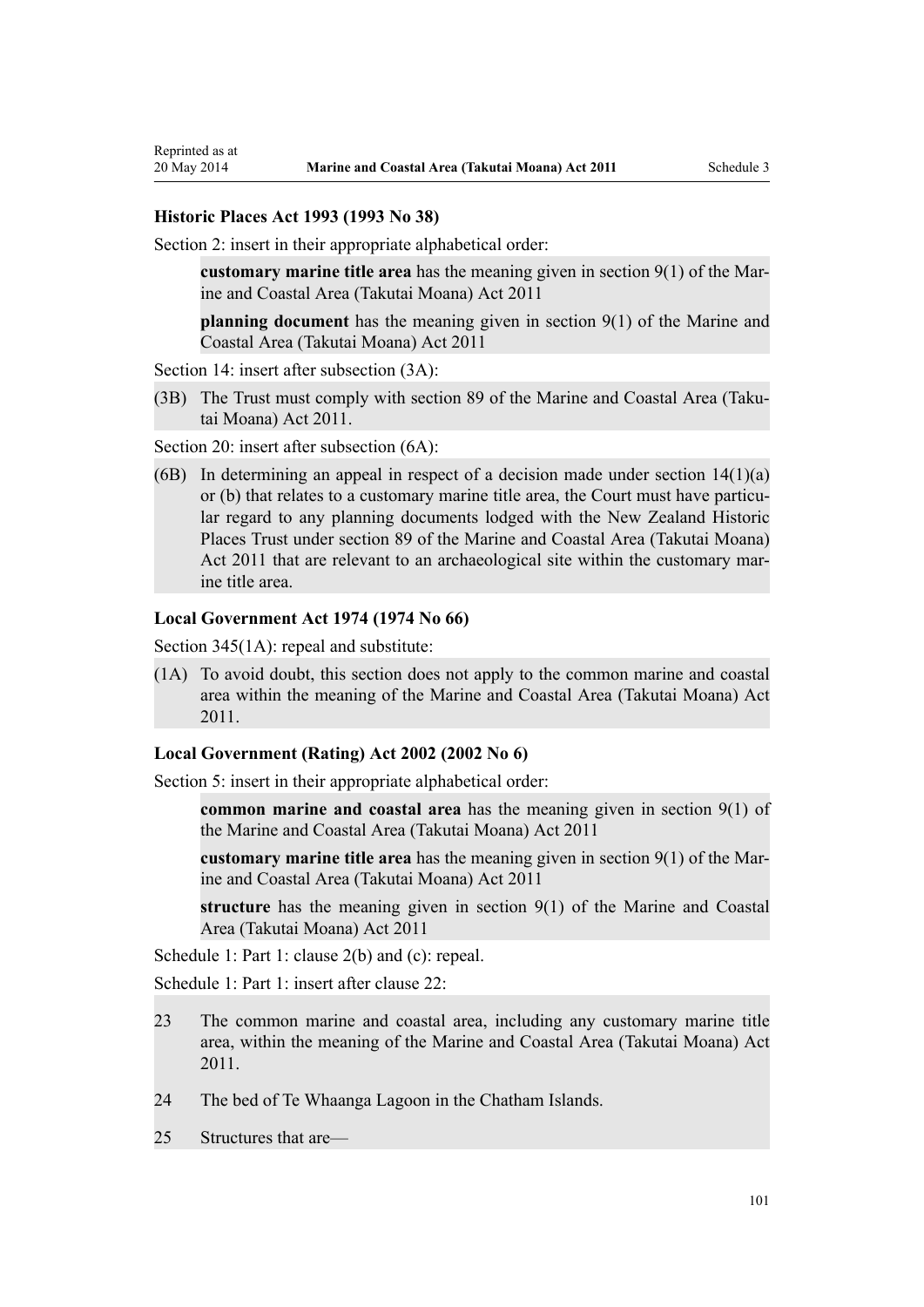### Historic Places Act 1993 (1993 No 38)

Section 2: insert in their appropriate alphabetical order:

> **customary marine title area** has the meaning given in section 9(1) of the Marine and Coastal Area (Takutai Moana) Act 2011
>
> **planning document** has the meaning given in section 9(1) of the Marine and Coastal Area (Takutai Moana) Act 2011

Section 14: insert after subsection (3A):

> (3B) The Trust must comply with section 89 of the Marine and Coastal Area (Takutai Moana) Act 2011.

Section 20: insert after subsection (6A):

> (6B) In determining an appeal in respect of a decision made under section 14(1)(a) or (b) that relates to a customary marine title area, the Court must have particular regard to any planning documents lodged with the New Zealand Historic Places Trust under section 89 of the Marine and Coastal Area (Takutai Moana) Act 2011 that are relevant to an archaeological site within the customary marine title area.

### Local Government Act 1974 (1974 No 66)

Section 345(1A): repeal and substitute:

> (1A) To avoid doubt, this section does not apply to the common marine and coastal area within the meaning of the Marine and Coastal Area (Takutai Moana) Act 2011.

### Local Government (Rating) Act 2002 (2002 No 6)

Section 5: insert in their appropriate alphabetical order:

> **common marine and coastal area** has the meaning given in section 9(1) of the Marine and Coastal Area (Takutai Moana) Act 2011
>
> **customary marine title area** has the meaning given in section 9(1) of the Marine and Coastal Area (Takutai Moana) Act 2011
>
> **structure** has the meaning given in section 9(1) of the Marine and Coastal Area (Takutai Moana) Act 2011

Schedule 1: Part 1: clause 2(b) and (c): repeal.

Schedule 1: Part 1: insert after clause 22:

> 23 The common marine and coastal area, including any customary marine title area, within the meaning of the Marine and Coastal Area (Takutai Moana) Act 2011.
>
> 24 The bed of Te Whaanga Lagoon in the Chatham Islands.
>
> 25 Structures that are—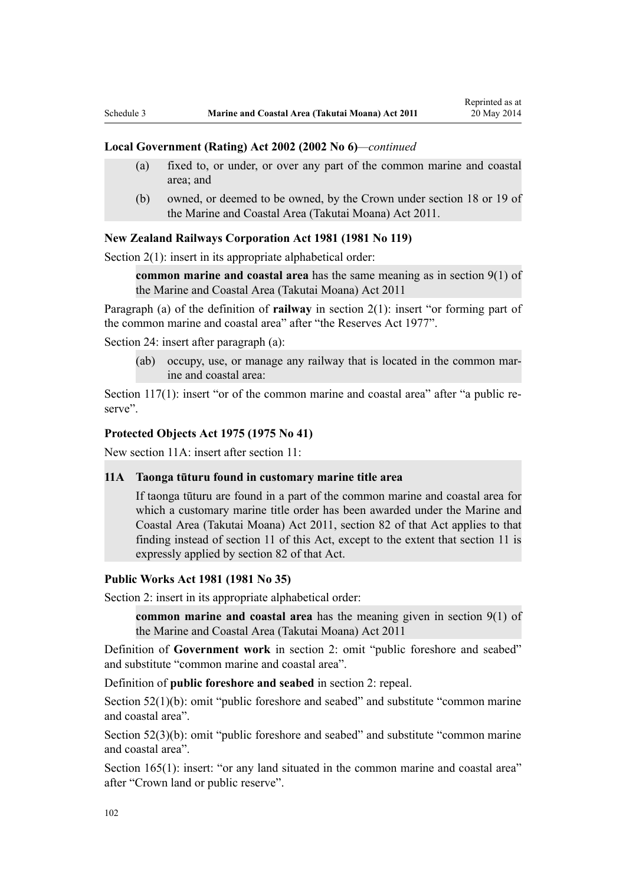**Local Government (Rating) Act 2002 (2002 No 6)**—*continued*

(a) fixed to, or under, or over any part of the common marine and coastal area; and

(b) owned, or deemed to be owned, by the Crown under section 18 or 19 of the Marine and Coastal Area (Takutai Moana) Act 2011.

**New Zealand Railways Corporation Act 1981 (1981 No 119)**

Section 2(1): insert in its appropriate alphabetical order:

> **common marine and coastal area** has the same meaning as in section 9(1) of the Marine and Coastal Area (Takutai Moana) Act 2011

Paragraph (a) of the definition of **railway** in section 2(1): insert "or forming part of the common marine and coastal area" after "the Reserves Act 1977".

Section 24: insert after paragraph (a):

> (ab) occupy, use, or manage any railway that is located in the common marine and coastal area:

Section 117(1): insert "or of the common marine and coastal area" after "a public reserve".

**Protected Objects Act 1975 (1975 No 41)**

New section 11A: insert after section 11:

> **11A Taonga tūturu found in customary marine title area**
>
> If taonga tūturu are found in a part of the common marine and coastal area for which a customary marine title order has been awarded under the Marine and Coastal Area (Takutai Moana) Act 2011, section 82 of that Act applies to that finding instead of section 11 of this Act, except to the extent that section 11 is expressly applied by section 82 of that Act.

**Public Works Act 1981 (1981 No 35)**

Section 2: insert in its appropriate alphabetical order:

> **common marine and coastal area** has the meaning given in section 9(1) of the Marine and Coastal Area (Takutai Moana) Act 2011

Definition of **Government work** in section 2: omit "public foreshore and seabed" and substitute "common marine and coastal area".

Definition of **public foreshore and seabed** in section 2: repeal.

Section 52(1)(b): omit "public foreshore and seabed" and substitute "common marine and coastal area".

Section 52(3)(b): omit "public foreshore and seabed" and substitute "common marine and coastal area".

Section 165(1): insert: "or any land situated in the common marine and coastal area" after "Crown land or public reserve".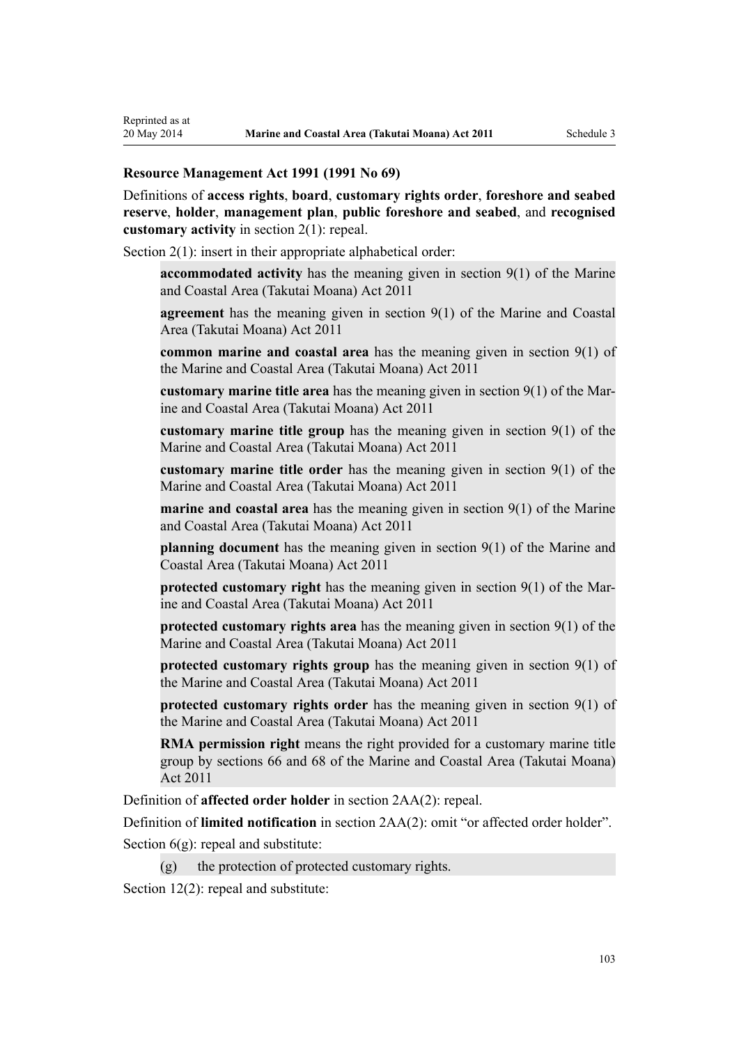**Resource Management Act 1991 (1991 No 69)**

Definitions of **access rights**, **board**, **customary rights order**, **foreshore and seabed reserve**, **holder**, **management plan**, **public foreshore and seabed**, and **recognised customary activity** in section 2(1): repeal.

Section 2(1): insert in their appropriate alphabetical order:

> **accommodated activity** has the meaning given in section 9(1) of the Marine and Coastal Area (Takutai Moana) Act 2011
>
> **agreement** has the meaning given in section 9(1) of the Marine and Coastal Area (Takutai Moana) Act 2011
>
> **common marine and coastal area** has the meaning given in section 9(1) of the Marine and Coastal Area (Takutai Moana) Act 2011
>
> **customary marine title area** has the meaning given in section 9(1) of the Marine and Coastal Area (Takutai Moana) Act 2011
>
> **customary marine title group** has the meaning given in section 9(1) of the Marine and Coastal Area (Takutai Moana) Act 2011
>
> **customary marine title order** has the meaning given in section 9(1) of the Marine and Coastal Area (Takutai Moana) Act 2011
>
> **marine and coastal area** has the meaning given in section 9(1) of the Marine and Coastal Area (Takutai Moana) Act 2011
>
> **planning document** has the meaning given in section 9(1) of the Marine and Coastal Area (Takutai Moana) Act 2011
>
> **protected customary right** has the meaning given in section 9(1) of the Marine and Coastal Area (Takutai Moana) Act 2011
>
> **protected customary rights area** has the meaning given in section 9(1) of the Marine and Coastal Area (Takutai Moana) Act 2011
>
> **protected customary rights group** has the meaning given in section 9(1) of the Marine and Coastal Area (Takutai Moana) Act 2011
>
> **protected customary rights order** has the meaning given in section 9(1) of the Marine and Coastal Area (Takutai Moana) Act 2011
>
> **RMA permission right** means the right provided for a customary marine title group by sections 66 and 68 of the Marine and Coastal Area (Takutai Moana) Act 2011

Definition of **affected order holder** in section 2AA(2): repeal.

Definition of **limited notification** in section 2AA(2): omit "or affected order holder".

Section 6(g): repeal and substitute:

> (g) the protection of protected customary rights.

Section 12(2): repeal and substitute: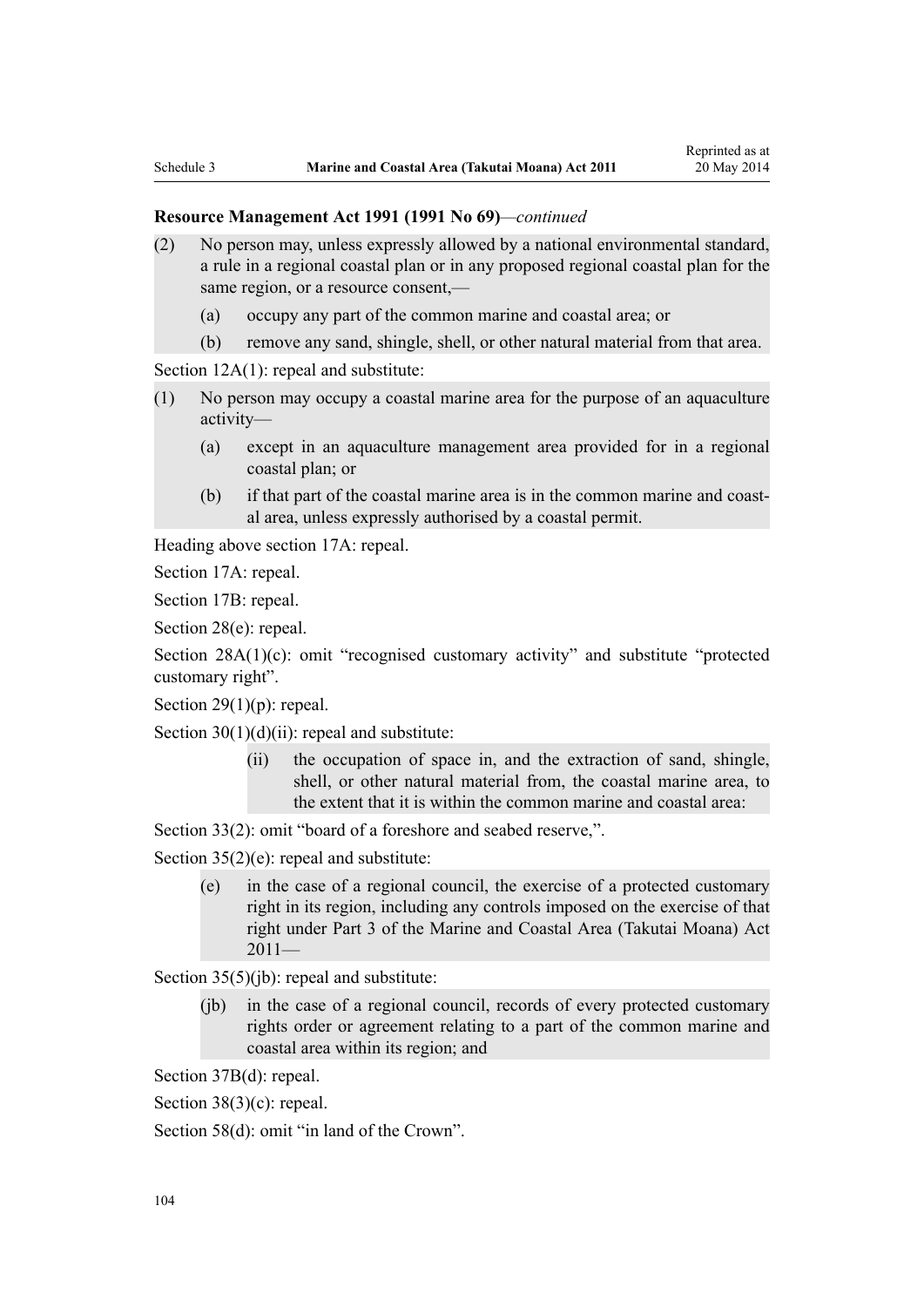**Resource Management Act 1991 (1991 No 69)**—*continued*

(2) No person may, unless expressly allowed by a national environmental standard, a rule in a regional coastal plan or in any proposed regional coastal plan for the same region, or a resource consent,—

  (a) occupy any part of the common marine and coastal area; or

  (b) remove any sand, shingle, shell, or other natural material from that area.

Section 12A(1): repeal and substitute:

(1) No person may occupy a coastal marine area for the purpose of an aquaculture activity—

  (a) except in an aquaculture management area provided for in a regional coastal plan; or

  (b) if that part of the coastal marine area is in the common marine and coastal area, unless expressly authorised by a coastal permit.

Heading above section 17A: repeal.

Section 17A: repeal.

Section 17B: repeal.

Section 28(e): repeal.

Section 28A(1)(c): omit "recognised customary activity" and substitute "protected customary right".

Section 29(1)(p): repeal.

Section 30(1)(d)(ii): repeal and substitute:

  (ii) the occupation of space in, and the extraction of sand, shingle, shell, or other natural material from, the coastal marine area, to the extent that it is within the common marine and coastal area:

Section 33(2): omit "board of a foreshore and seabed reserve,".

Section 35(2)(e): repeal and substitute:

  (e) in the case of a regional council, the exercise of a protected customary right in its region, including any controls imposed on the exercise of that right under Part 3 of the Marine and Coastal Area (Takutai Moana) Act 2011—

Section 35(5)(jb): repeal and substitute:

  (jb) in the case of a regional council, records of every protected customary rights order or agreement relating to a part of the common marine and coastal area within its region; and

Section 37B(d): repeal.

Section 38(3)(c): repeal.

Section 58(d): omit "in land of the Crown".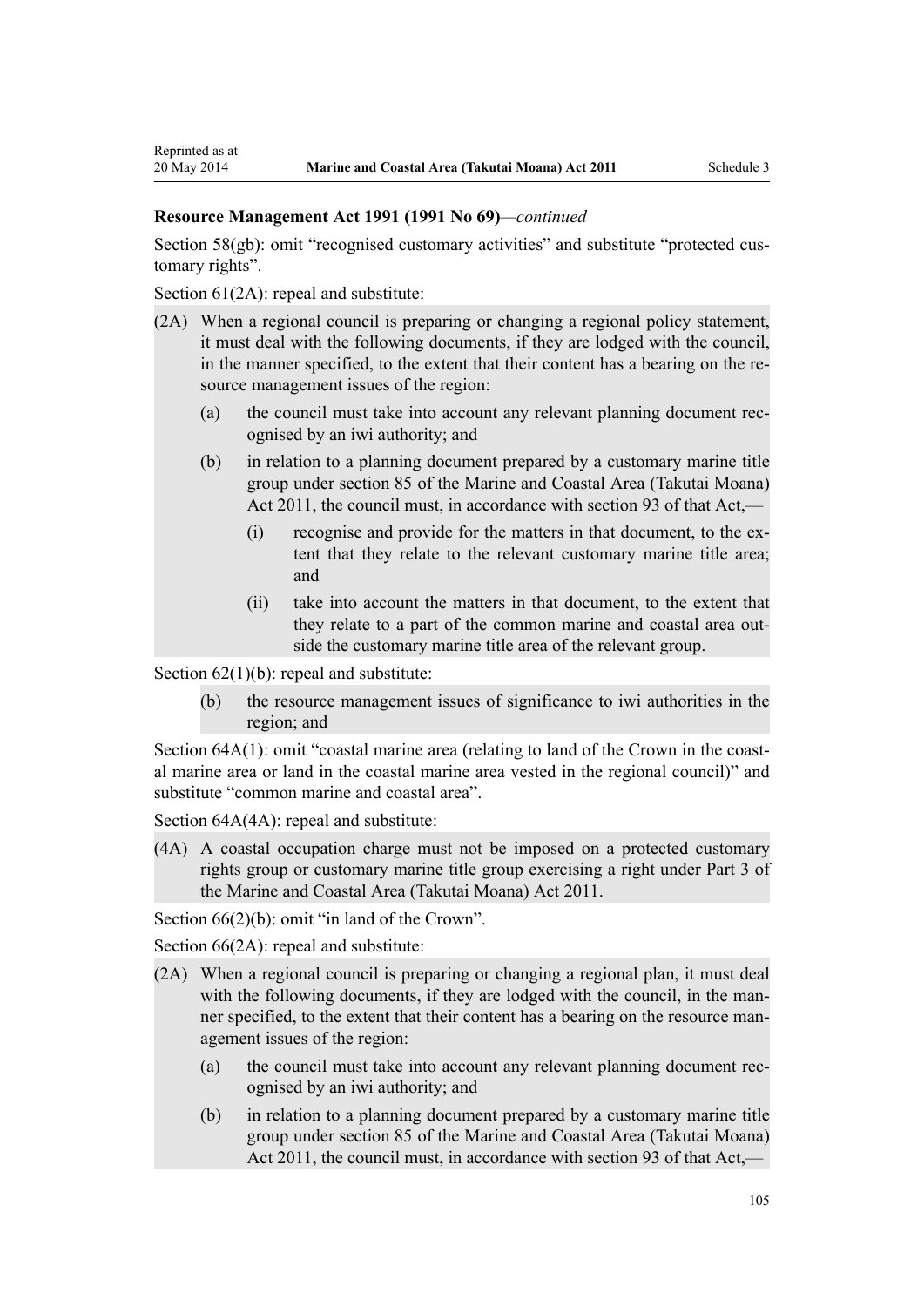**Resource Management Act 1991 (1991 No 69)**—*continued*

Section 58(gb): omit "recognised customary activities" and substitute "protected customary rights".

Section 61(2A): repeal and substitute:

(2A) When a regional council is preparing or changing a regional policy statement, it must deal with the following documents, if they are lodged with the council, in the manner specified, to the extent that their content has a bearing on the resource management issues of the region:

- (a) the council must take into account any relevant planning document recognised by an iwi authority; and
- (b) in relation to a planning document prepared by a customary marine title group under section 85 of the Marine and Coastal Area (Takutai Moana) Act 2011, the council must, in accordance with section 93 of that Act,—
  - (i) recognise and provide for the matters in that document, to the extent that they relate to the relevant customary marine title area; and
  - (ii) take into account the matters in that document, to the extent that they relate to a part of the common marine and coastal area outside the customary marine title area of the relevant group.

Section 62(1)(b): repeal and substitute:

- (b) the resource management issues of significance to iwi authorities in the region; and

Section 64A(1): omit "coastal marine area (relating to land of the Crown in the coastal marine area or land in the coastal marine area vested in the regional council)" and substitute "common marine and coastal area".

Section 64A(4A): repeal and substitute:

(4A) A coastal occupation charge must not be imposed on a protected customary rights group or customary marine title group exercising a right under Part 3 of the Marine and Coastal Area (Takutai Moana) Act 2011.

Section 66(2)(b): omit "in land of the Crown".

Section 66(2A): repeal and substitute:

(2A) When a regional council is preparing or changing a regional plan, it must deal with the following documents, if they are lodged with the council, in the manner specified, to the extent that their content has a bearing on the resource management issues of the region:

- (a) the council must take into account any relevant planning document recognised by an iwi authority; and
- (b) in relation to a planning document prepared by a customary marine title group under section 85 of the Marine and Coastal Area (Takutai Moana) Act 2011, the council must, in accordance with section 93 of that Act,—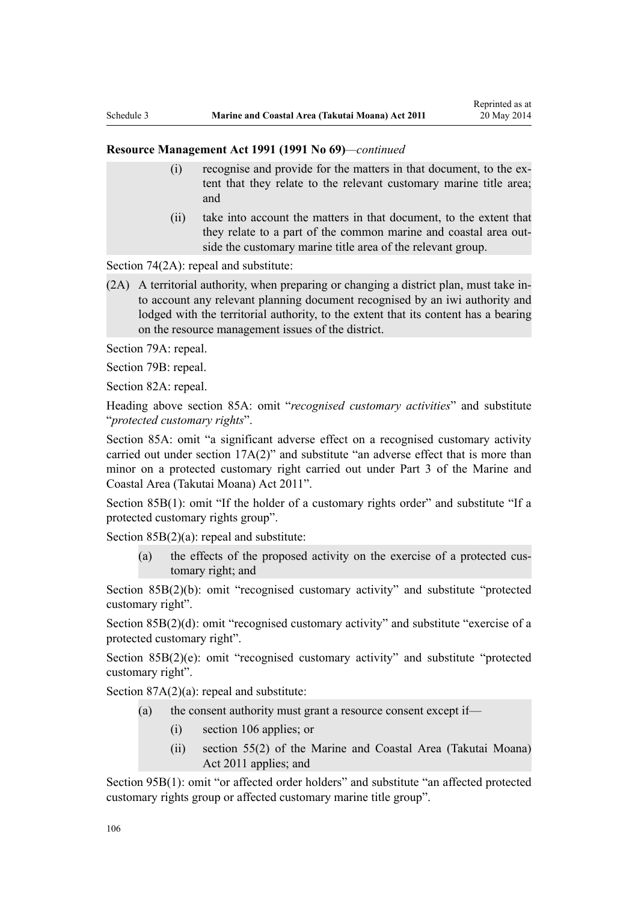**Resource Management Act 1991 (1991 No 69)**—*continued*

> (i) recognise and provide for the matters in that document, to the extent that they relate to the relevant customary marine title area; and
>
> (ii) take into account the matters in that document, to the extent that they relate to a part of the common marine and coastal area outside the customary marine title area of the relevant group.

Section 74(2A): repeal and substitute:

> (2A) A territorial authority, when preparing or changing a district plan, must take into account any relevant planning document recognised by an iwi authority and lodged with the territorial authority, to the extent that its content has a bearing on the resource management issues of the district.

Section 79A: repeal.

Section 79B: repeal.

Section 82A: repeal.

Heading above section 85A: omit "*recognised customary activities*" and substitute "*protected customary rights*".

Section 85A: omit "a significant adverse effect on a recognised customary activity carried out under section 17A(2)" and substitute "an adverse effect that is more than minor on a protected customary right carried out under Part 3 of the Marine and Coastal Area (Takutai Moana) Act 2011".

Section 85B(1): omit "If the holder of a customary rights order" and substitute "If a protected customary rights group".

Section 85B(2)(a): repeal and substitute:

> (a) the effects of the proposed activity on the exercise of a protected customary right; and

Section 85B(2)(b): omit "recognised customary activity" and substitute "protected customary right".

Section 85B(2)(d): omit "recognised customary activity" and substitute "exercise of a protected customary right".

Section 85B(2)(e): omit "recognised customary activity" and substitute "protected customary right".

Section 87A(2)(a): repeal and substitute:

> (a) the consent authority must grant a resource consent except if—
>
> (i) section 106 applies; or
>
> (ii) section 55(2) of the Marine and Coastal Area (Takutai Moana) Act 2011 applies; and

Section 95B(1): omit "or affected order holders" and substitute "an affected protected customary rights group or affected customary marine title group".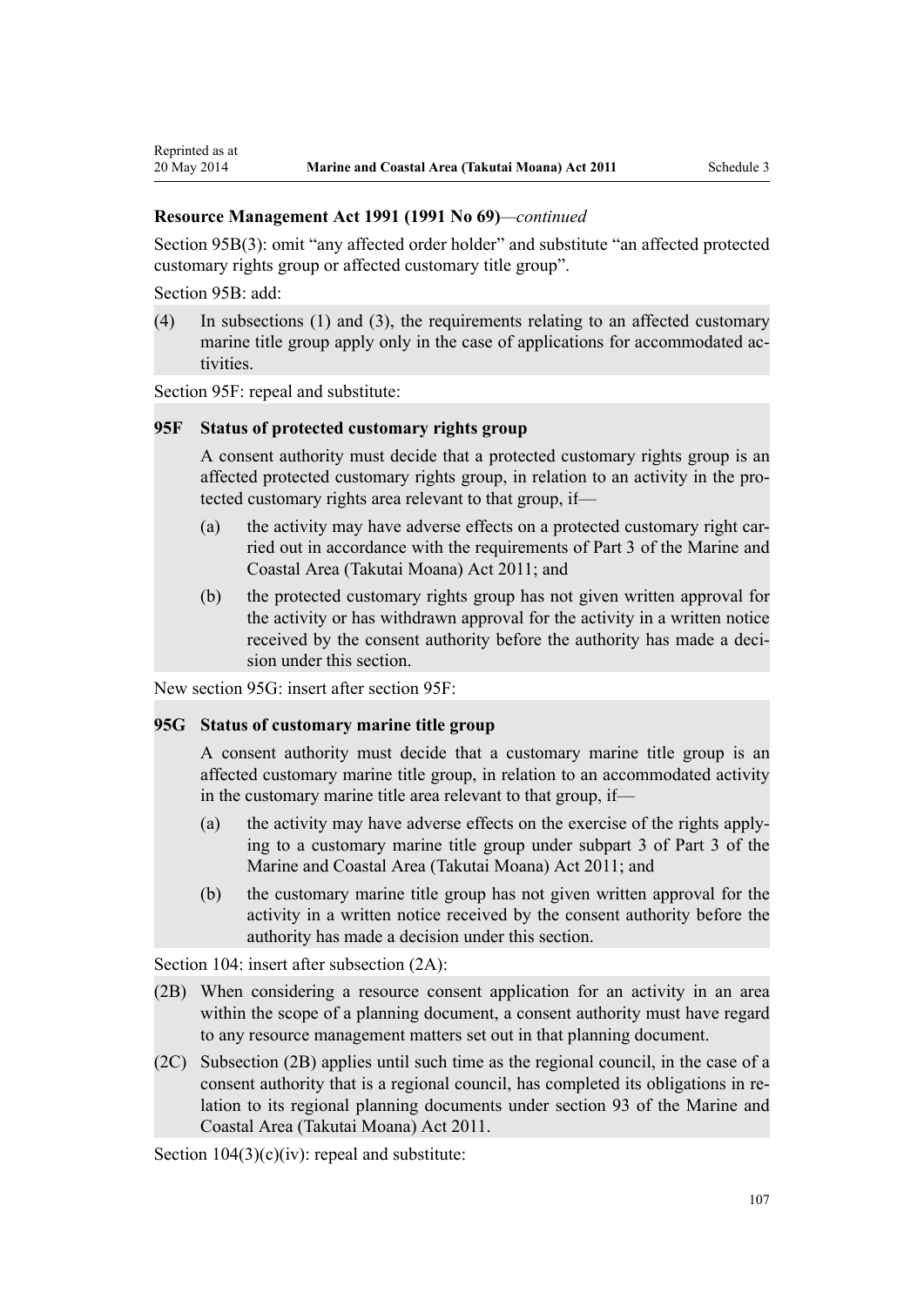**Resource Management Act 1991 (1991 No 69)**—*continued*

Section 95B(3): omit “any affected order holder” and substitute “an affected protected customary rights group or affected customary title group”.

Section 95B: add:

(4) In subsections (1) and (3), the requirements relating to an affected customary marine title group apply only in the case of applications for accommodated activities.

Section 95F: repeal and substitute:

**95F Status of protected customary rights group**

A consent authority must decide that a protected customary rights group is an affected protected customary rights group, in relation to an activity in the protected customary rights area relevant to that group, if—

(a) the activity may have adverse effects on a protected customary right carried out in accordance with the requirements of Part 3 of the Marine and Coastal Area (Takutai Moana) Act 2011; and

(b) the protected customary rights group has not given written approval for the activity or has withdrawn approval for the activity in a written notice received by the consent authority before the authority has made a decision under this section.

New section 95G: insert after section 95F:

**95G Status of customary marine title group**

A consent authority must decide that a customary marine title group is an affected customary marine title group, in relation to an accommodated activity in the customary marine title area relevant to that group, if—

(a) the activity may have adverse effects on the exercise of the rights applying to a customary marine title group under subpart 3 of Part 3 of the Marine and Coastal Area (Takutai Moana) Act 2011; and

(b) the customary marine title group has not given written approval for the activity in a written notice received by the consent authority before the authority has made a decision under this section.

Section 104: insert after subsection (2A):

(2B) When considering a resource consent application for an activity in an area within the scope of a planning document, a consent authority must have regard to any resource management matters set out in that planning document.

(2C) Subsection (2B) applies until such time as the regional council, in the case of a consent authority that is a regional council, has completed its obligations in relation to its regional planning documents under section 93 of the Marine and Coastal Area (Takutai Moana) Act 2011.

Section 104(3)(c)(iv): repeal and substitute: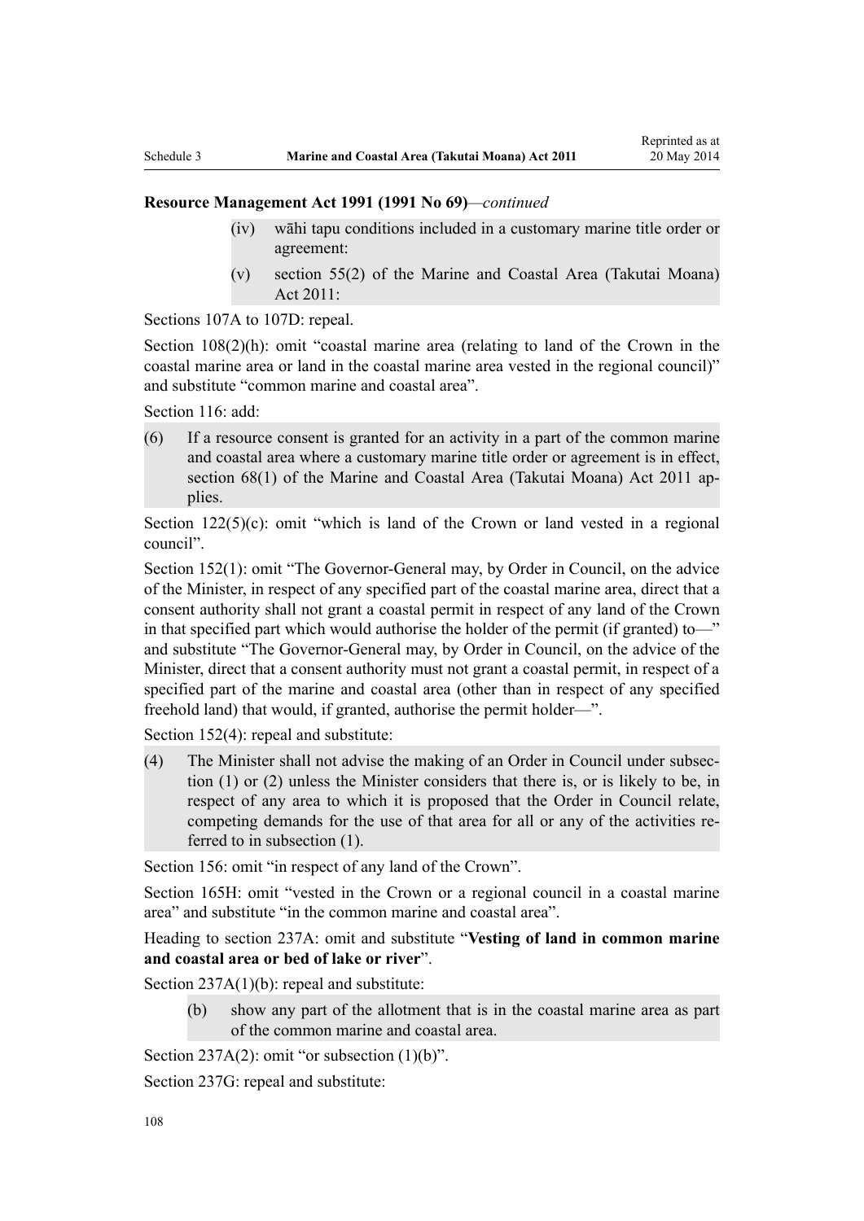**Resource Management Act 1991 (1991 No 69)**—*continued*

(iv) wāhi tapu conditions included in a customary marine title order or agreement:

(v) section 55(2) of the Marine and Coastal Area (Takutai Moana) Act 2011:

Sections 107A to 107D: repeal.

Section 108(2)(h): omit "coastal marine area (relating to land of the Crown in the coastal marine area or land in the coastal marine area vested in the regional council)" and substitute "common marine and coastal area".

Section 116: add:

(6) If a resource consent is granted for an activity in a part of the common marine and coastal area where a customary marine title order or agreement is in effect, section 68(1) of the Marine and Coastal Area (Takutai Moana) Act 2011 applies.

Section 122(5)(c): omit "which is land of the Crown or land vested in a regional council".

Section 152(1): omit "The Governor-General may, by Order in Council, on the advice of the Minister, in respect of any specified part of the coastal marine area, direct that a consent authority shall not grant a coastal permit in respect of any land of the Crown in that specified part which would authorise the holder of the permit (if granted) to—" and substitute "The Governor-General may, by Order in Council, on the advice of the Minister, direct that a consent authority must not grant a coastal permit, in respect of a specified part of the marine and coastal area (other than in respect of any specified freehold land) that would, if granted, authorise the permit holder—".

Section 152(4): repeal and substitute:

(4) The Minister shall not advise the making of an Order in Council under subsection (1) or (2) unless the Minister considers that there is, or is likely to be, in respect of any area to which it is proposed that the Order in Council relate, competing demands for the use of that area for all or any of the activities referred to in subsection (1).

Section 156: omit "in respect of any land of the Crown".

Section 165H: omit "vested in the Crown or a regional council in a coastal marine area" and substitute "in the common marine and coastal area".

Heading to section 237A: omit and substitute "**Vesting of land in common marine and coastal area or bed of lake or river**".

Section 237A(1)(b): repeal and substitute:

(b) show any part of the allotment that is in the coastal marine area as part of the common marine and coastal area.

Section 237A(2): omit "or subsection (1)(b)".

Section 237G: repeal and substitute: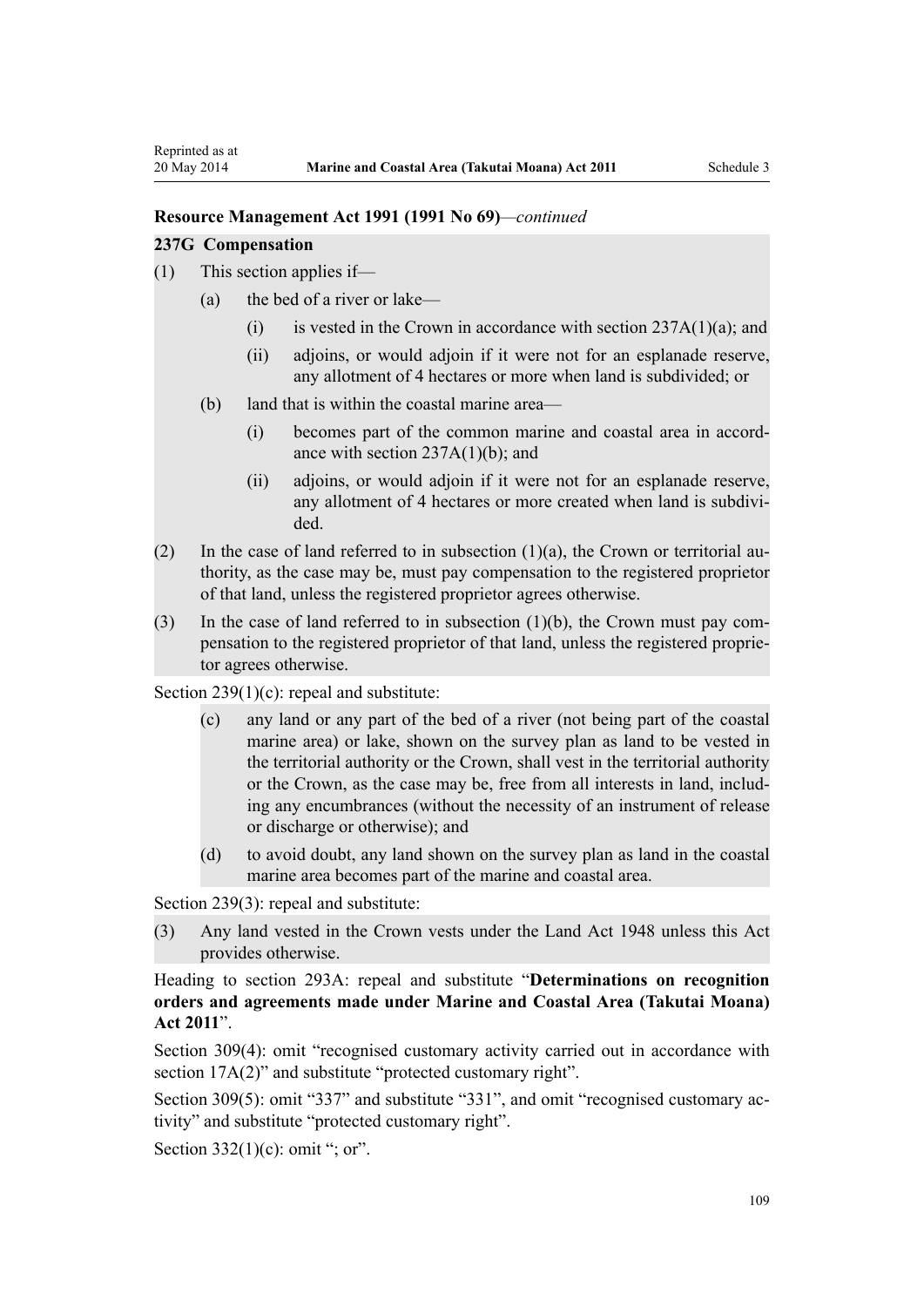**Resource Management Act 1991 (1991 No 69)***—continued*

**237G Compensation**

(1) This section applies if—

  (a) the bed of a river or lake—

    (i) is vested in the Crown in accordance with section 237A(1)(a); and

    (ii) adjoins, or would adjoin if it were not for an esplanade reserve, any allotment of 4 hectares or more when land is subdivided; or

  (b) land that is within the coastal marine area—

    (i) becomes part of the common marine and coastal area in accordance with section 237A(1)(b); and

    (ii) adjoins, or would adjoin if it were not for an esplanade reserve, any allotment of 4 hectares or more created when land is subdivided.

(2) In the case of land referred to in subsection (1)(a), the Crown or territorial authority, as the case may be, must pay compensation to the registered proprietor of that land, unless the registered proprietor agrees otherwise.

(3) In the case of land referred to in subsection (1)(b), the Crown must pay compensation to the registered proprietor of that land, unless the registered proprietor agrees otherwise.

Section 239(1)(c): repeal and substitute:

  (c) any land or any part of the bed of a river (not being part of the coastal marine area) or lake, shown on the survey plan as land to be vested in the territorial authority or the Crown, shall vest in the territorial authority or the Crown, as the case may be, free from all interests in land, including any encumbrances (without the necessity of an instrument of release or discharge or otherwise); and

  (d) to avoid doubt, any land shown on the survey plan as land in the coastal marine area becomes part of the marine and coastal area.

Section 239(3): repeal and substitute:

(3) Any land vested in the Crown vests under the Land Act 1948 unless this Act provides otherwise.

Heading to section 293A: repeal and substitute "**Determinations on recognition orders and agreements made under Marine and Coastal Area (Takutai Moana) Act 2011**".

Section 309(4): omit "recognised customary activity carried out in accordance with section 17A(2)" and substitute "protected customary right".

Section 309(5): omit "337" and substitute "331", and omit "recognised customary activity" and substitute "protected customary right".

Section 332(1)(c): omit "; or".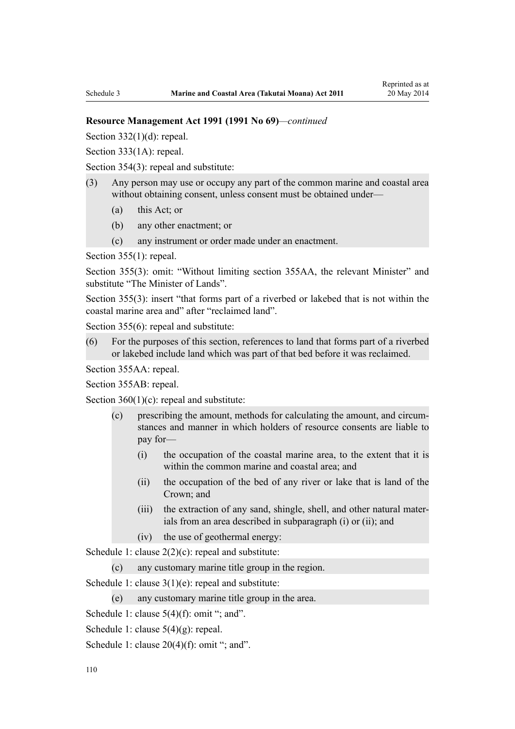**Resource Management Act 1991 (1991 No 69)**—*continued*

Section 332(1)(d): repeal.

Section 333(1A): repeal.

Section 354(3): repeal and substitute:

(3) Any person may use or occupy any part of the common marine and coastal area without obtaining consent, unless consent must be obtained under—

  (a) this Act; or

  (b) any other enactment; or

  (c) any instrument or order made under an enactment.

Section 355(1): repeal.

Section 355(3): omit: "Without limiting section 355AA, the relevant Minister" and substitute "The Minister of Lands".

Section 355(3): insert "that forms part of a riverbed or lakebed that is not within the coastal marine area and" after "reclaimed land".

Section 355(6): repeal and substitute:

(6) For the purposes of this section, references to land that forms part of a riverbed or lakebed include land which was part of that bed before it was reclaimed.

Section 355AA: repeal.

Section 355AB: repeal.

Section 360(1)(c): repeal and substitute:

  (c) prescribing the amount, methods for calculating the amount, and circumstances and manner in which holders of resource consents are liable to pay for—

    (i) the occupation of the coastal marine area, to the extent that it is within the common marine and coastal area; and

    (ii) the occupation of the bed of any river or lake that is land of the Crown; and

    (iii) the extraction of any sand, shingle, shell, and other natural materials from an area described in subparagraph (i) or (ii); and

    (iv) the use of geothermal energy:

Schedule 1: clause 2(2)(c): repeal and substitute:

  (c) any customary marine title group in the region.

Schedule 1: clause 3(1)(e): repeal and substitute:

  (e) any customary marine title group in the area.

Schedule 1: clause 5(4)(f): omit "; and".

Schedule 1: clause 5(4)(g): repeal.

Schedule 1: clause 20(4)(f): omit "; and".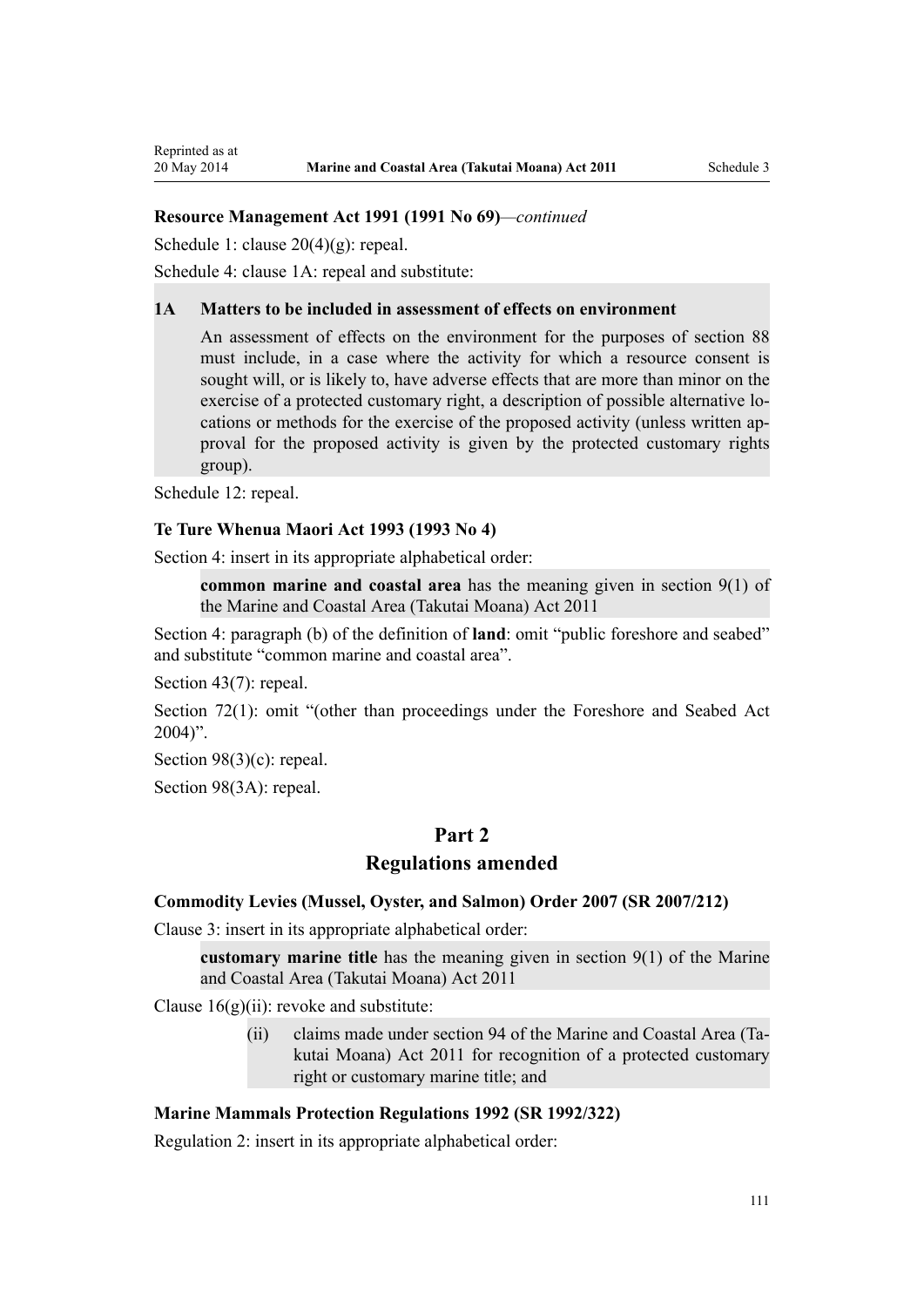**Resource Management Act 1991 (1991 No 69)**—*continued*

Schedule 1: clause 20(4)(g): repeal.

Schedule 4: clause 1A: repeal and substitute:

> **1A Matters to be included in assessment of effects on environment**
>
> An assessment of effects on the environment for the purposes of section 88 must include, in a case where the activity for which a resource consent is sought will, or is likely to, have adverse effects that are more than minor on the exercise of a protected customary right, a description of possible alternative locations or methods for the exercise of the proposed activity (unless written approval for the proposed activity is given by the protected customary rights group).

Schedule 12: repeal.

**Te Ture Whenua Maori Act 1993 (1993 No 4)**

Section 4: insert in its appropriate alphabetical order:

> **common marine and coastal area** has the meaning given in section 9(1) of the Marine and Coastal Area (Takutai Moana) Act 2011

Section 4: paragraph (b) of the definition of **land**: omit "public foreshore and seabed" and substitute "common marine and coastal area".

Section 43(7): repeal.

Section 72(1): omit "(other than proceedings under the Foreshore and Seabed Act 2004)".

Section 98(3)(c): repeal.

Section 98(3A): repeal.

## Part 2
## Regulations amended

**Commodity Levies (Mussel, Oyster, and Salmon) Order 2007 (SR 2007/212)**

Clause 3: insert in its appropriate alphabetical order:

> **customary marine title** has the meaning given in section 9(1) of the Marine and Coastal Area (Takutai Moana) Act 2011

Clause 16(g)(ii): revoke and substitute:

> (ii) claims made under section 94 of the Marine and Coastal Area (Takutai Moana) Act 2011 for recognition of a protected customary right or customary marine title; and

**Marine Mammals Protection Regulations 1992 (SR 1992/322)**

Regulation 2: insert in its appropriate alphabetical order: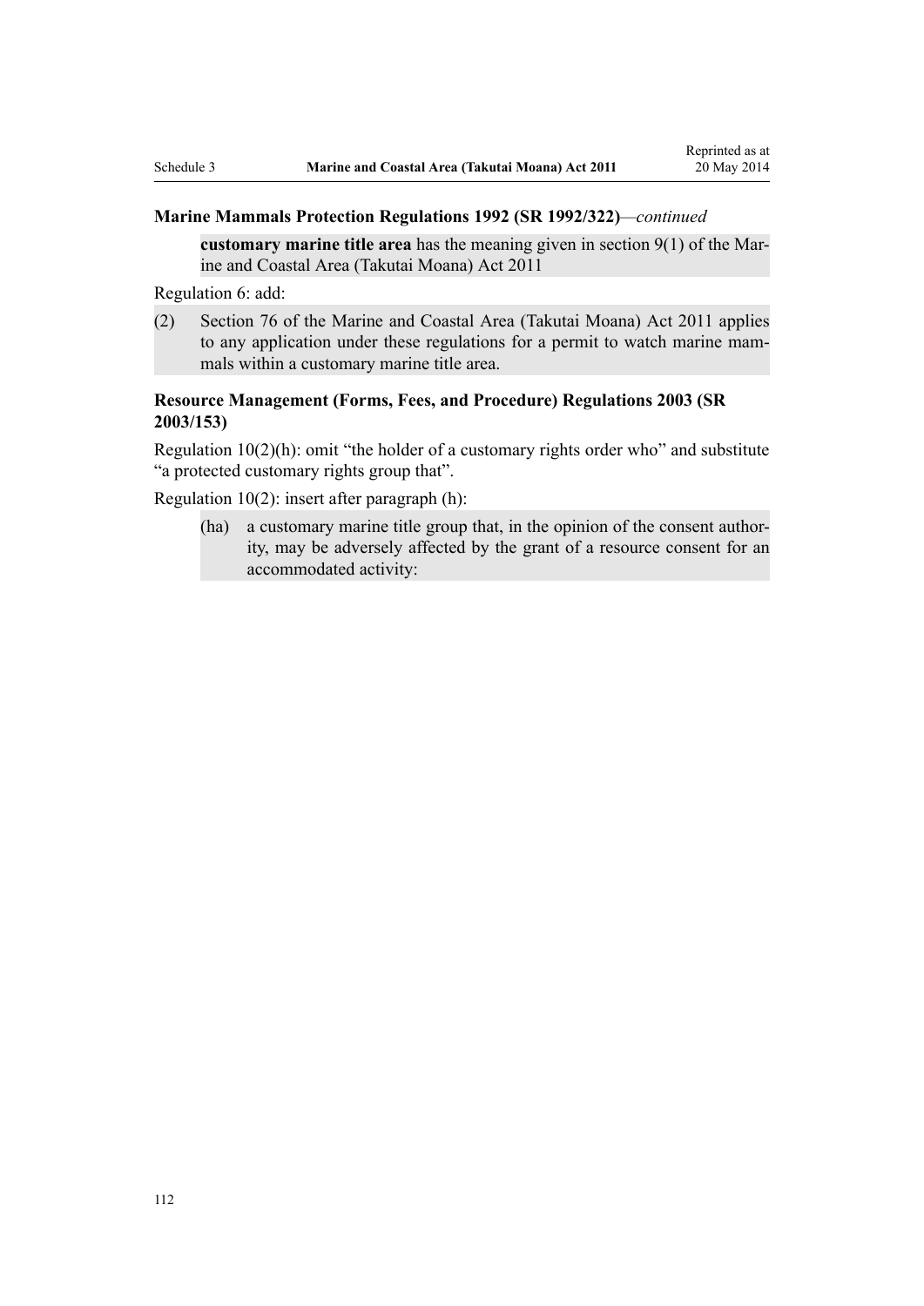**Marine Mammals Protection Regulations 1992 (SR 1992/322)**—*continued*

> **customary marine title area** has the meaning given in section 9(1) of the Marine and Coastal Area (Takutai Moana) Act 2011

Regulation 6: add:

> (2) Section 76 of the Marine and Coastal Area (Takutai Moana) Act 2011 applies to any application under these regulations for a permit to watch marine mammals within a customary marine title area.

**Resource Management (Forms, Fees, and Procedure) Regulations 2003 (SR 2003/153)**

Regulation 10(2)(h): omit "the holder of a customary rights order who" and substitute "a protected customary rights group that".

Regulation 10(2): insert after paragraph (h):

> (ha) a customary marine title group that, in the opinion of the consent authority, may be adversely affected by the grant of a resource consent for an accommodated activity: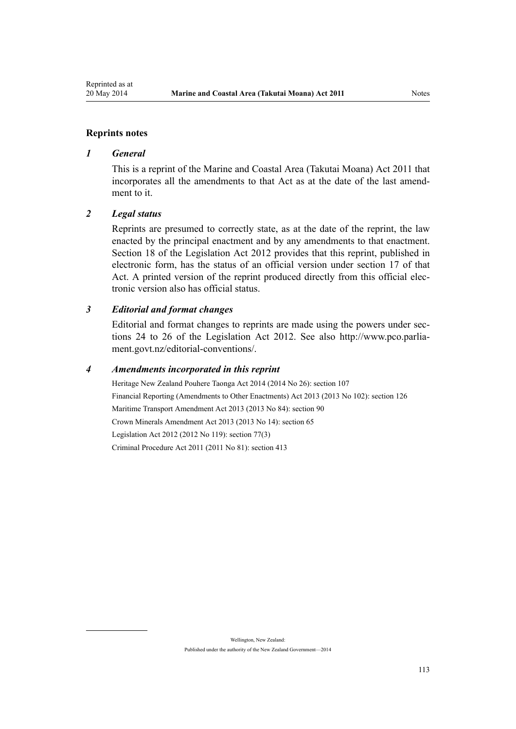## Reprints notes

### *1 General*

This is a reprint of the Marine and Coastal Area (Takutai Moana) Act 2011 that incorporates all the amendments to that Act as at the date of the last amendment to it.

### *2 Legal status*

Reprints are presumed to correctly state, as at the date of the reprint, the law enacted by the principal enactment and by any amendments to that enactment. Section 18 of the Legislation Act 2012 provides that this reprint, published in electronic form, has the status of an official version under section 17 of that Act. A printed version of the reprint produced directly from this official electronic version also has official status.

### *3 Editorial and format changes*

Editorial and format changes to reprints are made using the powers under sections 24 to 26 of the Legislation Act 2012. See also http://www.pco.parliament.govt.nz/editorial-conventions/.

### *4 Amendments incorporated in this reprint*

Heritage New Zealand Pouhere Taonga Act 2014 (2014 No 26): section 107

Financial Reporting (Amendments to Other Enactments) Act 2013 (2013 No 102): section 126

Maritime Transport Amendment Act 2013 (2013 No 84): section 90

Crown Minerals Amendment Act 2013 (2013 No 14): section 65

Legislation Act 2012 (2012 No 119): section 77(3)

Criminal Procedure Act 2011 (2011 No 81): section 413

Wellington, New Zealand:

Published under the authority of the New Zealand Government—2014